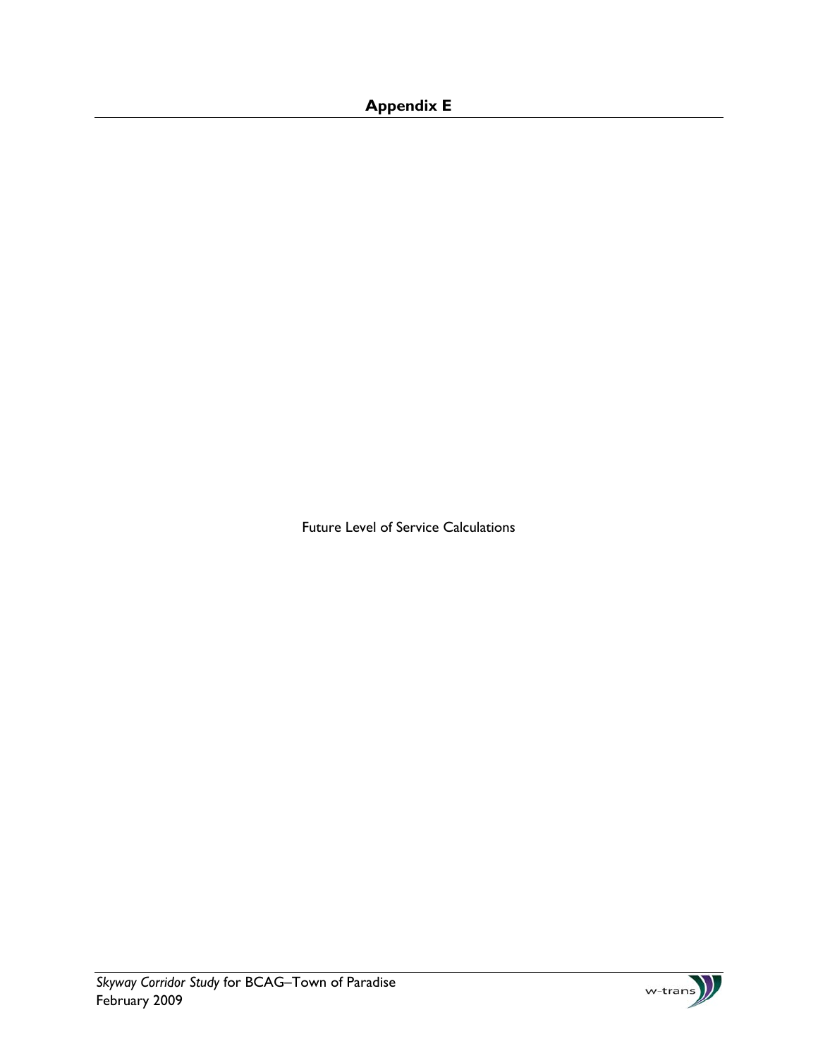# Appendix E

Future Level of Service Calculations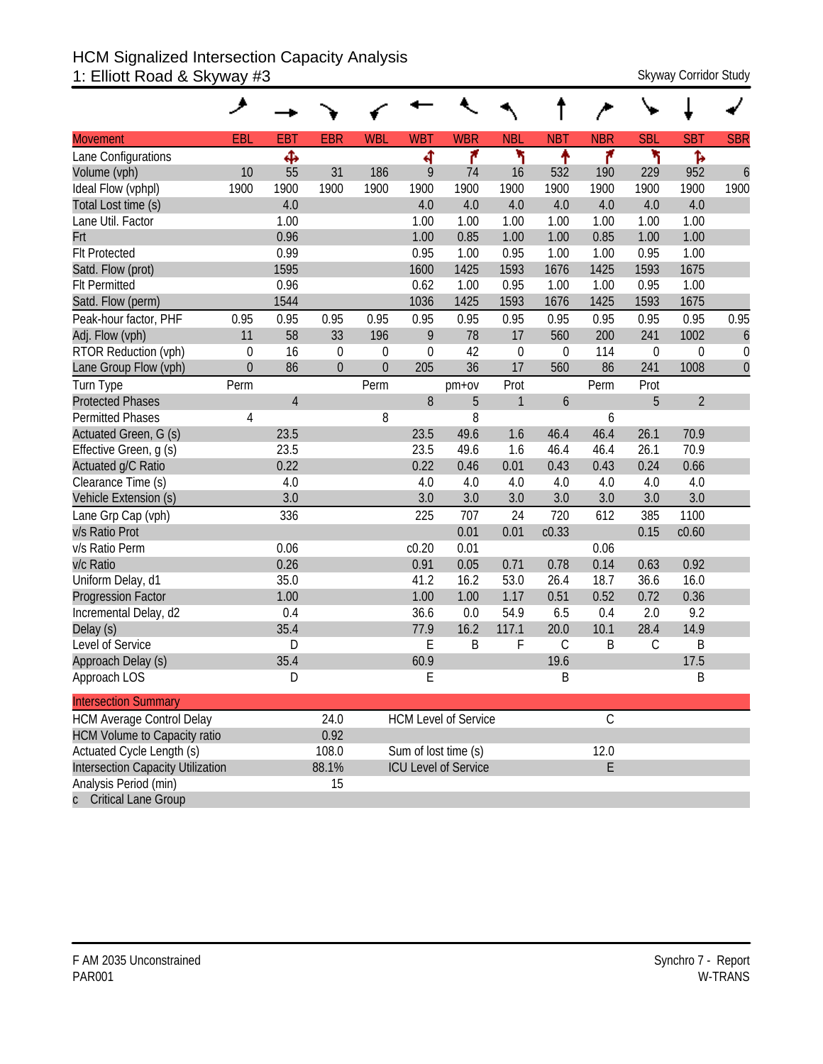# HCM Signalized Intersection Capacity Analysis
## 1: Elliott Road & Skyway #3

Skyway Corridor Study

| Movement | EBL | EBT | EBR | WBL | WBT | WBR | NBL | NBT | NBR | SBL | SBT | SBR |
|---|---|---|---|---|---|---|---|---|---|---|---|---|
| Lane Configurations | | ✥ | | | ↰ | ↱ | ↰ | ↑ | ↱ | ↰ | ↳ | |
| Volume (vph) | 10 | 55 | 31 | 186 | 9 | 74 | 16 | 532 | 190 | 229 | 952 | 6 |
| Ideal Flow (vphpl) | 1900 | 1900 | 1900 | 1900 | 1900 | 1900 | 1900 | 1900 | 1900 | 1900 | 1900 | 1900 |
| Total Lost time (s) | | 4.0 | | | 4.0 | 4.0 | 4.0 | 4.0 | 4.0 | 4.0 | 4.0 | |
| Lane Util. Factor | | 1.00 | | | 1.00 | 1.00 | 1.00 | 1.00 | 1.00 | 1.00 | 1.00 | |
| Frt | | 0.96 | | | 1.00 | 0.85 | 1.00 | 1.00 | 0.85 | 1.00 | 1.00 | |
| Flt Protected | | 0.99 | | | 0.95 | 1.00 | 0.95 | 1.00 | 1.00 | 0.95 | 1.00 | |
| Satd. Flow (prot) | | 1595 | | | 1600 | 1425 | 1593 | 1676 | 1425 | 1593 | 1675 | |
| Flt Permitted | | 0.96 | | | 0.62 | 1.00 | 0.95 | 1.00 | 1.00 | 0.95 | 1.00 | |
| Satd. Flow (perm) | | 1544 | | | 1036 | 1425 | 1593 | 1676 | 1425 | 1593 | 1675 | |
| Peak-hour factor, PHF | 0.95 | 0.95 | 0.95 | 0.95 | 0.95 | 0.95 | 0.95 | 0.95 | 0.95 | 0.95 | 0.95 | 0.95 |
| Adj. Flow (vph) | 11 | 58 | 33 | 196 | 9 | 78 | 17 | 560 | 200 | 241 | 1002 | 6 |
| RTOR Reduction (vph) | 0 | 16 | 0 | 0 | 0 | 42 | 0 | 0 | 114 | 0 | 0 | 0 |
| Lane Group Flow (vph) | 0 | 86 | 0 | 0 | 205 | 36 | 17 | 560 | 86 | 241 | 1008 | 0 |
| Turn Type | Perm | | | Perm | | pm+ov | Prot | | Perm | Prot | | |
| Protected Phases | | 4 | | | 8 | 5 | 1 | 6 | | 5 | 2 | |
| Permitted Phases | 4 | | | 8 | | 8 | | | 6 | | | |
| Actuated Green, G (s) | | 23.5 | | | 23.5 | 49.6 | 1.6 | 46.4 | 46.4 | 26.1 | 70.9 | |
| Effective Green, g (s) | | 23.5 | | | 23.5 | 49.6 | 1.6 | 46.4 | 46.4 | 26.1 | 70.9 | |
| Actuated g/C Ratio | | 0.22 | | | 0.22 | 0.46 | 0.01 | 0.43 | 0.43 | 0.24 | 0.66 | |
| Clearance Time (s) | | 4.0 | | | 4.0 | 4.0 | 4.0 | 4.0 | 4.0 | 4.0 | 4.0 | |
| Vehicle Extension (s) | | 3.0 | | | 3.0 | 3.0 | 3.0 | 3.0 | 3.0 | 3.0 | 3.0 | |
| Lane Grp Cap (vph) | | 336 | | | 225 | 707 | 24 | 720 | 612 | 385 | 1100 | |
| v/s Ratio Prot | | | | | | 0.01 | 0.01 | c0.33 | | 0.15 | c0.60 | |
| v/s Ratio Perm | | 0.06 | | | c0.20 | 0.01 | | | 0.06 | | | |
| v/c Ratio | | 0.26 | | | 0.91 | 0.05 | 0.71 | 0.78 | 0.14 | 0.63 | 0.92 | |
| Uniform Delay, d1 | | 35.0 | | | 41.2 | 16.2 | 53.0 | 26.4 | 18.7 | 36.6 | 16.0 | |
| Progression Factor | | 1.00 | | | 1.00 | 1.00 | 1.17 | 0.51 | 0.52 | 0.72 | 0.36 | |
| Incremental Delay, d2 | | 0.4 | | | 36.6 | 0.0 | 54.9 | 6.5 | 0.4 | 2.0 | 9.2 | |
| Delay (s) | | 35.4 | | | 77.9 | 16.2 | 117.1 | 20.0 | 10.1 | 28.4 | 14.9 | |
| Level of Service | | D | | | E | B | F | C | B | C | B | |
| Approach Delay (s) | | 35.4 | | | 60.9 | | | 19.6 | | | 17.5 | |
| Approach LOS | | D | | | E | | | B | | | B | |

| Intersection Summary | | | |
|---|---|---|---|
| HCM Average Control Delay | 24.0 | HCM Level of Service | C |
| HCM Volume to Capacity ratio | 0.92 | | |
| Actuated Cycle Length (s) | 108.0 | Sum of lost time (s) | 12.0 |
| Intersection Capacity Utilization | 88.1% | ICU Level of Service | E |
| Analysis Period (min) | 15 | | |
| c Critical Lane Group | | | |

F AM 2035 Unconstrained
PAR001

Synchro 7 - Report
W-TRANS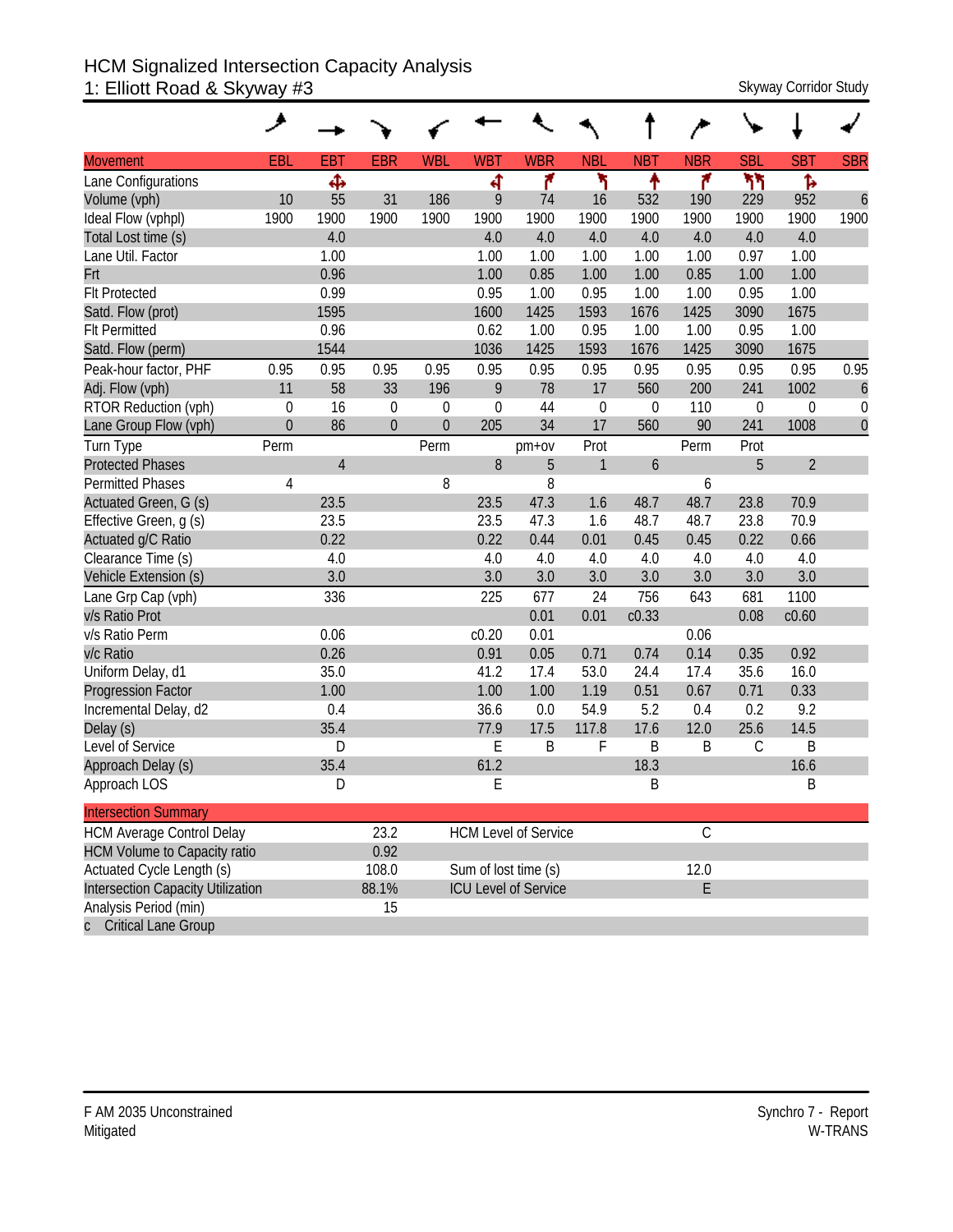# HCM Signalized Intersection Capacity Analysis

## 1: Elliott Road & Skyway #3

Skyway Corridor Study

| Movement | EBL | EBT | EBR | WBL | WBT | WBR | NBL | NBT | NBR | SBL | SBT | SBR |
|---|---|---|---|---|---|---|---|---|---|---|---|---|
| Lane Configurations | | | | | | | | | | | | |
| Volume (vph) | 10 | 55 | 31 | 186 | 9 | 74 | 16 | 532 | 190 | 229 | 952 | 6 |
| Ideal Flow (vphpl) | 1900 | 1900 | 1900 | 1900 | 1900 | 1900 | 1900 | 1900 | 1900 | 1900 | 1900 | 1900 |
| Total Lost time (s) | | 4.0 | | | 4.0 | 4.0 | 4.0 | 4.0 | 4.0 | 4.0 | 4.0 | |
| Lane Util. Factor | | 1.00 | | | 1.00 | 1.00 | 1.00 | 1.00 | 1.00 | 0.97 | 1.00 | |
| Frt | | 0.96 | | | 1.00 | 0.85 | 1.00 | 1.00 | 0.85 | 1.00 | 1.00 | |
| Flt Protected | | 0.99 | | | 0.95 | 1.00 | 0.95 | 1.00 | 1.00 | 0.95 | 1.00 | |
| Satd. Flow (prot) | | 1595 | | | 1600 | 1425 | 1593 | 1676 | 1425 | 3090 | 1675 | |
| Flt Permitted | | 0.96 | | | 0.62 | 1.00 | 0.95 | 1.00 | 1.00 | 0.95 | 1.00 | |
| Satd. Flow (perm) | | 1544 | | | 1036 | 1425 | 1593 | 1676 | 1425 | 3090 | 1675 | |
| Peak-hour factor, PHF | 0.95 | 0.95 | 0.95 | 0.95 | 0.95 | 0.95 | 0.95 | 0.95 | 0.95 | 0.95 | 0.95 | 0.95 |
| Adj. Flow (vph) | 11 | 58 | 33 | 196 | 9 | 78 | 17 | 560 | 200 | 241 | 1002 | 6 |
| RTOR Reduction (vph) | 0 | 16 | 0 | 0 | 0 | 44 | 0 | 0 | 110 | 0 | 0 | 0 |
| Lane Group Flow (vph) | 0 | 86 | 0 | 0 | 205 | 34 | 17 | 560 | 90 | 241 | 1008 | 0 |
| Turn Type | Perm | | | Perm | | pm+ov | Prot | | Perm | Prot | | |
| Protected Phases | | 4 | | | 8 | 5 | 1 | 6 | | 5 | 2 | |
| Permitted Phases | 4 | | | 8 | | 8 | | | 6 | | | |
| Actuated Green, G (s) | | 23.5 | | | 23.5 | 47.3 | 1.6 | 48.7 | 48.7 | 23.8 | 70.9 | |
| Effective Green, g (s) | | 23.5 | | | 23.5 | 47.3 | 1.6 | 48.7 | 48.7 | 23.8 | 70.9 | |
| Actuated g/C Ratio | | 0.22 | | | 0.22 | 0.44 | 0.01 | 0.45 | 0.45 | 0.22 | 0.66 | |
| Clearance Time (s) | | 4.0 | | | 4.0 | 4.0 | 4.0 | 4.0 | 4.0 | 4.0 | 4.0 | |
| Vehicle Extension (s) | | 3.0 | | | 3.0 | 3.0 | 3.0 | 3.0 | 3.0 | 3.0 | 3.0 | |
| Lane Grp Cap (vph) | | 336 | | | 225 | 677 | 24 | 756 | 643 | 681 | 1100 | |
| v/s Ratio Prot | | | | | | 0.01 | 0.01 | c0.33 | | 0.08 | c0.60 | |
| v/s Ratio Perm | | 0.06 | | | c0.20 | 0.01 | | | 0.06 | | | |
| v/c Ratio | | 0.26 | | | 0.91 | 0.05 | 0.71 | 0.74 | 0.14 | 0.35 | 0.92 | |
| Uniform Delay, d1 | | 35.0 | | | 41.2 | 17.4 | 53.0 | 24.4 | 17.4 | 35.6 | 16.0 | |
| Progression Factor | | 1.00 | | | 1.00 | 1.00 | 1.19 | 0.51 | 0.67 | 0.71 | 0.33 | |
| Incremental Delay, d2 | | 0.4 | | | 36.6 | 0.0 | 54.9 | 5.2 | 0.4 | 0.2 | 9.2 | |
| Delay (s) | | 35.4 | | | 77.9 | 17.5 | 117.8 | 17.6 | 12.0 | 25.6 | 14.5 | |
| Level of Service | | D | | | E | B | F | B | B | C | B | |
| Approach Delay (s) | | 35.4 | | | 61.2 | | | 18.3 | | | 16.6 | |
| Approach LOS | | D | | | E | | | B | | | B | |

| Intersection Summary | | | |
|---|---|---|---|
| HCM Average Control Delay | 23.2 | HCM Level of Service | C |
| HCM Volume to Capacity ratio | 0.92 | | |
| Actuated Cycle Length (s) | 108.0 | Sum of lost time (s) | 12.0 |
| Intersection Capacity Utilization | 88.1% | ICU Level of Service | E |
| Analysis Period (min) | 15 | | |
| c Critical Lane Group | | | |

F AM 2035 Unconstrained
Mitigated

Synchro 7 - Report
W-TRANS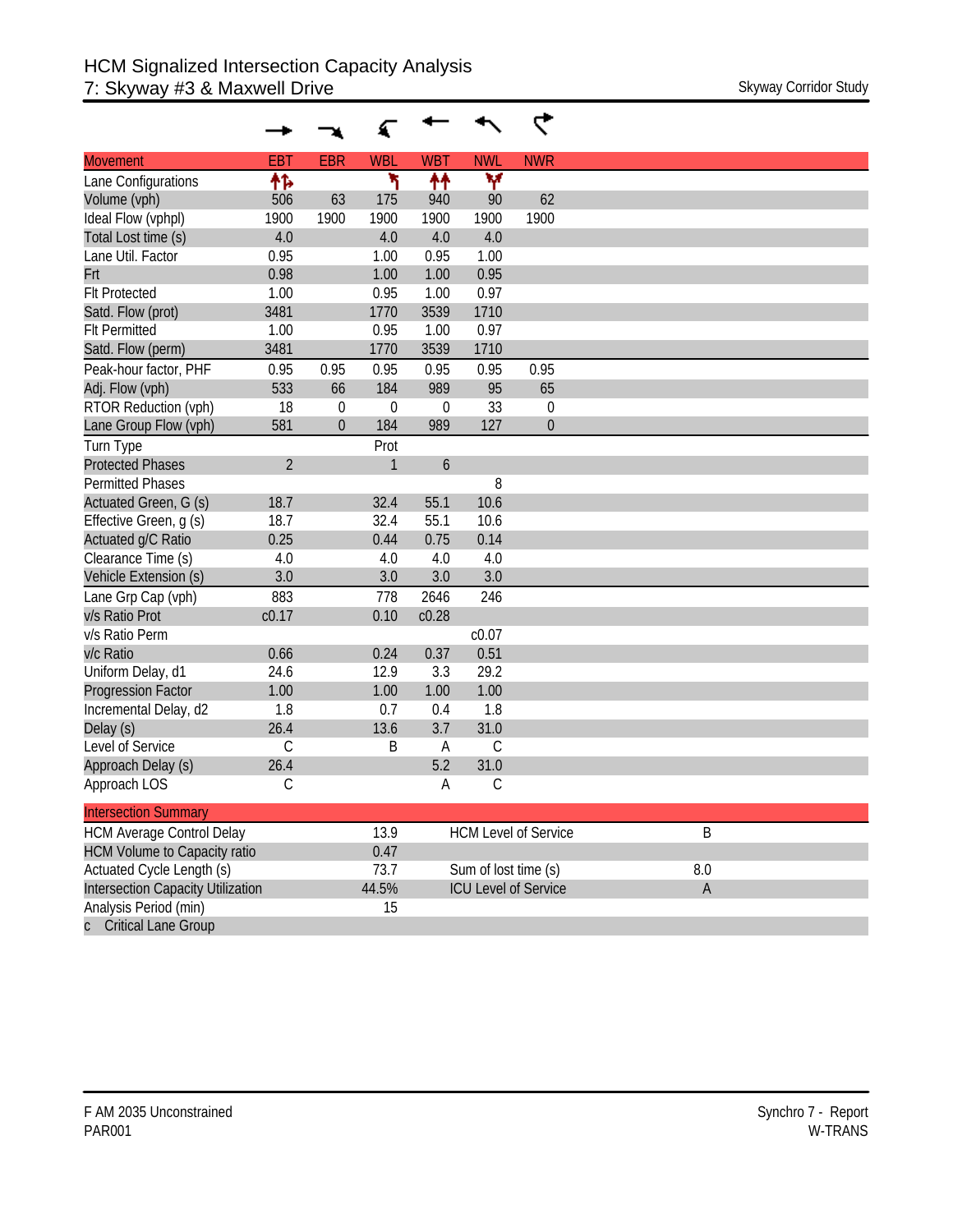# HCM Signalized Intersection Capacity Analysis
## 7: Skyway #3 & Maxwell Drive

Skyway Corridor Study

| Movement | EBT | EBR | WBL | WBT | NWL | NWR |
|---|---|---|---|---|---|---|
| Lane Configurations | ↑↱ | | ↰ | ↑↑ | ⋎ | |
| Volume (vph) | 506 | 63 | 175 | 940 | 90 | 62 |
| Ideal Flow (vphpl) | 1900 | 1900 | 1900 | 1900 | 1900 | 1900 |
| Total Lost time (s) | 4.0 | | 4.0 | 4.0 | 4.0 | |
| Lane Util. Factor | 0.95 | | 1.00 | 0.95 | 1.00 | |
| Frt | 0.98 | | 1.00 | 1.00 | 0.95 | |
| Flt Protected | 1.00 | | 0.95 | 1.00 | 0.97 | |
| Satd. Flow (prot) | 3481 | | 1770 | 3539 | 1710 | |
| Flt Permitted | 1.00 | | 0.95 | 1.00 | 0.97 | |
| Satd. Flow (perm) | 3481 | | 1770 | 3539 | 1710 | |
| Peak-hour factor, PHF | 0.95 | 0.95 | 0.95 | 0.95 | 0.95 | 0.95 |
| Adj. Flow (vph) | 533 | 66 | 184 | 989 | 95 | 65 |
| RTOR Reduction (vph) | 18 | 0 | 0 | 0 | 33 | 0 |
| Lane Group Flow (vph) | 581 | 0 | 184 | 989 | 127 | 0 |
| Turn Type | | | Prot | | | |
| Protected Phases | 2 | | 1 | 6 | | |
| Permitted Phases | | | | | 8 | |
| Actuated Green, G (s) | 18.7 | | 32.4 | 55.1 | 10.6 | |
| Effective Green, g (s) | 18.7 | | 32.4 | 55.1 | 10.6 | |
| Actuated g/C Ratio | 0.25 | | 0.44 | 0.75 | 0.14 | |
| Clearance Time (s) | 4.0 | | 4.0 | 4.0 | 4.0 | |
| Vehicle Extension (s) | 3.0 | | 3.0 | 3.0 | 3.0 | |
| Lane Grp Cap (vph) | 883 | | 778 | 2646 | 246 | |
| v/s Ratio Prot | c0.17 | | 0.10 | c0.28 | | |
| v/s Ratio Perm | | | | | c0.07 | |
| v/c Ratio | 0.66 | | 0.24 | 0.37 | 0.51 | |
| Uniform Delay, d1 | 24.6 | | 12.9 | 3.3 | 29.2 | |
| Progression Factor | 1.00 | | 1.00 | 1.00 | 1.00 | |
| Incremental Delay, d2 | 1.8 | | 0.7 | 0.4 | 1.8 | |
| Delay (s) | 26.4 | | 13.6 | 3.7 | 31.0 | |
| Level of Service | C | | B | A | C | |
| Approach Delay (s) | 26.4 | | | 5.2 | 31.0 | |
| Approach LOS | C | | | A | C | |

| Intersection Summary | | | |
|---|---|---|---|
| HCM Average Control Delay | 13.9 | HCM Level of Service | B |
| HCM Volume to Capacity ratio | 0.47 | | |
| Actuated Cycle Length (s) | 73.7 | Sum of lost time (s) | 8.0 |
| Intersection Capacity Utilization | 44.5% | ICU Level of Service | A |
| Analysis Period (min) | 15 | | |
| c Critical Lane Group | | | |

F AM 2035 Unconstrained
PAR001

Synchro 7 - Report
W-TRANS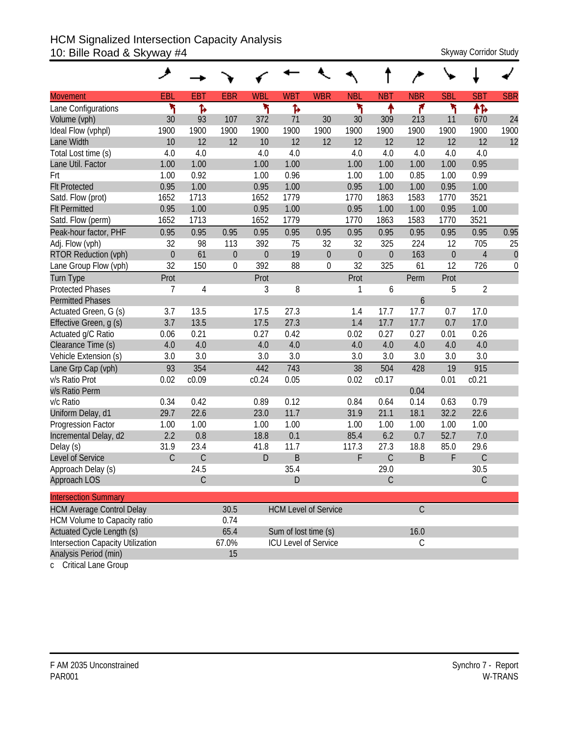# HCM Signalized Intersection Capacity Analysis
## 10: Bille Road & Skyway #4

Skyway Corridor Study

| Movement | EBL | EBT | EBR | WBL | WBT | WBR | NBL | NBT | NBR | SBL | SBT | SBR |
|---|---|---|---|---|---|---|---|---|---|---|---|---|
| Lane Configurations | ↰ | ↱ | | ↰ | ↱ | | ↰ | ↑ | ↱ | ↰ | ↑↱ | |
| Volume (vph) | 30 | 93 | 107 | 372 | 71 | 30 | 30 | 309 | 213 | 11 | 670 | 24 |
| Ideal Flow (vphpl) | 1900 | 1900 | 1900 | 1900 | 1900 | 1900 | 1900 | 1900 | 1900 | 1900 | 1900 | 1900 |
| Lane Width | 10 | 12 | 12 | 10 | 12 | 12 | 12 | 12 | 12 | 12 | 12 | 12 |
| Total Lost time (s) | 4.0 | 4.0 | | 4.0 | 4.0 | | 4.0 | 4.0 | 4.0 | 4.0 | 4.0 | |
| Lane Util. Factor | 1.00 | 1.00 | | 1.00 | 1.00 | | 1.00 | 1.00 | 1.00 | 1.00 | 0.95 | |
| Frt | 1.00 | 0.92 | | 1.00 | 0.96 | | 1.00 | 1.00 | 0.85 | 1.00 | 0.99 | |
| Flt Protected | 0.95 | 1.00 | | 0.95 | 1.00 | | 0.95 | 1.00 | 1.00 | 0.95 | 1.00 | |
| Satd. Flow (prot) | 1652 | 1713 | | 1652 | 1779 | | 1770 | 1863 | 1583 | 1770 | 3521 | |
| Flt Permitted | 0.95 | 1.00 | | 0.95 | 1.00 | | 0.95 | 1.00 | 1.00 | 0.95 | 1.00 | |
| Satd. Flow (perm) | 1652 | 1713 | | 1652 | 1779 | | 1770 | 1863 | 1583 | 1770 | 3521 | |
| Peak-hour factor, PHF | 0.95 | 0.95 | 0.95 | 0.95 | 0.95 | 0.95 | 0.95 | 0.95 | 0.95 | 0.95 | 0.95 | 0.95 |
| Adj. Flow (vph) | 32 | 98 | 113 | 392 | 75 | 32 | 32 | 325 | 224 | 12 | 705 | 25 |
| RTOR Reduction (vph) | 0 | 61 | 0 | 0 | 19 | 0 | 0 | 0 | 163 | 0 | 4 | 0 |
| Lane Group Flow (vph) | 32 | 150 | 0 | 392 | 88 | 0 | 32 | 325 | 61 | 12 | 726 | 0 |
| Turn Type | Prot | | | Prot | | | Prot | | Perm | Prot | | |
| Protected Phases | 7 | 4 | | 3 | 8 | | 1 | 6 | | 5 | 2 | |
| Permitted Phases | | | | | | | | | 6 | | | |
| Actuated Green, G (s) | 3.7 | 13.5 | | 17.5 | 27.3 | | 1.4 | 17.7 | 17.7 | 0.7 | 17.0 | |
| Effective Green, g (s) | 3.7 | 13.5 | | 17.5 | 27.3 | | 1.4 | 17.7 | 17.7 | 0.7 | 17.0 | |
| Actuated g/C Ratio | 0.06 | 0.21 | | 0.27 | 0.42 | | 0.02 | 0.27 | 0.27 | 0.01 | 0.26 | |
| Clearance Time (s) | 4.0 | 4.0 | | 4.0 | 4.0 | | 4.0 | 4.0 | 4.0 | 4.0 | 4.0 | |
| Vehicle Extension (s) | 3.0 | 3.0 | | 3.0 | 3.0 | | 3.0 | 3.0 | 3.0 | 3.0 | 3.0 | |
| Lane Grp Cap (vph) | 93 | 354 | | 442 | 743 | | 38 | 504 | 428 | 19 | 915 | |
| v/s Ratio Prot | 0.02 | c0.09 | | c0.24 | 0.05 | | 0.02 | c0.17 | | 0.01 | c0.21 | |
| v/s Ratio Perm | | | | | | | | | 0.04 | | | |
| v/c Ratio | 0.34 | 0.42 | | 0.89 | 0.12 | | 0.84 | 0.64 | 0.14 | 0.63 | 0.79 | |
| Uniform Delay, d1 | 29.7 | 22.6 | | 23.0 | 11.7 | | 31.9 | 21.1 | 18.1 | 32.2 | 22.6 | |
| Progression Factor | 1.00 | 1.00 | | 1.00 | 1.00 | | 1.00 | 1.00 | 1.00 | 1.00 | 1.00 | |
| Incremental Delay, d2 | 2.2 | 0.8 | | 18.8 | 0.1 | | 85.4 | 6.2 | 0.7 | 52.7 | 7.0 | |
| Delay (s) | 31.9 | 23.4 | | 41.8 | 11.7 | | 117.3 | 27.3 | 18.8 | 85.0 | 29.6 | |
| Level of Service | C | C | | D | B | | F | C | B | F | C | |
| Approach Delay (s) | | 24.5 | | | 35.4 | | | 29.0 | | | 30.5 | |
| Approach LOS | | C | | | D | | | C | | | C | |

| Intersection Summary | | | |
|---|---|---|---|
| HCM Average Control Delay | 30.5 | HCM Level of Service | C |
| HCM Volume to Capacity ratio | 0.74 | | |
| Actuated Cycle Length (s) | 65.4 | Sum of lost time (s) | 16.0 |
| Intersection Capacity Utilization | 67.0% | ICU Level of Service | C |
| Analysis Period (min) | 15 | | |

c Critical Lane Group

F AM 2035 Unconstrained
PAR001

Synchro 7 - Report
W-TRANS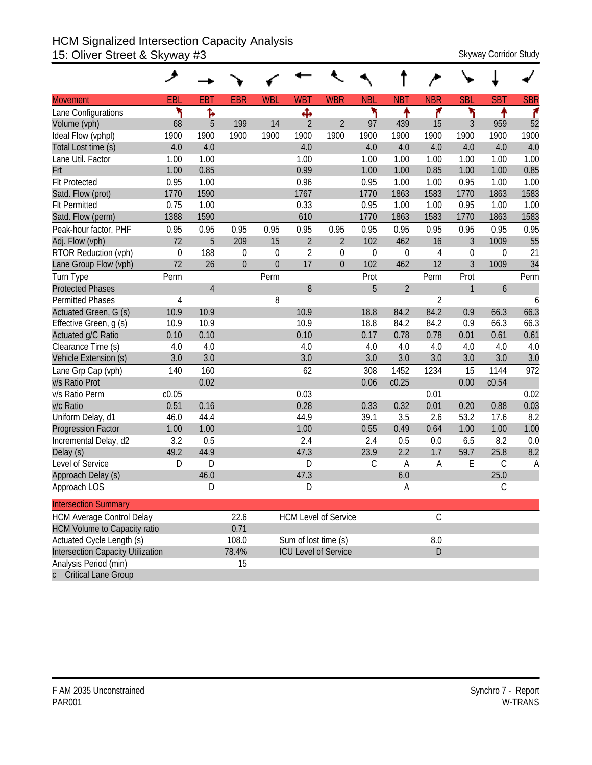# HCM Signalized Intersection Capacity Analysis

## 15: Oliver Street & Skyway #3

Skyway Corridor Study

| Movement | EBL | EBT | EBR | WBL | WBT | WBR | NBL | NBT | NBR | SBL | SBT | SBR |
|---|---|---|---|---|---|---|---|---|---|---|---|---|
| Lane Configurations | | | | | | | | | | | | |
| Volume (vph) | 68 | 5 | 199 | 14 | 2 | 2 | 97 | 439 | 15 | 3 | 959 | 52 |
| Ideal Flow (vphpl) | 1900 | 1900 | 1900 | 1900 | 1900 | 1900 | 1900 | 1900 | 1900 | 1900 | 1900 | 1900 |
| Total Lost time (s) | 4.0 | 4.0 | | | 4.0 | | 4.0 | 4.0 | 4.0 | 4.0 | 4.0 | 4.0 |
| Lane Util. Factor | 1.00 | 1.00 | | | 1.00 | | 1.00 | 1.00 | 1.00 | 1.00 | 1.00 | 1.00 |
| Frt | 1.00 | 0.85 | | | 0.99 | | 1.00 | 1.00 | 0.85 | 1.00 | 1.00 | 0.85 |
| Flt Protected | 0.95 | 1.00 | | | 0.96 | | 0.95 | 1.00 | 1.00 | 0.95 | 1.00 | 1.00 |
| Satd. Flow (prot) | 1770 | 1590 | | | 1767 | | 1770 | 1863 | 1583 | 1770 | 1863 | 1583 |
| Flt Permitted | 0.75 | 1.00 | | | 0.33 | | 0.95 | 1.00 | 1.00 | 0.95 | 1.00 | 1.00 |
| Satd. Flow (perm) | 1388 | 1590 | | | 610 | | 1770 | 1863 | 1583 | 1770 | 1863 | 1583 |
| Peak-hour factor, PHF | 0.95 | 0.95 | 0.95 | 0.95 | 0.95 | 0.95 | 0.95 | 0.95 | 0.95 | 0.95 | 0.95 | 0.95 |
| Adj. Flow (vph) | 72 | 5 | 209 | 15 | 2 | 2 | 102 | 462 | 16 | 3 | 1009 | 55 |
| RTOR Reduction (vph) | 0 | 188 | 0 | 0 | 2 | 0 | 0 | 0 | 4 | 0 | 0 | 21 |
| Lane Group Flow (vph) | 72 | 26 | 0 | 0 | 17 | 0 | 102 | 462 | 12 | 3 | 1009 | 34 |
| Turn Type | Perm | | | Perm | | | Prot | | Perm | Prot | | Perm |
| Protected Phases | | 4 | | | 8 | | 5 | 2 | | 1 | 6 | |
| Permitted Phases | 4 | | | 8 | | | | | 2 | | | 6 |
| Actuated Green, G (s) | 10.9 | 10.9 | | | 10.9 | | 18.8 | 84.2 | 84.2 | 0.9 | 66.3 | 66.3 |
| Effective Green, g (s) | 10.9 | 10.9 | | | 10.9 | | 18.8 | 84.2 | 84.2 | 0.9 | 66.3 | 66.3 |
| Actuated g/C Ratio | 0.10 | 0.10 | | | 0.10 | | 0.17 | 0.78 | 0.78 | 0.01 | 0.61 | 0.61 |
| Clearance Time (s) | 4.0 | 4.0 | | | 4.0 | | 4.0 | 4.0 | 4.0 | 4.0 | 4.0 | 4.0 |
| Vehicle Extension (s) | 3.0 | 3.0 | | | 3.0 | | 3.0 | 3.0 | 3.0 | 3.0 | 3.0 | 3.0 |
| Lane Grp Cap (vph) | 140 | 160 | | | 62 | | 308 | 1452 | 1234 | 15 | 1144 | 972 |
| v/s Ratio Prot | | 0.02 | | | | | 0.06 | c0.25 | | 0.00 | c0.54 | |
| v/s Ratio Perm | c0.05 | | | | 0.03 | | | | 0.01 | | | 0.02 |
| v/c Ratio | 0.51 | 0.16 | | | 0.28 | | 0.33 | 0.32 | 0.01 | 0.20 | 0.88 | 0.03 |
| Uniform Delay, d1 | 46.0 | 44.4 | | | 44.9 | | 39.1 | 3.5 | 2.6 | 53.2 | 17.6 | 8.2 |
| Progression Factor | 1.00 | 1.00 | | | 1.00 | | 0.55 | 0.49 | 0.64 | 1.00 | 1.00 | 1.00 |
| Incremental Delay, d2 | 3.2 | 0.5 | | | 2.4 | | 2.4 | 0.5 | 0.0 | 6.5 | 8.2 | 0.0 |
| Delay (s) | 49.2 | 44.9 | | | 47.3 | | 23.9 | 2.2 | 1.7 | 59.7 | 25.8 | 8.2 |
| Level of Service | D | D | | | D | | C | A | A | E | C | A |
| Approach Delay (s) | | 46.0 | | | 47.3 | | | 6.0 | | | 25.0 | |
| Approach LOS | | D | | | D | | | A | | | C | |

| Intersection Summary | | | |
|---|---|---|---|
| HCM Average Control Delay | 22.6 | HCM Level of Service | C |
| HCM Volume to Capacity ratio | 0.71 | | |
| Actuated Cycle Length (s) | 108.0 | Sum of lost time (s) | 8.0 |
| Intersection Capacity Utilization | 78.4% | ICU Level of Service | D |
| Analysis Period (min) | 15 | | |
| c Critical Lane Group | | | |

F AM 2035 Unconstrained
PAR001

Synchro 7 - Report
W-TRANS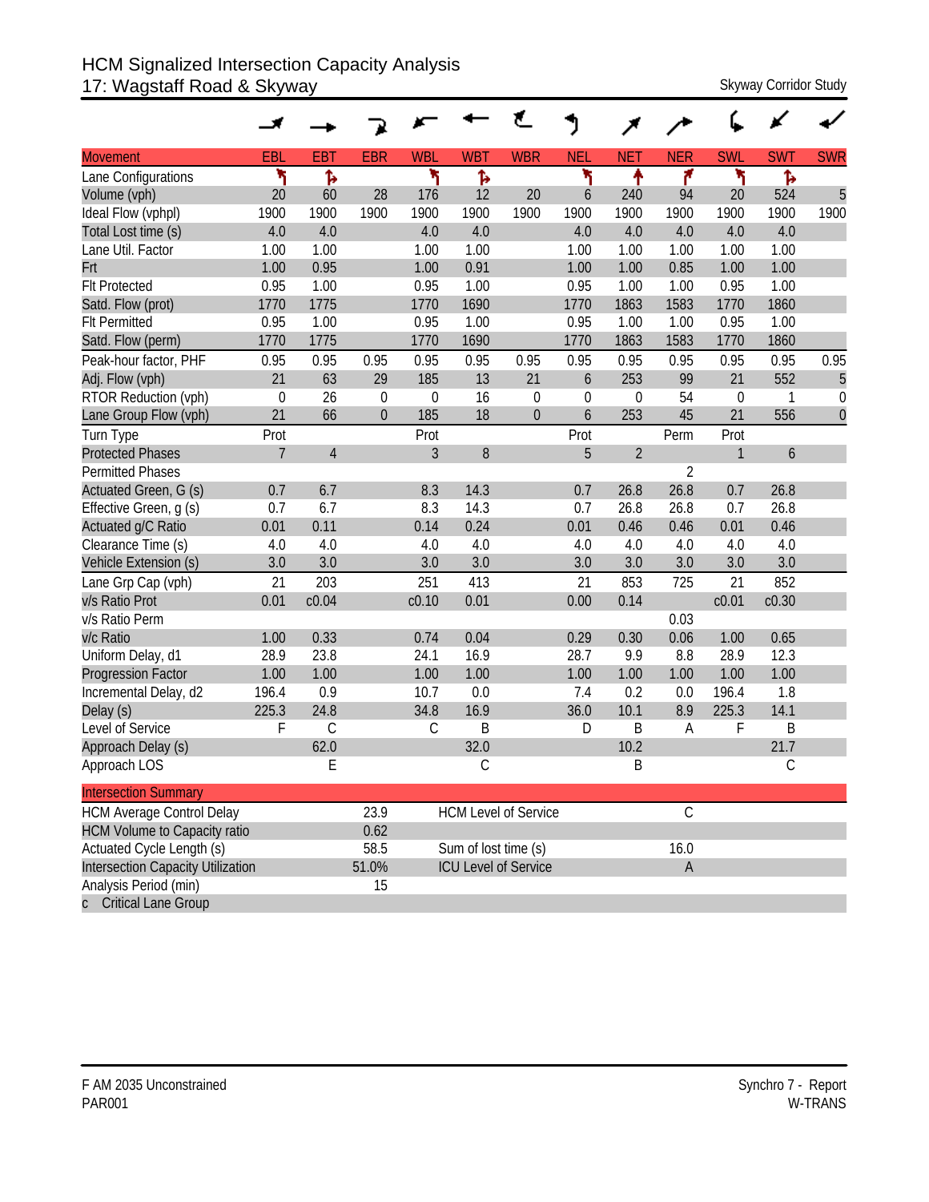# HCM Signalized Intersection Capacity Analysis
## 17: Wagstaff Road & Skyway

Skyway Corridor Study

| Movement | EBL | EBT | EBR | WBL | WBT | WBR | NEL | NET | NER | SWL | SWT | SWR |
|---|---|---|---|---|---|---|---|---|---|---|---|---|
| Lane Configurations | | | | | | | | | | | | |
| Volume (vph) | 20 | 60 | 28 | 176 | 12 | 20 | 6 | 240 | 94 | 20 | 524 | 5 |
| Ideal Flow (vphpl) | 1900 | 1900 | 1900 | 1900 | 1900 | 1900 | 1900 | 1900 | 1900 | 1900 | 1900 | 1900 |
| Total Lost time (s) | 4.0 | 4.0 | | 4.0 | 4.0 | | 4.0 | 4.0 | 4.0 | 4.0 | 4.0 | |
| Lane Util. Factor | 1.00 | 1.00 | | 1.00 | 1.00 | | 1.00 | 1.00 | 1.00 | 1.00 | 1.00 | |
| Frt | 1.00 | 0.95 | | 1.00 | 0.91 | | 1.00 | 1.00 | 0.85 | 1.00 | 1.00 | |
| Flt Protected | 0.95 | 1.00 | | 0.95 | 1.00 | | 0.95 | 1.00 | 1.00 | 0.95 | 1.00 | |
| Satd. Flow (prot) | 1770 | 1775 | | 1770 | 1690 | | 1770 | 1863 | 1583 | 1770 | 1860 | |
| Flt Permitted | 0.95 | 1.00 | | 0.95 | 1.00 | | 0.95 | 1.00 | 1.00 | 0.95 | 1.00 | |
| Satd. Flow (perm) | 1770 | 1775 | | 1770 | 1690 | | 1770 | 1863 | 1583 | 1770 | 1860 | |
| Peak-hour factor, PHF | 0.95 | 0.95 | 0.95 | 0.95 | 0.95 | 0.95 | 0.95 | 0.95 | 0.95 | 0.95 | 0.95 | 0.95 |
| Adj. Flow (vph) | 21 | 63 | 29 | 185 | 13 | 21 | 6 | 253 | 99 | 21 | 552 | 5 |
| RTOR Reduction (vph) | 0 | 26 | 0 | 0 | 16 | 0 | 0 | 0 | 54 | 0 | 1 | 0 |
| Lane Group Flow (vph) | 21 | 66 | 0 | 185 | 18 | 0 | 6 | 253 | 45 | 21 | 556 | 0 |
| Turn Type | Prot | | | Prot | | | Prot | | Perm | Prot | | |
| Protected Phases | 7 | 4 | | 3 | 8 | | 5 | 2 | | 1 | 6 | |
| Permitted Phases | | | | | | | | | 2 | | | |
| Actuated Green, G (s) | 0.7 | 6.7 | | 8.3 | 14.3 | | 0.7 | 26.8 | 26.8 | 0.7 | 26.8 | |
| Effective Green, g (s) | 0.7 | 6.7 | | 8.3 | 14.3 | | 0.7 | 26.8 | 26.8 | 0.7 | 26.8 | |
| Actuated g/C Ratio | 0.01 | 0.11 | | 0.14 | 0.24 | | 0.01 | 0.46 | 0.46 | 0.01 | 0.46 | |
| Clearance Time (s) | 4.0 | 4.0 | | 4.0 | 4.0 | | 4.0 | 4.0 | 4.0 | 4.0 | 4.0 | |
| Vehicle Extension (s) | 3.0 | 3.0 | | 3.0 | 3.0 | | 3.0 | 3.0 | 3.0 | 3.0 | 3.0 | |
| Lane Grp Cap (vph) | 21 | 203 | | 251 | 413 | | 21 | 853 | 725 | 21 | 852 | |
| v/s Ratio Prot | 0.01 | c0.04 | | c0.10 | 0.01 | | 0.00 | 0.14 | | c0.01 | c0.30 | |
| v/s Ratio Perm | | | | | | | | | 0.03 | | | |
| v/c Ratio | 1.00 | 0.33 | | 0.74 | 0.04 | | 0.29 | 0.30 | 0.06 | 1.00 | 0.65 | |
| Uniform Delay, d1 | 28.9 | 23.8 | | 24.1 | 16.9 | | 28.7 | 9.9 | 8.8 | 28.9 | 12.3 | |
| Progression Factor | 1.00 | 1.00 | | 1.00 | 1.00 | | 1.00 | 1.00 | 1.00 | 1.00 | 1.00 | |
| Incremental Delay, d2 | 196.4 | 0.9 | | 10.7 | 0.0 | | 7.4 | 0.2 | 0.0 | 196.4 | 1.8 | |
| Delay (s) | 225.3 | 24.8 | | 34.8 | 16.9 | | 36.0 | 10.1 | 8.9 | 225.3 | 14.1 | |
| Level of Service | F | C | | C | B | | D | B | A | F | B | |
| Approach Delay (s) | | 62.0 | | | 32.0 | | | 10.2 | | | 21.7 | |
| Approach LOS | | E | | | C | | | B | | | C | |

| Intersection Summary | | | |
|---|---|---|---|
| HCM Average Control Delay | 23.9 | HCM Level of Service | C |
| HCM Volume to Capacity ratio | 0.62 | | |
| Actuated Cycle Length (s) | 58.5 | Sum of lost time (s) | 16.0 |
| Intersection Capacity Utilization | 51.0% | ICU Level of Service | A |
| Analysis Period (min) | 15 | | |
| c Critical Lane Group | | | |

F AM 2035 Unconstrained
PAR001

Synchro 7 - Report
W-TRANS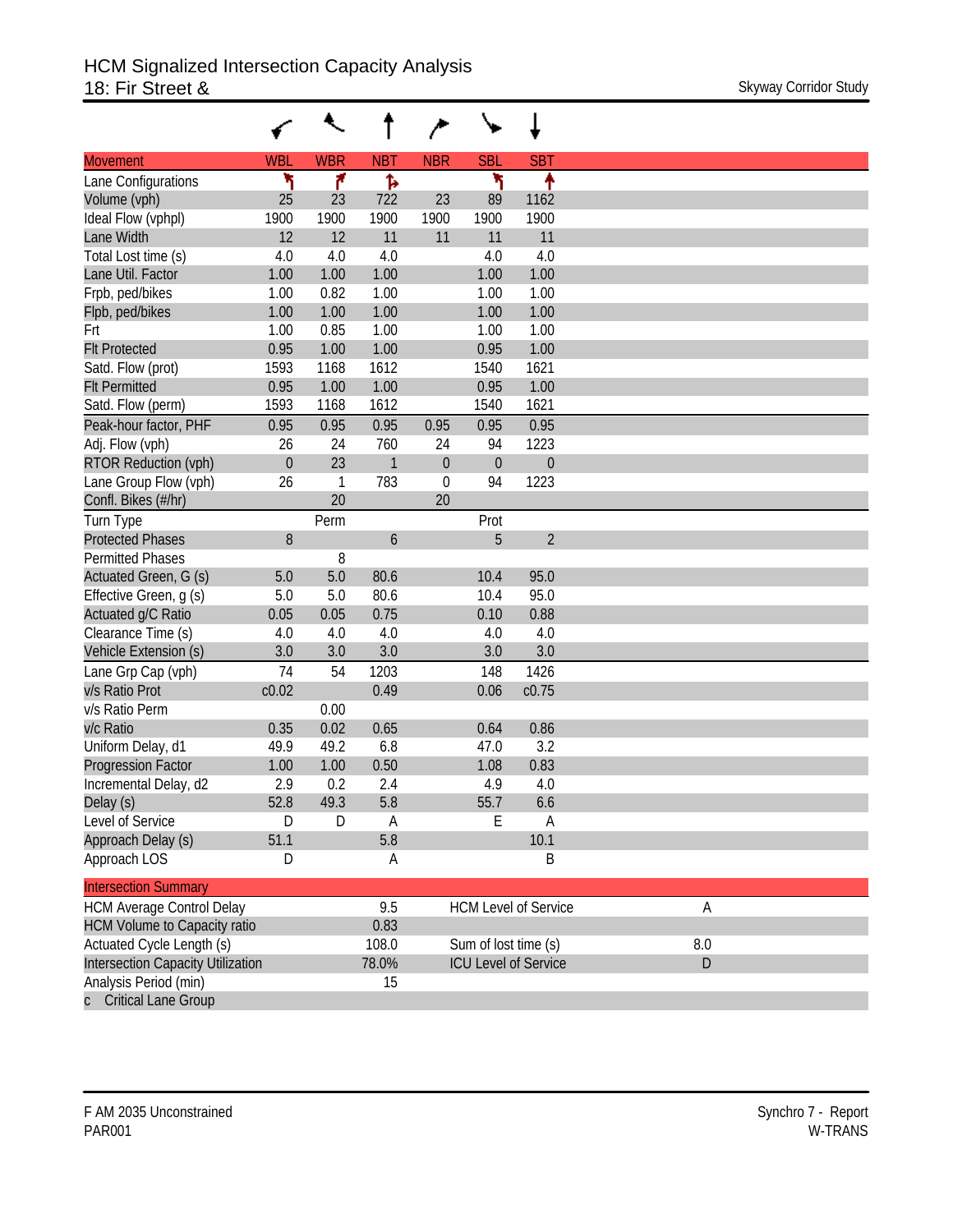# HCM Signalized Intersection Capacity Analysis
## 18: Fir Street &

Skyway Corridor Study

| Movement | WBL | WBR | NBT | NBR | SBL | SBT |
|---|---|---|---|---|---|---|
| Lane Configurations | | | | | | |
| Volume (vph) | 25 | 23 | 722 | 23 | 89 | 1162 |
| Ideal Flow (vphpl) | 1900 | 1900 | 1900 | 1900 | 1900 | 1900 |
| Lane Width | 12 | 12 | 11 | 11 | 11 | 11 |
| Total Lost time (s) | 4.0 | 4.0 | 4.0 | | 4.0 | 4.0 |
| Lane Util. Factor | 1.00 | 1.00 | 1.00 | | 1.00 | 1.00 |
| Frpb, ped/bikes | 1.00 | 0.82 | 1.00 | | 1.00 | 1.00 |
| Flpb, ped/bikes | 1.00 | 1.00 | 1.00 | | 1.00 | 1.00 |
| Frt | 1.00 | 0.85 | 1.00 | | 1.00 | 1.00 |
| Flt Protected | 0.95 | 1.00 | 1.00 | | 0.95 | 1.00 |
| Satd. Flow (prot) | 1593 | 1168 | 1612 | | 1540 | 1621 |
| Flt Permitted | 0.95 | 1.00 | 1.00 | | 0.95 | 1.00 |
| Satd. Flow (perm) | 1593 | 1168 | 1612 | | 1540 | 1621 |
| Peak-hour factor, PHF | 0.95 | 0.95 | 0.95 | 0.95 | 0.95 | 0.95 |
| Adj. Flow (vph) | 26 | 24 | 760 | 24 | 94 | 1223 |
| RTOR Reduction (vph) | 0 | 23 | 1 | 0 | 0 | 0 |
| Lane Group Flow (vph) | 26 | 1 | 783 | 0 | 94 | 1223 |
| Confl. Bikes (#/hr) | | 20 | | 20 | | |
| Turn Type | | Perm | | | Prot | |
| Protected Phases | 8 | | 6 | | 5 | 2 |
| Permitted Phases | | 8 | | | | |
| Actuated Green, G (s) | 5.0 | 5.0 | 80.6 | | 10.4 | 95.0 |
| Effective Green, g (s) | 5.0 | 5.0 | 80.6 | | 10.4 | 95.0 |
| Actuated g/C Ratio | 0.05 | 0.05 | 0.75 | | 0.10 | 0.88 |
| Clearance Time (s) | 4.0 | 4.0 | 4.0 | | 4.0 | 4.0 |
| Vehicle Extension (s) | 3.0 | 3.0 | 3.0 | | 3.0 | 3.0 |
| Lane Grp Cap (vph) | 74 | 54 | 1203 | | 148 | 1426 |
| v/s Ratio Prot | c0.02 | | 0.49 | | 0.06 | c0.75 |
| v/s Ratio Perm | | 0.00 | | | | |
| v/c Ratio | 0.35 | 0.02 | 0.65 | | 0.64 | 0.86 |
| Uniform Delay, d1 | 49.9 | 49.2 | 6.8 | | 47.0 | 3.2 |
| Progression Factor | 1.00 | 1.00 | 0.50 | | 1.08 | 0.83 |
| Incremental Delay, d2 | 2.9 | 0.2 | 2.4 | | 4.9 | 4.0 |
| Delay (s) | 52.8 | 49.3 | 5.8 | | 55.7 | 6.6 |
| Level of Service | D | D | A | | E | A |
| Approach Delay (s) | 51.1 | | 5.8 | | | 10.1 |
| Approach LOS | D | | A | | | B |

| Intersection Summary | | | |
|---|---|---|---|
| HCM Average Control Delay | 9.5 | HCM Level of Service | A |
| HCM Volume to Capacity ratio | 0.83 | | |
| Actuated Cycle Length (s) | 108.0 | Sum of lost time (s) | 8.0 |
| Intersection Capacity Utilization | 78.0% | ICU Level of Service | D |
| Analysis Period (min) | 15 | | |
| c Critical Lane Group | | | |

F AM 2035 Unconstrained
PAR001

Synchro 7 - Report
W-TRANS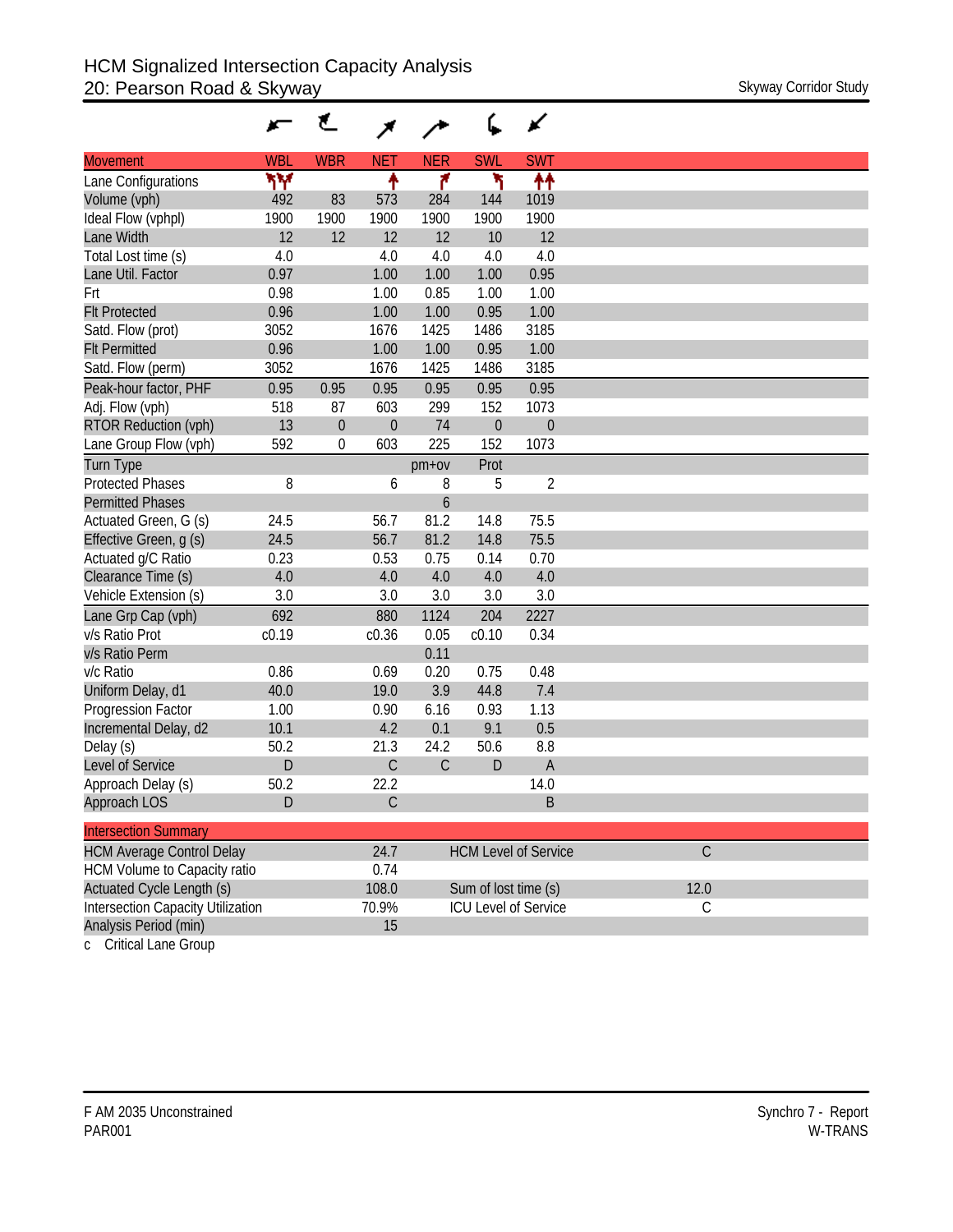# HCM Signalized Intersection Capacity Analysis
## 20: Pearson Road & Skyway

Skyway Corridor Study

| Movement | WBL | WBR | NET | NER | SWL | SWT |
|---|---|---|---|---|---|---|
| Lane Configurations | | | | | | |
| Volume (vph) | 492 | 83 | 573 | 284 | 144 | 1019 |
| Ideal Flow (vphpl) | 1900 | 1900 | 1900 | 1900 | 1900 | 1900 |
| Lane Width | 12 | 12 | 12 | 12 | 10 | 12 |
| Total Lost time (s) | 4.0 | | 4.0 | 4.0 | 4.0 | 4.0 |
| Lane Util. Factor | 0.97 | | 1.00 | 1.00 | 1.00 | 0.95 |
| Frt | 0.98 | | 1.00 | 0.85 | 1.00 | 1.00 |
| Flt Protected | 0.96 | | 1.00 | 1.00 | 0.95 | 1.00 |
| Satd. Flow (prot) | 3052 | | 1676 | 1425 | 1486 | 3185 |
| Flt Permitted | 0.96 | | 1.00 | 1.00 | 0.95 | 1.00 |
| Satd. Flow (perm) | 3052 | | 1676 | 1425 | 1486 | 3185 |
| Peak-hour factor, PHF | 0.95 | 0.95 | 0.95 | 0.95 | 0.95 | 0.95 |
| Adj. Flow (vph) | 518 | 87 | 603 | 299 | 152 | 1073 |
| RTOR Reduction (vph) | 13 | 0 | 0 | 74 | 0 | 0 |
| Lane Group Flow (vph) | 592 | 0 | 603 | 225 | 152 | 1073 |
| Turn Type | | | | pm+ov | Prot | |
| Protected Phases | 8 | | 6 | 8 | 5 | 2 |
| Permitted Phases | | | | 6 | | |
| Actuated Green, G (s) | 24.5 | | 56.7 | 81.2 | 14.8 | 75.5 |
| Effective Green, g (s) | 24.5 | | 56.7 | 81.2 | 14.8 | 75.5 |
| Actuated g/C Ratio | 0.23 | | 0.53 | 0.75 | 0.14 | 0.70 |
| Clearance Time (s) | 4.0 | | 4.0 | 4.0 | 4.0 | 4.0 |
| Vehicle Extension (s) | 3.0 | | 3.0 | 3.0 | 3.0 | 3.0 |
| Lane Grp Cap (vph) | 692 | | 880 | 1124 | 204 | 2227 |
| v/s Ratio Prot | c0.19 | | c0.36 | 0.05 | c0.10 | 0.34 |
| v/s Ratio Perm | | | | 0.11 | | |
| v/c Ratio | 0.86 | | 0.69 | 0.20 | 0.75 | 0.48 |
| Uniform Delay, d1 | 40.0 | | 19.0 | 3.9 | 44.8 | 7.4 |
| Progression Factor | 1.00 | | 0.90 | 6.16 | 0.93 | 1.13 |
| Incremental Delay, d2 | 10.1 | | 4.2 | 0.1 | 9.1 | 0.5 |
| Delay (s) | 50.2 | | 21.3 | 24.2 | 50.6 | 8.8 |
| Level of Service | D | | C | C | D | A |
| Approach Delay (s) | 50.2 | | 22.2 | | | 14.0 |
| Approach LOS | D | | C | | | B |

| Intersection Summary | | | |
|---|---|---|---|
| HCM Average Control Delay | 24.7 | HCM Level of Service | C |
| HCM Volume to Capacity ratio | 0.74 | | |
| Actuated Cycle Length (s) | 108.0 | Sum of lost time (s) | 12.0 |
| Intersection Capacity Utilization | 70.9% | ICU Level of Service | C |
| Analysis Period (min) | 15 | | |

c Critical Lane Group

F AM 2035 Unconstrained
PAR001

Synchro 7 - Report
W-TRANS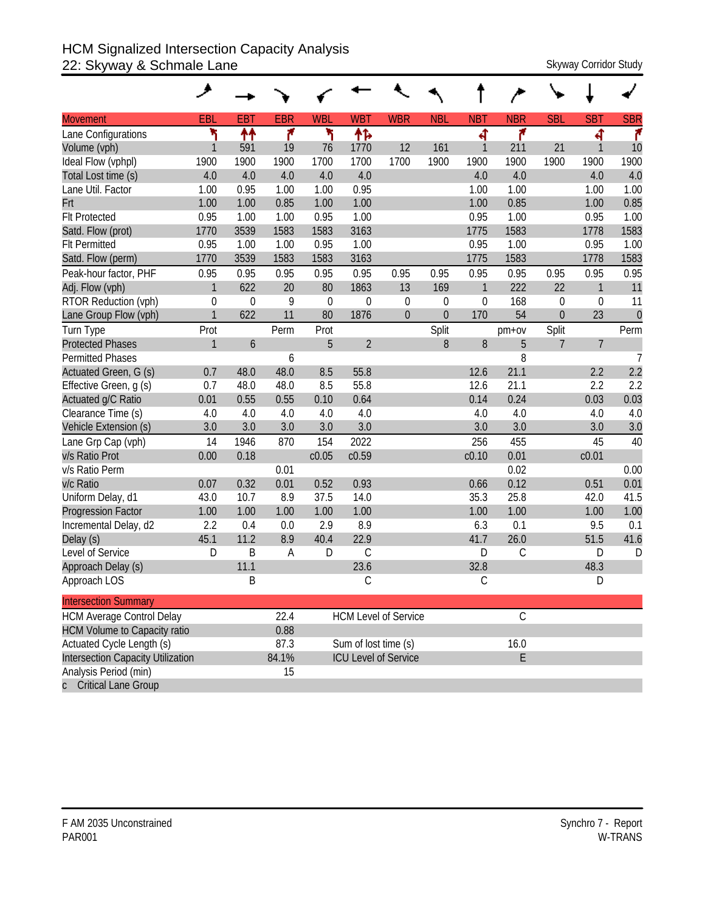# HCM Signalized Intersection Capacity Analysis
## 22: Skyway & Schmale Lane

Skyway Corridor Study

| Movement | EBL | EBT | EBR | WBL | WBT | WBR | NBL | NBT | NBR | SBL | SBT | SBR |
|---|---|---|---|---|---|---|---|---|---|---|---|---|
| Lane Configurations | | | | | | | | | | | | |
| Volume (vph) | 1 | 591 | 19 | 76 | 1770 | 12 | 161 | 1 | 211 | 21 | 1 | 10 |
| Ideal Flow (vphpl) | 1900 | 1900 | 1900 | 1700 | 1700 | 1700 | 1900 | 1900 | 1900 | 1900 | 1900 | 1900 |
| Total Lost time (s) | 4.0 | 4.0 | 4.0 | 4.0 | 4.0 | | | 4.0 | 4.0 | | 4.0 | 4.0 |
| Lane Util. Factor | 1.00 | 0.95 | 1.00 | 1.00 | 0.95 | | | 1.00 | 1.00 | | 1.00 | 1.00 |
| Frt | 1.00 | 1.00 | 0.85 | 1.00 | 1.00 | | | 1.00 | 0.85 | | 1.00 | 0.85 |
| Flt Protected | 0.95 | 1.00 | 1.00 | 0.95 | 1.00 | | | 0.95 | 1.00 | | 0.95 | 1.00 |
| Satd. Flow (prot) | 1770 | 3539 | 1583 | 1583 | 3163 | | | 1775 | 1583 | | 1778 | 1583 |
| Flt Permitted | 0.95 | 1.00 | 1.00 | 0.95 | 1.00 | | | 0.95 | 1.00 | | 0.95 | 1.00 |
| Satd. Flow (perm) | 1770 | 3539 | 1583 | 1583 | 3163 | | | 1775 | 1583 | | 1778 | 1583 |
| Peak-hour factor, PHF | 0.95 | 0.95 | 0.95 | 0.95 | 0.95 | 0.95 | 0.95 | 0.95 | 0.95 | 0.95 | 0.95 | 0.95 |
| Adj. Flow (vph) | 1 | 622 | 20 | 80 | 1863 | 13 | 169 | 1 | 222 | 22 | 1 | 11 |
| RTOR Reduction (vph) | 0 | 0 | 9 | 0 | 0 | 0 | 0 | 0 | 168 | 0 | 0 | 11 |
| Lane Group Flow (vph) | 1 | 622 | 11 | 80 | 1876 | 0 | 0 | 170 | 54 | 0 | 23 | 0 |
| Turn Type | Prot | | Perm | Prot | | | Split | | pm+ov | Split | | Perm |
| Protected Phases | 1 | 6 | | 5 | 2 | | 8 | 8 | 5 | 7 | 7 | |
| Permitted Phases | | | 6 | | | | | | 8 | | | 7 |
| Actuated Green, G (s) | 0.7 | 48.0 | 48.0 | 8.5 | 55.8 | | | 12.6 | 21.1 | | 2.2 | 2.2 |
| Effective Green, g (s) | 0.7 | 48.0 | 48.0 | 8.5 | 55.8 | | | 12.6 | 21.1 | | 2.2 | 2.2 |
| Actuated g/C Ratio | 0.01 | 0.55 | 0.55 | 0.10 | 0.64 | | | 0.14 | 0.24 | | 0.03 | 0.03 |
| Clearance Time (s) | 4.0 | 4.0 | 4.0 | 4.0 | 4.0 | | | 4.0 | 4.0 | | 4.0 | 4.0 |
| Vehicle Extension (s) | 3.0 | 3.0 | 3.0 | 3.0 | 3.0 | | | 3.0 | 3.0 | | 3.0 | 3.0 |
| Lane Grp Cap (vph) | 14 | 1946 | 870 | 154 | 2022 | | | 256 | 455 | | 45 | 40 |
| v/s Ratio Prot | 0.00 | 0.18 | | c0.05 | c0.59 | | | c0.10 | 0.01 | | c0.01 | |
| v/s Ratio Perm | | | 0.01 | | | | | | 0.02 | | | 0.00 |
| v/c Ratio | 0.07 | 0.32 | 0.01 | 0.52 | 0.93 | | | 0.66 | 0.12 | | 0.51 | 0.01 |
| Uniform Delay, d1 | 43.0 | 10.7 | 8.9 | 37.5 | 14.0 | | | 35.3 | 25.8 | | 42.0 | 41.5 |
| Progression Factor | 1.00 | 1.00 | 1.00 | 1.00 | 1.00 | | | 1.00 | 1.00 | | 1.00 | 1.00 |
| Incremental Delay, d2 | 2.2 | 0.4 | 0.0 | 2.9 | 8.9 | | | 6.3 | 0.1 | | 9.5 | 0.1 |
| Delay (s) | 45.1 | 11.2 | 8.9 | 40.4 | 22.9 | | | 41.7 | 26.0 | | 51.5 | 41.6 |
| Level of Service | D | B | A | D | C | | | D | C | | D | D |
| Approach Delay (s) | | 11.1 | | | 23.6 | | | 32.8 | | | 48.3 | |
| Approach LOS | | B | | | C | | | C | | | D | |

| Intersection Summary | | | |
|---|---|---|---|
| HCM Average Control Delay | 22.4 | HCM Level of Service | C |
| HCM Volume to Capacity ratio | 0.88 | | |
| Actuated Cycle Length (s) | 87.3 | Sum of lost time (s) | 16.0 |
| Intersection Capacity Utilization | 84.1% | ICU Level of Service | E |
| Analysis Period (min) | 15 | | |
| c Critical Lane Group | | | |

F AM 2035 Unconstrained
PAR001

Synchro 7 - Report
W-TRANS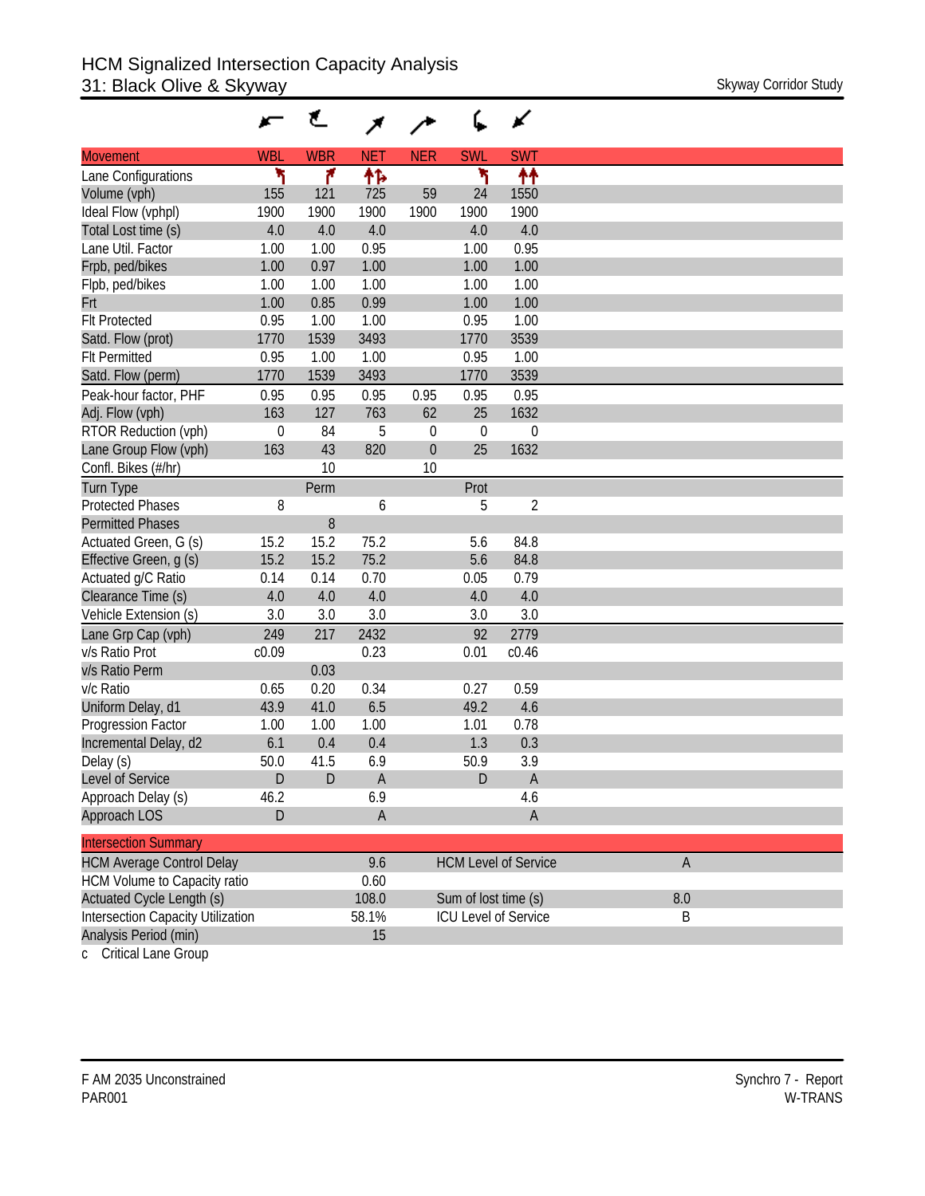# HCM Signalized Intersection Capacity Analysis
## 31: Black Olive & Skyway

Skyway Corridor Study

| Movement | WBL | WBR | NET | NER | SWL | SWT |
|---|---|---|---|---|---|---|
| Lane Configurations | | | | | | |
| Volume (vph) | 155 | 121 | 725 | 59 | 24 | 1550 |
| Ideal Flow (vphpl) | 1900 | 1900 | 1900 | 1900 | 1900 | 1900 |
| Total Lost time (s) | 4.0 | 4.0 | 4.0 | | 4.0 | 4.0 |
| Lane Util. Factor | 1.00 | 1.00 | 0.95 | | 1.00 | 0.95 |
| Frpb, ped/bikes | 1.00 | 0.97 | 1.00 | | 1.00 | 1.00 |
| Flpb, ped/bikes | 1.00 | 1.00 | 1.00 | | 1.00 | 1.00 |
| Frt | 1.00 | 0.85 | 0.99 | | 1.00 | 1.00 |
| Flt Protected | 0.95 | 1.00 | 1.00 | | 0.95 | 1.00 |
| Satd. Flow (prot) | 1770 | 1539 | 3493 | | 1770 | 3539 |
| Flt Permitted | 0.95 | 1.00 | 1.00 | | 0.95 | 1.00 |
| Satd. Flow (perm) | 1770 | 1539 | 3493 | | 1770 | 3539 |
| Peak-hour factor, PHF | 0.95 | 0.95 | 0.95 | 0.95 | 0.95 | 0.95 |
| Adj. Flow (vph) | 163 | 127 | 763 | 62 | 25 | 1632 |
| RTOR Reduction (vph) | 0 | 84 | 5 | 0 | 0 | 0 |
| Lane Group Flow (vph) | 163 | 43 | 820 | 0 | 25 | 1632 |
| Confl. Bikes (#/hr) | | 10 | | 10 | | |
| Turn Type | | Perm | | | Prot | |
| Protected Phases | 8 | | 6 | | 5 | 2 |
| Permitted Phases | | 8 | | | | |
| Actuated Green, G (s) | 15.2 | 15.2 | 75.2 | | 5.6 | 84.8 |
| Effective Green, g (s) | 15.2 | 15.2 | 75.2 | | 5.6 | 84.8 |
| Actuated g/C Ratio | 0.14 | 0.14 | 0.70 | | 0.05 | 0.79 |
| Clearance Time (s) | 4.0 | 4.0 | 4.0 | | 4.0 | 4.0 |
| Vehicle Extension (s) | 3.0 | 3.0 | 3.0 | | 3.0 | 3.0 |
| Lane Grp Cap (vph) | 249 | 217 | 2432 | | 92 | 2779 |
| v/s Ratio Prot | c0.09 | | 0.23 | | 0.01 | c0.46 |
| v/s Ratio Perm | | 0.03 | | | | |
| v/c Ratio | 0.65 | 0.20 | 0.34 | | 0.27 | 0.59 |
| Uniform Delay, d1 | 43.9 | 41.0 | 6.5 | | 49.2 | 4.6 |
| Progression Factor | 1.00 | 1.00 | 1.00 | | 1.01 | 0.78 |
| Incremental Delay, d2 | 6.1 | 0.4 | 0.4 | | 1.3 | 0.3 |
| Delay (s) | 50.0 | 41.5 | 6.9 | | 50.9 | 3.9 |
| Level of Service | D | D | A | | D | A |
| Approach Delay (s) | 46.2 | | 6.9 | | | 4.6 |
| Approach LOS | D | | A | | | A |

| Intersection Summary | | | |
|---|---|---|---|
| HCM Average Control Delay | 9.6 | HCM Level of Service | A |
| HCM Volume to Capacity ratio | 0.60 | | |
| Actuated Cycle Length (s) | 108.0 | Sum of lost time (s) | 8.0 |
| Intersection Capacity Utilization | 58.1% | ICU Level of Service | B |
| Analysis Period (min) | 15 | | |

c Critical Lane Group

F AM 2035 Unconstrained
PAR001

Synchro 7 - Report
W-TRANS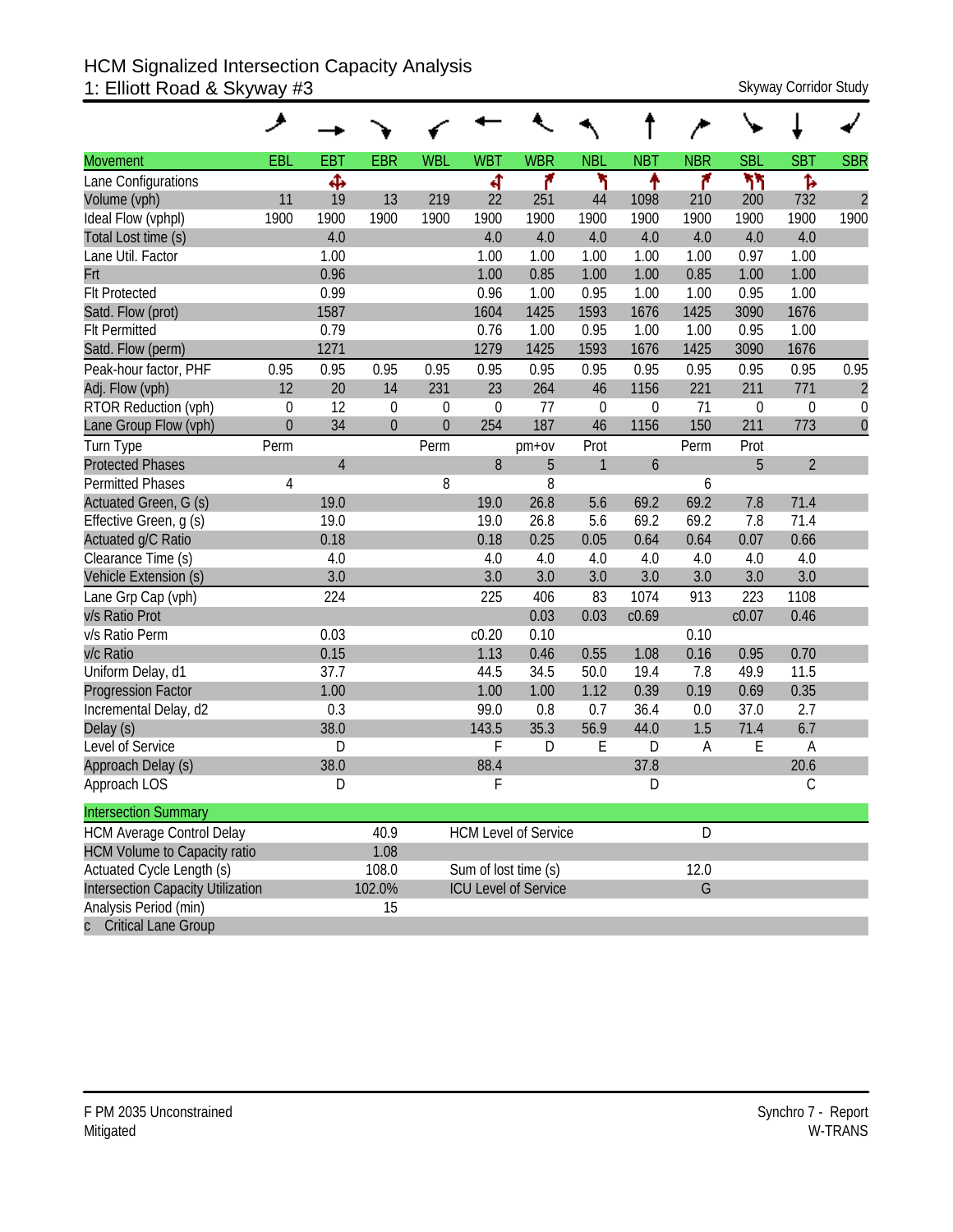# HCM Signalized Intersection Capacity Analysis
## 1: Elliott Road & Skyway #3

Skyway Corridor Study

| Movement | EBL | EBT | EBR | WBL | WBT | WBR | NBL | NBT | NBR | SBL | SBT | SBR |
|---|---|---|---|---|---|---|---|---|---|---|---|---|
| Lane Configurations | | ✥ | | | ↰ | ↱ | ↰ | ↑ | ↱ | ↰↰ | ↱ | |
| Volume (vph) | 11 | 19 | 13 | 219 | 22 | 251 | 44 | 1098 | 210 | 200 | 732 | 2 |
| Ideal Flow (vphpl) | 1900 | 1900 | 1900 | 1900 | 1900 | 1900 | 1900 | 1900 | 1900 | 1900 | 1900 | 1900 |
| Total Lost time (s) | | 4.0 | | | 4.0 | 4.0 | 4.0 | 4.0 | 4.0 | 4.0 | 4.0 | |
| Lane Util. Factor | | 1.00 | | | 1.00 | 1.00 | 1.00 | 1.00 | 1.00 | 0.97 | 1.00 | |
| Frt | | 0.96 | | | 1.00 | 0.85 | 1.00 | 1.00 | 0.85 | 1.00 | 1.00 | |
| Flt Protected | | 0.99 | | | 0.96 | 1.00 | 0.95 | 1.00 | 1.00 | 0.95 | 1.00 | |
| Satd. Flow (prot) | | 1587 | | | 1604 | 1425 | 1593 | 1676 | 1425 | 3090 | 1676 | |
| Flt Permitted | | 0.79 | | | 0.76 | 1.00 | 0.95 | 1.00 | 1.00 | 0.95 | 1.00 | |
| Satd. Flow (perm) | | 1271 | | | 1279 | 1425 | 1593 | 1676 | 1425 | 3090 | 1676 | |
| Peak-hour factor, PHF | 0.95 | 0.95 | 0.95 | 0.95 | 0.95 | 0.95 | 0.95 | 0.95 | 0.95 | 0.95 | 0.95 | 0.95 |
| Adj. Flow (vph) | 12 | 20 | 14 | 231 | 23 | 264 | 46 | 1156 | 221 | 211 | 771 | 2 |
| RTOR Reduction (vph) | 0 | 12 | 0 | 0 | 0 | 77 | 0 | 0 | 71 | 0 | 0 | 0 |
| Lane Group Flow (vph) | 0 | 34 | 0 | 0 | 254 | 187 | 46 | 1156 | 150 | 211 | 773 | 0 |
| Turn Type | Perm | | | Perm | | pm+ov | Prot | | Perm | Prot | | |
| Protected Phases | | 4 | | | 8 | 5 | 1 | 6 | | 5 | 2 | |
| Permitted Phases | 4 | | | 8 | | 8 | | | 6 | | | |
| Actuated Green, G (s) | | 19.0 | | | 19.0 | 26.8 | 5.6 | 69.2 | 69.2 | 7.8 | 71.4 | |
| Effective Green, g (s) | | 19.0 | | | 19.0 | 26.8 | 5.6 | 69.2 | 69.2 | 7.8 | 71.4 | |
| Actuated g/C Ratio | | 0.18 | | | 0.18 | 0.25 | 0.05 | 0.64 | 0.64 | 0.07 | 0.66 | |
| Clearance Time (s) | | 4.0 | | | 4.0 | 4.0 | 4.0 | 4.0 | 4.0 | 4.0 | 4.0 | |
| Vehicle Extension (s) | | 3.0 | | | 3.0 | 3.0 | 3.0 | 3.0 | 3.0 | 3.0 | 3.0 | |
| Lane Grp Cap (vph) | | 224 | | | 225 | 406 | 83 | 1074 | 913 | 223 | 1108 | |
| v/s Ratio Prot | | | | | | 0.03 | 0.03 | c0.69 | | c0.07 | 0.46 | |
| v/s Ratio Perm | | 0.03 | | | c0.20 | 0.10 | | | 0.10 | | | |
| v/c Ratio | | 0.15 | | | 1.13 | 0.46 | 0.55 | 1.08 | 0.16 | 0.95 | 0.70 | |
| Uniform Delay, d1 | | 37.7 | | | 44.5 | 34.5 | 50.0 | 19.4 | 7.8 | 49.9 | 11.5 | |
| Progression Factor | | 1.00 | | | 1.00 | 1.00 | 1.12 | 0.39 | 0.19 | 0.69 | 0.35 | |
| Incremental Delay, d2 | | 0.3 | | | 99.0 | 0.8 | 0.7 | 36.4 | 0.0 | 37.0 | 2.7 | |
| Delay (s) | | 38.0 | | | 143.5 | 35.3 | 56.9 | 44.0 | 1.5 | 71.4 | 6.7 | |
| Level of Service | | D | | | F | D | E | D | A | E | A | |
| Approach Delay (s) | | 38.0 | | | 88.4 | | | 37.8 | | | 20.6 | |
| Approach LOS | | D | | | F | | | D | | | C | |

| Intersection Summary | | | |
|---|---|---|---|
| HCM Average Control Delay | 40.9 | HCM Level of Service | D |
| HCM Volume to Capacity ratio | 1.08 | | |
| Actuated Cycle Length (s) | 108.0 | Sum of lost time (s) | 12.0 |
| Intersection Capacity Utilization | 102.0% | ICU Level of Service | G |
| Analysis Period (min) | 15 | | |
| c Critical Lane Group | | | |

F PM 2035 Unconstrained
Mitigated

Synchro 7 - Report
W-TRANS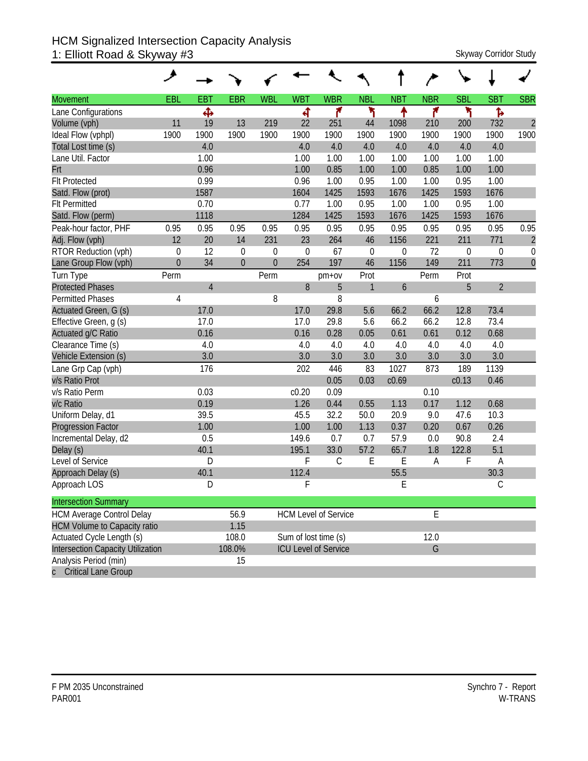# HCM Signalized Intersection Capacity Analysis
## 1: Elliott Road & Skyway #3

Skyway Corridor Study

| Movement | EBL | EBT | EBR | WBL | WBT | WBR | NBL | NBT | NBR | SBL | SBT | SBR |
|---|---|---|---|---|---|---|---|---|---|---|---|---|
| Lane Configurations | | ✥ | | | ↰ | ↱ | ↰ | ↑ | ↱ | ↰ | ↱ | |
| Volume (vph) | 11 | 19 | 13 | 219 | 22 | 251 | 44 | 1098 | 210 | 200 | 732 | 2 |
| Ideal Flow (vphpl) | 1900 | 1900 | 1900 | 1900 | 1900 | 1900 | 1900 | 1900 | 1900 | 1900 | 1900 | 1900 |
| Total Lost time (s) | | 4.0 | | | 4.0 | 4.0 | 4.0 | 4.0 | 4.0 | 4.0 | 4.0 | |
| Lane Util. Factor | | 1.00 | | | 1.00 | 1.00 | 1.00 | 1.00 | 1.00 | 1.00 | 1.00 | |
| Frt | | 0.96 | | | 1.00 | 0.85 | 1.00 | 1.00 | 0.85 | 1.00 | 1.00 | |
| Flt Protected | | 0.99 | | | 0.96 | 1.00 | 0.95 | 1.00 | 1.00 | 0.95 | 1.00 | |
| Satd. Flow (prot) | | 1587 | | | 1604 | 1425 | 1593 | 1676 | 1425 | 1593 | 1676 | |
| Flt Permitted | | 0.70 | | | 0.77 | 1.00 | 0.95 | 1.00 | 1.00 | 0.95 | 1.00 | |
| Satd. Flow (perm) | | 1118 | | | 1284 | 1425 | 1593 | 1676 | 1425 | 1593 | 1676 | |
| Peak-hour factor, PHF | 0.95 | 0.95 | 0.95 | 0.95 | 0.95 | 0.95 | 0.95 | 0.95 | 0.95 | 0.95 | 0.95 | 0.95 |
| Adj. Flow (vph) | 12 | 20 | 14 | 231 | 23 | 264 | 46 | 1156 | 221 | 211 | 771 | 2 |
| RTOR Reduction (vph) | 0 | 12 | 0 | 0 | 0 | 67 | 0 | 0 | 72 | 0 | 0 | 0 |
| Lane Group Flow (vph) | 0 | 34 | 0 | 0 | 254 | 197 | 46 | 1156 | 149 | 211 | 773 | 0 |
| Turn Type | Perm | | | Perm | | pm+ov | Prot | | Perm | Prot | | |
| Protected Phases | | 4 | | | 8 | 5 | 1 | 6 | | 5 | 2 | |
| Permitted Phases | 4 | | | 8 | | 8 | | | 6 | | | |
| Actuated Green, G (s) | | 17.0 | | | 17.0 | 29.8 | 5.6 | 66.2 | 66.2 | 12.8 | 73.4 | |
| Effective Green, g (s) | | 17.0 | | | 17.0 | 29.8 | 5.6 | 66.2 | 66.2 | 12.8 | 73.4 | |
| Actuated g/C Ratio | | 0.16 | | | 0.16 | 0.28 | 0.05 | 0.61 | 0.61 | 0.12 | 0.68 | |
| Clearance Time (s) | | 4.0 | | | 4.0 | 4.0 | 4.0 | 4.0 | 4.0 | 4.0 | 4.0 | |
| Vehicle Extension (s) | | 3.0 | | | 3.0 | 3.0 | 3.0 | 3.0 | 3.0 | 3.0 | 3.0 | |
| Lane Grp Cap (vph) | | 176 | | | 202 | 446 | 83 | 1027 | 873 | 189 | 1139 | |
| v/s Ratio Prot | | | | | | 0.05 | 0.03 | c0.69 | | c0.13 | 0.46 | |
| v/s Ratio Perm | | 0.03 | | | c0.20 | 0.09 | | | 0.10 | | | |
| v/c Ratio | | 0.19 | | | 1.26 | 0.44 | 0.55 | 1.13 | 0.17 | 1.12 | 0.68 | |
| Uniform Delay, d1 | | 39.5 | | | 45.5 | 32.2 | 50.0 | 20.9 | 9.0 | 47.6 | 10.3 | |
| Progression Factor | | 1.00 | | | 1.00 | 1.00 | 1.13 | 0.37 | 0.20 | 0.67 | 0.26 | |
| Incremental Delay, d2 | | 0.5 | | | 149.6 | 0.7 | 0.7 | 57.9 | 0.0 | 90.8 | 2.4 | |
| Delay (s) | | 40.1 | | | 195.1 | 33.0 | 57.2 | 65.7 | 1.8 | 122.8 | 5.1 | |
| Level of Service | | D | | | F | C | E | E | A | F | A | |
| Approach Delay (s) | | 40.1 | | | 112.4 | | | 55.5 | | | 30.3 | |
| Approach LOS | | D | | | F | | | E | | | C | |

| Intersection Summary | | | |
|---|---|---|---|
| HCM Average Control Delay | 56.9 | HCM Level of Service | E |
| HCM Volume to Capacity ratio | 1.15 | | |
| Actuated Cycle Length (s) | 108.0 | Sum of lost time (s) | 12.0 |
| Intersection Capacity Utilization | 108.0% | ICU Level of Service | G |
| Analysis Period (min) | 15 | | |
| c Critical Lane Group | | | |

F PM 2035 Unconstrained
PAR001

Synchro 7 - Report
W-TRANS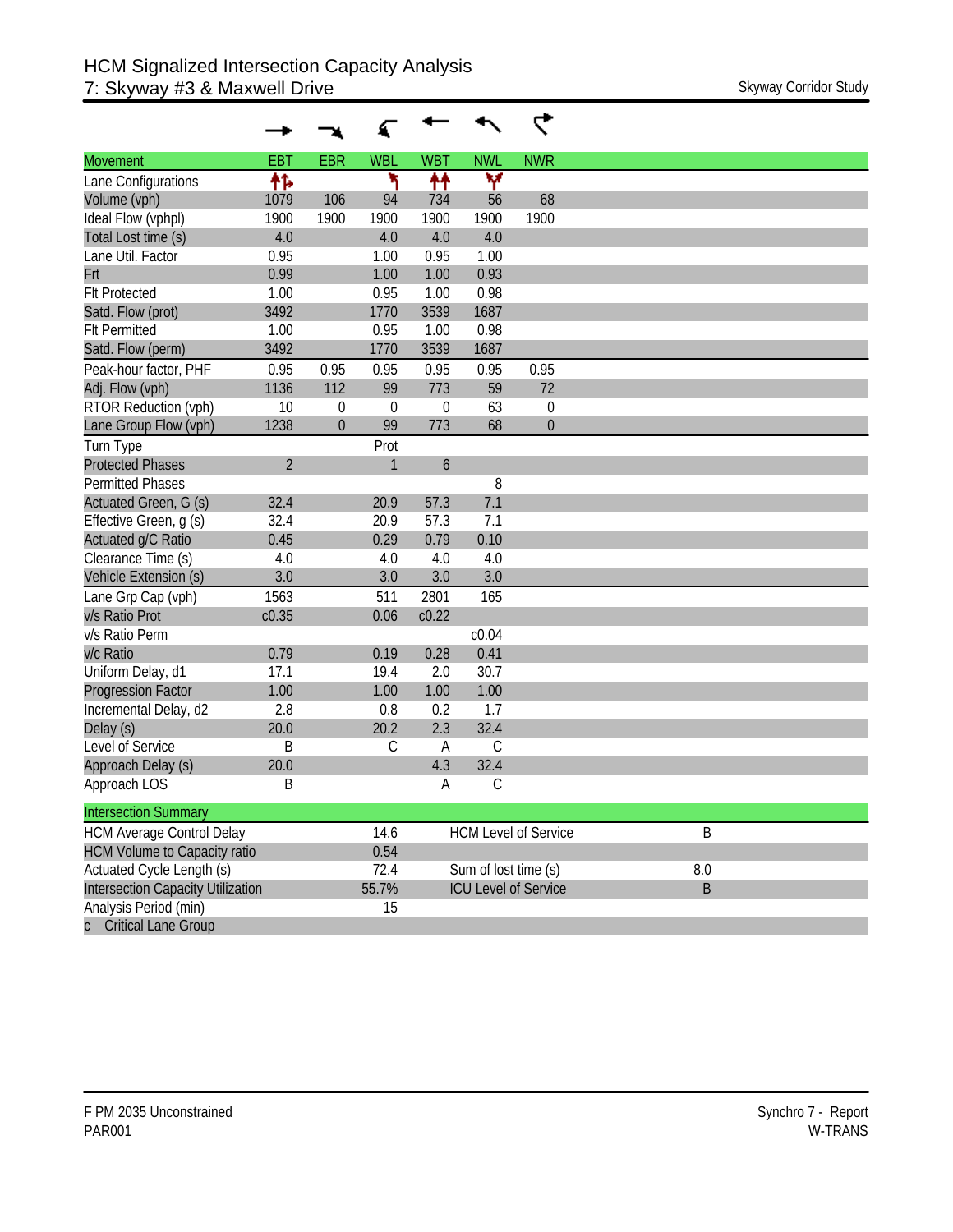# HCM Signalized Intersection Capacity Analysis
## 7: Skyway #3 & Maxwell Drive

Skyway Corridor Study

| Movement | EBT | EBR | WBL | WBT | NWL | NWR |
|---|---|---|---|---|---|---|
| Lane Configurations | | | | | | |
| Volume (vph) | 1079 | 106 | 94 | 734 | 56 | 68 |
| Ideal Flow (vphpl) | 1900 | 1900 | 1900 | 1900 | 1900 | 1900 |
| Total Lost time (s) | 4.0 | | 4.0 | 4.0 | 4.0 | |
| Lane Util. Factor | 0.95 | | 1.00 | 0.95 | 1.00 | |
| Frt | 0.99 | | 1.00 | 1.00 | 0.93 | |
| Flt Protected | 1.00 | | 0.95 | 1.00 | 0.98 | |
| Satd. Flow (prot) | 3492 | | 1770 | 3539 | 1687 | |
| Flt Permitted | 1.00 | | 0.95 | 1.00 | 0.98 | |
| Satd. Flow (perm) | 3492 | | 1770 | 3539 | 1687 | |
| Peak-hour factor, PHF | 0.95 | 0.95 | 0.95 | 0.95 | 0.95 | 0.95 |
| Adj. Flow (vph) | 1136 | 112 | 99 | 773 | 59 | 72 |
| RTOR Reduction (vph) | 10 | 0 | 0 | 0 | 63 | 0 |
| Lane Group Flow (vph) | 1238 | 0 | 99 | 773 | 68 | 0 |
| Turn Type | | | Prot | | | |
| Protected Phases | 2 | | 1 | 6 | | |
| Permitted Phases | | | | | 8 | |
| Actuated Green, G (s) | 32.4 | | 20.9 | 57.3 | 7.1 | |
| Effective Green, g (s) | 32.4 | | 20.9 | 57.3 | 7.1 | |
| Actuated g/C Ratio | 0.45 | | 0.29 | 0.79 | 0.10 | |
| Clearance Time (s) | 4.0 | | 4.0 | 4.0 | 4.0 | |
| Vehicle Extension (s) | 3.0 | | 3.0 | 3.0 | 3.0 | |
| Lane Grp Cap (vph) | 1563 | | 511 | 2801 | 165 | |
| v/s Ratio Prot | c0.35 | | 0.06 | c0.22 | | |
| v/s Ratio Perm | | | | | c0.04 | |
| v/c Ratio | 0.79 | | 0.19 | 0.28 | 0.41 | |
| Uniform Delay, d1 | 17.1 | | 19.4 | 2.0 | 30.7 | |
| Progression Factor | 1.00 | | 1.00 | 1.00 | 1.00 | |
| Incremental Delay, d2 | 2.8 | | 0.8 | 0.2 | 1.7 | |
| Delay (s) | 20.0 | | 20.2 | 2.3 | 32.4 | |
| Level of Service | B | | C | A | C | |
| Approach Delay (s) | 20.0 | | | 4.3 | 32.4 | |
| Approach LOS | B | | | A | C | |

| Intersection Summary | | | |
|---|---|---|---|
| HCM Average Control Delay | 14.6 | HCM Level of Service | B |
| HCM Volume to Capacity ratio | 0.54 | | |
| Actuated Cycle Length (s) | 72.4 | Sum of lost time (s) | 8.0 |
| Intersection Capacity Utilization | 55.7% | ICU Level of Service | B |
| Analysis Period (min) | 15 | | |
| c Critical Lane Group | | | |

F PM 2035 Unconstrained
PAR001

Synchro 7 - Report
W-TRANS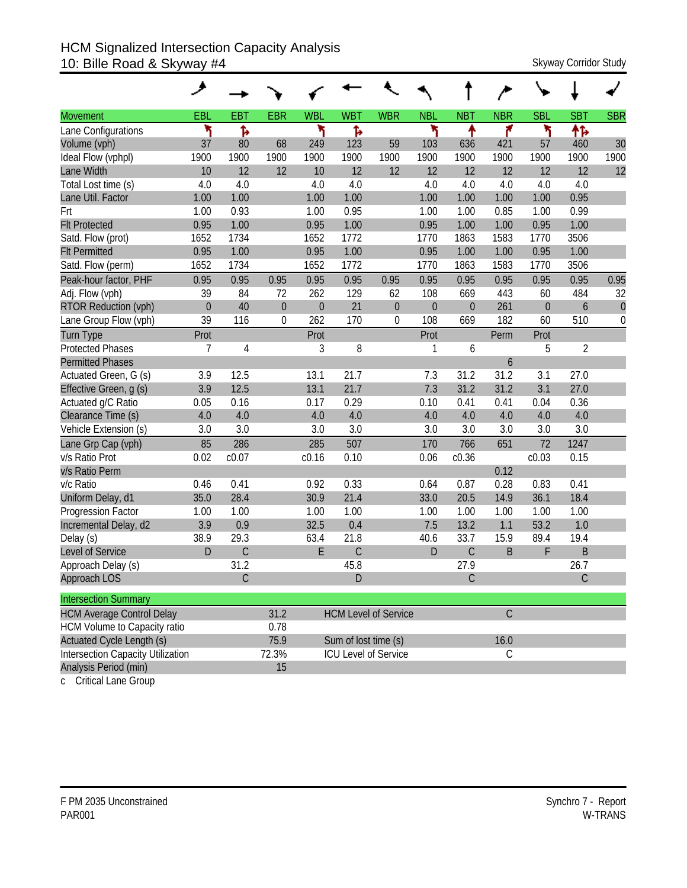# HCM Signalized Intersection Capacity Analysis
## 10: Bille Road & Skyway #4

Skyway Corridor Study

| Movement | EBL | EBT | EBR | WBL | WBT | WBR | NBL | NBT | NBR | SBL | SBT | SBR |
|---|---|---|---|---|---|---|---|---|---|---|---|---|
| Lane Configurations | | | | | | | | | | | | |
| Volume (vph) | 37 | 80 | 68 | 249 | 123 | 59 | 103 | 636 | 421 | 57 | 460 | 30 |
| Ideal Flow (vphpl) | 1900 | 1900 | 1900 | 1900 | 1900 | 1900 | 1900 | 1900 | 1900 | 1900 | 1900 | 1900 |
| Lane Width | 10 | 12 | 12 | 10 | 12 | 12 | 12 | 12 | 12 | 12 | 12 | 12 |
| Total Lost time (s) | 4.0 | 4.0 | | 4.0 | 4.0 | | 4.0 | 4.0 | 4.0 | 4.0 | 4.0 | |
| Lane Util. Factor | 1.00 | 1.00 | | 1.00 | 1.00 | | 1.00 | 1.00 | 1.00 | 1.00 | 0.95 | |
| Frt | 1.00 | 0.93 | | 1.00 | 0.95 | | 1.00 | 1.00 | 0.85 | 1.00 | 0.99 | |
| Flt Protected | 0.95 | 1.00 | | 0.95 | 1.00 | | 0.95 | 1.00 | 1.00 | 0.95 | 1.00 | |
| Satd. Flow (prot) | 1652 | 1734 | | 1652 | 1772 | | 1770 | 1863 | 1583 | 1770 | 3506 | |
| Flt Permitted | 0.95 | 1.00 | | 0.95 | 1.00 | | 0.95 | 1.00 | 1.00 | 0.95 | 1.00 | |
| Satd. Flow (perm) | 1652 | 1734 | | 1652 | 1772 | | 1770 | 1863 | 1583 | 1770 | 3506 | |
| Peak-hour factor, PHF | 0.95 | 0.95 | 0.95 | 0.95 | 0.95 | 0.95 | 0.95 | 0.95 | 0.95 | 0.95 | 0.95 | 0.95 |
| Adj. Flow (vph) | 39 | 84 | 72 | 262 | 129 | 62 | 108 | 669 | 443 | 60 | 484 | 32 |
| RTOR Reduction (vph) | 0 | 40 | 0 | 0 | 21 | 0 | 0 | 0 | 261 | 0 | 6 | 0 |
| Lane Group Flow (vph) | 39 | 116 | 0 | 262 | 170 | 0 | 108 | 669 | 182 | 60 | 510 | 0 |
| Turn Type | Prot | | | Prot | | | Prot | | Perm | Prot | | |
| Protected Phases | 7 | 4 | | 3 | 8 | | 1 | 6 | | 5 | 2 | |
| Permitted Phases | | | | | | | | | 6 | | | |
| Actuated Green, G (s) | 3.9 | 12.5 | | 13.1 | 21.7 | | 7.3 | 31.2 | 31.2 | 3.1 | 27.0 | |
| Effective Green, g (s) | 3.9 | 12.5 | | 13.1 | 21.7 | | 7.3 | 31.2 | 31.2 | 3.1 | 27.0 | |
| Actuated g/C Ratio | 0.05 | 0.16 | | 0.17 | 0.29 | | 0.10 | 0.41 | 0.41 | 0.04 | 0.36 | |
| Clearance Time (s) | 4.0 | 4.0 | | 4.0 | 4.0 | | 4.0 | 4.0 | 4.0 | 4.0 | 4.0 | |
| Vehicle Extension (s) | 3.0 | 3.0 | | 3.0 | 3.0 | | 3.0 | 3.0 | 3.0 | 3.0 | 3.0 | |
| Lane Grp Cap (vph) | 85 | 286 | | 285 | 507 | | 170 | 766 | 651 | 72 | 1247 | |
| v/s Ratio Prot | 0.02 | c0.07 | | c0.16 | 0.10 | | 0.06 | c0.36 | | c0.03 | 0.15 | |
| v/s Ratio Perm | | | | | | | | | 0.12 | | | |
| v/c Ratio | 0.46 | 0.41 | | 0.92 | 0.33 | | 0.64 | 0.87 | 0.28 | 0.83 | 0.41 | |
| Uniform Delay, d1 | 35.0 | 28.4 | | 30.9 | 21.4 | | 33.0 | 20.5 | 14.9 | 36.1 | 18.4 | |
| Progression Factor | 1.00 | 1.00 | | 1.00 | 1.00 | | 1.00 | 1.00 | 1.00 | 1.00 | 1.00 | |
| Incremental Delay, d2 | 3.9 | 0.9 | | 32.5 | 0.4 | | 7.5 | 13.2 | 1.1 | 53.2 | 1.0 | |
| Delay (s) | 38.9 | 29.3 | | 63.4 | 21.8 | | 40.6 | 33.7 | 15.9 | 89.4 | 19.4 | |
| Level of Service | D | C | | E | C | | D | C | B | F | B | |
| Approach Delay (s) | | 31.2 | | | 45.8 | | | 27.9 | | | 26.7 | |
| Approach LOS | | C | | | D | | | C | | | C | |

| Intersection Summary | | | |
|---|---|---|---|
| HCM Average Control Delay | 31.2 | HCM Level of Service | C |
| HCM Volume to Capacity ratio | 0.78 | | |
| Actuated Cycle Length (s) | 75.9 | Sum of lost time (s) | 16.0 |
| Intersection Capacity Utilization | 72.3% | ICU Level of Service | C |
| Analysis Period (min) | 15 | | |

c Critical Lane Group

F PM 2035 Unconstrained
PAR001

Synchro 7 - Report
W-TRANS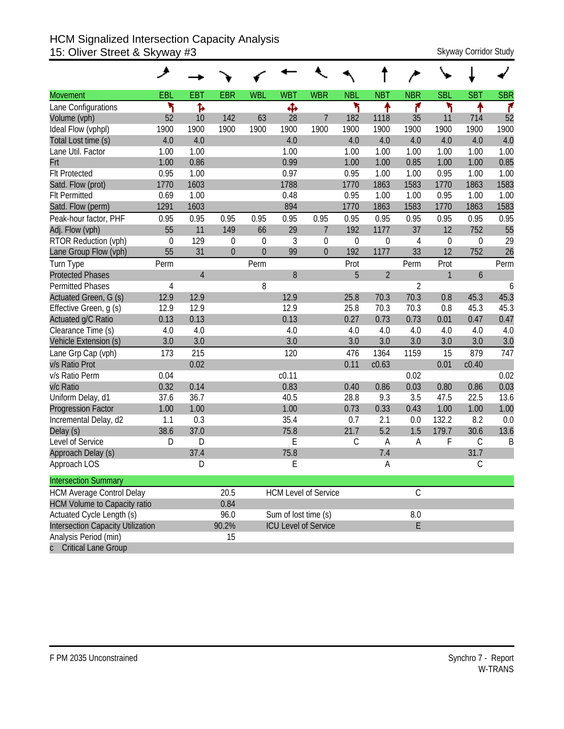# HCM Signalized Intersection Capacity Analysis
## 15: Oliver Street & Skyway #3

Skyway Corridor Study

| Movement | EBL | EBT | EBR | WBL | WBT | WBR | NBL | NBT | NBR | SBL | SBT | SBR |
|---|---|---|---|---|---|---|---|---|---|---|---|---|
| Lane Configurations | ↰ | ↱ | | | ✥ | | ↰ | ↑ | ↱ | ↰ | ↑ | ↱ |
| Volume (vph) | 52 | 10 | 142 | 63 | 28 | 7 | 182 | 1118 | 35 | 11 | 714 | 52 |
| Ideal Flow (vphpl) | 1900 | 1900 | 1900 | 1900 | 1900 | 1900 | 1900 | 1900 | 1900 | 1900 | 1900 | 1900 |
| Total Lost time (s) | 4.0 | 4.0 | | | 4.0 | | 4.0 | 4.0 | 4.0 | 4.0 | 4.0 | 4.0 |
| Lane Util. Factor | 1.00 | 1.00 | | | 1.00 | | 1.00 | 1.00 | 1.00 | 1.00 | 1.00 | 1.00 |
| Frt | 1.00 | 0.86 | | | 0.99 | | 1.00 | 1.00 | 0.85 | 1.00 | 1.00 | 0.85 |
| Flt Protected | 0.95 | 1.00 | | | 0.97 | | 0.95 | 1.00 | 1.00 | 0.95 | 1.00 | 1.00 |
| Satd. Flow (prot) | 1770 | 1603 | | | 1788 | | 1770 | 1863 | 1583 | 1770 | 1863 | 1583 |
| Flt Permitted | 0.69 | 1.00 | | | 0.48 | | 0.95 | 1.00 | 1.00 | 0.95 | 1.00 | 1.00 |
| Satd. Flow (perm) | 1291 | 1603 | | | 894 | | 1770 | 1863 | 1583 | 1770 | 1863 | 1583 |
| Peak-hour factor, PHF | 0.95 | 0.95 | 0.95 | 0.95 | 0.95 | 0.95 | 0.95 | 0.95 | 0.95 | 0.95 | 0.95 | 0.95 |
| Adj. Flow (vph) | 55 | 11 | 149 | 66 | 29 | 7 | 192 | 1177 | 37 | 12 | 752 | 55 |
| RTOR Reduction (vph) | 0 | 129 | 0 | 0 | 3 | 0 | 0 | 0 | 4 | 0 | 0 | 29 |
| Lane Group Flow (vph) | 55 | 31 | 0 | 0 | 99 | 0 | 192 | 1177 | 33 | 12 | 752 | 26 |
| Turn Type | Perm | | | Perm | | | Prot | | Perm | Prot | | Perm |
| Protected Phases | | 4 | | | 8 | | 5 | 2 | | 1 | 6 | |
| Permitted Phases | 4 | | | 8 | | | | | 2 | | | 6 |
| Actuated Green, G (s) | 12.9 | 12.9 | | | 12.9 | | 25.8 | 70.3 | 70.3 | 0.8 | 45.3 | 45.3 |
| Effective Green, g (s) | 12.9 | 12.9 | | | 12.9 | | 25.8 | 70.3 | 70.3 | 0.8 | 45.3 | 45.3 |
| Actuated g/C Ratio | 0.13 | 0.13 | | | 0.13 | | 0.27 | 0.73 | 0.73 | 0.01 | 0.47 | 0.47 |
| Clearance Time (s) | 4.0 | 4.0 | | | 4.0 | | 4.0 | 4.0 | 4.0 | 4.0 | 4.0 | 4.0 |
| Vehicle Extension (s) | 3.0 | 3.0 | | | 3.0 | | 3.0 | 3.0 | 3.0 | 3.0 | 3.0 | 3.0 |
| Lane Grp Cap (vph) | 173 | 215 | | | 120 | | 476 | 1364 | 1159 | 15 | 879 | 747 |
| v/s Ratio Prot | | 0.02 | | | | | 0.11 | c0.63 | | 0.01 | c0.40 | |
| v/s Ratio Perm | 0.04 | | | | c0.11 | | | | 0.02 | | | 0.02 |
| v/c Ratio | 0.32 | 0.14 | | | 0.83 | | 0.40 | 0.86 | 0.03 | 0.80 | 0.86 | 0.03 |
| Uniform Delay, d1 | 37.6 | 36.7 | | | 40.5 | | 28.8 | 9.3 | 3.5 | 47.5 | 22.5 | 13.6 |
| Progression Factor | 1.00 | 1.00 | | | 1.00 | | 0.73 | 0.33 | 0.43 | 1.00 | 1.00 | 1.00 |
| Incremental Delay, d2 | 1.1 | 0.3 | | | 35.4 | | 0.7 | 2.1 | 0.0 | 132.2 | 8.2 | 0.0 |
| Delay (s) | 38.6 | 37.0 | | | 75.8 | | 21.7 | 5.2 | 1.5 | 179.7 | 30.6 | 13.6 |
| Level of Service | D | D | | | E | | C | A | A | F | C | B |
| Approach Delay (s) | | 37.4 | | | 75.8 | | | 7.4 | | | 31.7 | |
| Approach LOS | | D | | | E | | | A | | | C | |

| Intersection Summary | | | |
|---|---|---|---|
| HCM Average Control Delay | 20.5 | HCM Level of Service | C |
| HCM Volume to Capacity ratio | 0.84 | | |
| Actuated Cycle Length (s) | 96.0 | Sum of lost time (s) | 8.0 |
| Intersection Capacity Utilization | 90.2% | ICU Level of Service | E |
| Analysis Period (min) | 15 | | |
| c Critical Lane Group | | | |

F PM 2035 Unconstrained

Synchro 7 - Report
W-TRANS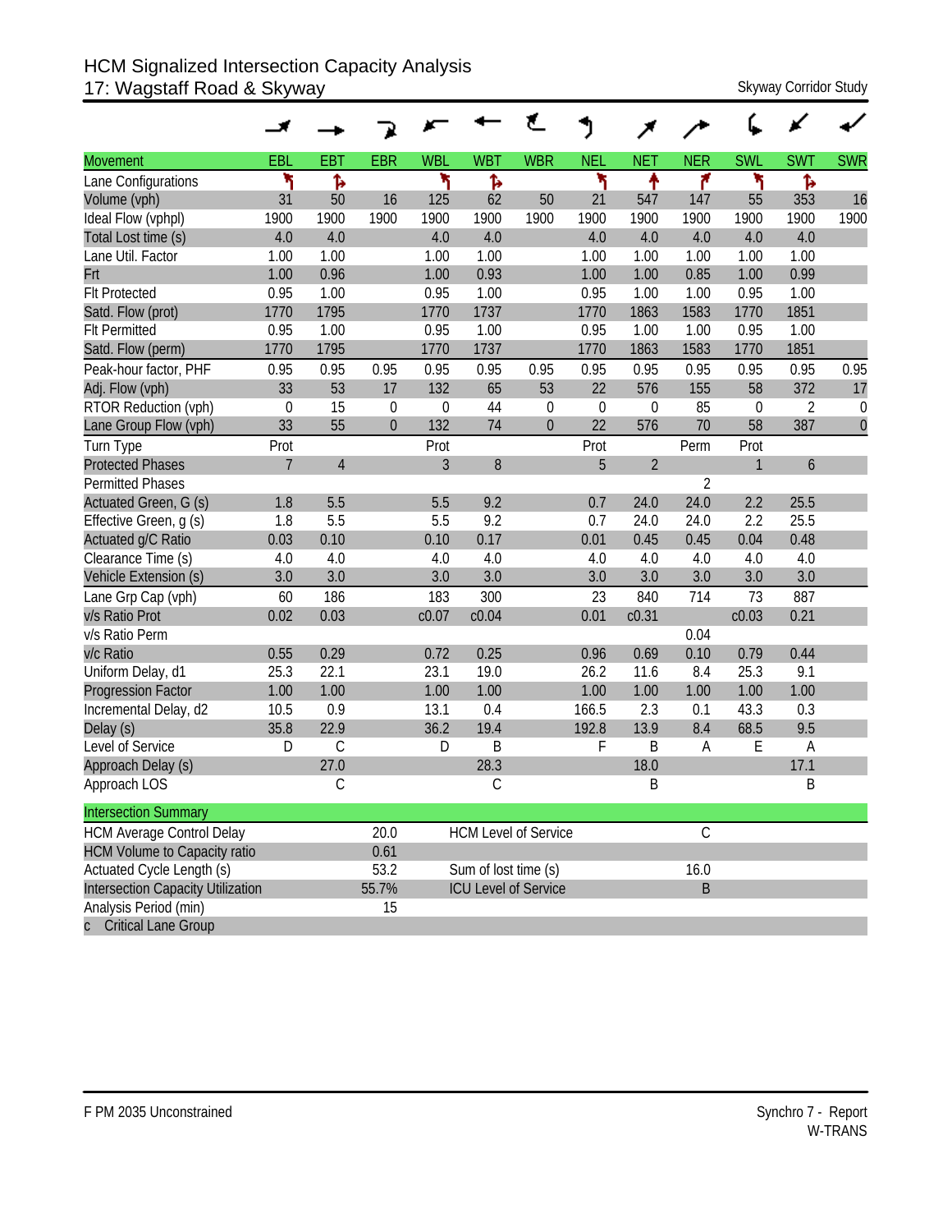# HCM Signalized Intersection Capacity Analysis
## 17: Wagstaff Road & Skyway

Skyway Corridor Study

| Movement | EBL | EBT | EBR | WBL | WBT | WBR | NEL | NET | NER | SWL | SWT | SWR |
|---|---|---|---|---|---|---|---|---|---|---|---|---|
| Lane Configurations | | | | | | | | | | | | |
| Volume (vph) | 31 | 50 | 16 | 125 | 62 | 50 | 21 | 547 | 147 | 55 | 353 | 16 |
| Ideal Flow (vphpl) | 1900 | 1900 | 1900 | 1900 | 1900 | 1900 | 1900 | 1900 | 1900 | 1900 | 1900 | 1900 |
| Total Lost time (s) | 4.0 | 4.0 | | 4.0 | 4.0 | | 4.0 | 4.0 | 4.0 | 4.0 | 4.0 | |
| Lane Util. Factor | 1.00 | 1.00 | | 1.00 | 1.00 | | 1.00 | 1.00 | 1.00 | 1.00 | 1.00 | |
| Frt | 1.00 | 0.96 | | 1.00 | 0.93 | | 1.00 | 1.00 | 0.85 | 1.00 | 0.99 | |
| Flt Protected | 0.95 | 1.00 | | 0.95 | 1.00 | | 0.95 | 1.00 | 1.00 | 0.95 | 1.00 | |
| Satd. Flow (prot) | 1770 | 1795 | | 1770 | 1737 | | 1770 | 1863 | 1583 | 1770 | 1851 | |
| Flt Permitted | 0.95 | 1.00 | | 0.95 | 1.00 | | 0.95 | 1.00 | 1.00 | 0.95 | 1.00 | |
| Satd. Flow (perm) | 1770 | 1795 | | 1770 | 1737 | | 1770 | 1863 | 1583 | 1770 | 1851 | |
| Peak-hour factor, PHF | 0.95 | 0.95 | 0.95 | 0.95 | 0.95 | 0.95 | 0.95 | 0.95 | 0.95 | 0.95 | 0.95 | 0.95 |
| Adj. Flow (vph) | 33 | 53 | 17 | 132 | 65 | 53 | 22 | 576 | 155 | 58 | 372 | 17 |
| RTOR Reduction (vph) | 0 | 15 | 0 | 0 | 44 | 0 | 0 | 0 | 85 | 0 | 2 | 0 |
| Lane Group Flow (vph) | 33 | 55 | 0 | 132 | 74 | 0 | 22 | 576 | 70 | 58 | 387 | 0 |
| Turn Type | Prot | | | Prot | | | Prot | | Perm | Prot | | |
| Protected Phases | 7 | 4 | | 3 | 8 | | 5 | 2 | | 1 | 6 | |
| Permitted Phases | | | | | | | | | 2 | | | |
| Actuated Green, G (s) | 1.8 | 5.5 | | 5.5 | 9.2 | | 0.7 | 24.0 | 24.0 | 2.2 | 25.5 | |
| Effective Green, g (s) | 1.8 | 5.5 | | 5.5 | 9.2 | | 0.7 | 24.0 | 24.0 | 2.2 | 25.5 | |
| Actuated g/C Ratio | 0.03 | 0.10 | | 0.10 | 0.17 | | 0.01 | 0.45 | 0.45 | 0.04 | 0.48 | |
| Clearance Time (s) | 4.0 | 4.0 | | 4.0 | 4.0 | | 4.0 | 4.0 | 4.0 | 4.0 | 4.0 | |
| Vehicle Extension (s) | 3.0 | 3.0 | | 3.0 | 3.0 | | 3.0 | 3.0 | 3.0 | 3.0 | 3.0 | |
| Lane Grp Cap (vph) | 60 | 186 | | 183 | 300 | | 23 | 840 | 714 | 73 | 887 | |
| v/s Ratio Prot | 0.02 | 0.03 | | c0.07 | c0.04 | | 0.01 | c0.31 | | c0.03 | 0.21 | |
| v/s Ratio Perm | | | | | | | | | 0.04 | | | |
| v/c Ratio | 0.55 | 0.29 | | 0.72 | 0.25 | | 0.96 | 0.69 | 0.10 | 0.79 | 0.44 | |
| Uniform Delay, d1 | 25.3 | 22.1 | | 23.1 | 19.0 | | 26.2 | 11.6 | 8.4 | 25.3 | 9.1 | |
| Progression Factor | 1.00 | 1.00 | | 1.00 | 1.00 | | 1.00 | 1.00 | 1.00 | 1.00 | 1.00 | |
| Incremental Delay, d2 | 10.5 | 0.9 | | 13.1 | 0.4 | | 166.5 | 2.3 | 0.1 | 43.3 | 0.3 | |
| Delay (s) | 35.8 | 22.9 | | 36.2 | 19.4 | | 192.8 | 13.9 | 8.4 | 68.5 | 9.5 | |
| Level of Service | D | C | | D | B | | F | B | A | E | A | |
| Approach Delay (s) | | 27.0 | | | 28.3 | | | 18.0 | | | 17.1 | |
| Approach LOS | | C | | | C | | | B | | | B | |

| Intersection Summary | | | |
|---|---|---|---|
| HCM Average Control Delay | 20.0 | HCM Level of Service | C |
| HCM Volume to Capacity ratio | 0.61 | | |
| Actuated Cycle Length (s) | 53.2 | Sum of lost time (s) | 16.0 |
| Intersection Capacity Utilization | 55.7% | ICU Level of Service | B |
| Analysis Period (min) | 15 | | |
| c Critical Lane Group | | | |

F PM 2035 Unconstrained

Synchro 7 - Report
W-TRANS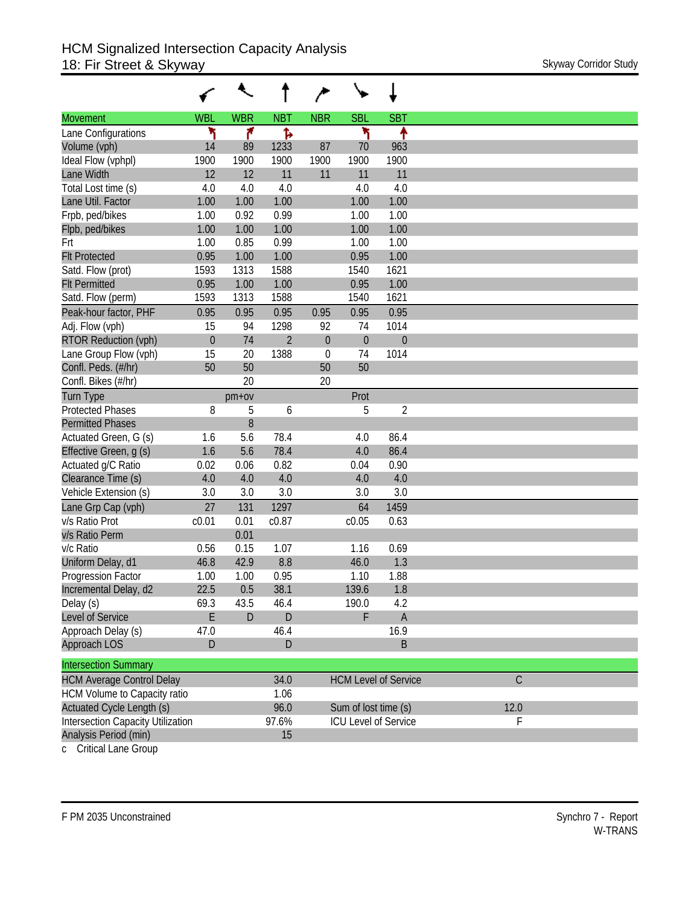# HCM Signalized Intersection Capacity Analysis
## 18: Fir Street & Skyway

Skyway Corridor Study

| Movement | WBL | WBR | NBT | NBR | SBL | SBT |
|---|---|---|---|---|---|---|
| Lane Configurations | | | | | | |
| Volume (vph) | 14 | 89 | 1233 | 87 | 70 | 963 |
| Ideal Flow (vphpl) | 1900 | 1900 | 1900 | 1900 | 1900 | 1900 |
| Lane Width | 12 | 12 | 11 | 11 | 11 | 11 |
| Total Lost time (s) | 4.0 | 4.0 | 4.0 | | 4.0 | 4.0 |
| Lane Util. Factor | 1.00 | 1.00 | 1.00 | | 1.00 | 1.00 |
| Frpb, ped/bikes | 1.00 | 0.92 | 0.99 | | 1.00 | 1.00 |
| Flpb, ped/bikes | 1.00 | 1.00 | 1.00 | | 1.00 | 1.00 |
| Frt | 1.00 | 0.85 | 0.99 | | 1.00 | 1.00 |
| Flt Protected | 0.95 | 1.00 | 1.00 | | 0.95 | 1.00 |
| Satd. Flow (prot) | 1593 | 1313 | 1588 | | 1540 | 1621 |
| Flt Permitted | 0.95 | 1.00 | 1.00 | | 0.95 | 1.00 |
| Satd. Flow (perm) | 1593 | 1313 | 1588 | | 1540 | 1621 |
| Peak-hour factor, PHF | 0.95 | 0.95 | 0.95 | 0.95 | 0.95 | 0.95 |
| Adj. Flow (vph) | 15 | 94 | 1298 | 92 | 74 | 1014 |
| RTOR Reduction (vph) | 0 | 74 | 2 | 0 | 0 | 0 |
| Lane Group Flow (vph) | 15 | 20 | 1388 | 0 | 74 | 1014 |
| Confl. Peds. (#/hr) | 50 | 50 | | 50 | 50 | |
| Confl. Bikes (#/hr) | | 20 | | 20 | | |
| Turn Type | | pm+ov | | | Prot | |
| Protected Phases | 8 | 5 | 6 | | 5 | 2 |
| Permitted Phases | | 8 | | | | |
| Actuated Green, G (s) | 1.6 | 5.6 | 78.4 | | 4.0 | 86.4 |
| Effective Green, g (s) | 1.6 | 5.6 | 78.4 | | 4.0 | 86.4 |
| Actuated g/C Ratio | 0.02 | 0.06 | 0.82 | | 0.04 | 0.90 |
| Clearance Time (s) | 4.0 | 4.0 | 4.0 | | 4.0 | 4.0 |
| Vehicle Extension (s) | 3.0 | 3.0 | 3.0 | | 3.0 | 3.0 |
| Lane Grp Cap (vph) | 27 | 131 | 1297 | | 64 | 1459 |
| v/s Ratio Prot | c0.01 | 0.01 | c0.87 | | c0.05 | 0.63 |
| v/s Ratio Perm | | 0.01 | | | | |
| v/c Ratio | 0.56 | 0.15 | 1.07 | | 1.16 | 0.69 |
| Uniform Delay, d1 | 46.8 | 42.9 | 8.8 | | 46.0 | 1.3 |
| Progression Factor | 1.00 | 1.00 | 0.95 | | 1.10 | 1.88 |
| Incremental Delay, d2 | 22.5 | 0.5 | 38.1 | | 139.6 | 1.8 |
| Delay (s) | 69.3 | 43.5 | 46.4 | | 190.0 | 4.2 |
| Level of Service | E | D | D | | F | A |
| Approach Delay (s) | 47.0 | | 46.4 | | | 16.9 |
| Approach LOS | D | | D | | | B |

| Intersection Summary | | | |
|---|---|---|---|
| HCM Average Control Delay | 34.0 | HCM Level of Service | C |
| HCM Volume to Capacity ratio | 1.06 | | |
| Actuated Cycle Length (s) | 96.0 | Sum of lost time (s) | 12.0 |
| Intersection Capacity Utilization | 97.6% | ICU Level of Service | F |
| Analysis Period (min) | 15 | | |

c Critical Lane Group

F PM 2035 Unconstrained

Synchro 7 - Report
W-TRANS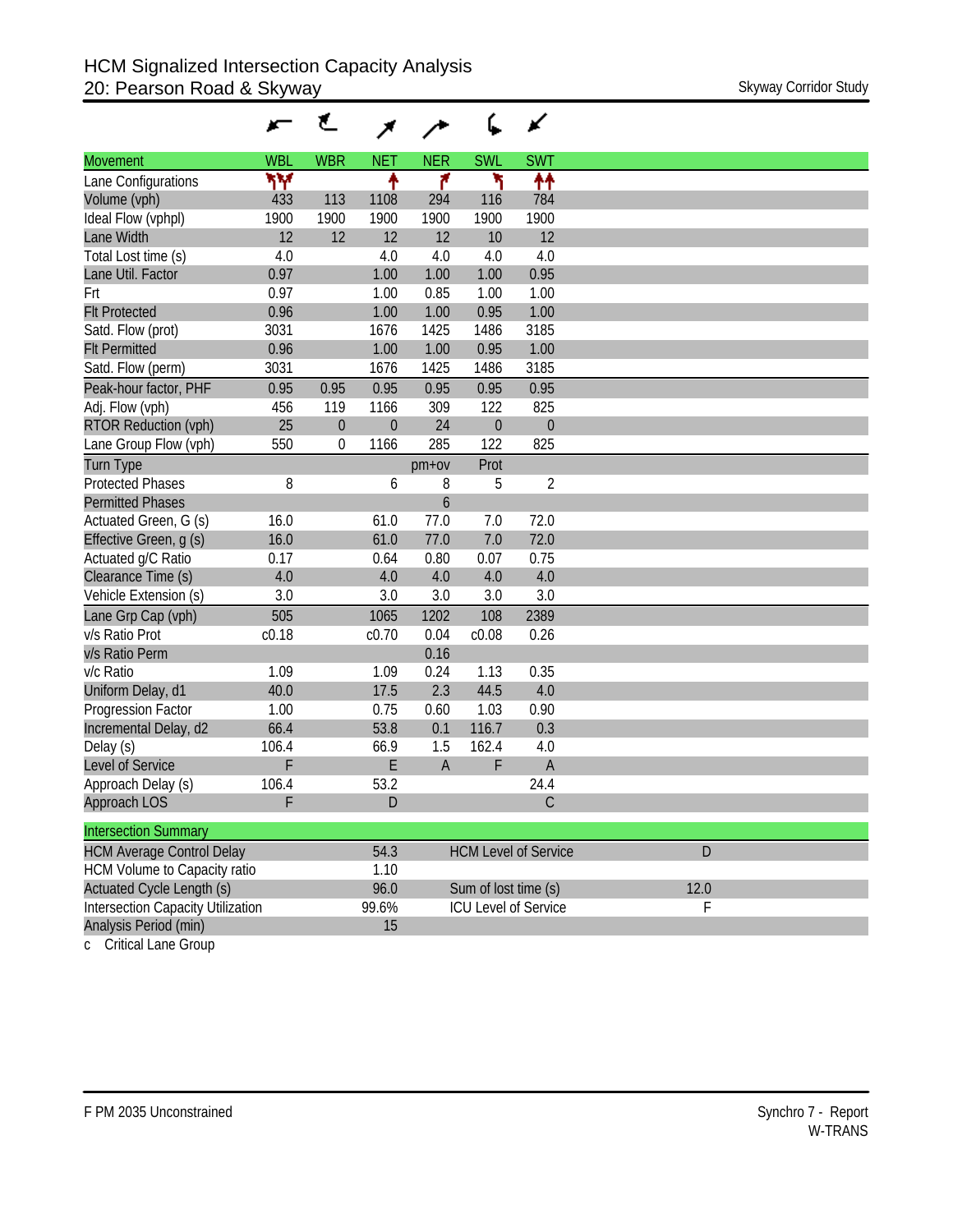# HCM Signalized Intersection Capacity Analysis
## 20: Pearson Road & Skyway

Skyway Corridor Study

| Movement | WBL | WBR | NET | NER | SWL | SWT |
|---|---|---|---|---|---|---|
| Lane Configurations | | | | | | |
| Volume (vph) | 433 | 113 | 1108 | 294 | 116 | 784 |
| Ideal Flow (vphpl) | 1900 | 1900 | 1900 | 1900 | 1900 | 1900 |
| Lane Width | 12 | 12 | 12 | 12 | 10 | 12 |
| Total Lost time (s) | 4.0 | | 4.0 | 4.0 | 4.0 | 4.0 |
| Lane Util. Factor | 0.97 | | 1.00 | 1.00 | 1.00 | 0.95 |
| Frt | 0.97 | | 1.00 | 0.85 | 1.00 | 1.00 |
| Flt Protected | 0.96 | | 1.00 | 1.00 | 0.95 | 1.00 |
| Satd. Flow (prot) | 3031 | | 1676 | 1425 | 1486 | 3185 |
| Flt Permitted | 0.96 | | 1.00 | 1.00 | 0.95 | 1.00 |
| Satd. Flow (perm) | 3031 | | 1676 | 1425 | 1486 | 3185 |
| Peak-hour factor, PHF | 0.95 | 0.95 | 0.95 | 0.95 | 0.95 | 0.95 |
| Adj. Flow (vph) | 456 | 119 | 1166 | 309 | 122 | 825 |
| RTOR Reduction (vph) | 25 | 0 | 0 | 24 | 0 | 0 |
| Lane Group Flow (vph) | 550 | 0 | 1166 | 285 | 122 | 825 |
| Turn Type | | | | pm+ov | Prot | |
| Protected Phases | 8 | | 6 | 8 | 5 | 2 |
| Permitted Phases | | | | 6 | | |
| Actuated Green, G (s) | 16.0 | | 61.0 | 77.0 | 7.0 | 72.0 |
| Effective Green, g (s) | 16.0 | | 61.0 | 77.0 | 7.0 | 72.0 |
| Actuated g/C Ratio | 0.17 | | 0.64 | 0.80 | 0.07 | 0.75 |
| Clearance Time (s) | 4.0 | | 4.0 | 4.0 | 4.0 | 4.0 |
| Vehicle Extension (s) | 3.0 | | 3.0 | 3.0 | 3.0 | 3.0 |
| Lane Grp Cap (vph) | 505 | | 1065 | 1202 | 108 | 2389 |
| v/s Ratio Prot | c0.18 | | c0.70 | 0.04 | c0.08 | 0.26 |
| v/s Ratio Perm | | | | 0.16 | | |
| v/c Ratio | 1.09 | | 1.09 | 0.24 | 1.13 | 0.35 |
| Uniform Delay, d1 | 40.0 | | 17.5 | 2.3 | 44.5 | 4.0 |
| Progression Factor | 1.00 | | 0.75 | 0.60 | 1.03 | 0.90 |
| Incremental Delay, d2 | 66.4 | | 53.8 | 0.1 | 116.7 | 0.3 |
| Delay (s) | 106.4 | | 66.9 | 1.5 | 162.4 | 4.0 |
| Level of Service | F | | E | A | F | A |
| Approach Delay (s) | 106.4 | | 53.2 | | | 24.4 |
| Approach LOS | F | | D | | | C |

| Intersection Summary | | | |
|---|---|---|---|
| HCM Average Control Delay | 54.3 | HCM Level of Service | D |
| HCM Volume to Capacity ratio | 1.10 | | |
| Actuated Cycle Length (s) | 96.0 | Sum of lost time (s) | 12.0 |
| Intersection Capacity Utilization | 99.6% | ICU Level of Service | F |
| Analysis Period (min) | 15 | | |

c Critical Lane Group

F PM 2035 Unconstrained

Synchro 7 - Report
W-TRANS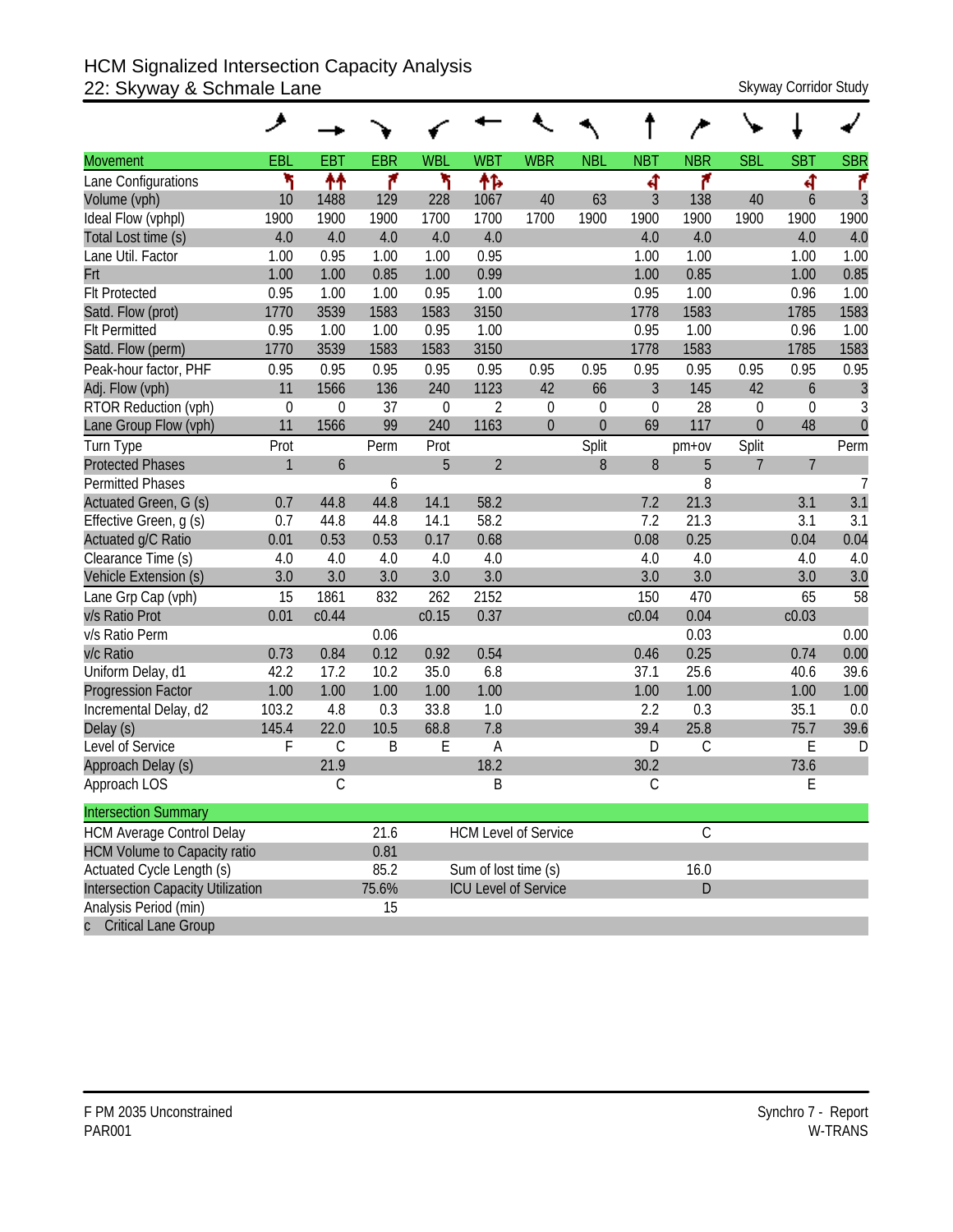# HCM Signalized Intersection Capacity Analysis
## 22: Skyway & Schmale Lane

Skyway Corridor Study

| Movement | EBL | EBT | EBR | WBL | WBT | WBR | NBL | NBT | NBR | SBL | SBT | SBR |
|---|---|---|---|---|---|---|---|---|---|---|---|---|
| Lane Configurations | | | | | | | | | | | | |
| Volume (vph) | 10 | 1488 | 129 | 228 | 1067 | 40 | 63 | 3 | 138 | 40 | 6 | 3 |
| Ideal Flow (vphpl) | 1900 | 1900 | 1900 | 1700 | 1700 | 1700 | 1900 | 1900 | 1900 | 1900 | 1900 | 1900 |
| Total Lost time (s) | 4.0 | 4.0 | 4.0 | 4.0 | 4.0 | | | 4.0 | 4.0 | | 4.0 | 4.0 |
| Lane Util. Factor | 1.00 | 0.95 | 1.00 | 1.00 | 0.95 | | | 1.00 | 1.00 | | 1.00 | 1.00 |
| Frt | 1.00 | 1.00 | 0.85 | 1.00 | 0.99 | | | 1.00 | 0.85 | | 1.00 | 0.85 |
| Flt Protected | 0.95 | 1.00 | 1.00 | 0.95 | 1.00 | | | 0.95 | 1.00 | | 0.96 | 1.00 |
| Satd. Flow (prot) | 1770 | 3539 | 1583 | 1583 | 3150 | | | 1778 | 1583 | | 1785 | 1583 |
| Flt Permitted | 0.95 | 1.00 | 1.00 | 0.95 | 1.00 | | | 0.95 | 1.00 | | 0.96 | 1.00 |
| Satd. Flow (perm) | 1770 | 3539 | 1583 | 1583 | 3150 | | | 1778 | 1583 | | 1785 | 1583 |
| Peak-hour factor, PHF | 0.95 | 0.95 | 0.95 | 0.95 | 0.95 | 0.95 | 0.95 | 0.95 | 0.95 | 0.95 | 0.95 | 0.95 |
| Adj. Flow (vph) | 11 | 1566 | 136 | 240 | 1123 | 42 | 66 | 3 | 145 | 42 | 6 | 3 |
| RTOR Reduction (vph) | 0 | 0 | 37 | 0 | 2 | 0 | 0 | 0 | 28 | 0 | 0 | 3 |
| Lane Group Flow (vph) | 11 | 1566 | 99 | 240 | 1163 | 0 | 0 | 69 | 117 | 0 | 48 | 0 |
| Turn Type | Prot | | Perm | Prot | | | Split | | pm+ov | Split | | Perm |
| Protected Phases | 1 | 6 | | 5 | 2 | | 8 | 8 | 5 | 7 | 7 | |
| Permitted Phases | | | 6 | | | | | | 8 | | | 7 |
| Actuated Green, G (s) | 0.7 | 44.8 | 44.8 | 14.1 | 58.2 | | | 7.2 | 21.3 | | 3.1 | 3.1 |
| Effective Green, g (s) | 0.7 | 44.8 | 44.8 | 14.1 | 58.2 | | | 7.2 | 21.3 | | 3.1 | 3.1 |
| Actuated g/C Ratio | 0.01 | 0.53 | 0.53 | 0.17 | 0.68 | | | 0.08 | 0.25 | | 0.04 | 0.04 |
| Clearance Time (s) | 4.0 | 4.0 | 4.0 | 4.0 | 4.0 | | | 4.0 | 4.0 | | 4.0 | 4.0 |
| Vehicle Extension (s) | 3.0 | 3.0 | 3.0 | 3.0 | 3.0 | | | 3.0 | 3.0 | | 3.0 | 3.0 |
| Lane Grp Cap (vph) | 15 | 1861 | 832 | 262 | 2152 | | | 150 | 470 | | 65 | 58 |
| v/s Ratio Prot | 0.01 | c0.44 | | c0.15 | 0.37 | | | c0.04 | 0.04 | | c0.03 | |
| v/s Ratio Perm | | | 0.06 | | | | | | 0.03 | | | 0.00 |
| v/c Ratio | 0.73 | 0.84 | 0.12 | 0.92 | 0.54 | | | 0.46 | 0.25 | | 0.74 | 0.00 |
| Uniform Delay, d1 | 42.2 | 17.2 | 10.2 | 35.0 | 6.8 | | | 37.1 | 25.6 | | 40.6 | 39.6 |
| Progression Factor | 1.00 | 1.00 | 1.00 | 1.00 | 1.00 | | | 1.00 | 1.00 | | 1.00 | 1.00 |
| Incremental Delay, d2 | 103.2 | 4.8 | 0.3 | 33.8 | 1.0 | | | 2.2 | 0.3 | | 35.1 | 0.0 |
| Delay (s) | 145.4 | 22.0 | 10.5 | 68.8 | 7.8 | | | 39.4 | 25.8 | | 75.7 | 39.6 |
| Level of Service | F | C | B | E | A | | | D | C | | E | D |
| Approach Delay (s) | | 21.9 | | | 18.2 | | | 30.2 | | | 73.6 | |
| Approach LOS | | C | | | B | | | C | | | E | |

| Intersection Summary | | | |
|---|---|---|---|
| HCM Average Control Delay | 21.6 | HCM Level of Service | C |
| HCM Volume to Capacity ratio | 0.81 | | |
| Actuated Cycle Length (s) | 85.2 | Sum of lost time (s) | 16.0 |
| Intersection Capacity Utilization | 75.6% | ICU Level of Service | D |
| Analysis Period (min) | 15 | | |

c Critical Lane Group

F PM 2035 Unconstrained
PAR001

Synchro 7 - Report
W-TRANS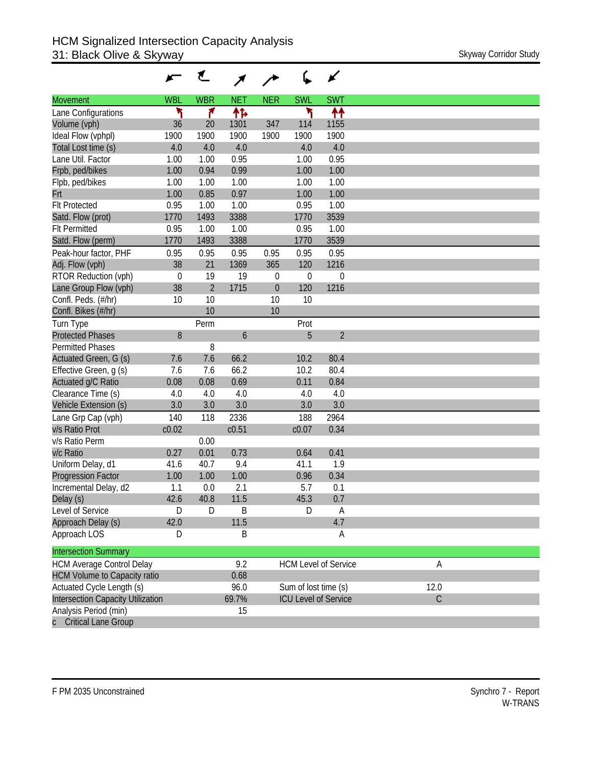# HCM Signalized Intersection Capacity Analysis
## 31: Black Olive & Skyway

Skyway Corridor Study

| Movement | WBL | WBR | NET | NER | SWL | SWT |
|---|---|---|---|---|---|---|
| Lane Configurations | ↰ | ↱ | ↑↱ | | ↰ | ↑↑ |
| Volume (vph) | 36 | 20 | 1301 | 347 | 114 | 1155 |
| Ideal Flow (vphpl) | 1900 | 1900 | 1900 | 1900 | 1900 | 1900 |
| Total Lost time (s) | 4.0 | 4.0 | 4.0 | | 4.0 | 4.0 |
| Lane Util. Factor | 1.00 | 1.00 | 0.95 | | 1.00 | 0.95 |
| Frpb, ped/bikes | 1.00 | 0.94 | 0.99 | | 1.00 | 1.00 |
| Flpb, ped/bikes | 1.00 | 1.00 | 1.00 | | 1.00 | 1.00 |
| Frt | 1.00 | 0.85 | 0.97 | | 1.00 | 1.00 |
| Flt Protected | 0.95 | 1.00 | 1.00 | | 0.95 | 1.00 |
| Satd. Flow (prot) | 1770 | 1493 | 3388 | | 1770 | 3539 |
| Flt Permitted | 0.95 | 1.00 | 1.00 | | 0.95 | 1.00 |
| Satd. Flow (perm) | 1770 | 1493 | 3388 | | 1770 | 3539 |
| Peak-hour factor, PHF | 0.95 | 0.95 | 0.95 | 0.95 | 0.95 | 0.95 |
| Adj. Flow (vph) | 38 | 21 | 1369 | 365 | 120 | 1216 |
| RTOR Reduction (vph) | 0 | 19 | 19 | 0 | 0 | 0 |
| Lane Group Flow (vph) | 38 | 2 | 1715 | 0 | 120 | 1216 |
| Confl. Peds. (#/hr) | 10 | 10 | | 10 | 10 | |
| Confl. Bikes (#/hr) | | 10 | | 10 | | |
| Turn Type | | Perm | | | Prot | |
| Protected Phases | 8 | | 6 | | 5 | 2 |
| Permitted Phases | | 8 | | | | |
| Actuated Green, G (s) | 7.6 | 7.6 | 66.2 | | 10.2 | 80.4 |
| Effective Green, g (s) | 7.6 | 7.6 | 66.2 | | 10.2 | 80.4 |
| Actuated g/C Ratio | 0.08 | 0.08 | 0.69 | | 0.11 | 0.84 |
| Clearance Time (s) | 4.0 | 4.0 | 4.0 | | 4.0 | 4.0 |
| Vehicle Extension (s) | 3.0 | 3.0 | 3.0 | | 3.0 | 3.0 |
| Lane Grp Cap (vph) | 140 | 118 | 2336 | | 188 | 2964 |
| v/s Ratio Prot | c0.02 | | c0.51 | | c0.07 | 0.34 |
| v/s Ratio Perm | | 0.00 | | | | |
| v/c Ratio | 0.27 | 0.01 | 0.73 | | 0.64 | 0.41 |
| Uniform Delay, d1 | 41.6 | 40.7 | 9.4 | | 41.1 | 1.9 |
| Progression Factor | 1.00 | 1.00 | 1.00 | | 0.96 | 0.34 |
| Incremental Delay, d2 | 1.1 | 0.0 | 2.1 | | 5.7 | 0.1 |
| Delay (s) | 42.6 | 40.8 | 11.5 | | 45.3 | 0.7 |
| Level of Service | D | D | B | | D | A |
| Approach Delay (s) | 42.0 | | 11.5 | | | 4.7 |
| Approach LOS | D | | B | | | A |

| Intersection Summary | | | |
|---|---|---|---|
| HCM Average Control Delay | 9.2 | HCM Level of Service | A |
| HCM Volume to Capacity ratio | 0.68 | | |
| Actuated Cycle Length (s) | 96.0 | Sum of lost time (s) | 12.0 |
| Intersection Capacity Utilization | 69.7% | ICU Level of Service | C |
| Analysis Period (min) | 15 | | |
| c Critical Lane Group | | | |

F PM 2035 Unconstrained

Synchro 7 - Report
W-TRANS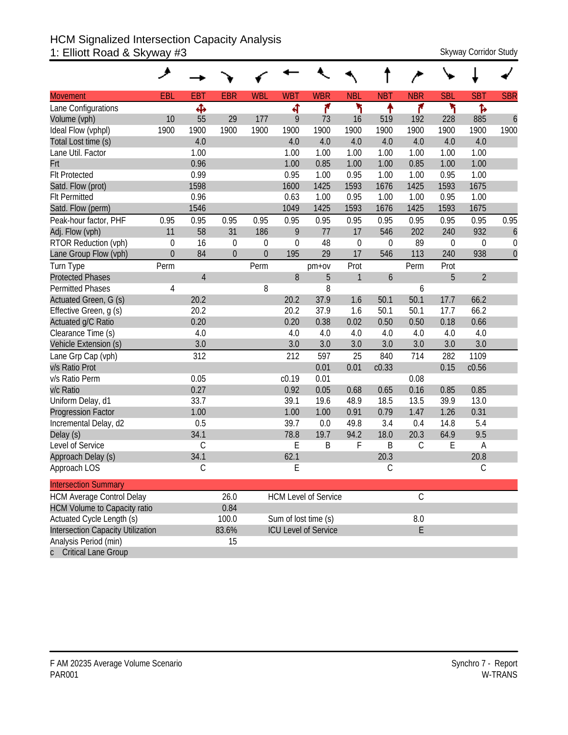# HCM Signalized Intersection Capacity Analysis
## 1: Elliott Road & Skyway #3

Skyway Corridor Study

| Movement | EBL | EBT | EBR | WBL | WBT | WBR | NBL | NBT | NBR | SBL | SBT | SBR |
|---|---|---|---|---|---|---|---|---|---|---|---|---|
| Lane Configurations | | ✣ | | | ↰ | ↱ | ↰ | ↑ | ↱ | ↰ | ↳ | |
| Volume (vph) | 10 | 55 | 29 | 177 | 9 | 73 | 16 | 519 | 192 | 228 | 885 | 6 |
| Ideal Flow (vphpl) | 1900 | 1900 | 1900 | 1900 | 1900 | 1900 | 1900 | 1900 | 1900 | 1900 | 1900 | 1900 |
| Total Lost time (s) | | 4.0 | | | 4.0 | 4.0 | 4.0 | 4.0 | 4.0 | 4.0 | 4.0 | |
| Lane Util. Factor | | 1.00 | | | 1.00 | 1.00 | 1.00 | 1.00 | 1.00 | 1.00 | 1.00 | |
| Frt | | 0.96 | | | 1.00 | 0.85 | 1.00 | 1.00 | 0.85 | 1.00 | 1.00 | |
| Flt Protected | | 0.99 | | | 0.95 | 1.00 | 0.95 | 1.00 | 1.00 | 0.95 | 1.00 | |
| Satd. Flow (prot) | | 1598 | | | 1600 | 1425 | 1593 | 1676 | 1425 | 1593 | 1675 | |
| Flt Permitted | | 0.96 | | | 0.63 | 1.00 | 0.95 | 1.00 | 1.00 | 0.95 | 1.00 | |
| Satd. Flow (perm) | | 1546 | | | 1049 | 1425 | 1593 | 1676 | 1425 | 1593 | 1675 | |
| Peak-hour factor, PHF | 0.95 | 0.95 | 0.95 | 0.95 | 0.95 | 0.95 | 0.95 | 0.95 | 0.95 | 0.95 | 0.95 | 0.95 |
| Adj. Flow (vph) | 11 | 58 | 31 | 186 | 9 | 77 | 17 | 546 | 202 | 240 | 932 | 6 |
| RTOR Reduction (vph) | 0 | 16 | 0 | 0 | 0 | 48 | 0 | 0 | 89 | 0 | 0 | 0 |
| Lane Group Flow (vph) | 0 | 84 | 0 | 0 | 195 | 29 | 17 | 546 | 113 | 240 | 938 | 0 |
| Turn Type | Perm | | | Perm | | pm+ov | Prot | | Perm | Prot | | |
| Protected Phases | | 4 | | | 8 | 5 | 1 | 6 | | 5 | 2 | |
| Permitted Phases | 4 | | | 8 | | 8 | | | 6 | | | |
| Actuated Green, G (s) | | 20.2 | | | 20.2 | 37.9 | 1.6 | 50.1 | 50.1 | 17.7 | 66.2 | |
| Effective Green, g (s) | | 20.2 | | | 20.2 | 37.9 | 1.6 | 50.1 | 50.1 | 17.7 | 66.2 | |
| Actuated g/C Ratio | | 0.20 | | | 0.20 | 0.38 | 0.02 | 0.50 | 0.50 | 0.18 | 0.66 | |
| Clearance Time (s) | | 4.0 | | | 4.0 | 4.0 | 4.0 | 4.0 | 4.0 | 4.0 | 4.0 | |
| Vehicle Extension (s) | | 3.0 | | | 3.0 | 3.0 | 3.0 | 3.0 | 3.0 | 3.0 | 3.0 | |
| Lane Grp Cap (vph) | | 312 | | | 212 | 597 | 25 | 840 | 714 | 282 | 1109 | |
| v/s Ratio Prot | | | | | | 0.01 | 0.01 | c0.33 | | 0.15 | c0.56 | |
| v/s Ratio Perm | | 0.05 | | | c0.19 | 0.01 | | | 0.08 | | | |
| v/c Ratio | | 0.27 | | | 0.92 | 0.05 | 0.68 | 0.65 | 0.16 | 0.85 | 0.85 | |
| Uniform Delay, d1 | | 33.7 | | | 39.1 | 19.6 | 48.9 | 18.5 | 13.5 | 39.9 | 13.0 | |
| Progression Factor | | 1.00 | | | 1.00 | 1.00 | 0.91 | 0.79 | 1.47 | 1.26 | 0.31 | |
| Incremental Delay, d2 | | 0.5 | | | 39.7 | 0.0 | 49.8 | 3.4 | 0.4 | 14.8 | 5.4 | |
| Delay (s) | | 34.1 | | | 78.8 | 19.7 | 94.2 | 18.0 | 20.3 | 64.9 | 9.5 | |
| Level of Service | | C | | | E | B | F | B | C | E | A | |
| Approach Delay (s) | | 34.1 | | | 62.1 | | | 20.3 | | | 20.8 | |
| Approach LOS | | C | | | E | | | C | | | C | |

| Intersection Summary | | | |
|---|---|---|---|
| HCM Average Control Delay | 26.0 | HCM Level of Service | C |
| HCM Volume to Capacity ratio | 0.84 | | |
| Actuated Cycle Length (s) | 100.0 | Sum of lost time (s) | 8.0 |
| Intersection Capacity Utilization | 83.6% | ICU Level of Service | E |
| Analysis Period (min) | 15 | | |
| c Critical Lane Group | | | |

F AM 20235 Average Volume Scenario
PAR001

Synchro 7 - Report
W-TRANS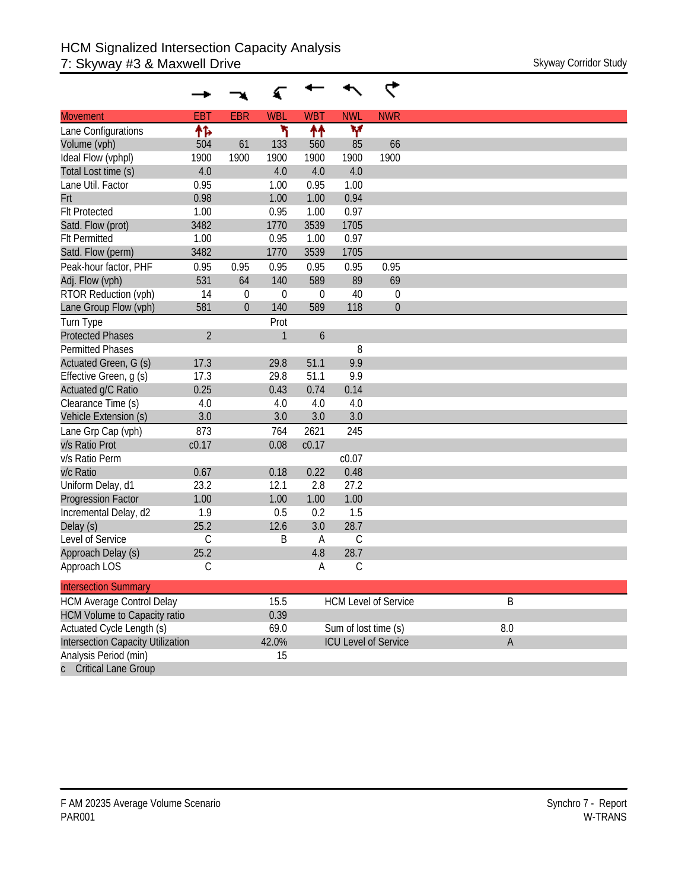# HCM Signalized Intersection Capacity Analysis
## 7: Skyway #3 & Maxwell Drive

Skyway Corridor Study

| Movement | EBT | EBR | WBL | WBT | NWL | NWR |
|---|---|---|---|---|---|---|
| Lane Configurations | | | | | | |
| Volume (vph) | 504 | 61 | 133 | 560 | 85 | 66 |
| Ideal Flow (vphpl) | 1900 | 1900 | 1900 | 1900 | 1900 | 1900 |
| Total Lost time (s) | 4.0 | | 4.0 | 4.0 | 4.0 | |
| Lane Util. Factor | 0.95 | | 1.00 | 0.95 | 1.00 | |
| Frt | 0.98 | | 1.00 | 1.00 | 0.94 | |
| Flt Protected | 1.00 | | 0.95 | 1.00 | 0.97 | |
| Satd. Flow (prot) | 3482 | | 1770 | 3539 | 1705 | |
| Flt Permitted | 1.00 | | 0.95 | 1.00 | 0.97 | |
| Satd. Flow (perm) | 3482 | | 1770 | 3539 | 1705 | |
| Peak-hour factor, PHF | 0.95 | 0.95 | 0.95 | 0.95 | 0.95 | 0.95 |
| Adj. Flow (vph) | 531 | 64 | 140 | 589 | 89 | 69 |
| RTOR Reduction (vph) | 14 | 0 | 0 | 0 | 40 | 0 |
| Lane Group Flow (vph) | 581 | 0 | 140 | 589 | 118 | 0 |
| Turn Type | | | Prot | | | |
| Protected Phases | 2 | | 1 | 6 | | |
| Permitted Phases | | | | | 8 | |
| Actuated Green, G (s) | 17.3 | | 29.8 | 51.1 | 9.9 | |
| Effective Green, g (s) | 17.3 | | 29.8 | 51.1 | 9.9 | |
| Actuated g/C Ratio | 0.25 | | 0.43 | 0.74 | 0.14 | |
| Clearance Time (s) | 4.0 | | 4.0 | 4.0 | 4.0 | |
| Vehicle Extension (s) | 3.0 | | 3.0 | 3.0 | 3.0 | |
| Lane Grp Cap (vph) | 873 | | 764 | 2621 | 245 | |
| v/s Ratio Prot | c0.17 | | 0.08 | c0.17 | | |
| v/s Ratio Perm | | | | | c0.07 | |
| v/c Ratio | 0.67 | | 0.18 | 0.22 | 0.48 | |
| Uniform Delay, d1 | 23.2 | | 12.1 | 2.8 | 27.2 | |
| Progression Factor | 1.00 | | 1.00 | 1.00 | 1.00 | |
| Incremental Delay, d2 | 1.9 | | 0.5 | 0.2 | 1.5 | |
| Delay (s) | 25.2 | | 12.6 | 3.0 | 28.7 | |
| Level of Service | C | | B | A | C | |
| Approach Delay (s) | 25.2 | | | 4.8 | 28.7 | |
| Approach LOS | C | | | A | C | |

| Intersection Summary | | | |
|---|---|---|---|
| HCM Average Control Delay | 15.5 | HCM Level of Service | B |
| HCM Volume to Capacity ratio | 0.39 | | |
| Actuated Cycle Length (s) | 69.0 | Sum of lost time (s) | 8.0 |
| Intersection Capacity Utilization | 42.0% | ICU Level of Service | A |
| Analysis Period (min) | 15 | | |
| c Critical Lane Group | | | |

F AM 20235 Average Volume Scenario
PAR001

Synchro 7 - Report
W-TRANS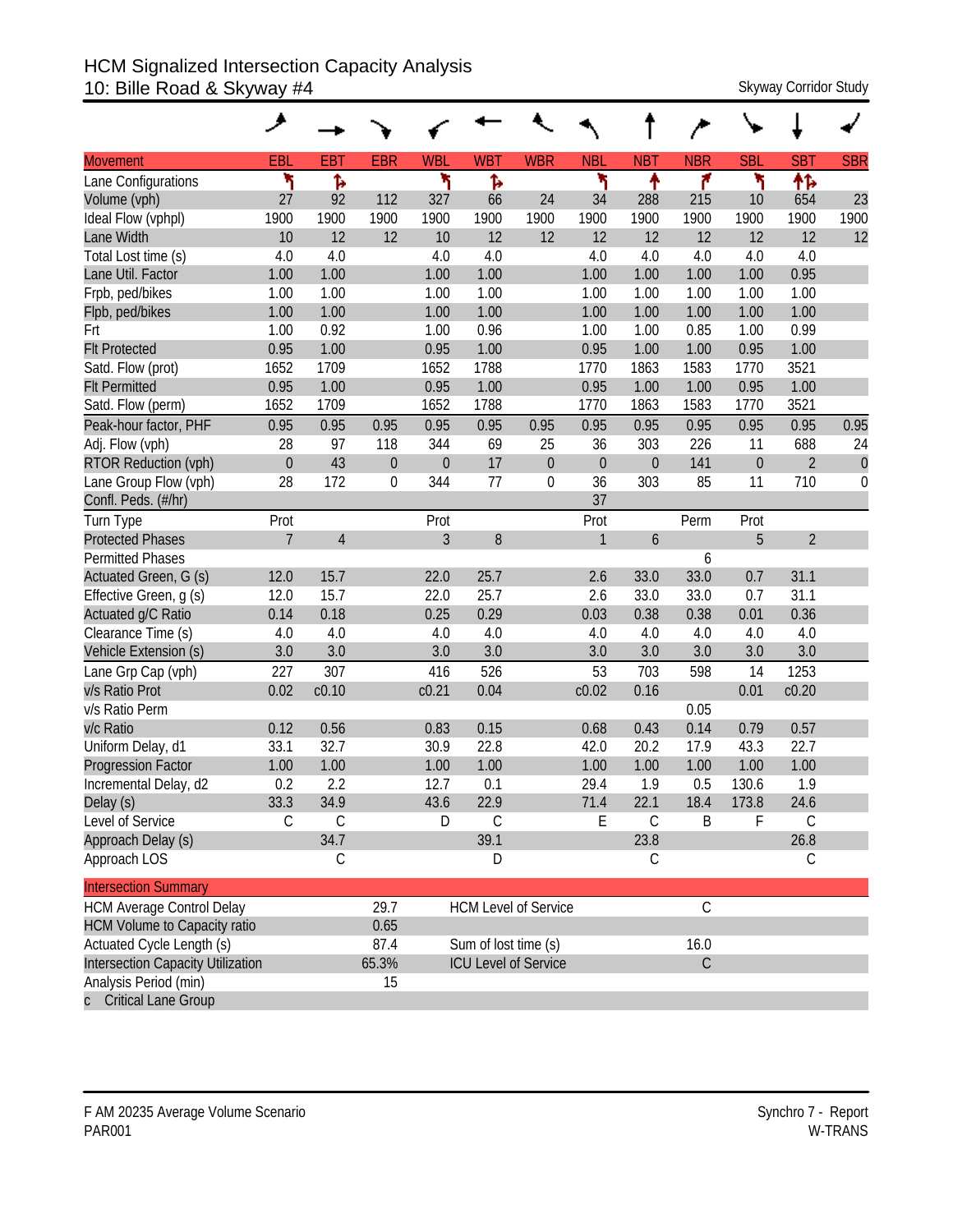# HCM Signalized Intersection Capacity Analysis
## 10: Bille Road & Skyway #4

Skyway Corridor Study

| Movement | EBL | EBT | EBR | WBL | WBT | WBR | NBL | NBT | NBR | SBL | SBT | SBR |
|---|---|---|---|---|---|---|---|---|---|---|---|---|
| Lane Configurations | ↰ | ↱ | | ↰ | ↱ | | ↰ | ↑ | ↱ | ↰ | ↑↱ | |
| Volume (vph) | 27 | 92 | 112 | 327 | 66 | 24 | 34 | 288 | 215 | 10 | 654 | 23 |
| Ideal Flow (vphpl) | 1900 | 1900 | 1900 | 1900 | 1900 | 1900 | 1900 | 1900 | 1900 | 1900 | 1900 | 1900 |
| Lane Width | 10 | 12 | 12 | 10 | 12 | 12 | 12 | 12 | 12 | 12 | 12 | 12 |
| Total Lost time (s) | 4.0 | 4.0 | | 4.0 | 4.0 | | 4.0 | 4.0 | 4.0 | 4.0 | 4.0 | |
| Lane Util. Factor | 1.00 | 1.00 | | 1.00 | 1.00 | | 1.00 | 1.00 | 1.00 | 1.00 | 0.95 | |
| Frpb, ped/bikes | 1.00 | 1.00 | | 1.00 | 1.00 | | 1.00 | 1.00 | 1.00 | 1.00 | 1.00 | |
| Flpb, ped/bikes | 1.00 | 1.00 | | 1.00 | 1.00 | | 1.00 | 1.00 | 1.00 | 1.00 | 1.00 | |
| Frt | 1.00 | 0.92 | | 1.00 | 0.96 | | 1.00 | 1.00 | 0.85 | 1.00 | 0.99 | |
| Flt Protected | 0.95 | 1.00 | | 0.95 | 1.00 | | 0.95 | 1.00 | 1.00 | 0.95 | 1.00 | |
| Satd. Flow (prot) | 1652 | 1709 | | 1652 | 1788 | | 1770 | 1863 | 1583 | 1770 | 3521 | |
| Flt Permitted | 0.95 | 1.00 | | 0.95 | 1.00 | | 0.95 | 1.00 | 1.00 | 0.95 | 1.00 | |
| Satd. Flow (perm) | 1652 | 1709 | | 1652 | 1788 | | 1770 | 1863 | 1583 | 1770 | 3521 | |
| Peak-hour factor, PHF | 0.95 | 0.95 | 0.95 | 0.95 | 0.95 | 0.95 | 0.95 | 0.95 | 0.95 | 0.95 | 0.95 | 0.95 |
| Adj. Flow (vph) | 28 | 97 | 118 | 344 | 69 | 25 | 36 | 303 | 226 | 11 | 688 | 24 |
| RTOR Reduction (vph) | 0 | 43 | 0 | 0 | 17 | 0 | 0 | 0 | 141 | 0 | 2 | 0 |
| Lane Group Flow (vph) | 28 | 172 | 0 | 344 | 77 | 0 | 36 | 303 | 85 | 11 | 710 | 0 |
| Confl. Peds. (#/hr) | | | | | | | 37 | | | | | |
| Turn Type | Prot | | | Prot | | | Prot | | Perm | Prot | | |
| Protected Phases | 7 | 4 | | 3 | 8 | | 1 | 6 | | 5 | 2 | |
| Permitted Phases | | | | | | | | | 6 | | | |
| Actuated Green, G (s) | 12.0 | 15.7 | | 22.0 | 25.7 | | 2.6 | 33.0 | 33.0 | 0.7 | 31.1 | |
| Effective Green, g (s) | 12.0 | 15.7 | | 22.0 | 25.7 | | 2.6 | 33.0 | 33.0 | 0.7 | 31.1 | |
| Actuated g/C Ratio | 0.14 | 0.18 | | 0.25 | 0.29 | | 0.03 | 0.38 | 0.38 | 0.01 | 0.36 | |
| Clearance Time (s) | 4.0 | 4.0 | | 4.0 | 4.0 | | 4.0 | 4.0 | 4.0 | 4.0 | 4.0 | |
| Vehicle Extension (s) | 3.0 | 3.0 | | 3.0 | 3.0 | | 3.0 | 3.0 | 3.0 | 3.0 | 3.0 | |
| Lane Grp Cap (vph) | 227 | 307 | | 416 | 526 | | 53 | 703 | 598 | 14 | 1253 | |
| v/s Ratio Prot | 0.02 | c0.10 | | c0.21 | 0.04 | | c0.02 | 0.16 | | 0.01 | c0.20 | |
| v/s Ratio Perm | | | | | | | | | 0.05 | | | |
| v/c Ratio | 0.12 | 0.56 | | 0.83 | 0.15 | | 0.68 | 0.43 | 0.14 | 0.79 | 0.57 | |
| Uniform Delay, d1 | 33.1 | 32.7 | | 30.9 | 22.8 | | 42.0 | 20.2 | 17.9 | 43.3 | 22.7 | |
| Progression Factor | 1.00 | 1.00 | | 1.00 | 1.00 | | 1.00 | 1.00 | 1.00 | 1.00 | 1.00 | |
| Incremental Delay, d2 | 0.2 | 2.2 | | 12.7 | 0.1 | | 29.4 | 1.9 | 0.5 | 130.6 | 1.9 | |
| Delay (s) | 33.3 | 34.9 | | 43.6 | 22.9 | | 71.4 | 22.1 | 18.4 | 173.8 | 24.6 | |
| Level of Service | C | C | | D | C | | E | C | B | F | C | |
| Approach Delay (s) | | 34.7 | | | 39.1 | | | 23.8 | | | 26.8 | |
| Approach LOS | | C | | | D | | | C | | | C | |

| Intersection Summary | | | |
|---|---|---|---|
| HCM Average Control Delay | 29.7 | HCM Level of Service | C |
| HCM Volume to Capacity ratio | 0.65 | | |
| Actuated Cycle Length (s) | 87.4 | Sum of lost time (s) | 16.0 |
| Intersection Capacity Utilization | 65.3% | ICU Level of Service | C |
| Analysis Period (min) | 15 | | |

c Critical Lane Group

F AM 20235 Average Volume Scenario
PAR001

Synchro 7 - Report
W-TRANS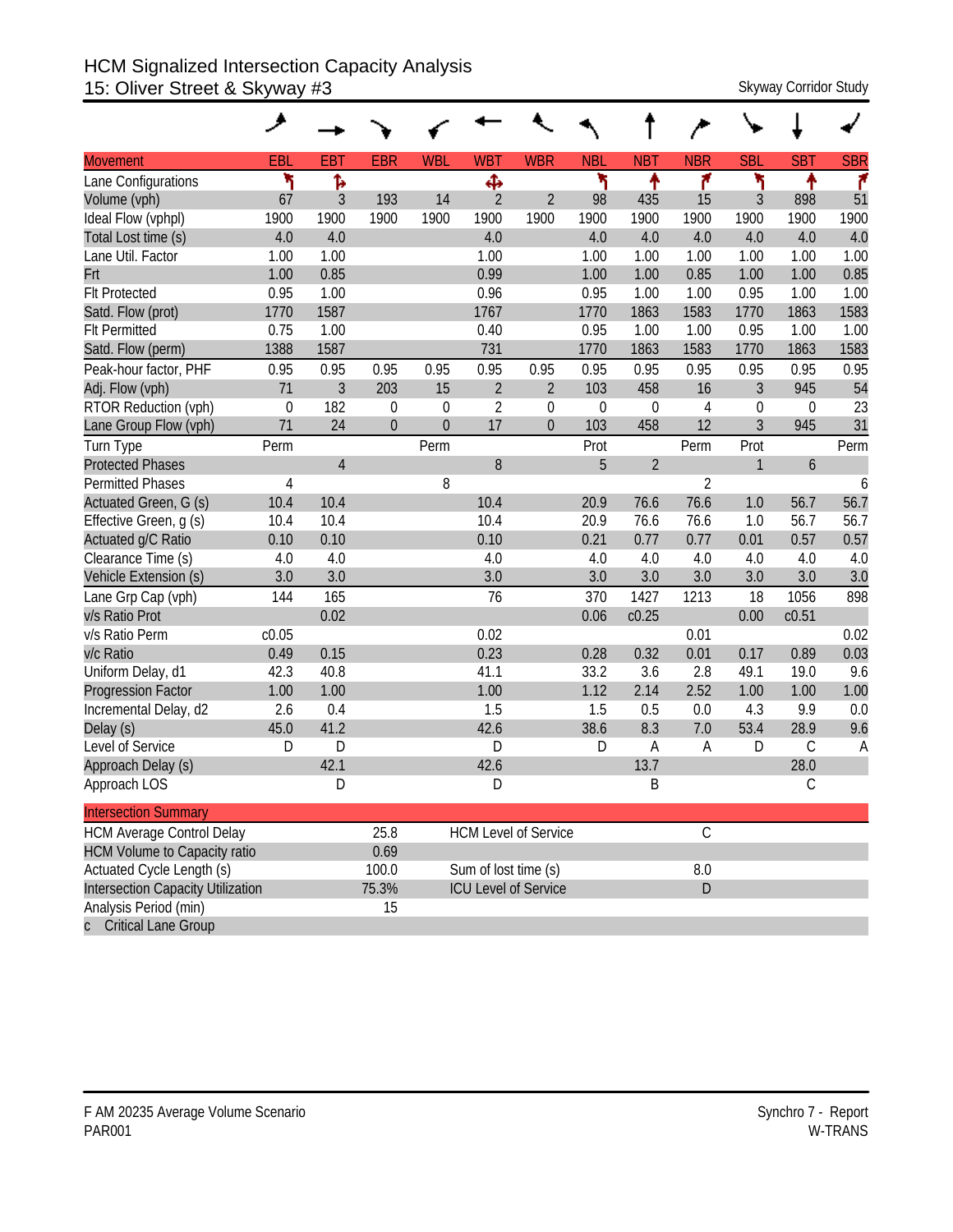# HCM Signalized Intersection Capacity Analysis
## 15: Oliver Street & Skyway #3

Skyway Corridor Study

| Movement | EBL | EBT | EBR | WBL | WBT | WBR | NBL | NBT | NBR | SBL | SBT | SBR |
|---|---|---|---|---|---|---|---|---|---|---|---|---|
| Lane Configurations | | | | | | | | | | | | |
| Volume (vph) | 67 | 3 | 193 | 14 | 2 | 2 | 98 | 435 | 15 | 3 | 898 | 51 |
| Ideal Flow (vphpl) | 1900 | 1900 | 1900 | 1900 | 1900 | 1900 | 1900 | 1900 | 1900 | 1900 | 1900 | 1900 |
| Total Lost time (s) | 4.0 | 4.0 | | | 4.0 | | 4.0 | 4.0 | 4.0 | 4.0 | 4.0 | 4.0 |
| Lane Util. Factor | 1.00 | 1.00 | | | 1.00 | | 1.00 | 1.00 | 1.00 | 1.00 | 1.00 | 1.00 |
| Frt | 1.00 | 0.85 | | | 0.99 | | 1.00 | 1.00 | 0.85 | 1.00 | 1.00 | 0.85 |
| Flt Protected | 0.95 | 1.00 | | | 0.96 | | 0.95 | 1.00 | 1.00 | 0.95 | 1.00 | 1.00 |
| Satd. Flow (prot) | 1770 | 1587 | | | 1767 | | 1770 | 1863 | 1583 | 1770 | 1863 | 1583 |
| Flt Permitted | 0.75 | 1.00 | | | 0.40 | | 0.95 | 1.00 | 1.00 | 0.95 | 1.00 | 1.00 |
| Satd. Flow (perm) | 1388 | 1587 | | | 731 | | 1770 | 1863 | 1583 | 1770 | 1863 | 1583 |
| Peak-hour factor, PHF | 0.95 | 0.95 | 0.95 | 0.95 | 0.95 | 0.95 | 0.95 | 0.95 | 0.95 | 0.95 | 0.95 | 0.95 |
| Adj. Flow (vph) | 71 | 3 | 203 | 15 | 2 | 2 | 103 | 458 | 16 | 3 | 945 | 54 |
| RTOR Reduction (vph) | 0 | 182 | 0 | 0 | 2 | 0 | 0 | 0 | 4 | 0 | 0 | 23 |
| Lane Group Flow (vph) | 71 | 24 | 0 | 0 | 17 | 0 | 103 | 458 | 12 | 3 | 945 | 31 |
| Turn Type | Perm | | | Perm | | | Prot | | Perm | Prot | | Perm |
| Protected Phases | | 4 | | | 8 | | 5 | 2 | | 1 | 6 | |
| Permitted Phases | 4 | | | 8 | | | | | 2 | | | 6 |
| Actuated Green, G (s) | 10.4 | 10.4 | | | 10.4 | | 20.9 | 76.6 | 76.6 | 1.0 | 56.7 | 56.7 |
| Effective Green, g (s) | 10.4 | 10.4 | | | 10.4 | | 20.9 | 76.6 | 76.6 | 1.0 | 56.7 | 56.7 |
| Actuated g/C Ratio | 0.10 | 0.10 | | | 0.10 | | 0.21 | 0.77 | 0.77 | 0.01 | 0.57 | 0.57 |
| Clearance Time (s) | 4.0 | 4.0 | | | 4.0 | | 4.0 | 4.0 | 4.0 | 4.0 | 4.0 | 4.0 |
| Vehicle Extension (s) | 3.0 | 3.0 | | | 3.0 | | 3.0 | 3.0 | 3.0 | 3.0 | 3.0 | 3.0 |
| Lane Grp Cap (vph) | 144 | 165 | | | 76 | | 370 | 1427 | 1213 | 18 | 1056 | 898 |
| v/s Ratio Prot | | 0.02 | | | | | 0.06 | c0.25 | | 0.00 | c0.51 | |
| v/s Ratio Perm | c0.05 | | | | 0.02 | | | | 0.01 | | | 0.02 |
| v/c Ratio | 0.49 | 0.15 | | | 0.23 | | 0.28 | 0.32 | 0.01 | 0.17 | 0.89 | 0.03 |
| Uniform Delay, d1 | 42.3 | 40.8 | | | 41.1 | | 33.2 | 3.6 | 2.8 | 49.1 | 19.0 | 9.6 |
| Progression Factor | 1.00 | 1.00 | | | 1.00 | | 1.12 | 2.14 | 2.52 | 1.00 | 1.00 | 1.00 |
| Incremental Delay, d2 | 2.6 | 0.4 | | | 1.5 | | 1.5 | 0.5 | 0.0 | 4.3 | 9.9 | 0.0 |
| Delay (s) | 45.0 | 41.2 | | | 42.6 | | 38.6 | 8.3 | 7.0 | 53.4 | 28.9 | 9.6 |
| Level of Service | D | D | | | D | | D | A | A | D | C | A |
| Approach Delay (s) | | 42.1 | | | 42.6 | | | 13.7 | | | 28.0 | |
| Approach LOS | | D | | | D | | | B | | | C | |

| Intersection Summary | | | |
|---|---|---|---|
| HCM Average Control Delay | 25.8 | HCM Level of Service | C |
| HCM Volume to Capacity ratio | 0.69 | | |
| Actuated Cycle Length (s) | 100.0 | Sum of lost time (s) | 8.0 |
| Intersection Capacity Utilization | 75.3% | ICU Level of Service | D |
| Analysis Period (min) | 15 | | |
| c Critical Lane Group | | | |

F AM 20235 Average Volume Scenario
PAR001

Synchro 7 - Report
W-TRANS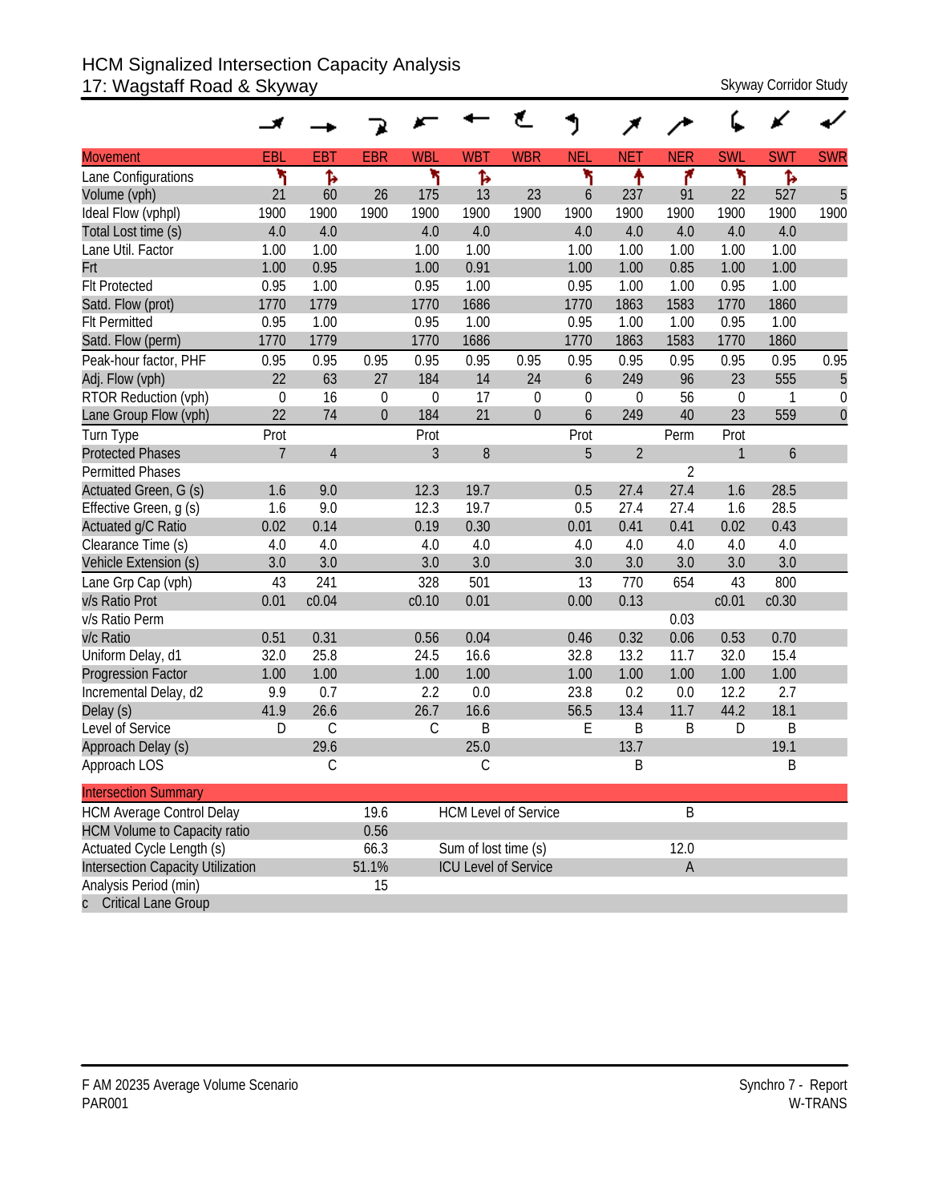# HCM Signalized Intersection Capacity Analysis
## 17: Wagstaff Road & Skyway

Skyway Corridor Study

| Movement | EBL | EBT | EBR | WBL | WBT | WBR | NEL | NET | NER | SWL | SWT | SWR |
|---|---|---|---|---|---|---|---|---|---|---|---|---|
| Lane Configurations | ↰ | ↱ | | ↰ | ↱ | | ↰ | ↑ | ↱ | ↰ | ↱ | |
| Volume (vph) | 21 | 60 | 26 | 175 | 13 | 23 | 6 | 237 | 91 | 22 | 527 | 5 |
| Ideal Flow (vphpl) | 1900 | 1900 | 1900 | 1900 | 1900 | 1900 | 1900 | 1900 | 1900 | 1900 | 1900 | 1900 |
| Total Lost time (s) | 4.0 | 4.0 | | 4.0 | 4.0 | | 4.0 | 4.0 | 4.0 | 4.0 | 4.0 | |
| Lane Util. Factor | 1.00 | 1.00 | | 1.00 | 1.00 | | 1.00 | 1.00 | 1.00 | 1.00 | 1.00 | |
| Frt | 1.00 | 0.95 | | 1.00 | 0.91 | | 1.00 | 1.00 | 0.85 | 1.00 | 1.00 | |
| Flt Protected | 0.95 | 1.00 | | 0.95 | 1.00 | | 0.95 | 1.00 | 1.00 | 0.95 | 1.00 | |
| Satd. Flow (prot) | 1770 | 1779 | | 1770 | 1686 | | 1770 | 1863 | 1583 | 1770 | 1860 | |
| Flt Permitted | 0.95 | 1.00 | | 0.95 | 1.00 | | 0.95 | 1.00 | 1.00 | 0.95 | 1.00 | |
| Satd. Flow (perm) | 1770 | 1779 | | 1770 | 1686 | | 1770 | 1863 | 1583 | 1770 | 1860 | |
| Peak-hour factor, PHF | 0.95 | 0.95 | 0.95 | 0.95 | 0.95 | 0.95 | 0.95 | 0.95 | 0.95 | 0.95 | 0.95 | 0.95 |
| Adj. Flow (vph) | 22 | 63 | 27 | 184 | 14 | 24 | 6 | 249 | 96 | 23 | 555 | 5 |
| RTOR Reduction (vph) | 0 | 16 | 0 | 0 | 17 | 0 | 0 | 0 | 56 | 0 | 1 | 0 |
| Lane Group Flow (vph) | 22 | 74 | 0 | 184 | 21 | 0 | 6 | 249 | 40 | 23 | 559 | 0 |
| Turn Type | Prot | | | Prot | | | Prot | | Perm | Prot | | |
| Protected Phases | 7 | 4 | | 3 | 8 | | 5 | 2 | | 1 | 6 | |
| Permitted Phases | | | | | | | | | 2 | | | |
| Actuated Green, G (s) | 1.6 | 9.0 | | 12.3 | 19.7 | | 0.5 | 27.4 | 27.4 | 1.6 | 28.5 | |
| Effective Green, g (s) | 1.6 | 9.0 | | 12.3 | 19.7 | | 0.5 | 27.4 | 27.4 | 1.6 | 28.5 | |
| Actuated g/C Ratio | 0.02 | 0.14 | | 0.19 | 0.30 | | 0.01 | 0.41 | 0.41 | 0.02 | 0.43 | |
| Clearance Time (s) | 4.0 | 4.0 | | 4.0 | 4.0 | | 4.0 | 4.0 | 4.0 | 4.0 | 4.0 | |
| Vehicle Extension (s) | 3.0 | 3.0 | | 3.0 | 3.0 | | 3.0 | 3.0 | 3.0 | 3.0 | 3.0 | |
| Lane Grp Cap (vph) | 43 | 241 | | 328 | 501 | | 13 | 770 | 654 | 43 | 800 | |
| v/s Ratio Prot | 0.01 | c0.04 | | c0.10 | 0.01 | | 0.00 | 0.13 | | c0.01 | c0.30 | |
| v/s Ratio Perm | | | | | | | | | 0.03 | | | |
| v/c Ratio | 0.51 | 0.31 | | 0.56 | 0.04 | | 0.46 | 0.32 | 0.06 | 0.53 | 0.70 | |
| Uniform Delay, d1 | 32.0 | 25.8 | | 24.5 | 16.6 | | 32.8 | 13.2 | 11.7 | 32.0 | 15.4 | |
| Progression Factor | 1.00 | 1.00 | | 1.00 | 1.00 | | 1.00 | 1.00 | 1.00 | 1.00 | 1.00 | |
| Incremental Delay, d2 | 9.9 | 0.7 | | 2.2 | 0.0 | | 23.8 | 0.2 | 0.0 | 12.2 | 2.7 | |
| Delay (s) | 41.9 | 26.6 | | 26.7 | 16.6 | | 56.5 | 13.4 | 11.7 | 44.2 | 18.1 | |
| Level of Service | D | C | | C | B | | E | B | B | D | B | |
| Approach Delay (s) | | 29.6 | | | 25.0 | | | 13.7 | | | 19.1 | |
| Approach LOS | | C | | | C | | | B | | | B | |

| Intersection Summary | | | |
|---|---|---|---|
| HCM Average Control Delay | 19.6 | HCM Level of Service | B |
| HCM Volume to Capacity ratio | 0.56 | | |
| Actuated Cycle Length (s) | 66.3 | Sum of lost time (s) | 12.0 |
| Intersection Capacity Utilization | 51.1% | ICU Level of Service | A |
| Analysis Period (min) | 15 | | |
| c Critical Lane Group | | | |

F AM 20235 Average Volume Scenario
PAR001

Synchro 7 - Report
W-TRANS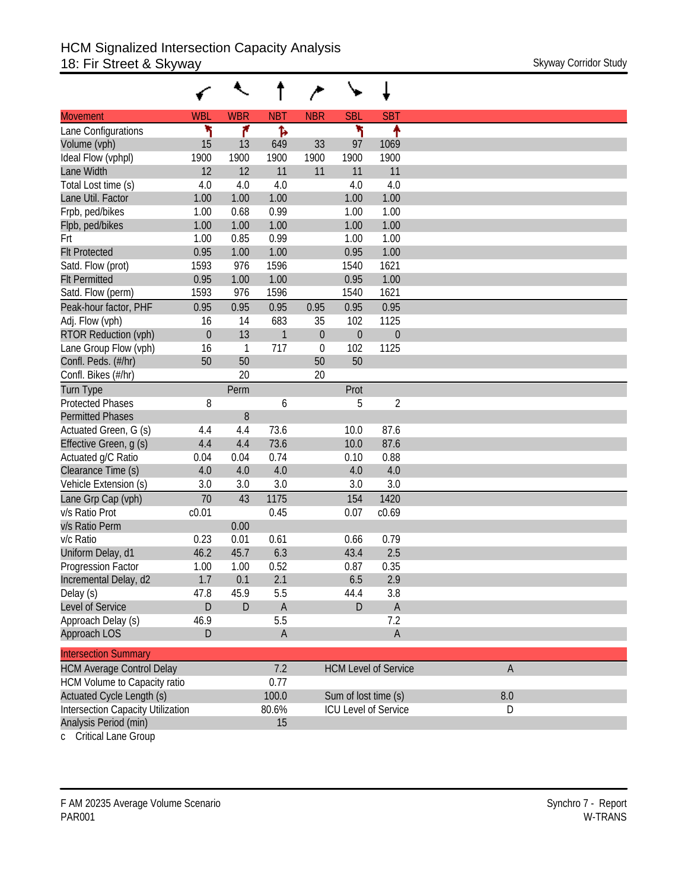# HCM Signalized Intersection Capacity Analysis
## 18: Fir Street & Skyway

Skyway Corridor Study

| Movement | WBL | WBR | NBT | NBR | SBL | SBT |
|---|---|---|---|---|---|---|
| Lane Configurations | | | | | | |
| Volume (vph) | 15 | 13 | 649 | 33 | 97 | 1069 |
| Ideal Flow (vphpl) | 1900 | 1900 | 1900 | 1900 | 1900 | 1900 |
| Lane Width | 12 | 12 | 11 | 11 | 11 | 11 |
| Total Lost time (s) | 4.0 | 4.0 | 4.0 | | 4.0 | 4.0 |
| Lane Util. Factor | 1.00 | 1.00 | 1.00 | | 1.00 | 1.00 |
| Frpb, ped/bikes | 1.00 | 0.68 | 0.99 | | 1.00 | 1.00 |
| Flpb, ped/bikes | 1.00 | 1.00 | 1.00 | | 1.00 | 1.00 |
| Frt | 1.00 | 0.85 | 0.99 | | 1.00 | 1.00 |
| Flt Protected | 0.95 | 1.00 | 1.00 | | 0.95 | 1.00 |
| Satd. Flow (prot) | 1593 | 976 | 1596 | | 1540 | 1621 |
| Flt Permitted | 0.95 | 1.00 | 1.00 | | 0.95 | 1.00 |
| Satd. Flow (perm) | 1593 | 976 | 1596 | | 1540 | 1621 |
| Peak-hour factor, PHF | 0.95 | 0.95 | 0.95 | 0.95 | 0.95 | 0.95 |
| Adj. Flow (vph) | 16 | 14 | 683 | 35 | 102 | 1125 |
| RTOR Reduction (vph) | 0 | 13 | 1 | 0 | 0 | 0 |
| Lane Group Flow (vph) | 16 | 1 | 717 | 0 | 102 | 1125 |
| Confl. Peds. (#/hr) | 50 | 50 | | 50 | 50 | |
| Confl. Bikes (#/hr) | | 20 | | 20 | | |
| Turn Type | | Perm | | | Prot | |
| Protected Phases | 8 | | 6 | | 5 | 2 |
| Permitted Phases | | 8 | | | | |
| Actuated Green, G (s) | 4.4 | 4.4 | 73.6 | | 10.0 | 87.6 |
| Effective Green, g (s) | 4.4 | 4.4 | 73.6 | | 10.0 | 87.6 |
| Actuated g/C Ratio | 0.04 | 0.04 | 0.74 | | 0.10 | 0.88 |
| Clearance Time (s) | 4.0 | 4.0 | 4.0 | | 4.0 | 4.0 |
| Vehicle Extension (s) | 3.0 | 3.0 | 3.0 | | 3.0 | 3.0 |
| Lane Grp Cap (vph) | 70 | 43 | 1175 | | 154 | 1420 |
| v/s Ratio Prot | c0.01 | | 0.45 | | 0.07 | c0.69 |
| v/s Ratio Perm | | 0.00 | | | | |
| v/c Ratio | 0.23 | 0.01 | 0.61 | | 0.66 | 0.79 |
| Uniform Delay, d1 | 46.2 | 45.7 | 6.3 | | 43.4 | 2.5 |
| Progression Factor | 1.00 | 1.00 | 0.52 | | 0.87 | 0.35 |
| Incremental Delay, d2 | 1.7 | 0.1 | 2.1 | | 6.5 | 2.9 |
| Delay (s) | 47.8 | 45.9 | 5.5 | | 44.4 | 3.8 |
| Level of Service | D | D | A | | D | A |
| Approach Delay (s) | 46.9 | | 5.5 | | | 7.2 |
| Approach LOS | D | | A | | | A |

| Intersection Summary | | | |
|---|---|---|---|
| HCM Average Control Delay | 7.2 | HCM Level of Service | A |
| HCM Volume to Capacity ratio | 0.77 | | |
| Actuated Cycle Length (s) | 100.0 | Sum of lost time (s) | 8.0 |
| Intersection Capacity Utilization | 80.6% | ICU Level of Service | D |
| Analysis Period (min) | 15 | | |

c Critical Lane Group

F AM 20235 Average Volume Scenario
PAR001

Synchro 7 - Report
W-TRANS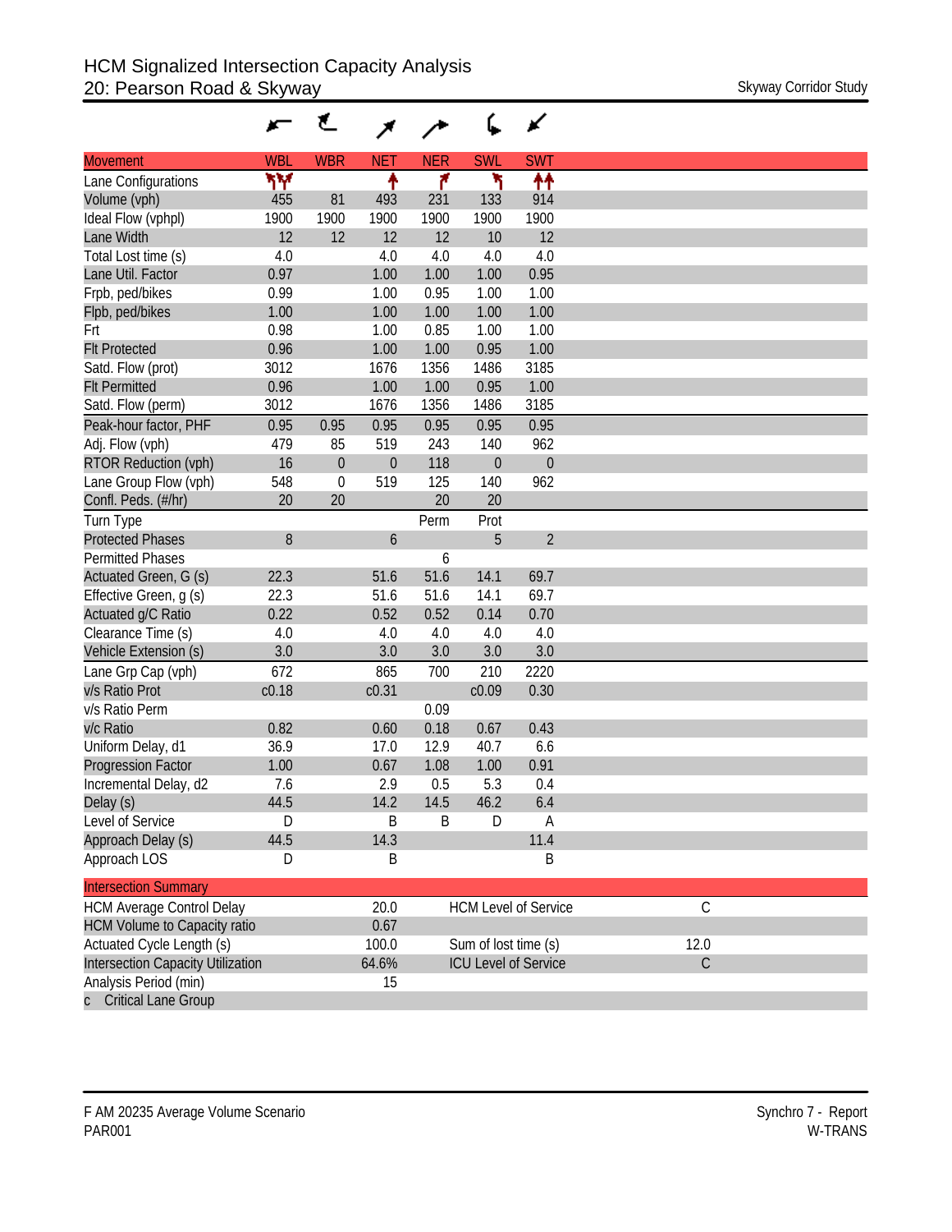# HCM Signalized Intersection Capacity Analysis
## 20: Pearson Road & Skyway

Skyway Corridor Study

| Movement | WBL | WBR | NET | NER | SWL | SWT |
|---|---|---|---|---|---|---|
| Lane Configurations | | | | | | |
| Volume (vph) | 455 | 81 | 493 | 231 | 133 | 914 |
| Ideal Flow (vphpl) | 1900 | 1900 | 1900 | 1900 | 1900 | 1900 |
| Lane Width | 12 | 12 | 12 | 12 | 10 | 12 |
| Total Lost time (s) | 4.0 | | 4.0 | 4.0 | 4.0 | 4.0 |
| Lane Util. Factor | 0.97 | | 1.00 | 1.00 | 1.00 | 0.95 |
| Frpb, ped/bikes | 0.99 | | 1.00 | 0.95 | 1.00 | 1.00 |
| Flpb, ped/bikes | 1.00 | | 1.00 | 1.00 | 1.00 | 1.00 |
| Frt | 0.98 | | 1.00 | 0.85 | 1.00 | 1.00 |
| Flt Protected | 0.96 | | 1.00 | 1.00 | 0.95 | 1.00 |
| Satd. Flow (prot) | 3012 | | 1676 | 1356 | 1486 | 3185 |
| Flt Permitted | 0.96 | | 1.00 | 1.00 | 0.95 | 1.00 |
| Satd. Flow (perm) | 3012 | | 1676 | 1356 | 1486 | 3185 |
| Peak-hour factor, PHF | 0.95 | 0.95 | 0.95 | 0.95 | 0.95 | 0.95 |
| Adj. Flow (vph) | 479 | 85 | 519 | 243 | 140 | 962 |
| RTOR Reduction (vph) | 16 | 0 | 0 | 118 | 0 | 0 |
| Lane Group Flow (vph) | 548 | 0 | 519 | 125 | 140 | 962 |
| Confl. Peds. (#/hr) | 20 | 20 | | 20 | 20 | |
| Turn Type | | | | Perm | Prot | |
| Protected Phases | 8 | | 6 | | 5 | 2 |
| Permitted Phases | | | | 6 | | |
| Actuated Green, G (s) | 22.3 | | 51.6 | 51.6 | 14.1 | 69.7 |
| Effective Green, g (s) | 22.3 | | 51.6 | 51.6 | 14.1 | 69.7 |
| Actuated g/C Ratio | 0.22 | | 0.52 | 0.52 | 0.14 | 0.70 |
| Clearance Time (s) | 4.0 | | 4.0 | 4.0 | 4.0 | 4.0 |
| Vehicle Extension (s) | 3.0 | | 3.0 | 3.0 | 3.0 | 3.0 |
| Lane Grp Cap (vph) | 672 | | 865 | 700 | 210 | 2220 |
| v/s Ratio Prot | c0.18 | | c0.31 | | c0.09 | 0.30 |
| v/s Ratio Perm | | | | 0.09 | | |
| v/c Ratio | 0.82 | | 0.60 | 0.18 | 0.67 | 0.43 |
| Uniform Delay, d1 | 36.9 | | 17.0 | 12.9 | 40.7 | 6.6 |
| Progression Factor | 1.00 | | 0.67 | 1.08 | 1.00 | 0.91 |
| Incremental Delay, d2 | 7.6 | | 2.9 | 0.5 | 5.3 | 0.4 |
| Delay (s) | 44.5 | | 14.2 | 14.5 | 46.2 | 6.4 |
| Level of Service | D | | B | B | D | A |
| Approach Delay (s) | 44.5 | | 14.3 | | | 11.4 |
| Approach LOS | D | | B | | | B |

| Intersection Summary | | | |
|---|---|---|---|
| HCM Average Control Delay | 20.0 | HCM Level of Service | C |
| HCM Volume to Capacity ratio | 0.67 | | |
| Actuated Cycle Length (s) | 100.0 | Sum of lost time (s) | 12.0 |
| Intersection Capacity Utilization | 64.6% | ICU Level of Service | C |
| Analysis Period (min) | 15 | | |
| c Critical Lane Group | | | |

F AM 20235 Average Volume Scenario
PAR001

Synchro 7 - Report
W-TRANS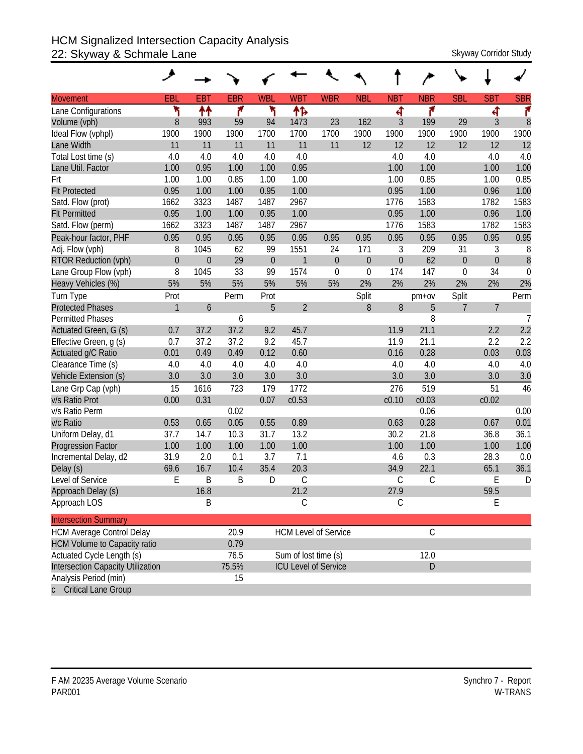# HCM Signalized Intersection Capacity Analysis
## 22: Skyway & Schmale Lane

Skyway Corridor Study

| Movement | EBL | EBT | EBR | WBL | WBT | WBR | NBL | NBT | NBR | SBL | SBT | SBR |
|---|---|---|---|---|---|---|---|---|---|---|---|---|
| Lane Configurations | | | | | | | | | | | | |
| Volume (vph) | 8 | 993 | 59 | 94 | 1473 | 23 | 162 | 3 | 199 | 29 | 3 | 8 |
| Ideal Flow (vphpl) | 1900 | 1900 | 1900 | 1700 | 1700 | 1700 | 1900 | 1900 | 1900 | 1900 | 1900 | 1900 |
| Lane Width | 11 | 11 | 11 | 11 | 11 | 11 | 12 | 12 | 12 | 12 | 12 | 12 |
| Total Lost time (s) | 4.0 | 4.0 | 4.0 | 4.0 | 4.0 | | | 4.0 | 4.0 | | 4.0 | 4.0 |
| Lane Util. Factor | 1.00 | 0.95 | 1.00 | 1.00 | 0.95 | | | 1.00 | 1.00 | | 1.00 | 1.00 |
| Frt | 1.00 | 1.00 | 0.85 | 1.00 | 1.00 | | | 1.00 | 0.85 | | 1.00 | 0.85 |
| Flt Protected | 0.95 | 1.00 | 1.00 | 0.95 | 1.00 | | | 0.95 | 1.00 | | 0.96 | 1.00 |
| Satd. Flow (prot) | 1662 | 3323 | 1487 | 1487 | 2967 | | | 1776 | 1583 | | 1782 | 1583 |
| Flt Permitted | 0.95 | 1.00 | 1.00 | 0.95 | 1.00 | | | 0.95 | 1.00 | | 0.96 | 1.00 |
| Satd. Flow (perm) | 1662 | 3323 | 1487 | 1487 | 2967 | | | 1776 | 1583 | | 1782 | 1583 |
| Peak-hour factor, PHF | 0.95 | 0.95 | 0.95 | 0.95 | 0.95 | 0.95 | 0.95 | 0.95 | 0.95 | 0.95 | 0.95 | 0.95 |
| Adj. Flow (vph) | 8 | 1045 | 62 | 99 | 1551 | 24 | 171 | 3 | 209 | 31 | 3 | 8 |
| RTOR Reduction (vph) | 0 | 0 | 29 | 0 | 1 | 0 | 0 | 0 | 62 | 0 | 0 | 8 |
| Lane Group Flow (vph) | 8 | 1045 | 33 | 99 | 1574 | 0 | 0 | 174 | 147 | 0 | 34 | 0 |
| Heavy Vehicles (%) | 5% | 5% | 5% | 5% | 5% | 5% | 2% | 2% | 2% | 2% | 2% | 2% |
| Turn Type | Prot | | Perm | Prot | | | Split | | pm+ov | Split | | Perm |
| Protected Phases | 1 | 6 | | 5 | 2 | | 8 | 8 | 5 | 7 | 7 | |
| Permitted Phases | | | 6 | | | | | | 8 | | | 7 |
| Actuated Green, G (s) | 0.7 | 37.2 | 37.2 | 9.2 | 45.7 | | | 11.9 | 21.1 | | 2.2 | 2.2 |
| Effective Green, g (s) | 0.7 | 37.2 | 37.2 | 9.2 | 45.7 | | | 11.9 | 21.1 | | 2.2 | 2.2 |
| Actuated g/C Ratio | 0.01 | 0.49 | 0.49 | 0.12 | 0.60 | | | 0.16 | 0.28 | | 0.03 | 0.03 |
| Clearance Time (s) | 4.0 | 4.0 | 4.0 | 4.0 | 4.0 | | | 4.0 | 4.0 | | 4.0 | 4.0 |
| Vehicle Extension (s) | 3.0 | 3.0 | 3.0 | 3.0 | 3.0 | | | 3.0 | 3.0 | | 3.0 | 3.0 |
| Lane Grp Cap (vph) | 15 | 1616 | 723 | 179 | 1772 | | | 276 | 519 | | 51 | 46 |
| v/s Ratio Prot | 0.00 | 0.31 | | 0.07 | c0.53 | | | c0.10 | c0.03 | | c0.02 | |
| v/s Ratio Perm | | | 0.02 | | | | | | 0.06 | | | 0.00 |
| v/c Ratio | 0.53 | 0.65 | 0.05 | 0.55 | 0.89 | | | 0.63 | 0.28 | | 0.67 | 0.01 |
| Uniform Delay, d1 | 37.7 | 14.7 | 10.3 | 31.7 | 13.2 | | | 30.2 | 21.8 | | 36.8 | 36.1 |
| Progression Factor | 1.00 | 1.00 | 1.00 | 1.00 | 1.00 | | | 1.00 | 1.00 | | 1.00 | 1.00 |
| Incremental Delay, d2 | 31.9 | 2.0 | 0.1 | 3.7 | 7.1 | | | 4.6 | 0.3 | | 28.3 | 0.0 |
| Delay (s) | 69.6 | 16.7 | 10.4 | 35.4 | 20.3 | | | 34.9 | 22.1 | | 65.1 | 36.1 |
| Level of Service | E | B | B | D | C | | | C | C | | E | D |
| Approach Delay (s) | | 16.8 | | | 21.2 | | | 27.9 | | | 59.5 | |
| Approach LOS | | B | | | C | | | C | | | E | |

| Intersection Summary | | | |
|---|---|---|---|
| HCM Average Control Delay | 20.9 | HCM Level of Service | C |
| HCM Volume to Capacity ratio | 0.79 | | |
| Actuated Cycle Length (s) | 76.5 | Sum of lost time (s) | 12.0 |
| Intersection Capacity Utilization | 75.5% | ICU Level of Service | D |
| Analysis Period (min) | 15 | | |
| c Critical Lane Group | | | |

F AM 20235 Average Volume Scenario
PAR001

Synchro 7 - Report
W-TRANS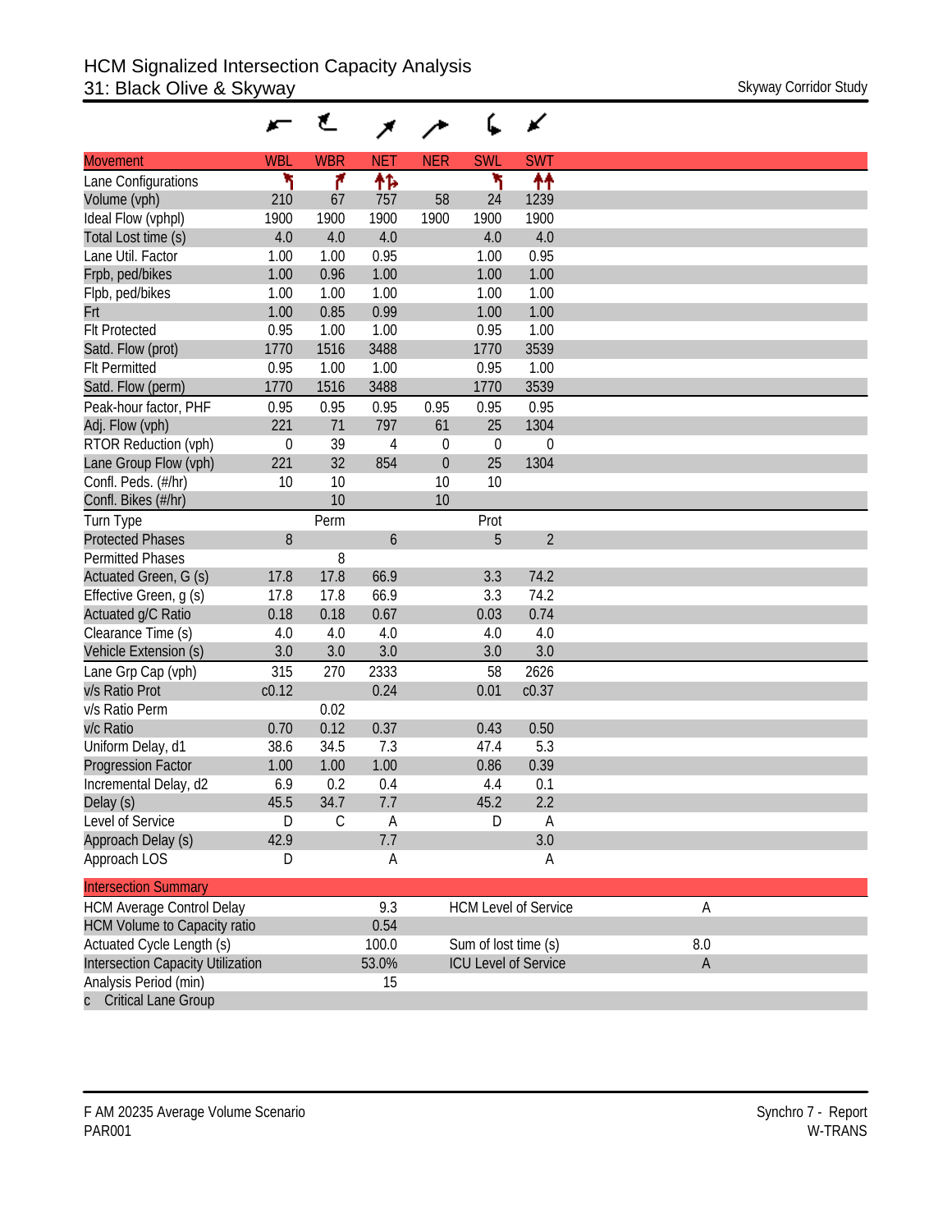# HCM Signalized Intersection Capacity Analysis
## 31: Black Olive & Skyway

Skyway Corridor Study

| Movement | WBL | WBR | NET | NER | SWL | SWT |
|---|---|---|---|---|---|---|
| Lane Configurations | | | | | | |
| Volume (vph) | 210 | 67 | 757 | 58 | 24 | 1239 |
| Ideal Flow (vphpl) | 1900 | 1900 | 1900 | 1900 | 1900 | 1900 |
| Total Lost time (s) | 4.0 | 4.0 | 4.0 | | 4.0 | 4.0 |
| Lane Util. Factor | 1.00 | 1.00 | 0.95 | | 1.00 | 0.95 |
| Frpb, ped/bikes | 1.00 | 0.96 | 1.00 | | 1.00 | 1.00 |
| Flpb, ped/bikes | 1.00 | 1.00 | 1.00 | | 1.00 | 1.00 |
| Frt | 1.00 | 0.85 | 0.99 | | 1.00 | 1.00 |
| Flt Protected | 0.95 | 1.00 | 1.00 | | 0.95 | 1.00 |
| Satd. Flow (prot) | 1770 | 1516 | 3488 | | 1770 | 3539 |
| Flt Permitted | 0.95 | 1.00 | 1.00 | | 0.95 | 1.00 |
| Satd. Flow (perm) | 1770 | 1516 | 3488 | | 1770 | 3539 |
| Peak-hour factor, PHF | 0.95 | 0.95 | 0.95 | 0.95 | 0.95 | 0.95 |
| Adj. Flow (vph) | 221 | 71 | 797 | 61 | 25 | 1304 |
| RTOR Reduction (vph) | 0 | 39 | 4 | 0 | 0 | 0 |
| Lane Group Flow (vph) | 221 | 32 | 854 | 0 | 25 | 1304 |
| Confl. Peds. (#/hr) | 10 | 10 | | 10 | 10 | |
| Confl. Bikes (#/hr) | | 10 | | 10 | | |
| Turn Type | | Perm | | | Prot | |
| Protected Phases | 8 | | 6 | | 5 | 2 |
| Permitted Phases | | 8 | | | | |
| Actuated Green, G (s) | 17.8 | 17.8 | 66.9 | | 3.3 | 74.2 |
| Effective Green, g (s) | 17.8 | 17.8 | 66.9 | | 3.3 | 74.2 |
| Actuated g/C Ratio | 0.18 | 0.18 | 0.67 | | 0.03 | 0.74 |
| Clearance Time (s) | 4.0 | 4.0 | 4.0 | | 4.0 | 4.0 |
| Vehicle Extension (s) | 3.0 | 3.0 | 3.0 | | 3.0 | 3.0 |
| Lane Grp Cap (vph) | 315 | 270 | 2333 | | 58 | 2626 |
| v/s Ratio Prot | c0.12 | | 0.24 | | 0.01 | c0.37 |
| v/s Ratio Perm | | 0.02 | | | | |
| v/c Ratio | 0.70 | 0.12 | 0.37 | | 0.43 | 0.50 |
| Uniform Delay, d1 | 38.6 | 34.5 | 7.3 | | 47.4 | 5.3 |
| Progression Factor | 1.00 | 1.00 | 1.00 | | 0.86 | 0.39 |
| Incremental Delay, d2 | 6.9 | 0.2 | 0.4 | | 4.4 | 0.1 |
| Delay (s) | 45.5 | 34.7 | 7.7 | | 45.2 | 2.2 |
| Level of Service | D | C | A | | D | A |
| Approach Delay (s) | 42.9 | | 7.7 | | | 3.0 |
| Approach LOS | D | | A | | | A |

| Intersection Summary | | | |
|---|---|---|---|
| HCM Average Control Delay | 9.3 | HCM Level of Service | A |
| HCM Volume to Capacity ratio | 0.54 | | |
| Actuated Cycle Length (s) | 100.0 | Sum of lost time (s) | 8.0 |
| Intersection Capacity Utilization | 53.0% | ICU Level of Service | A |
| Analysis Period (min) | 15 | | |
| c Critical Lane Group | | | |

F AM 20235 Average Volume Scenario
PAR001

Synchro 7 - Report
W-TRANS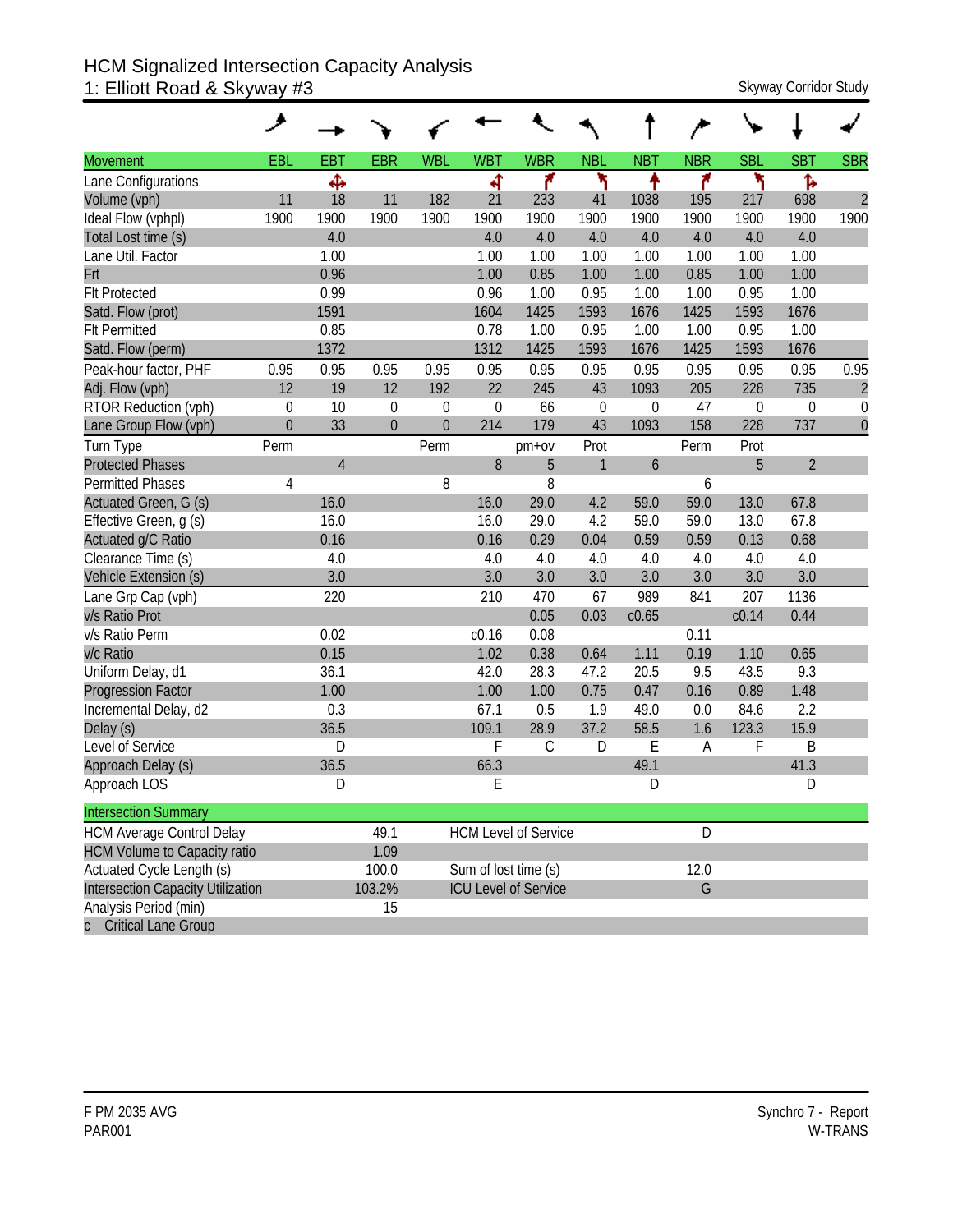# HCM Signalized Intersection Capacity Analysis
## 1: Elliott Road & Skyway #3

Skyway Corridor Study

| Movement | EBL | EBT | EBR | WBL | WBT | WBR | NBL | NBT | NBR | SBL | SBT | SBR |
|---|---|---|---|---|---|---|---|---|---|---|---|---|
| Lane Configurations | | ✣ | | | ↰ | ↱ | ↰ | ↑ | ↱ | ↰ | ↳ | |
| Volume (vph) | 11 | 18 | 11 | 182 | 21 | 233 | 41 | 1038 | 195 | 217 | 698 | 2 |
| Ideal Flow (vphpl) | 1900 | 1900 | 1900 | 1900 | 1900 | 1900 | 1900 | 1900 | 1900 | 1900 | 1900 | 1900 |
| Total Lost time (s) | | 4.0 | | | 4.0 | 4.0 | 4.0 | 4.0 | 4.0 | 4.0 | 4.0 | |
| Lane Util. Factor | | 1.00 | | | 1.00 | 1.00 | 1.00 | 1.00 | 1.00 | 1.00 | 1.00 | |
| Frt | | 0.96 | | | 1.00 | 0.85 | 1.00 | 1.00 | 0.85 | 1.00 | 1.00 | |
| Flt Protected | | 0.99 | | | 0.96 | 1.00 | 0.95 | 1.00 | 1.00 | 0.95 | 1.00 | |
| Satd. Flow (prot) | | 1591 | | | 1604 | 1425 | 1593 | 1676 | 1425 | 1593 | 1676 | |
| Flt Permitted | | 0.85 | | | 0.78 | 1.00 | 0.95 | 1.00 | 1.00 | 0.95 | 1.00 | |
| Satd. Flow (perm) | | 1372 | | | 1312 | 1425 | 1593 | 1676 | 1425 | 1593 | 1676 | |
| Peak-hour factor, PHF | 0.95 | 0.95 | 0.95 | 0.95 | 0.95 | 0.95 | 0.95 | 0.95 | 0.95 | 0.95 | 0.95 | 0.95 |
| Adj. Flow (vph) | 12 | 19 | 12 | 192 | 22 | 245 | 43 | 1093 | 205 | 228 | 735 | 2 |
| RTOR Reduction (vph) | 0 | 10 | 0 | 0 | 0 | 66 | 0 | 0 | 47 | 0 | 0 | 0 |
| Lane Group Flow (vph) | 0 | 33 | 0 | 0 | 214 | 179 | 43 | 1093 | 158 | 228 | 737 | 0 |
| Turn Type | Perm | | | Perm | | pm+ov | Prot | | Perm | Prot | | |
| Protected Phases | | 4 | | | 8 | 5 | 1 | 6 | | 5 | 2 | |
| Permitted Phases | 4 | | | 8 | | 8 | | | 6 | | | |
| Actuated Green, G (s) | | 16.0 | | | 16.0 | 29.0 | 4.2 | 59.0 | 59.0 | 13.0 | 67.8 | |
| Effective Green, g (s) | | 16.0 | | | 16.0 | 29.0 | 4.2 | 59.0 | 59.0 | 13.0 | 67.8 | |
| Actuated g/C Ratio | | 0.16 | | | 0.16 | 0.29 | 0.04 | 0.59 | 0.59 | 0.13 | 0.68 | |
| Clearance Time (s) | | 4.0 | | | 4.0 | 4.0 | 4.0 | 4.0 | 4.0 | 4.0 | 4.0 | |
| Vehicle Extension (s) | | 3.0 | | | 3.0 | 3.0 | 3.0 | 3.0 | 3.0 | 3.0 | 3.0 | |
| Lane Grp Cap (vph) | | 220 | | | 210 | 470 | 67 | 989 | 841 | 207 | 1136 | |
| v/s Ratio Prot | | | | | | 0.05 | 0.03 | c0.65 | | c0.14 | 0.44 | |
| v/s Ratio Perm | | 0.02 | | | c0.16 | 0.08 | | | 0.11 | | | |
| v/c Ratio | | 0.15 | | | 1.02 | 0.38 | 0.64 | 1.11 | 0.19 | 1.10 | 0.65 | |
| Uniform Delay, d1 | | 36.1 | | | 42.0 | 28.3 | 47.2 | 20.5 | 9.5 | 43.5 | 9.3 | |
| Progression Factor | | 1.00 | | | 1.00 | 1.00 | 0.75 | 0.47 | 0.16 | 0.89 | 1.48 | |
| Incremental Delay, d2 | | 0.3 | | | 67.1 | 0.5 | 1.9 | 49.0 | 0.0 | 84.6 | 2.2 | |
| Delay (s) | | 36.5 | | | 109.1 | 28.9 | 37.2 | 58.5 | 1.6 | 123.3 | 15.9 | |
| Level of Service | | D | | | F | C | D | E | A | F | B | |
| Approach Delay (s) | | 36.5 | | | 66.3 | | | 49.1 | | | 41.3 | |
| Approach LOS | | D | | | E | | | D | | | D | |

| Intersection Summary | | | |
|---|---|---|---|
| HCM Average Control Delay | 49.1 | HCM Level of Service | D |
| HCM Volume to Capacity ratio | 1.09 | | |
| Actuated Cycle Length (s) | 100.0 | Sum of lost time (s) | 12.0 |
| Intersection Capacity Utilization | 103.2% | ICU Level of Service | G |
| Analysis Period (min) | 15 | | |
| c Critical Lane Group | | | |

F PM 2035 AVG
PAR001

Synchro 7 - Report
W-TRANS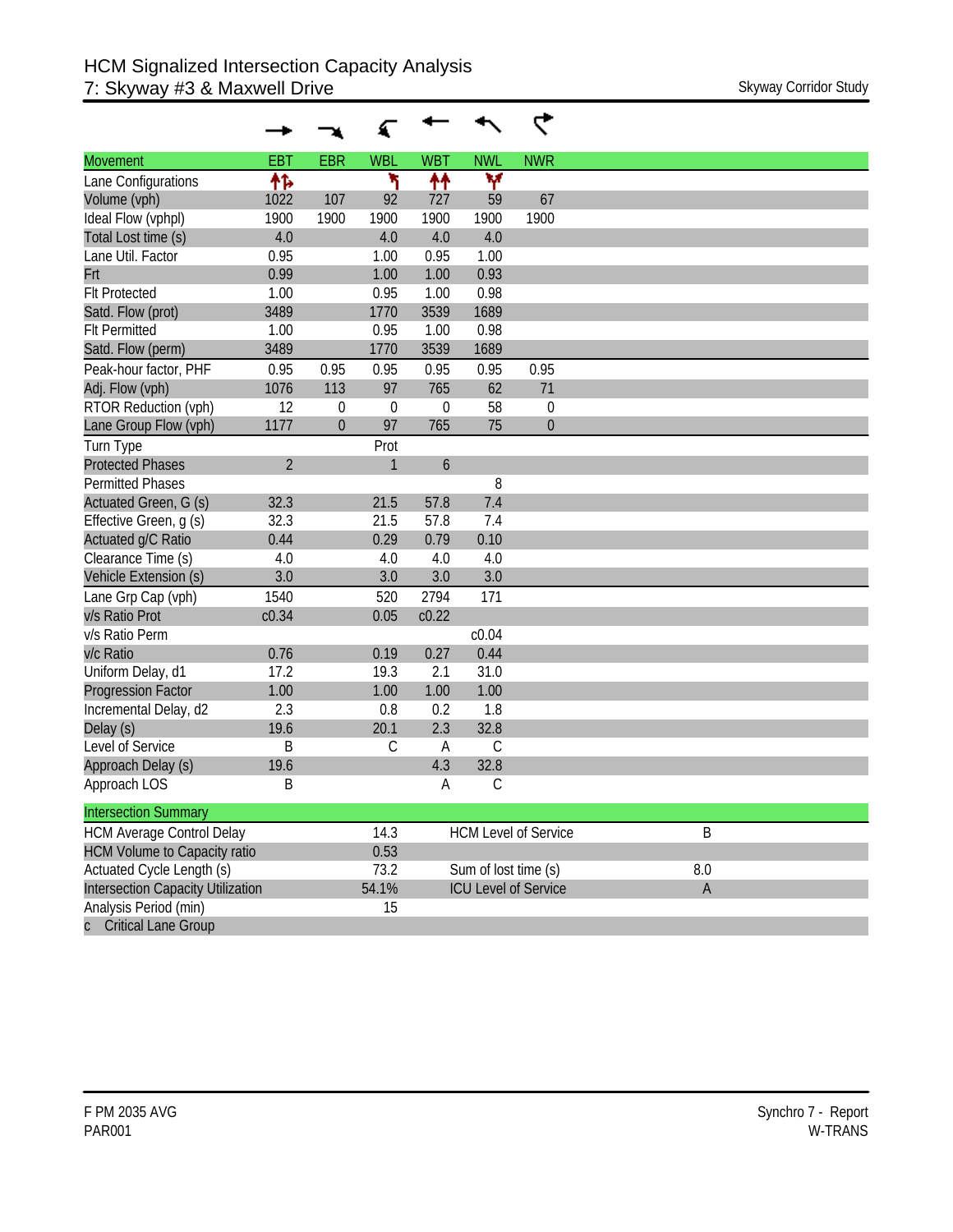# HCM Signalized Intersection Capacity Analysis
## 7: Skyway #3 & Maxwell Drive

Skyway Corridor Study

| Movement | EBT | EBR | WBL | WBT | NWL | NWR |
|---|---|---|---|---|---|---|
| Lane Configurations | | | | | | |
| Volume (vph) | 1022 | 107 | 92 | 727 | 59 | 67 |
| Ideal Flow (vphpl) | 1900 | 1900 | 1900 | 1900 | 1900 | 1900 |
| Total Lost time (s) | 4.0 | | 4.0 | 4.0 | 4.0 | |
| Lane Util. Factor | 0.95 | | 1.00 | 0.95 | 1.00 | |
| Frt | 0.99 | | 1.00 | 1.00 | 0.93 | |
| Flt Protected | 1.00 | | 0.95 | 1.00 | 0.98 | |
| Satd. Flow (prot) | 3489 | | 1770 | 3539 | 1689 | |
| Flt Permitted | 1.00 | | 0.95 | 1.00 | 0.98 | |
| Satd. Flow (perm) | 3489 | | 1770 | 3539 | 1689 | |
| Peak-hour factor, PHF | 0.95 | 0.95 | 0.95 | 0.95 | 0.95 | 0.95 |
| Adj. Flow (vph) | 1076 | 113 | 97 | 765 | 62 | 71 |
| RTOR Reduction (vph) | 12 | 0 | 0 | 0 | 58 | 0 |
| Lane Group Flow (vph) | 1177 | 0 | 97 | 765 | 75 | 0 |
| Turn Type | | | Prot | | | |
| Protected Phases | 2 | | 1 | 6 | | |
| Permitted Phases | | | | | 8 | |
| Actuated Green, G (s) | 32.3 | | 21.5 | 57.8 | 7.4 | |
| Effective Green, g (s) | 32.3 | | 21.5 | 57.8 | 7.4 | |
| Actuated g/C Ratio | 0.44 | | 0.29 | 0.79 | 0.10 | |
| Clearance Time (s) | 4.0 | | 4.0 | 4.0 | 4.0 | |
| Vehicle Extension (s) | 3.0 | | 3.0 | 3.0 | 3.0 | |
| Lane Grp Cap (vph) | 1540 | | 520 | 2794 | 171 | |
| v/s Ratio Prot | c0.34 | | 0.05 | c0.22 | | |
| v/s Ratio Perm | | | | | c0.04 | |
| v/c Ratio | 0.76 | | 0.19 | 0.27 | 0.44 | |
| Uniform Delay, d1 | 17.2 | | 19.3 | 2.1 | 31.0 | |
| Progression Factor | 1.00 | | 1.00 | 1.00 | 1.00 | |
| Incremental Delay, d2 | 2.3 | | 0.8 | 0.2 | 1.8 | |
| Delay (s) | 19.6 | | 20.1 | 2.3 | 32.8 | |
| Level of Service | B | | C | A | C | |
| Approach Delay (s) | 19.6 | | | 4.3 | 32.8 | |
| Approach LOS | B | | | A | C | |

| Intersection Summary | | | |
|---|---|---|---|
| HCM Average Control Delay | 14.3 | HCM Level of Service | B |
| HCM Volume to Capacity ratio | 0.53 | | |
| Actuated Cycle Length (s) | 73.2 | Sum of lost time (s) | 8.0 |
| Intersection Capacity Utilization | 54.1% | ICU Level of Service | A |
| Analysis Period (min) | 15 | | |
| c Critical Lane Group | | | |

F PM 2035 AVG
PAR001

Synchro 7 - Report
W-TRANS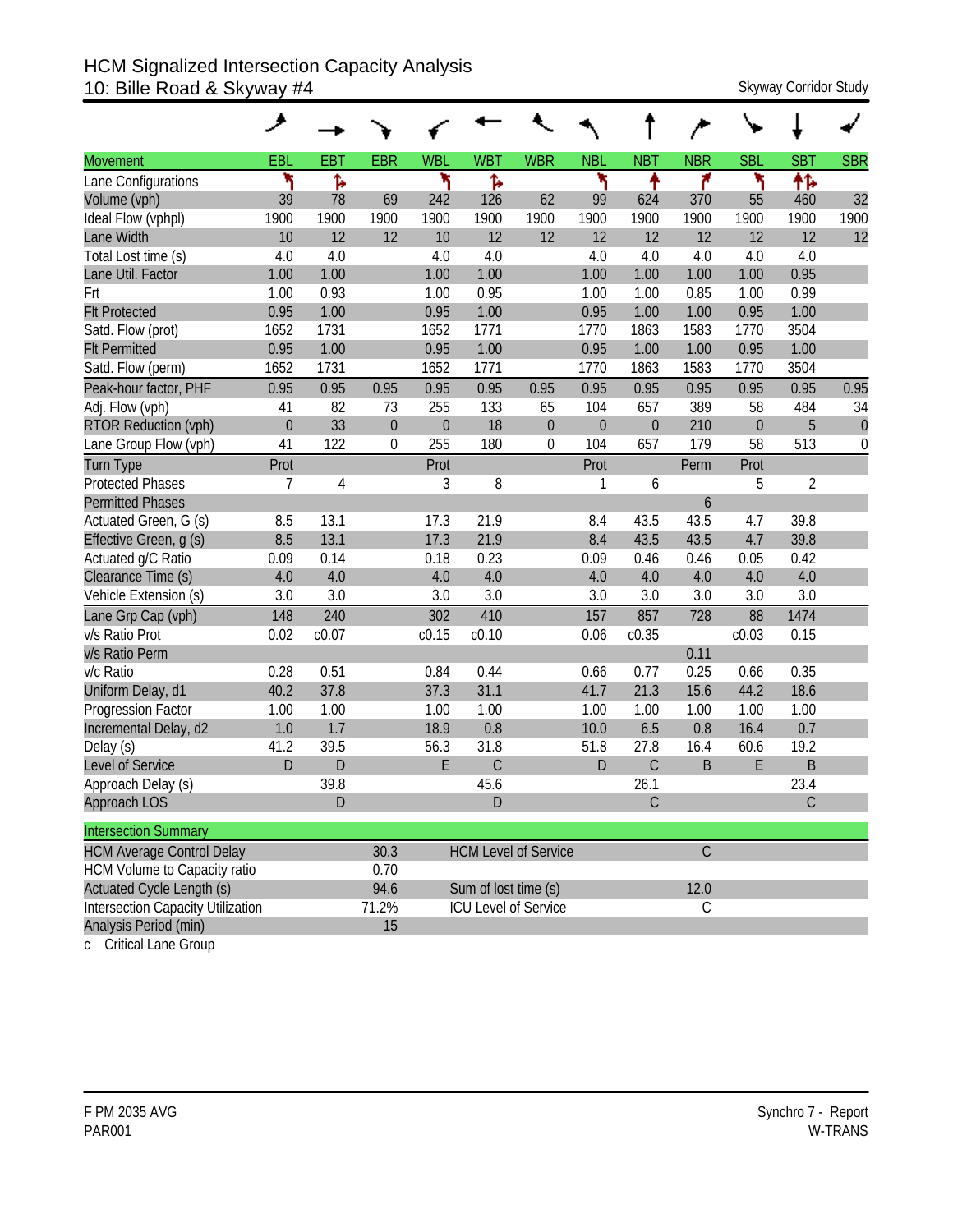# HCM Signalized Intersection Capacity Analysis
## 10: Bille Road & Skyway #4

Skyway Corridor Study

| Movement | EBL | EBT | EBR | WBL | WBT | WBR | NBL | NBT | NBR | SBL | SBT | SBR |
|---|---|---|---|---|---|---|---|---|---|---|---|---|
| Lane Configurations | | | | | | | | | | | | |
| Volume (vph) | 39 | 78 | 69 | 242 | 126 | 62 | 99 | 624 | 370 | 55 | 460 | 32 |
| Ideal Flow (vphpl) | 1900 | 1900 | 1900 | 1900 | 1900 | 1900 | 1900 | 1900 | 1900 | 1900 | 1900 | 1900 |
| Lane Width | 10 | 12 | 12 | 10 | 12 | 12 | 12 | 12 | 12 | 12 | 12 | 12 |
| Total Lost time (s) | 4.0 | 4.0 | | 4.0 | 4.0 | | 4.0 | 4.0 | 4.0 | 4.0 | 4.0 | |
| Lane Util. Factor | 1.00 | 1.00 | | 1.00 | 1.00 | | 1.00 | 1.00 | 1.00 | 1.00 | 0.95 | |
| Frt | 1.00 | 0.93 | | 1.00 | 0.95 | | 1.00 | 1.00 | 0.85 | 1.00 | 0.99 | |
| Flt Protected | 0.95 | 1.00 | | 0.95 | 1.00 | | 0.95 | 1.00 | 1.00 | 0.95 | 1.00 | |
| Satd. Flow (prot) | 1652 | 1731 | | 1652 | 1771 | | 1770 | 1863 | 1583 | 1770 | 3504 | |
| Flt Permitted | 0.95 | 1.00 | | 0.95 | 1.00 | | 0.95 | 1.00 | 1.00 | 0.95 | 1.00 | |
| Satd. Flow (perm) | 1652 | 1731 | | 1652 | 1771 | | 1770 | 1863 | 1583 | 1770 | 3504 | |
| Peak-hour factor, PHF | 0.95 | 0.95 | 0.95 | 0.95 | 0.95 | 0.95 | 0.95 | 0.95 | 0.95 | 0.95 | 0.95 | 0.95 |
| Adj. Flow (vph) | 41 | 82 | 73 | 255 | 133 | 65 | 104 | 657 | 389 | 58 | 484 | 34 |
| RTOR Reduction (vph) | 0 | 33 | 0 | 0 | 18 | 0 | 0 | 0 | 210 | 0 | 5 | 0 |
| Lane Group Flow (vph) | 41 | 122 | 0 | 255 | 180 | 0 | 104 | 657 | 179 | 58 | 513 | 0 |
| Turn Type | Prot | | | Prot | | | Prot | | Perm | Prot | | |
| Protected Phases | 7 | 4 | | 3 | 8 | | 1 | 6 | | 5 | 2 | |
| Permitted Phases | | | | | | | | | 6 | | | |
| Actuated Green, G (s) | 8.5 | 13.1 | | 17.3 | 21.9 | | 8.4 | 43.5 | 43.5 | 4.7 | 39.8 | |
| Effective Green, g (s) | 8.5 | 13.1 | | 17.3 | 21.9 | | 8.4 | 43.5 | 43.5 | 4.7 | 39.8 | |
| Actuated g/C Ratio | 0.09 | 0.14 | | 0.18 | 0.23 | | 0.09 | 0.46 | 0.46 | 0.05 | 0.42 | |
| Clearance Time (s) | 4.0 | 4.0 | | 4.0 | 4.0 | | 4.0 | 4.0 | 4.0 | 4.0 | 4.0 | |
| Vehicle Extension (s) | 3.0 | 3.0 | | 3.0 | 3.0 | | 3.0 | 3.0 | 3.0 | 3.0 | 3.0 | |
| Lane Grp Cap (vph) | 148 | 240 | | 302 | 410 | | 157 | 857 | 728 | 88 | 1474 | |
| v/s Ratio Prot | 0.02 | c0.07 | | c0.15 | c0.10 | | 0.06 | c0.35 | | c0.03 | 0.15 | |
| v/s Ratio Perm | | | | | | | | | 0.11 | | | |
| v/c Ratio | 0.28 | 0.51 | | 0.84 | 0.44 | | 0.66 | 0.77 | 0.25 | 0.66 | 0.35 | |
| Uniform Delay, d1 | 40.2 | 37.8 | | 37.3 | 31.1 | | 41.7 | 21.3 | 15.6 | 44.2 | 18.6 | |
| Progression Factor | 1.00 | 1.00 | | 1.00 | 1.00 | | 1.00 | 1.00 | 1.00 | 1.00 | 1.00 | |
| Incremental Delay, d2 | 1.0 | 1.7 | | 18.9 | 0.8 | | 10.0 | 6.5 | 0.8 | 16.4 | 0.7 | |
| Delay (s) | 41.2 | 39.5 | | 56.3 | 31.8 | | 51.8 | 27.8 | 16.4 | 60.6 | 19.2 | |
| Level of Service | D | D | | E | C | | D | C | B | E | B | |
| Approach Delay (s) | | 39.8 | | | 45.6 | | | 26.1 | | | 23.4 | |
| Approach LOS | | D | | | D | | | C | | | C | |

| Intersection Summary | | | |
|---|---|---|---|
| HCM Average Control Delay | 30.3 | HCM Level of Service | C |
| HCM Volume to Capacity ratio | 0.70 | | |
| Actuated Cycle Length (s) | 94.6 | Sum of lost time (s) | 12.0 |
| Intersection Capacity Utilization | 71.2% | ICU Level of Service | C |
| Analysis Period (min) | 15 | | |

c Critical Lane Group

F PM 2035 AVG
PAR001

Synchro 7 - Report
W-TRANS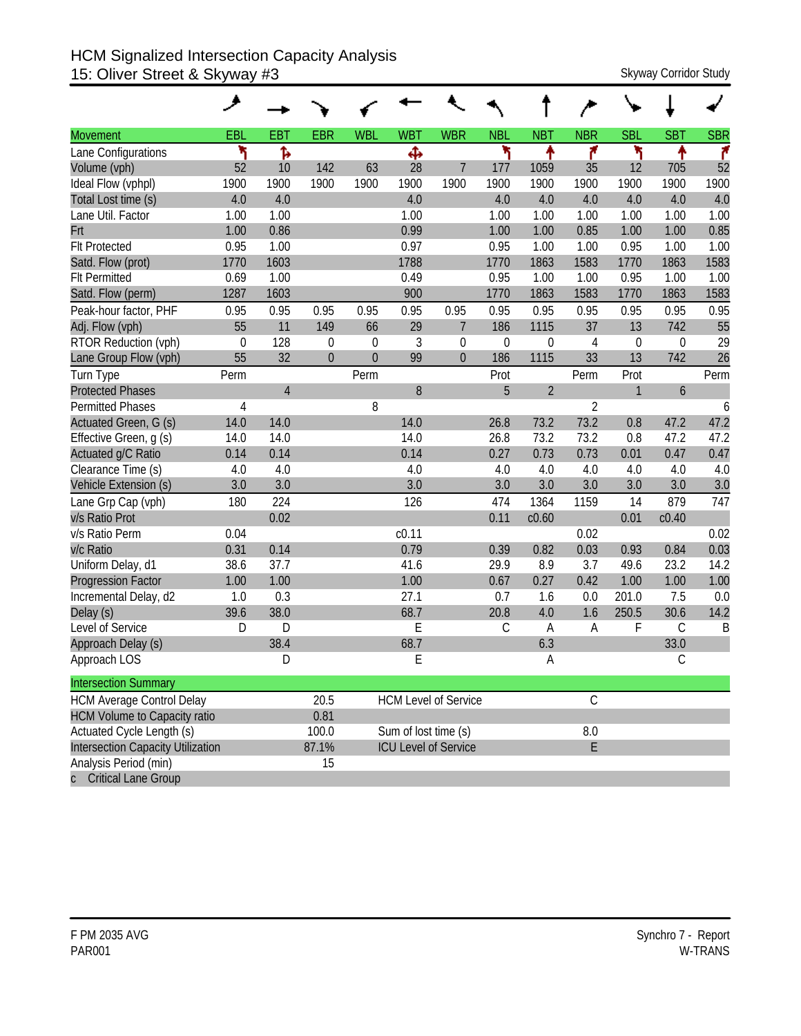# HCM Signalized Intersection Capacity Analysis
## 15: Oliver Street & Skyway #3

Skyway Corridor Study

| Movement | EBL | EBT | EBR | WBL | WBT | WBR | NBL | NBT | NBR | SBL | SBT | SBR |
|---|---|---|---|---|---|---|---|---|---|---|---|---|
| Lane Configurations | ↰ | ↱ | | | ✥ | | ↰ | ↑ | ↱ | ↰ | ↑ | ↱ |
| Volume (vph) | 52 | 10 | 142 | 63 | 28 | 7 | 177 | 1059 | 35 | 12 | 705 | 52 |
| Ideal Flow (vphpl) | 1900 | 1900 | 1900 | 1900 | 1900 | 1900 | 1900 | 1900 | 1900 | 1900 | 1900 | 1900 |
| Total Lost time (s) | 4.0 | 4.0 | | | 4.0 | | 4.0 | 4.0 | 4.0 | 4.0 | 4.0 | 4.0 |
| Lane Util. Factor | 1.00 | 1.00 | | | 1.00 | | 1.00 | 1.00 | 1.00 | 1.00 | 1.00 | 1.00 |
| Frt | 1.00 | 0.86 | | | 0.99 | | 1.00 | 1.00 | 0.85 | 1.00 | 1.00 | 0.85 |
| Flt Protected | 0.95 | 1.00 | | | 0.97 | | 0.95 | 1.00 | 1.00 | 0.95 | 1.00 | 1.00 |
| Satd. Flow (prot) | 1770 | 1603 | | | 1788 | | 1770 | 1863 | 1583 | 1770 | 1863 | 1583 |
| Flt Permitted | 0.69 | 1.00 | | | 0.49 | | 0.95 | 1.00 | 1.00 | 0.95 | 1.00 | 1.00 |
| Satd. Flow (perm) | 1287 | 1603 | | | 900 | | 1770 | 1863 | 1583 | 1770 | 1863 | 1583 |
| Peak-hour factor, PHF | 0.95 | 0.95 | 0.95 | 0.95 | 0.95 | 0.95 | 0.95 | 0.95 | 0.95 | 0.95 | 0.95 | 0.95 |
| Adj. Flow (vph) | 55 | 11 | 149 | 66 | 29 | 7 | 186 | 1115 | 37 | 13 | 742 | 55 |
| RTOR Reduction (vph) | 0 | 128 | 0 | 0 | 3 | 0 | 0 | 0 | 4 | 0 | 0 | 29 |
| Lane Group Flow (vph) | 55 | 32 | 0 | 0 | 99 | 0 | 186 | 1115 | 33 | 13 | 742 | 26 |
| Turn Type | Perm | | | Perm | | | Prot | | Perm | Prot | | Perm |
| Protected Phases | | 4 | | | 8 | | 5 | 2 | | 1 | 6 | |
| Permitted Phases | 4 | | | 8 | | | | | 2 | | | 6 |
| Actuated Green, G (s) | 14.0 | 14.0 | | | 14.0 | | 26.8 | 73.2 | 73.2 | 0.8 | 47.2 | 47.2 |
| Effective Green, g (s) | 14.0 | 14.0 | | | 14.0 | | 26.8 | 73.2 | 73.2 | 0.8 | 47.2 | 47.2 |
| Actuated g/C Ratio | 0.14 | 0.14 | | | 0.14 | | 0.27 | 0.73 | 0.73 | 0.01 | 0.47 | 0.47 |
| Clearance Time (s) | 4.0 | 4.0 | | | 4.0 | | 4.0 | 4.0 | 4.0 | 4.0 | 4.0 | 4.0 |
| Vehicle Extension (s) | 3.0 | 3.0 | | | 3.0 | | 3.0 | 3.0 | 3.0 | 3.0 | 3.0 | 3.0 |
| Lane Grp Cap (vph) | 180 | 224 | | | 126 | | 474 | 1364 | 1159 | 14 | 879 | 747 |
| v/s Ratio Prot | | 0.02 | | | | | 0.11 | c0.60 | | 0.01 | c0.40 | |
| v/s Ratio Perm | 0.04 | | | | c0.11 | | | | 0.02 | | | 0.02 |
| v/c Ratio | 0.31 | 0.14 | | | 0.79 | | 0.39 | 0.82 | 0.03 | 0.93 | 0.84 | 0.03 |
| Uniform Delay, d1 | 38.6 | 37.7 | | | 41.6 | | 29.9 | 8.9 | 3.7 | 49.6 | 23.2 | 14.2 |
| Progression Factor | 1.00 | 1.00 | | | 1.00 | | 0.67 | 0.27 | 0.42 | 1.00 | 1.00 | 1.00 |
| Incremental Delay, d2 | 1.0 | 0.3 | | | 27.1 | | 0.7 | 1.6 | 0.0 | 201.0 | 7.5 | 0.0 |
| Delay (s) | 39.6 | 38.0 | | | 68.7 | | 20.8 | 4.0 | 1.6 | 250.5 | 30.6 | 14.2 |
| Level of Service | D | D | | | E | | C | A | A | F | C | B |
| Approach Delay (s) | | 38.4 | | | 68.7 | | | 6.3 | | | 33.0 | |
| Approach LOS | | D | | | E | | | A | | | C | |

| Intersection Summary | | | |
|---|---|---|---|
| HCM Average Control Delay | 20.5 | HCM Level of Service | C |
| HCM Volume to Capacity ratio | 0.81 | | |
| Actuated Cycle Length (s) | 100.0 | Sum of lost time (s) | 8.0 |
| Intersection Capacity Utilization | 87.1% | ICU Level of Service | E |
| Analysis Period (min) | 15 | | |
| c Critical Lane Group | | | |

F PM 2035 AVG
PAR001

Synchro 7 - Report
W-TRANS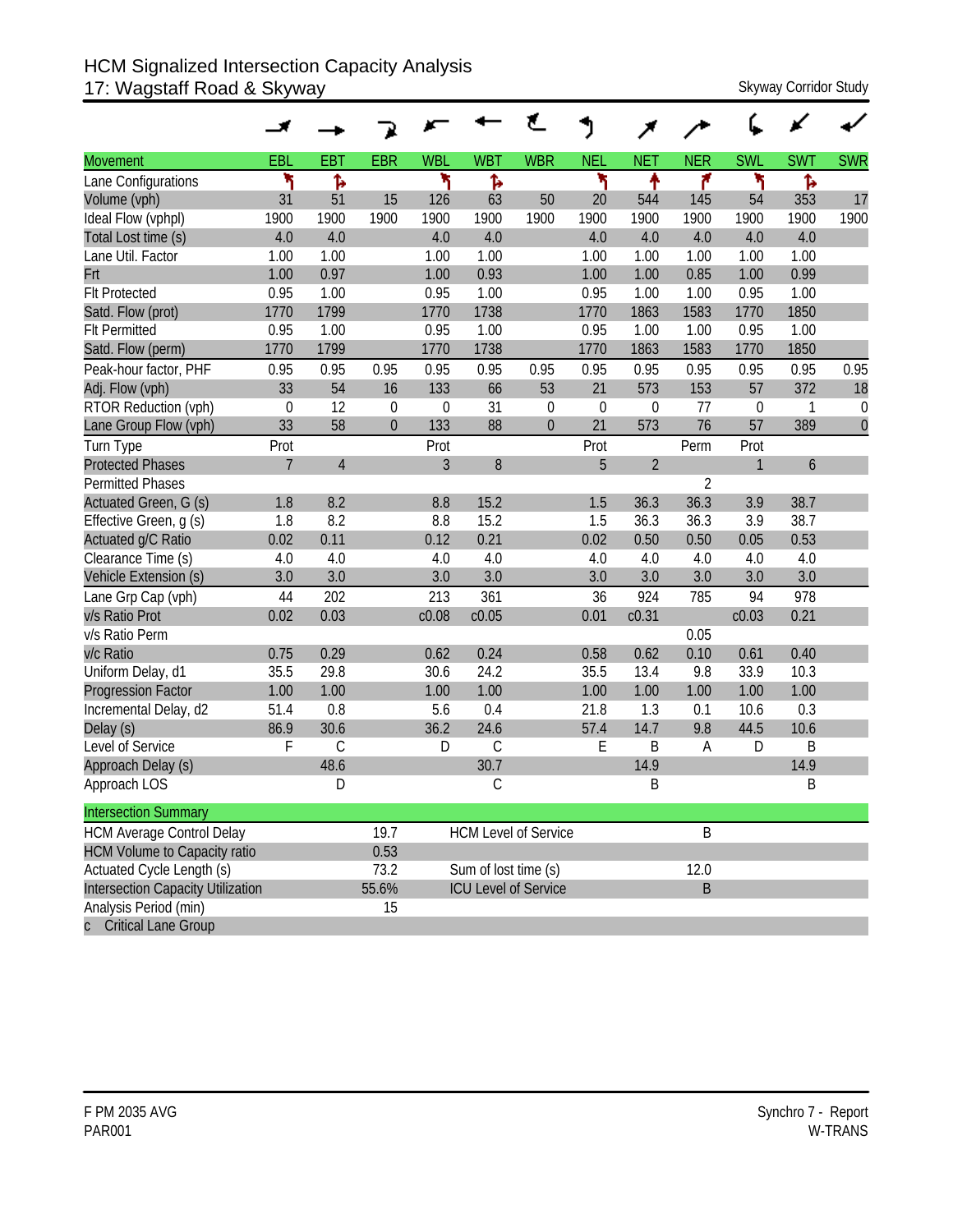# HCM Signalized Intersection Capacity Analysis
## 17: Wagstaff Road & Skyway

Skyway Corridor Study

| Movement | EBL | EBT | EBR | WBL | WBT | WBR | NEL | NET | NER | SWL | SWT | SWR |
|---|---|---|---|---|---|---|---|---|---|---|---|---|
| Lane Configurations | | | | | | | | | | | | |
| Volume (vph) | 31 | 51 | 15 | 126 | 63 | 50 | 20 | 544 | 145 | 54 | 353 | 17 |
| Ideal Flow (vphpl) | 1900 | 1900 | 1900 | 1900 | 1900 | 1900 | 1900 | 1900 | 1900 | 1900 | 1900 | 1900 |
| Total Lost time (s) | 4.0 | 4.0 | | 4.0 | 4.0 | | 4.0 | 4.0 | 4.0 | 4.0 | 4.0 | |
| Lane Util. Factor | 1.00 | 1.00 | | 1.00 | 1.00 | | 1.00 | 1.00 | 1.00 | 1.00 | 1.00 | |
| Frt | 1.00 | 0.97 | | 1.00 | 0.93 | | 1.00 | 1.00 | 0.85 | 1.00 | 0.99 | |
| Flt Protected | 0.95 | 1.00 | | 0.95 | 1.00 | | 0.95 | 1.00 | 1.00 | 0.95 | 1.00 | |
| Satd. Flow (prot) | 1770 | 1799 | | 1770 | 1738 | | 1770 | 1863 | 1583 | 1770 | 1850 | |
| Flt Permitted | 0.95 | 1.00 | | 0.95 | 1.00 | | 0.95 | 1.00 | 1.00 | 0.95 | 1.00 | |
| Satd. Flow (perm) | 1770 | 1799 | | 1770 | 1738 | | 1770 | 1863 | 1583 | 1770 | 1850 | |
| Peak-hour factor, PHF | 0.95 | 0.95 | 0.95 | 0.95 | 0.95 | 0.95 | 0.95 | 0.95 | 0.95 | 0.95 | 0.95 | 0.95 |
| Adj. Flow (vph) | 33 | 54 | 16 | 133 | 66 | 53 | 21 | 573 | 153 | 57 | 372 | 18 |
| RTOR Reduction (vph) | 0 | 12 | 0 | 0 | 31 | 0 | 0 | 0 | 77 | 0 | 1 | 0 |
| Lane Group Flow (vph) | 33 | 58 | 0 | 133 | 88 | 0 | 21 | 573 | 76 | 57 | 389 | 0 |
| Turn Type | Prot | | | Prot | | | Prot | | Perm | Prot | | |
| Protected Phases | 7 | 4 | | 3 | 8 | | 5 | 2 | | 1 | 6 | |
| Permitted Phases | | | | | | | | | 2 | | | |
| Actuated Green, G (s) | 1.8 | 8.2 | | 8.8 | 15.2 | | 1.5 | 36.3 | 36.3 | 3.9 | 38.7 | |
| Effective Green, g (s) | 1.8 | 8.2 | | 8.8 | 15.2 | | 1.5 | 36.3 | 36.3 | 3.9 | 38.7 | |
| Actuated g/C Ratio | 0.02 | 0.11 | | 0.12 | 0.21 | | 0.02 | 0.50 | 0.50 | 0.05 | 0.53 | |
| Clearance Time (s) | 4.0 | 4.0 | | 4.0 | 4.0 | | 4.0 | 4.0 | 4.0 | 4.0 | 4.0 | |
| Vehicle Extension (s) | 3.0 | 3.0 | | 3.0 | 3.0 | | 3.0 | 3.0 | 3.0 | 3.0 | 3.0 | |
| Lane Grp Cap (vph) | 44 | 202 | | 213 | 361 | | 36 | 924 | 785 | 94 | 978 | |
| v/s Ratio Prot | 0.02 | 0.03 | | c0.08 | c0.05 | | 0.01 | c0.31 | | c0.03 | 0.21 | |
| v/s Ratio Perm | | | | | | | | | 0.05 | | | |
| v/c Ratio | 0.75 | 0.29 | | 0.62 | 0.24 | | 0.58 | 0.62 | 0.10 | 0.61 | 0.40 | |
| Uniform Delay, d1 | 35.5 | 29.8 | | 30.6 | 24.2 | | 35.5 | 13.4 | 9.8 | 33.9 | 10.3 | |
| Progression Factor | 1.00 | 1.00 | | 1.00 | 1.00 | | 1.00 | 1.00 | 1.00 | 1.00 | 1.00 | |
| Incremental Delay, d2 | 51.4 | 0.8 | | 5.6 | 0.4 | | 21.8 | 1.3 | 0.1 | 10.6 | 0.3 | |
| Delay (s) | 86.9 | 30.6 | | 36.2 | 24.6 | | 57.4 | 14.7 | 9.8 | 44.5 | 10.6 | |
| Level of Service | F | C | | D | C | | E | B | A | D | B | |
| Approach Delay (s) | | 48.6 | | | 30.7 | | | 14.9 | | | 14.9 | |
| Approach LOS | | D | | | C | | | B | | | B | |

| Intersection Summary | | | |
|---|---|---|---|
| HCM Average Control Delay | 19.7 | HCM Level of Service | B |
| HCM Volume to Capacity ratio | 0.53 | | |
| Actuated Cycle Length (s) | 73.2 | Sum of lost time (s) | 12.0 |
| Intersection Capacity Utilization | 55.6% | ICU Level of Service | B |
| Analysis Period (min) | 15 | | |
| c Critical Lane Group | | | |

F PM 2035 AVG
PAR001

Synchro 7 - Report
W-TRANS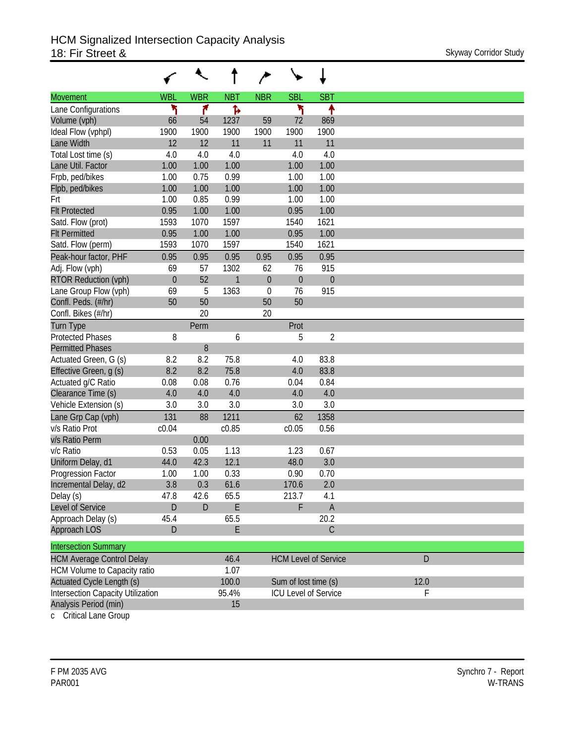# HCM Signalized Intersection Capacity Analysis
## 18: Fir Street &

Skyway Corridor Study

| Movement | WBL | WBR | NBT | NBR | SBL | SBT |
|---|---|---|---|---|---|---|
| Lane Configurations | | | | | | |
| Volume (vph) | 66 | 54 | 1237 | 59 | 72 | 869 |
| Ideal Flow (vphpl) | 1900 | 1900 | 1900 | 1900 | 1900 | 1900 |
| Lane Width | 12 | 12 | 11 | 11 | 11 | 11 |
| Total Lost time (s) | 4.0 | 4.0 | 4.0 | | 4.0 | 4.0 |
| Lane Util. Factor | 1.00 | 1.00 | 1.00 | | 1.00 | 1.00 |
| Frpb, ped/bikes | 1.00 | 0.75 | 0.99 | | 1.00 | 1.00 |
| Flpb, ped/bikes | 1.00 | 1.00 | 1.00 | | 1.00 | 1.00 |
| Frt | 1.00 | 0.85 | 0.99 | | 1.00 | 1.00 |
| Flt Protected | 0.95 | 1.00 | 1.00 | | 0.95 | 1.00 |
| Satd. Flow (prot) | 1593 | 1070 | 1597 | | 1540 | 1621 |
| Flt Permitted | 0.95 | 1.00 | 1.00 | | 0.95 | 1.00 |
| Satd. Flow (perm) | 1593 | 1070 | 1597 | | 1540 | 1621 |
| Peak-hour factor, PHF | 0.95 | 0.95 | 0.95 | 0.95 | 0.95 | 0.95 |
| Adj. Flow (vph) | 69 | 57 | 1302 | 62 | 76 | 915 |
| RTOR Reduction (vph) | 0 | 52 | 1 | 0 | 0 | 0 |
| Lane Group Flow (vph) | 69 | 5 | 1363 | 0 | 76 | 915 |
| Confl. Peds. (#/hr) | 50 | 50 | | 50 | 50 | |
| Confl. Bikes (#/hr) | | 20 | | 20 | | |
| Turn Type | | Perm | | | Prot | |
| Protected Phases | 8 | | 6 | | 5 | 2 |
| Permitted Phases | | 8 | | | | |
| Actuated Green, G (s) | 8.2 | 8.2 | 75.8 | | 4.0 | 83.8 |
| Effective Green, g (s) | 8.2 | 8.2 | 75.8 | | 4.0 | 83.8 |
| Actuated g/C Ratio | 0.08 | 0.08 | 0.76 | | 0.04 | 0.84 |
| Clearance Time (s) | 4.0 | 4.0 | 4.0 | | 4.0 | 4.0 |
| Vehicle Extension (s) | 3.0 | 3.0 | 3.0 | | 3.0 | 3.0 |
| Lane Grp Cap (vph) | 131 | 88 | 1211 | | 62 | 1358 |
| v/s Ratio Prot | c0.04 | | c0.85 | | c0.05 | 0.56 |
| v/s Ratio Perm | | 0.00 | | | | |
| v/c Ratio | 0.53 | 0.05 | 1.13 | | 1.23 | 0.67 |
| Uniform Delay, d1 | 44.0 | 42.3 | 12.1 | | 48.0 | 3.0 |
| Progression Factor | 1.00 | 1.00 | 0.33 | | 0.90 | 0.70 |
| Incremental Delay, d2 | 3.8 | 0.3 | 61.6 | | 170.6 | 2.0 |
| Delay (s) | 47.8 | 42.6 | 65.5 | | 213.7 | 4.1 |
| Level of Service | D | D | E | | F | A |
| Approach Delay (s) | 45.4 | | 65.5 | | | 20.2 |
| Approach LOS | D | | E | | | C |

| Intersection Summary | | | |
|---|---|---|---|
| HCM Average Control Delay | 46.4 | HCM Level of Service | D |
| HCM Volume to Capacity ratio | 1.07 | | |
| Actuated Cycle Length (s) | 100.0 | Sum of lost time (s) | 12.0 |
| Intersection Capacity Utilization | 95.4% | ICU Level of Service | F |
| Analysis Period (min) | 15 | | |

c Critical Lane Group

F PM 2035 AVG
PAR001

Synchro 7 - Report
W-TRANS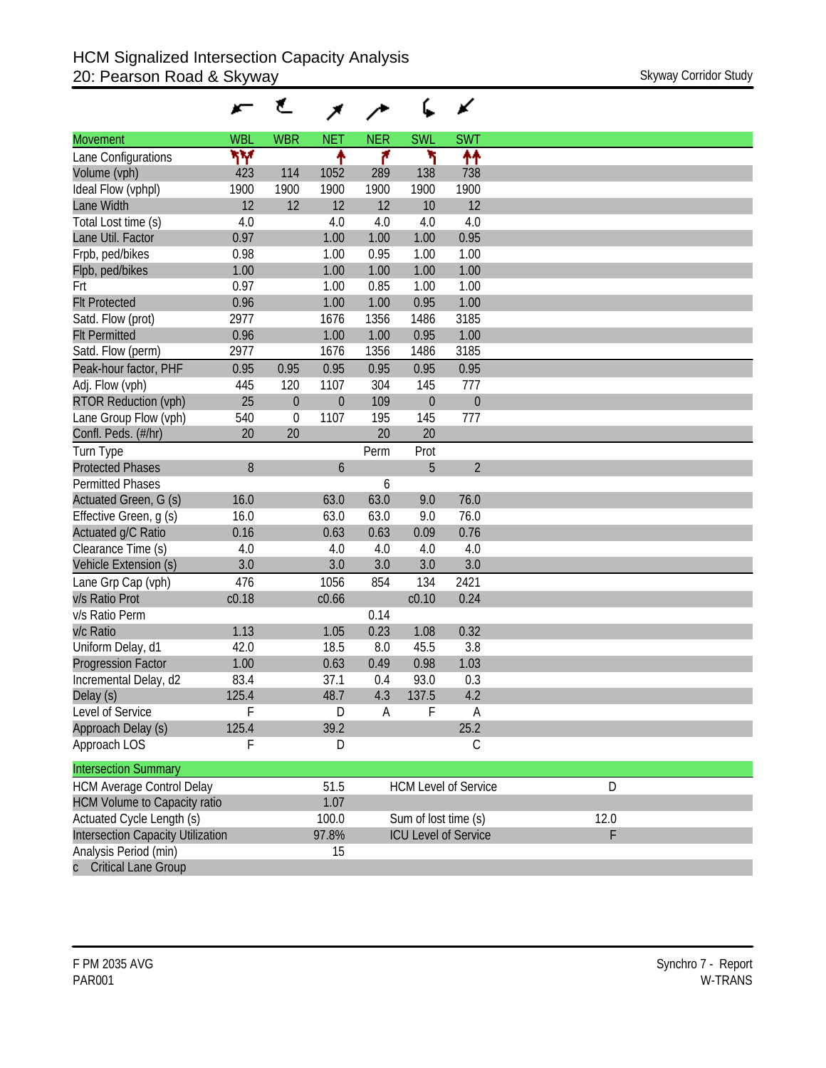# HCM Signalized Intersection Capacity Analysis
## 20: Pearson Road & Skyway

Skyway Corridor Study

| Movement | WBL | WBR | NET | NER | SWL | SWT |
|---|---|---|---|---|---|---|
| Lane Configurations | | | | | | |
| Volume (vph) | 423 | 114 | 1052 | 289 | 138 | 738 |
| Ideal Flow (vphpl) | 1900 | 1900 | 1900 | 1900 | 1900 | 1900 |
| Lane Width | 12 | 12 | 12 | 12 | 10 | 12 |
| Total Lost time (s) | 4.0 | | 4.0 | 4.0 | 4.0 | 4.0 |
| Lane Util. Factor | 0.97 | | 1.00 | 1.00 | 1.00 | 0.95 |
| Frpb, ped/bikes | 0.98 | | 1.00 | 0.95 | 1.00 | 1.00 |
| Flpb, ped/bikes | 1.00 | | 1.00 | 1.00 | 1.00 | 1.00 |
| Frt | 0.97 | | 1.00 | 0.85 | 1.00 | 1.00 |
| Flt Protected | 0.96 | | 1.00 | 1.00 | 0.95 | 1.00 |
| Satd. Flow (prot) | 2977 | | 1676 | 1356 | 1486 | 3185 |
| Flt Permitted | 0.96 | | 1.00 | 1.00 | 0.95 | 1.00 |
| Satd. Flow (perm) | 2977 | | 1676 | 1356 | 1486 | 3185 |
| Peak-hour factor, PHF | 0.95 | 0.95 | 0.95 | 0.95 | 0.95 | 0.95 |
| Adj. Flow (vph) | 445 | 120 | 1107 | 304 | 145 | 777 |
| RTOR Reduction (vph) | 25 | 0 | 0 | 109 | 0 | 0 |
| Lane Group Flow (vph) | 540 | 0 | 1107 | 195 | 145 | 777 |
| Confl. Peds. (#/hr) | 20 | 20 | | 20 | 20 | |
| Turn Type | | | | Perm | Prot | |
| Protected Phases | 8 | | 6 | | 5 | 2 |
| Permitted Phases | | | | 6 | | |
| Actuated Green, G (s) | 16.0 | | 63.0 | 63.0 | 9.0 | 76.0 |
| Effective Green, g (s) | 16.0 | | 63.0 | 63.0 | 9.0 | 76.0 |
| Actuated g/C Ratio | 0.16 | | 0.63 | 0.63 | 0.09 | 0.76 |
| Clearance Time (s) | 4.0 | | 4.0 | 4.0 | 4.0 | 4.0 |
| Vehicle Extension (s) | 3.0 | | 3.0 | 3.0 | 3.0 | 3.0 |
| Lane Grp Cap (vph) | 476 | | 1056 | 854 | 134 | 2421 |
| v/s Ratio Prot | c0.18 | | c0.66 | | c0.10 | 0.24 |
| v/s Ratio Perm | | | | 0.14 | | |
| v/c Ratio | 1.13 | | 1.05 | 0.23 | 1.08 | 0.32 |
| Uniform Delay, d1 | 42.0 | | 18.5 | 8.0 | 45.5 | 3.8 |
| Progression Factor | 1.00 | | 0.63 | 0.49 | 0.98 | 1.03 |
| Incremental Delay, d2 | 83.4 | | 37.1 | 0.4 | 93.0 | 0.3 |
| Delay (s) | 125.4 | | 48.7 | 4.3 | 137.5 | 4.2 |
| Level of Service | F | | D | A | F | A |
| Approach Delay (s) | 125.4 | | 39.2 | | | 25.2 |
| Approach LOS | F | | D | | | C |

| Intersection Summary | | | |
|---|---|---|---|
| HCM Average Control Delay | 51.5 | HCM Level of Service | D |
| HCM Volume to Capacity ratio | 1.07 | | |
| Actuated Cycle Length (s) | 100.0 | Sum of lost time (s) | 12.0 |
| Intersection Capacity Utilization | 97.8% | ICU Level of Service | F |
| Analysis Period (min) | 15 | | |
| c Critical Lane Group | | | |

F PM 2035 AVG
PAR001

Synchro 7 - Report
W-TRANS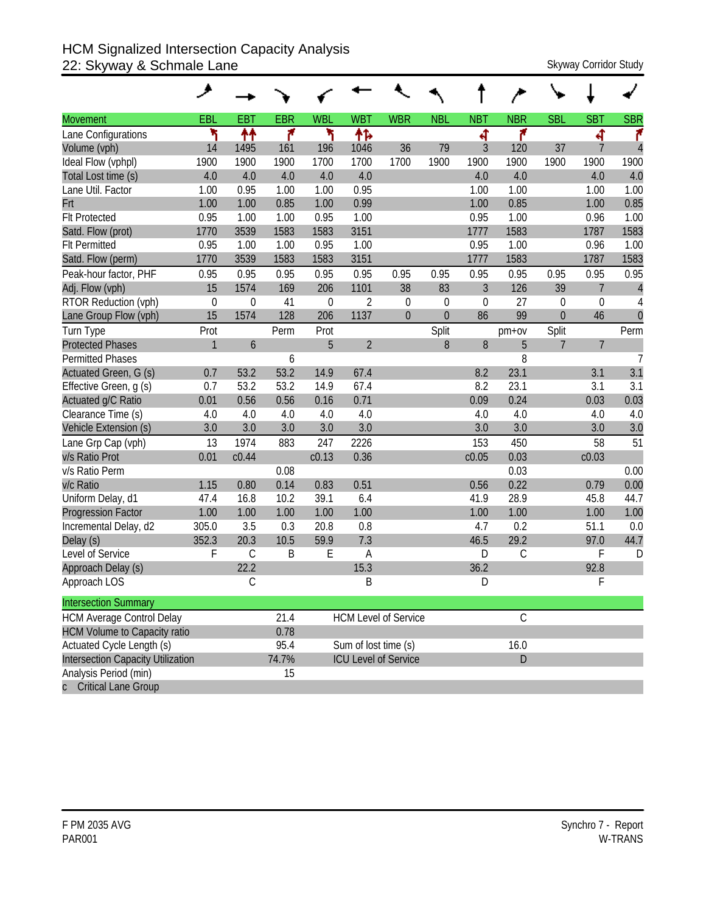# HCM Signalized Intersection Capacity Analysis
## 22: Skyway & Schmale Lane

Skyway Corridor Study

| Movement | EBL | EBT | EBR | WBL | WBT | WBR | NBL | NBT | NBR | SBL | SBT | SBR |
|---|---|---|---|---|---|---|---|---|---|---|---|---|
| Lane Configurations | | | | | | | | | | | | |
| Volume (vph) | 14 | 1495 | 161 | 196 | 1046 | 36 | 79 | 3 | 120 | 37 | 7 | 4 |
| Ideal Flow (vphpl) | 1900 | 1900 | 1900 | 1700 | 1700 | 1700 | 1900 | 1900 | 1900 | 1900 | 1900 | 1900 |
| Total Lost time (s) | 4.0 | 4.0 | 4.0 | 4.0 | 4.0 | | | 4.0 | 4.0 | | 4.0 | 4.0 |
| Lane Util. Factor | 1.00 | 0.95 | 1.00 | 1.00 | 0.95 | | | 1.00 | 1.00 | | 1.00 | 1.00 |
| Frt | 1.00 | 1.00 | 0.85 | 1.00 | 0.99 | | | 1.00 | 0.85 | | 1.00 | 0.85 |
| Flt Protected | 0.95 | 1.00 | 1.00 | 0.95 | 1.00 | | | 0.95 | 1.00 | | 0.96 | 1.00 |
| Satd. Flow (prot) | 1770 | 3539 | 1583 | 1583 | 3151 | | | 1777 | 1583 | | 1787 | 1583 |
| Flt Permitted | 0.95 | 1.00 | 1.00 | 0.95 | 1.00 | | | 0.95 | 1.00 | | 0.96 | 1.00 |
| Satd. Flow (perm) | 1770 | 3539 | 1583 | 1583 | 3151 | | | 1777 | 1583 | | 1787 | 1583 |
| Peak-hour factor, PHF | 0.95 | 0.95 | 0.95 | 0.95 | 0.95 | 0.95 | 0.95 | 0.95 | 0.95 | 0.95 | 0.95 | 0.95 |
| Adj. Flow (vph) | 15 | 1574 | 169 | 206 | 1101 | 38 | 83 | 3 | 126 | 39 | 7 | 4 |
| RTOR Reduction (vph) | 0 | 0 | 41 | 0 | 2 | 0 | 0 | 0 | 27 | 0 | 0 | 4 |
| Lane Group Flow (vph) | 15 | 1574 | 128 | 206 | 1137 | 0 | 0 | 86 | 99 | 0 | 46 | 0 |
| Turn Type | Prot | | Perm | Prot | | | Split | | pm+ov | Split | | Perm |
| Protected Phases | 1 | 6 | | 5 | 2 | | 8 | 8 | 5 | 7 | 7 | |
| Permitted Phases | | | 6 | | | | | | 8 | | | 7 |
| Actuated Green, G (s) | 0.7 | 53.2 | 53.2 | 14.9 | 67.4 | | | 8.2 | 23.1 | | 3.1 | 3.1 |
| Effective Green, g (s) | 0.7 | 53.2 | 53.2 | 14.9 | 67.4 | | | 8.2 | 23.1 | | 3.1 | 3.1 |
| Actuated g/C Ratio | 0.01 | 0.56 | 0.56 | 0.16 | 0.71 | | | 0.09 | 0.24 | | 0.03 | 0.03 |
| Clearance Time (s) | 4.0 | 4.0 | 4.0 | 4.0 | 4.0 | | | 4.0 | 4.0 | | 4.0 | 4.0 |
| Vehicle Extension (s) | 3.0 | 3.0 | 3.0 | 3.0 | 3.0 | | | 3.0 | 3.0 | | 3.0 | 3.0 |
| Lane Grp Cap (vph) | 13 | 1974 | 883 | 247 | 2226 | | | 153 | 450 | | 58 | 51 |
| v/s Ratio Prot | 0.01 | c0.44 | | c0.13 | 0.36 | | | c0.05 | 0.03 | | c0.03 | |
| v/s Ratio Perm | | | 0.08 | | | | | | 0.03 | | | 0.00 |
| v/c Ratio | 1.15 | 0.80 | 0.14 | 0.83 | 0.51 | | | 0.56 | 0.22 | | 0.79 | 0.00 |
| Uniform Delay, d1 | 47.4 | 16.8 | 10.2 | 39.1 | 6.4 | | | 41.9 | 28.9 | | 45.8 | 44.7 |
| Progression Factor | 1.00 | 1.00 | 1.00 | 1.00 | 1.00 | | | 1.00 | 1.00 | | 1.00 | 1.00 |
| Incremental Delay, d2 | 305.0 | 3.5 | 0.3 | 20.8 | 0.8 | | | 4.7 | 0.2 | | 51.1 | 0.0 |
| Delay (s) | 352.3 | 20.3 | 10.5 | 59.9 | 7.3 | | | 46.5 | 29.2 | | 97.0 | 44.7 |
| Level of Service | F | C | B | E | A | | | D | C | | F | D |
| Approach Delay (s) | | 22.2 | | | 15.3 | | | 36.2 | | | 92.8 | |
| Approach LOS | | C | | | B | | | D | | | F | |

| Intersection Summary | | | |
|---|---|---|---|
| HCM Average Control Delay | 21.4 | HCM Level of Service | C |
| HCM Volume to Capacity ratio | 0.78 | | |
| Actuated Cycle Length (s) | 95.4 | Sum of lost time (s) | 16.0 |
| Intersection Capacity Utilization | 74.7% | ICU Level of Service | D |
| Analysis Period (min) | 15 | | |
| c Critical Lane Group | | | |

F PM 2035 AVG
PAR001

Synchro 7 - Report
W-TRANS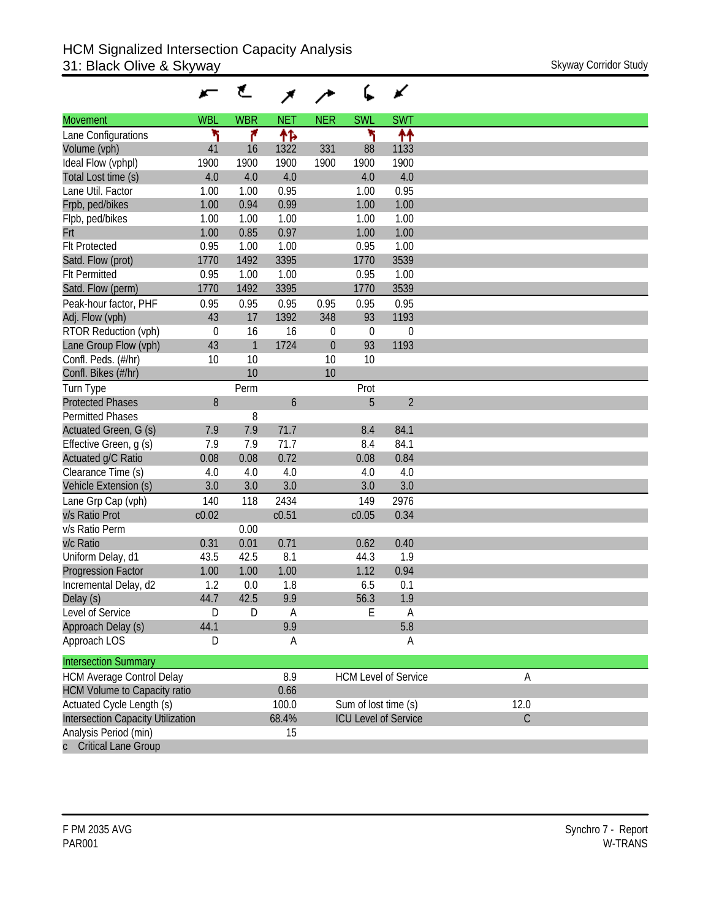# HCM Signalized Intersection Capacity Analysis
## 31: Black Olive & Skyway

Skyway Corridor Study

| Movement | WBL | WBR | NET | NER | SWL | SWT |
|---|---|---|---|---|---|---|
| Lane Configurations | ↰ | ↱ | ↑↱ | | ↰ | ↑↑ |
| Volume (vph) | 41 | 16 | 1322 | 331 | 88 | 1133 |
| Ideal Flow (vphpl) | 1900 | 1900 | 1900 | 1900 | 1900 | 1900 |
| Total Lost time (s) | 4.0 | 4.0 | 4.0 | | 4.0 | 4.0 |
| Lane Util. Factor | 1.00 | 1.00 | 0.95 | | 1.00 | 0.95 |
| Frpb, ped/bikes | 1.00 | 0.94 | 0.99 | | 1.00 | 1.00 |
| Flpb, ped/bikes | 1.00 | 1.00 | 1.00 | | 1.00 | 1.00 |
| Frt | 1.00 | 0.85 | 0.97 | | 1.00 | 1.00 |
| Flt Protected | 0.95 | 1.00 | 1.00 | | 0.95 | 1.00 |
| Satd. Flow (prot) | 1770 | 1492 | 3395 | | 1770 | 3539 |
| Flt Permitted | 0.95 | 1.00 | 1.00 | | 0.95 | 1.00 |
| Satd. Flow (perm) | 1770 | 1492 | 3395 | | 1770 | 3539 |
| Peak-hour factor, PHF | 0.95 | 0.95 | 0.95 | 0.95 | 0.95 | 0.95 |
| Adj. Flow (vph) | 43 | 17 | 1392 | 348 | 93 | 1193 |
| RTOR Reduction (vph) | 0 | 16 | 16 | 0 | 0 | 0 |
| Lane Group Flow (vph) | 43 | 1 | 1724 | 0 | 93 | 1193 |
| Confl. Peds. (#/hr) | 10 | 10 | | 10 | 10 | |
| Confl. Bikes (#/hr) | | 10 | | 10 | | |
| Turn Type | | Perm | | | Prot | |
| Protected Phases | 8 | | 6 | | 5 | 2 |
| Permitted Phases | | 8 | | | | |
| Actuated Green, G (s) | 7.9 | 7.9 | 71.7 | | 8.4 | 84.1 |
| Effective Green, g (s) | 7.9 | 7.9 | 71.7 | | 8.4 | 84.1 |
| Actuated g/C Ratio | 0.08 | 0.08 | 0.72 | | 0.08 | 0.84 |
| Clearance Time (s) | 4.0 | 4.0 | 4.0 | | 4.0 | 4.0 |
| Vehicle Extension (s) | 3.0 | 3.0 | 3.0 | | 3.0 | 3.0 |
| Lane Grp Cap (vph) | 140 | 118 | 2434 | | 149 | 2976 |
| v/s Ratio Prot | c0.02 | | c0.51 | | c0.05 | 0.34 |
| v/s Ratio Perm | | 0.00 | | | | |
| v/c Ratio | 0.31 | 0.01 | 0.71 | | 0.62 | 0.40 |
| Uniform Delay, d1 | 43.5 | 42.5 | 8.1 | | 44.3 | 1.9 |
| Progression Factor | 1.00 | 1.00 | 1.00 | | 1.12 | 0.94 |
| Incremental Delay, d2 | 1.2 | 0.0 | 1.8 | | 6.5 | 0.1 |
| Delay (s) | 44.7 | 42.5 | 9.9 | | 56.3 | 1.9 |
| Level of Service | D | D | A | | E | A |
| Approach Delay (s) | 44.1 | | 9.9 | | | 5.8 |
| Approach LOS | D | | A | | | A |

| Intersection Summary | | | |
|---|---|---|---|
| HCM Average Control Delay | 8.9 | HCM Level of Service | A |
| HCM Volume to Capacity ratio | 0.66 | | |
| Actuated Cycle Length (s) | 100.0 | Sum of lost time (s) | 12.0 |
| Intersection Capacity Utilization | 68.4% | ICU Level of Service | C |
| Analysis Period (min) | 15 | | |
| c Critical Lane Group | | | |

F PM 2035 AVG
PAR001

Synchro 7 - Report
W-TRANS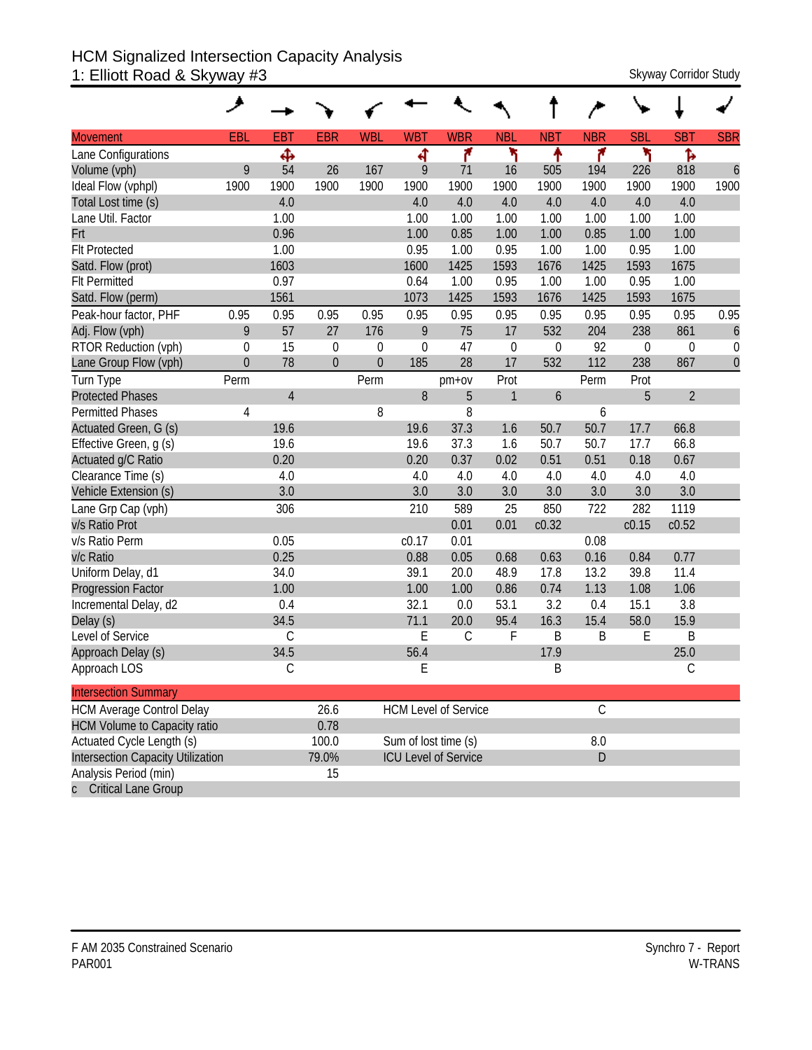# HCM Signalized Intersection Capacity Analysis
## 1: Elliott Road & Skyway #3

Skyway Corridor Study

| Movement | EBL | EBT | EBR | WBL | WBT | WBR | NBL | NBT | NBR | SBL | SBT | SBR |
|---|---|---|---|---|---|---|---|---|---|---|---|---|
| Lane Configurations | | | | | | | | | | | | |
| Volume (vph) | 9 | 54 | 26 | 167 | 9 | 71 | 16 | 505 | 194 | 226 | 818 | 6 |
| Ideal Flow (vphpl) | 1900 | 1900 | 1900 | 1900 | 1900 | 1900 | 1900 | 1900 | 1900 | 1900 | 1900 | 1900 |
| Total Lost time (s) | | 4.0 | | | 4.0 | 4.0 | 4.0 | 4.0 | 4.0 | 4.0 | 4.0 | |
| Lane Util. Factor | | 1.00 | | | 1.00 | 1.00 | 1.00 | 1.00 | 1.00 | 1.00 | 1.00 | |
| Frt | | 0.96 | | | 1.00 | 0.85 | 1.00 | 1.00 | 0.85 | 1.00 | 1.00 | |
| Flt Protected | | 1.00 | | | 0.95 | 1.00 | 0.95 | 1.00 | 1.00 | 0.95 | 1.00 | |
| Satd. Flow (prot) | | 1603 | | | 1600 | 1425 | 1593 | 1676 | 1425 | 1593 | 1675 | |
| Flt Permitted | | 0.97 | | | 0.64 | 1.00 | 0.95 | 1.00 | 1.00 | 0.95 | 1.00 | |
| Satd. Flow (perm) | | 1561 | | | 1073 | 1425 | 1593 | 1676 | 1425 | 1593 | 1675 | |
| Peak-hour factor, PHF | 0.95 | 0.95 | 0.95 | 0.95 | 0.95 | 0.95 | 0.95 | 0.95 | 0.95 | 0.95 | 0.95 | 0.95 |
| Adj. Flow (vph) | 9 | 57 | 27 | 176 | 9 | 75 | 17 | 532 | 204 | 238 | 861 | 6 |
| RTOR Reduction (vph) | 0 | 15 | 0 | 0 | 0 | 47 | 0 | 0 | 92 | 0 | 0 | 0 |
| Lane Group Flow (vph) | 0 | 78 | 0 | 0 | 185 | 28 | 17 | 532 | 112 | 238 | 867 | 0 |
| Turn Type | Perm | | | Perm | | pm+ov | Prot | | Perm | Prot | | |
| Protected Phases | | 4 | | | 8 | 5 | 1 | 6 | | 5 | 2 | |
| Permitted Phases | 4 | | | 8 | | 8 | | | 6 | | | |
| Actuated Green, G (s) | | 19.6 | | | 19.6 | 37.3 | 1.6 | 50.7 | 50.7 | 17.7 | 66.8 | |
| Effective Green, g (s) | | 19.6 | | | 19.6 | 37.3 | 1.6 | 50.7 | 50.7 | 17.7 | 66.8 | |
| Actuated g/C Ratio | | 0.20 | | | 0.20 | 0.37 | 0.02 | 0.51 | 0.51 | 0.18 | 0.67 | |
| Clearance Time (s) | | 4.0 | | | 4.0 | 4.0 | 4.0 | 4.0 | 4.0 | 4.0 | 4.0 | |
| Vehicle Extension (s) | | 3.0 | | | 3.0 | 3.0 | 3.0 | 3.0 | 3.0 | 3.0 | 3.0 | |
| Lane Grp Cap (vph) | | 306 | | | 210 | 589 | 25 | 850 | 722 | 282 | 1119 | |
| v/s Ratio Prot | | | | | | 0.01 | 0.01 | c0.32 | | c0.15 | c0.52 | |
| v/s Ratio Perm | | 0.05 | | | c0.17 | 0.01 | | | 0.08 | | | |
| v/c Ratio | | 0.25 | | | 0.88 | 0.05 | 0.68 | 0.63 | 0.16 | 0.84 | 0.77 | |
| Uniform Delay, d1 | | 34.0 | | | 39.1 | 20.0 | 48.9 | 17.8 | 13.2 | 39.8 | 11.4 | |
| Progression Factor | | 1.00 | | | 1.00 | 1.00 | 0.86 | 0.74 | 1.13 | 1.08 | 1.06 | |
| Incremental Delay, d2 | | 0.4 | | | 32.1 | 0.0 | 53.1 | 3.2 | 0.4 | 15.1 | 3.8 | |
| Delay (s) | | 34.5 | | | 71.1 | 20.0 | 95.4 | 16.3 | 15.4 | 58.0 | 15.9 | |
| Level of Service | | C | | | E | C | F | B | B | E | B | |
| Approach Delay (s) | | 34.5 | | | 56.4 | | | 17.9 | | | 25.0 | |
| Approach LOS | | C | | | E | | | B | | | C | |

| Intersection Summary | | | |
|---|---|---|---|
| HCM Average Control Delay | 26.6 | HCM Level of Service | C |
| HCM Volume to Capacity ratio | 0.78 | | |
| Actuated Cycle Length (s) | 100.0 | Sum of lost time (s) | 8.0 |
| Intersection Capacity Utilization | 79.0% | ICU Level of Service | D |
| Analysis Period (min) | 15 | | |

c Critical Lane Group

F AM 2035 Constrained Scenario
PAR001

Synchro 7 - Report
W-TRANS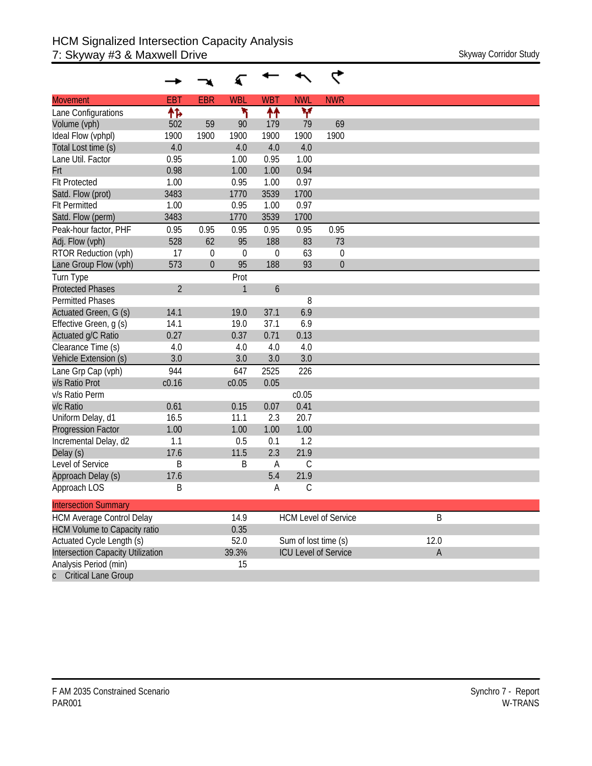# HCM Signalized Intersection Capacity Analysis
## 7: Skyway #3 & Maxwell Drive

Skyway Corridor Study

| Movement | EBT | EBR | WBL | WBT | NWL | NWR |
|---|---|---|---|---|---|---|
| Lane Configurations | ↑↱ | | ↰ | ↑↑ | Ỿ | |
| Volume (vph) | 502 | 59 | 90 | 179 | 79 | 69 |
| Ideal Flow (vphpl) | 1900 | 1900 | 1900 | 1900 | 1900 | 1900 |
| Total Lost time (s) | 4.0 | | 4.0 | 4.0 | 4.0 | |
| Lane Util. Factor | 0.95 | | 1.00 | 0.95 | 1.00 | |
| Frt | 0.98 | | 1.00 | 1.00 | 0.94 | |
| Flt Protected | 1.00 | | 0.95 | 1.00 | 0.97 | |
| Satd. Flow (prot) | 3483 | | 1770 | 3539 | 1700 | |
| Flt Permitted | 1.00 | | 0.95 | 1.00 | 0.97 | |
| Satd. Flow (perm) | 3483 | | 1770 | 3539 | 1700 | |
| Peak-hour factor, PHF | 0.95 | 0.95 | 0.95 | 0.95 | 0.95 | 0.95 |
| Adj. Flow (vph) | 528 | 62 | 95 | 188 | 83 | 73 |
| RTOR Reduction (vph) | 17 | 0 | 0 | 0 | 63 | 0 |
| Lane Group Flow (vph) | 573 | 0 | 95 | 188 | 93 | 0 |
| Turn Type | | | Prot | | | |
| Protected Phases | 2 | | 1 | 6 | | |
| Permitted Phases | | | | | 8 | |
| Actuated Green, G (s) | 14.1 | | 19.0 | 37.1 | 6.9 | |
| Effective Green, g (s) | 14.1 | | 19.0 | 37.1 | 6.9 | |
| Actuated g/C Ratio | 0.27 | | 0.37 | 0.71 | 0.13 | |
| Clearance Time (s) | 4.0 | | 4.0 | 4.0 | 4.0 | |
| Vehicle Extension (s) | 3.0 | | 3.0 | 3.0 | 3.0 | |
| Lane Grp Cap (vph) | 944 | | 647 | 2525 | 226 | |
| v/s Ratio Prot | c0.16 | | c0.05 | 0.05 | | |
| v/s Ratio Perm | | | | | c0.05 | |
| v/c Ratio | 0.61 | | 0.15 | 0.07 | 0.41 | |
| Uniform Delay, d1 | 16.5 | | 11.1 | 2.3 | 20.7 | |
| Progression Factor | 1.00 | | 1.00 | 1.00 | 1.00 | |
| Incremental Delay, d2 | 1.1 | | 0.5 | 0.1 | 1.2 | |
| Delay (s) | 17.6 | | 11.5 | 2.3 | 21.9 | |
| Level of Service | B | | B | A | C | |
| Approach Delay (s) | 17.6 | | | 5.4 | 21.9 | |
| Approach LOS | B | | | A | C | |

| Intersection Summary | | | |
|---|---|---|---|
| HCM Average Control Delay | 14.9 | HCM Level of Service | B |
| HCM Volume to Capacity ratio | 0.35 | | |
| Actuated Cycle Length (s) | 52.0 | Sum of lost time (s) | 12.0 |
| Intersection Capacity Utilization | 39.3% | ICU Level of Service | A |
| Analysis Period (min) | 15 | | |
| c Critical Lane Group | | | |

F AM 2035 Constrained Scenario
PAR001

Synchro 7 - Report
W-TRANS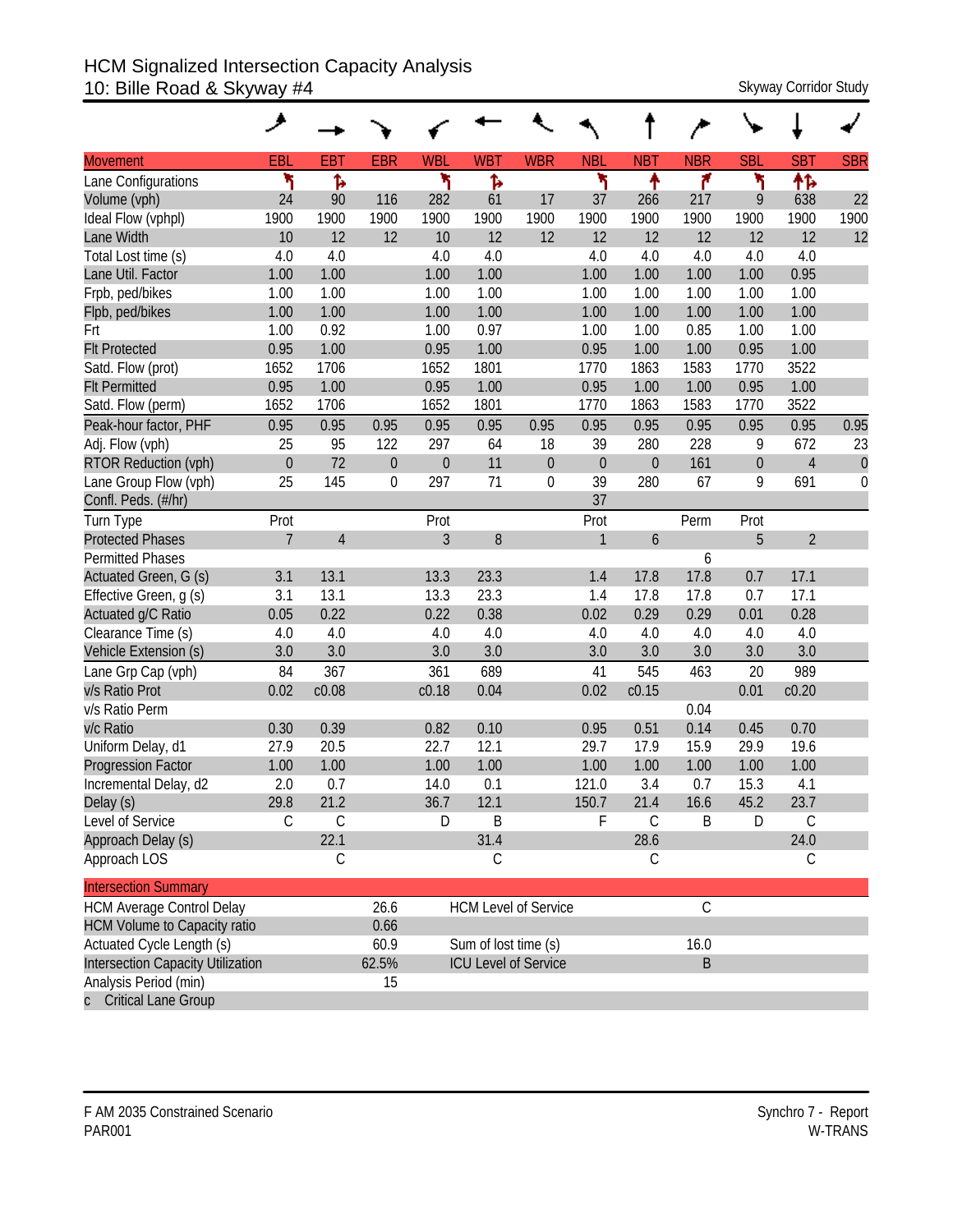# HCM Signalized Intersection Capacity Analysis
## 10: Bille Road & Skyway #4

Skyway Corridor Study

| Movement | EBL | EBT | EBR | WBL | WBT | WBR | NBL | NBT | NBR | SBL | SBT | SBR |
|---|---|---|---|---|---|---|---|---|---|---|---|---|
| Lane Configurations | | | | | | | | | | | | |
| Volume (vph) | 24 | 90 | 116 | 282 | 61 | 17 | 37 | 266 | 217 | 9 | 638 | 22 |
| Ideal Flow (vphpl) | 1900 | 1900 | 1900 | 1900 | 1900 | 1900 | 1900 | 1900 | 1900 | 1900 | 1900 | 1900 |
| Lane Width | 10 | 12 | 12 | 10 | 12 | 12 | 12 | 12 | 12 | 12 | 12 | 12 |
| Total Lost time (s) | 4.0 | 4.0 | | 4.0 | 4.0 | | 4.0 | 4.0 | 4.0 | 4.0 | 4.0 | |
| Lane Util. Factor | 1.00 | 1.00 | | 1.00 | 1.00 | | 1.00 | 1.00 | 1.00 | 1.00 | 0.95 | |
| Frpb, ped/bikes | 1.00 | 1.00 | | 1.00 | 1.00 | | 1.00 | 1.00 | 1.00 | 1.00 | 1.00 | |
| Flpb, ped/bikes | 1.00 | 1.00 | | 1.00 | 1.00 | | 1.00 | 1.00 | 1.00 | 1.00 | 1.00 | |
| Frt | 1.00 | 0.92 | | 1.00 | 0.97 | | 1.00 | 1.00 | 0.85 | 1.00 | 1.00 | |
| Flt Protected | 0.95 | 1.00 | | 0.95 | 1.00 | | 0.95 | 1.00 | 1.00 | 0.95 | 1.00 | |
| Satd. Flow (prot) | 1652 | 1706 | | 1652 | 1801 | | 1770 | 1863 | 1583 | 1770 | 3522 | |
| Flt Permitted | 0.95 | 1.00 | | 0.95 | 1.00 | | 0.95 | 1.00 | 1.00 | 0.95 | 1.00 | |
| Satd. Flow (perm) | 1652 | 1706 | | 1652 | 1801 | | 1770 | 1863 | 1583 | 1770 | 3522 | |
| Peak-hour factor, PHF | 0.95 | 0.95 | 0.95 | 0.95 | 0.95 | 0.95 | 0.95 | 0.95 | 0.95 | 0.95 | 0.95 | 0.95 |
| Adj. Flow (vph) | 25 | 95 | 122 | 297 | 64 | 18 | 39 | 280 | 228 | 9 | 672 | 23 |
| RTOR Reduction (vph) | 0 | 72 | 0 | 0 | 11 | 0 | 0 | 0 | 161 | 0 | 4 | 0 |
| Lane Group Flow (vph) | 25 | 145 | 0 | 297 | 71 | 0 | 39 | 280 | 67 | 9 | 691 | 0 |
| Confl. Peds. (#/hr) | | | | | | | 37 | | | | | |
| Turn Type | Prot | | | Prot | | | Prot | | Perm | Prot | | |
| Protected Phases | 7 | 4 | | 3 | 8 | | 1 | 6 | | 5 | 2 | |
| Permitted Phases | | | | | | | | | 6 | | | |
| Actuated Green, G (s) | 3.1 | 13.1 | | 13.3 | 23.3 | | 1.4 | 17.8 | 17.8 | 0.7 | 17.1 | |
| Effective Green, g (s) | 3.1 | 13.1 | | 13.3 | 23.3 | | 1.4 | 17.8 | 17.8 | 0.7 | 17.1 | |
| Actuated g/C Ratio | 0.05 | 0.22 | | 0.22 | 0.38 | | 0.02 | 0.29 | 0.29 | 0.01 | 0.28 | |
| Clearance Time (s) | 4.0 | 4.0 | | 4.0 | 4.0 | | 4.0 | 4.0 | 4.0 | 4.0 | 4.0 | |
| Vehicle Extension (s) | 3.0 | 3.0 | | 3.0 | 3.0 | | 3.0 | 3.0 | 3.0 | 3.0 | 3.0 | |
| Lane Grp Cap (vph) | 84 | 367 | | 361 | 689 | | 41 | 545 | 463 | 20 | 989 | |
| v/s Ratio Prot | 0.02 | c0.08 | | c0.18 | 0.04 | | 0.02 | c0.15 | | 0.01 | c0.20 | |
| v/s Ratio Perm | | | | | | | | | 0.04 | | | |
| v/c Ratio | 0.30 | 0.39 | | 0.82 | 0.10 | | 0.95 | 0.51 | 0.14 | 0.45 | 0.70 | |
| Uniform Delay, d1 | 27.9 | 20.5 | | 22.7 | 12.1 | | 29.7 | 17.9 | 15.9 | 29.9 | 19.6 | |
| Progression Factor | 1.00 | 1.00 | | 1.00 | 1.00 | | 1.00 | 1.00 | 1.00 | 1.00 | 1.00 | |
| Incremental Delay, d2 | 2.0 | 0.7 | | 14.0 | 0.1 | | 121.0 | 3.4 | 0.7 | 15.3 | 4.1 | |
| Delay (s) | 29.8 | 21.2 | | 36.7 | 12.1 | | 150.7 | 21.4 | 16.6 | 45.2 | 23.7 | |
| Level of Service | C | C | | D | B | | F | C | B | D | C | |
| Approach Delay (s) | | 22.1 | | | 31.4 | | | 28.6 | | | 24.0 | |
| Approach LOS | | C | | | C | | | C | | | C | |

**Intersection Summary**

| | | | |
|---|---|---|---|
| HCM Average Control Delay | 26.6 | HCM Level of Service | C |
| HCM Volume to Capacity ratio | 0.66 | | |
| Actuated Cycle Length (s) | 60.9 | Sum of lost time (s) | 16.0 |
| Intersection Capacity Utilization | 62.5% | ICU Level of Service | B |
| Analysis Period (min) | 15 | | |

c Critical Lane Group

F AM 2035 Constrained Scenario
PAR001

Synchro 7 - Report
W-TRANS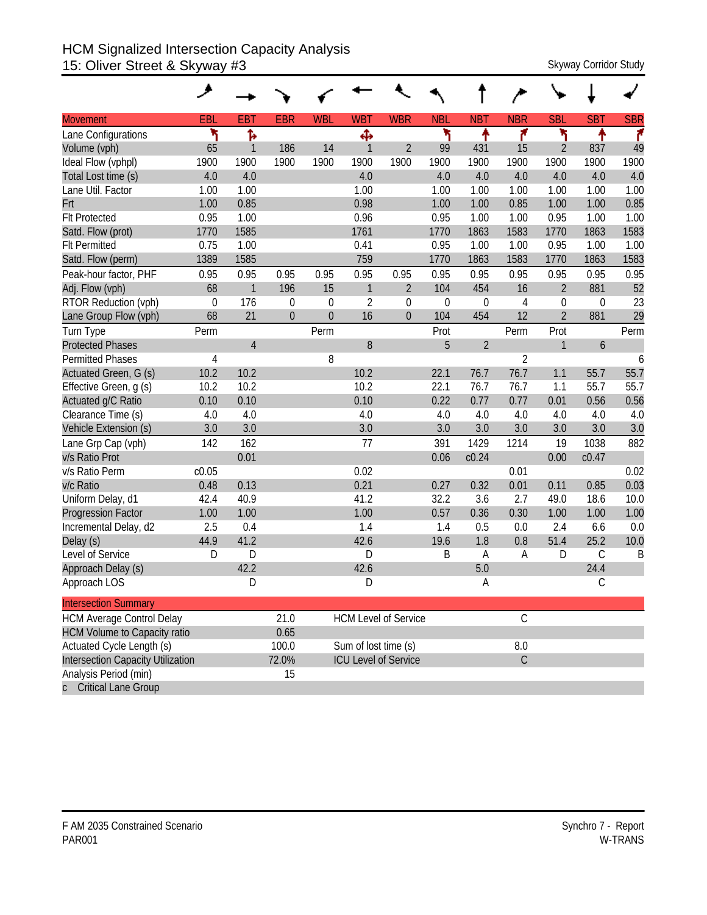# HCM Signalized Intersection Capacity Analysis
## 15: Oliver Street & Skyway #3

Skyway Corridor Study

| Movement | EBL | EBT | EBR | WBL | WBT | WBR | NBL | NBT | NBR | SBL | SBT | SBR |
|---|---|---|---|---|---|---|---|---|---|---|---|---|
| Lane Configurations | ↰ | ↱ | | | ✥ | | ↰ | ↑ | ↱ | ↰ | ↑ | ↱ |
| Volume (vph) | 65 | 1 | 186 | 14 | 1 | 2 | 99 | 431 | 15 | 2 | 837 | 49 |
| Ideal Flow (vphpl) | 1900 | 1900 | 1900 | 1900 | 1900 | 1900 | 1900 | 1900 | 1900 | 1900 | 1900 | 1900 |
| Total Lost time (s) | 4.0 | 4.0 | | | 4.0 | | 4.0 | 4.0 | 4.0 | 4.0 | 4.0 | 4.0 |
| Lane Util. Factor | 1.00 | 1.00 | | | 1.00 | | 1.00 | 1.00 | 1.00 | 1.00 | 1.00 | 1.00 |
| Frt | 1.00 | 0.85 | | | 0.98 | | 1.00 | 1.00 | 0.85 | 1.00 | 1.00 | 0.85 |
| Flt Protected | 0.95 | 1.00 | | | 0.96 | | 0.95 | 1.00 | 1.00 | 0.95 | 1.00 | 1.00 |
| Satd. Flow (prot) | 1770 | 1585 | | | 1761 | | 1770 | 1863 | 1583 | 1770 | 1863 | 1583 |
| Flt Permitted | 0.75 | 1.00 | | | 0.41 | | 0.95 | 1.00 | 1.00 | 0.95 | 1.00 | 1.00 |
| Satd. Flow (perm) | 1389 | 1585 | | | 759 | | 1770 | 1863 | 1583 | 1770 | 1863 | 1583 |
| Peak-hour factor, PHF | 0.95 | 0.95 | 0.95 | 0.95 | 0.95 | 0.95 | 0.95 | 0.95 | 0.95 | 0.95 | 0.95 | 0.95 |
| Adj. Flow (vph) | 68 | 1 | 196 | 15 | 1 | 2 | 104 | 454 | 16 | 2 | 881 | 52 |
| RTOR Reduction (vph) | 0 | 176 | 0 | 0 | 2 | 0 | 0 | 0 | 4 | 0 | 0 | 23 |
| Lane Group Flow (vph) | 68 | 21 | 0 | 0 | 16 | 0 | 104 | 454 | 12 | 2 | 881 | 29 |
| Turn Type | Perm | | | Perm | | | Prot | | Perm | Prot | | Perm |
| Protected Phases | | 4 | | | 8 | | 5 | 2 | | 1 | 6 | |
| Permitted Phases | 4 | | | 8 | | | | | 2 | | | 6 |
| Actuated Green, G (s) | 10.2 | 10.2 | | | 10.2 | | 22.1 | 76.7 | 76.7 | 1.1 | 55.7 | 55.7 |
| Effective Green, g (s) | 10.2 | 10.2 | | | 10.2 | | 22.1 | 76.7 | 76.7 | 1.1 | 55.7 | 55.7 |
| Actuated g/C Ratio | 0.10 | 0.10 | | | 0.10 | | 0.22 | 0.77 | 0.77 | 0.01 | 0.56 | 0.56 |
| Clearance Time (s) | 4.0 | 4.0 | | | 4.0 | | 4.0 | 4.0 | 4.0 | 4.0 | 4.0 | 4.0 |
| Vehicle Extension (s) | 3.0 | 3.0 | | | 3.0 | | 3.0 | 3.0 | 3.0 | 3.0 | 3.0 | 3.0 |
| Lane Grp Cap (vph) | 142 | 162 | | | 77 | | 391 | 1429 | 1214 | 19 | 1038 | 882 |
| v/s Ratio Prot | | 0.01 | | | | | 0.06 | c0.24 | | 0.00 | c0.47 | |
| v/s Ratio Perm | c0.05 | | | | 0.02 | | | | 0.01 | | | 0.02 |
| v/c Ratio | 0.48 | 0.13 | | | 0.21 | | 0.27 | 0.32 | 0.01 | 0.11 | 0.85 | 0.03 |
| Uniform Delay, d1 | 42.4 | 40.9 | | | 41.2 | | 32.2 | 3.6 | 2.7 | 49.0 | 18.6 | 10.0 |
| Progression Factor | 1.00 | 1.00 | | | 1.00 | | 0.57 | 0.36 | 0.30 | 1.00 | 1.00 | 1.00 |
| Incremental Delay, d2 | 2.5 | 0.4 | | | 1.4 | | 1.4 | 0.5 | 0.0 | 2.4 | 6.6 | 0.0 |
| Delay (s) | 44.9 | 41.2 | | | 42.6 | | 19.6 | 1.8 | 0.8 | 51.4 | 25.2 | 10.0 |
| Level of Service | D | D | | | D | | B | A | A | D | C | B |
| Approach Delay (s) | | 42.2 | | | 42.6 | | | 5.0 | | | 24.4 | |
| Approach LOS | | D | | | D | | | A | | | C | |

| Intersection Summary | | | |
|---|---|---|---|
| HCM Average Control Delay | 21.0 | HCM Level of Service | C |
| HCM Volume to Capacity ratio | 0.65 | | |
| Actuated Cycle Length (s) | 100.0 | Sum of lost time (s) | 8.0 |
| Intersection Capacity Utilization | 72.0% | ICU Level of Service | C |
| Analysis Period (min) | 15 | | |
| c Critical Lane Group | | | |

F AM 2035 Constrained Scenario
PAR001

Synchro 7 - Report
W-TRANS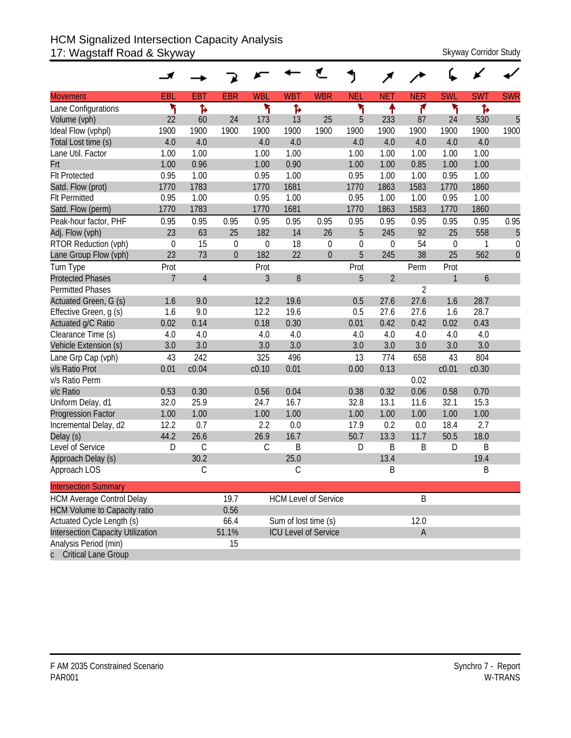# HCM Signalized Intersection Capacity Analysis
## 17: Wagstaff Road & Skyway

Skyway Corridor Study

| Movement | EBL | EBT | EBR | WBL | WBT | WBR | NEL | NET | NER | SWL | SWT | SWR |
|---|---|---|---|---|---|---|---|---|---|---|---|---|
| Lane Configurations | ↰ | ↱ | | ↰ | ↱ | | ↰ | ↑ | ↱ | ↰ | ↱ | |
| Volume (vph) | 22 | 60 | 24 | 173 | 13 | 25 | 5 | 233 | 87 | 24 | 530 | 5 |
| Ideal Flow (vphpl) | 1900 | 1900 | 1900 | 1900 | 1900 | 1900 | 1900 | 1900 | 1900 | 1900 | 1900 | 1900 |
| Total Lost time (s) | 4.0 | 4.0 | | 4.0 | 4.0 | | 4.0 | 4.0 | 4.0 | 4.0 | 4.0 | |
| Lane Util. Factor | 1.00 | 1.00 | | 1.00 | 1.00 | | 1.00 | 1.00 | 1.00 | 1.00 | 1.00 | |
| Frt | 1.00 | 0.96 | | 1.00 | 0.90 | | 1.00 | 1.00 | 0.85 | 1.00 | 1.00 | |
| Flt Protected | 0.95 | 1.00 | | 0.95 | 1.00 | | 0.95 | 1.00 | 1.00 | 0.95 | 1.00 | |
| Satd. Flow (prot) | 1770 | 1783 | | 1770 | 1681 | | 1770 | 1863 | 1583 | 1770 | 1860 | |
| Flt Permitted | 0.95 | 1.00 | | 0.95 | 1.00 | | 0.95 | 1.00 | 1.00 | 0.95 | 1.00 | |
| Satd. Flow (perm) | 1770 | 1783 | | 1770 | 1681 | | 1770 | 1863 | 1583 | 1770 | 1860 | |
| Peak-hour factor, PHF | 0.95 | 0.95 | 0.95 | 0.95 | 0.95 | 0.95 | 0.95 | 0.95 | 0.95 | 0.95 | 0.95 | 0.95 |
| Adj. Flow (vph) | 23 | 63 | 25 | 182 | 14 | 26 | 5 | 245 | 92 | 25 | 558 | 5 |
| RTOR Reduction (vph) | 0 | 15 | 0 | 0 | 18 | 0 | 0 | 0 | 54 | 0 | 1 | 0 |
| Lane Group Flow (vph) | 23 | 73 | 0 | 182 | 22 | 0 | 5 | 245 | 38 | 25 | 562 | 0 |
| Turn Type | Prot | | | Prot | | | Prot | | Perm | Prot | | |
| Protected Phases | 7 | 4 | | 3 | 8 | | 5 | 2 | | 1 | 6 | |
| Permitted Phases | | | | | | | | | 2 | | | |
| Actuated Green, G (s) | 1.6 | 9.0 | | 12.2 | 19.6 | | 0.5 | 27.6 | 27.6 | 1.6 | 28.7 | |
| Effective Green, g (s) | 1.6 | 9.0 | | 12.2 | 19.6 | | 0.5 | 27.6 | 27.6 | 1.6 | 28.7 | |
| Actuated g/C Ratio | 0.02 | 0.14 | | 0.18 | 0.30 | | 0.01 | 0.42 | 0.42 | 0.02 | 0.43 | |
| Clearance Time (s) | 4.0 | 4.0 | | 4.0 | 4.0 | | 4.0 | 4.0 | 4.0 | 4.0 | 4.0 | |
| Vehicle Extension (s) | 3.0 | 3.0 | | 3.0 | 3.0 | | 3.0 | 3.0 | 3.0 | 3.0 | 3.0 | |
| Lane Grp Cap (vph) | 43 | 242 | | 325 | 496 | | 13 | 774 | 658 | 43 | 804 | |
| v/s Ratio Prot | 0.01 | c0.04 | | c0.10 | 0.01 | | 0.00 | 0.13 | | c0.01 | c0.30 | |
| v/s Ratio Perm | | | | | | | | | 0.02 | | | |
| v/c Ratio | 0.53 | 0.30 | | 0.56 | 0.04 | | 0.38 | 0.32 | 0.06 | 0.58 | 0.70 | |
| Uniform Delay, d1 | 32.0 | 25.9 | | 24.7 | 16.7 | | 32.8 | 13.1 | 11.6 | 32.1 | 15.3 | |
| Progression Factor | 1.00 | 1.00 | | 1.00 | 1.00 | | 1.00 | 1.00 | 1.00 | 1.00 | 1.00 | |
| Incremental Delay, d2 | 12.2 | 0.7 | | 2.2 | 0.0 | | 17.9 | 0.2 | 0.0 | 18.4 | 2.7 | |
| Delay (s) | 44.2 | 26.6 | | 26.9 | 16.7 | | 50.7 | 13.3 | 11.7 | 50.5 | 18.0 | |
| Level of Service | D | C | | C | B | | D | B | B | D | B | |
| Approach Delay (s) | | 30.2 | | | 25.0 | | | 13.4 | | | 19.4 | |
| Approach LOS | | C | | | C | | | B | | | B | |

| Intersection Summary | | | |
|---|---|---|---|
| HCM Average Control Delay | 19.7 | HCM Level of Service | B |
| HCM Volume to Capacity ratio | 0.56 | | |
| Actuated Cycle Length (s) | 66.4 | Sum of lost time (s) | 12.0 |
| Intersection Capacity Utilization | 51.1% | ICU Level of Service | A |
| Analysis Period (min) | 15 | | |
| c Critical Lane Group | | | |

F AM 2035 Constrained Scenario
PAR001

Synchro 7 - Report
W-TRANS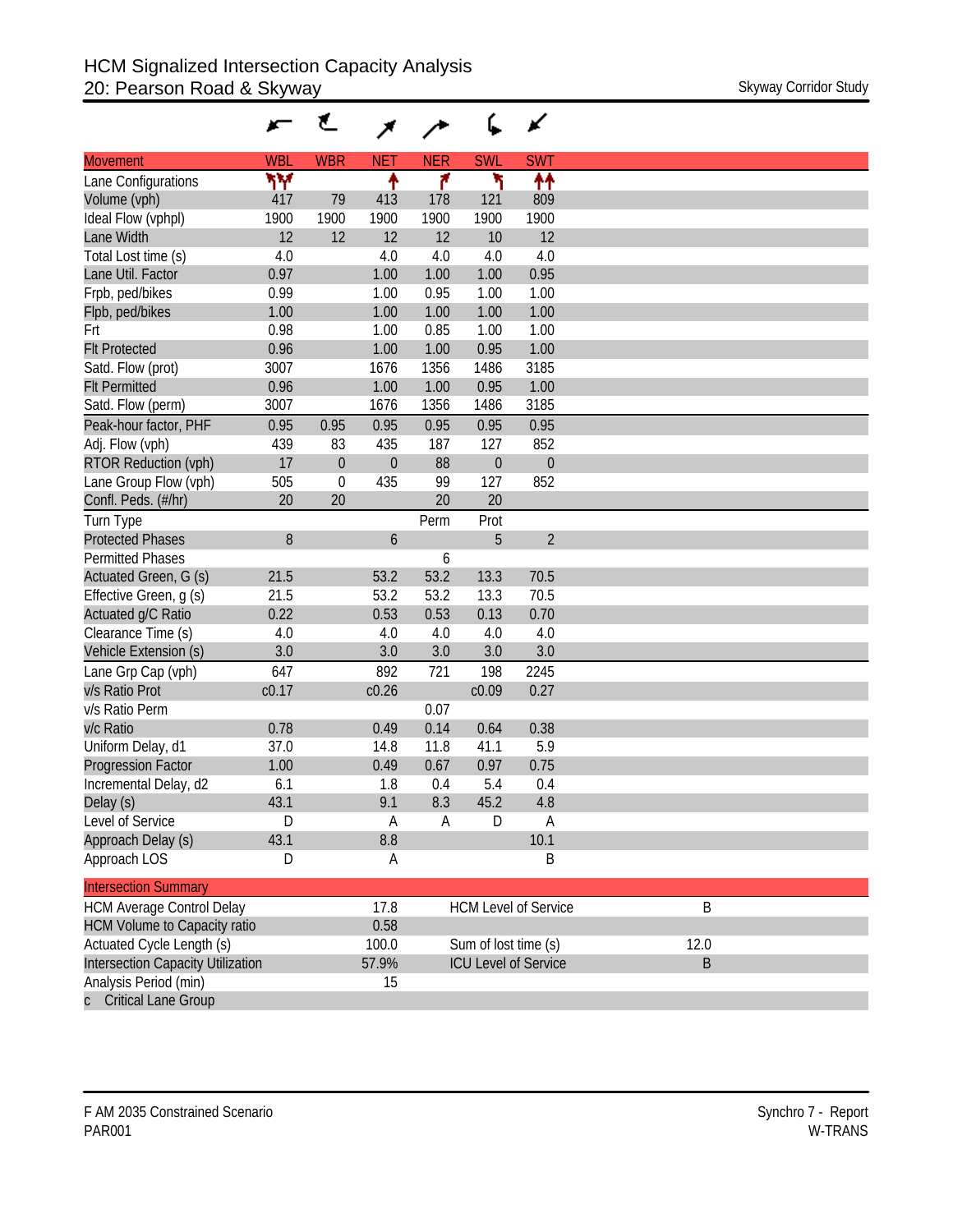# HCM Signalized Intersection Capacity Analysis
## 20: Pearson Road & Skyway

Skyway Corridor Study

| Movement | WBL | WBR | NET | NER | SWL | SWT |
|---|---|---|---|---|---|---|
| Lane Configurations | | | | | | |
| Volume (vph) | 417 | 79 | 413 | 178 | 121 | 809 |
| Ideal Flow (vphpl) | 1900 | 1900 | 1900 | 1900 | 1900 | 1900 |
| Lane Width | 12 | 12 | 12 | 12 | 10 | 12 |
| Total Lost time (s) | 4.0 | | 4.0 | 4.0 | 4.0 | 4.0 |
| Lane Util. Factor | 0.97 | | 1.00 | 1.00 | 1.00 | 0.95 |
| Frpb, ped/bikes | 0.99 | | 1.00 | 0.95 | 1.00 | 1.00 |
| Flpb, ped/bikes | 1.00 | | 1.00 | 1.00 | 1.00 | 1.00 |
| Frt | 0.98 | | 1.00 | 0.85 | 1.00 | 1.00 |
| Flt Protected | 0.96 | | 1.00 | 1.00 | 0.95 | 1.00 |
| Satd. Flow (prot) | 3007 | | 1676 | 1356 | 1486 | 3185 |
| Flt Permitted | 0.96 | | 1.00 | 1.00 | 0.95 | 1.00 |
| Satd. Flow (perm) | 3007 | | 1676 | 1356 | 1486 | 3185 |
| Peak-hour factor, PHF | 0.95 | 0.95 | 0.95 | 0.95 | 0.95 | 0.95 |
| Adj. Flow (vph) | 439 | 83 | 435 | 187 | 127 | 852 |
| RTOR Reduction (vph) | 17 | 0 | 0 | 88 | 0 | 0 |
| Lane Group Flow (vph) | 505 | 0 | 435 | 99 | 127 | 852 |
| Confl. Peds. (#/hr) | 20 | 20 | | 20 | 20 | |
| Turn Type | | | | Perm | Prot | |
| Protected Phases | 8 | | 6 | | 5 | 2 |
| Permitted Phases | | | | 6 | | |
| Actuated Green, G (s) | 21.5 | | 53.2 | 53.2 | 13.3 | 70.5 |
| Effective Green, g (s) | 21.5 | | 53.2 | 53.2 | 13.3 | 70.5 |
| Actuated g/C Ratio | 0.22 | | 0.53 | 0.53 | 0.13 | 0.70 |
| Clearance Time (s) | 4.0 | | 4.0 | 4.0 | 4.0 | 4.0 |
| Vehicle Extension (s) | 3.0 | | 3.0 | 3.0 | 3.0 | 3.0 |
| Lane Grp Cap (vph) | 647 | | 892 | 721 | 198 | 2245 |
| v/s Ratio Prot | c0.17 | | c0.26 | | c0.09 | 0.27 |
| v/s Ratio Perm | | | | 0.07 | | |
| v/c Ratio | 0.78 | | 0.49 | 0.14 | 0.64 | 0.38 |
| Uniform Delay, d1 | 37.0 | | 14.8 | 11.8 | 41.1 | 5.9 |
| Progression Factor | 1.00 | | 0.49 | 0.67 | 0.97 | 0.75 |
| Incremental Delay, d2 | 6.1 | | 1.8 | 0.4 | 5.4 | 0.4 |
| Delay (s) | 43.1 | | 9.1 | 8.3 | 45.2 | 4.8 |
| Level of Service | D | | A | A | D | A |
| Approach Delay (s) | 43.1 | | 8.8 | | | 10.1 |
| Approach LOS | D | | A | | | B |

| Intersection Summary | | | |
|---|---|---|---|
| HCM Average Control Delay | 17.8 | HCM Level of Service | B |
| HCM Volume to Capacity ratio | 0.58 | | |
| Actuated Cycle Length (s) | 100.0 | Sum of lost time (s) | 12.0 |
| Intersection Capacity Utilization | 57.9% | ICU Level of Service | B |
| Analysis Period (min) | 15 | | |
| c Critical Lane Group | | | |

F AM 2035 Constrained Scenario
PAR001

Synchro 7 - Report
W-TRANS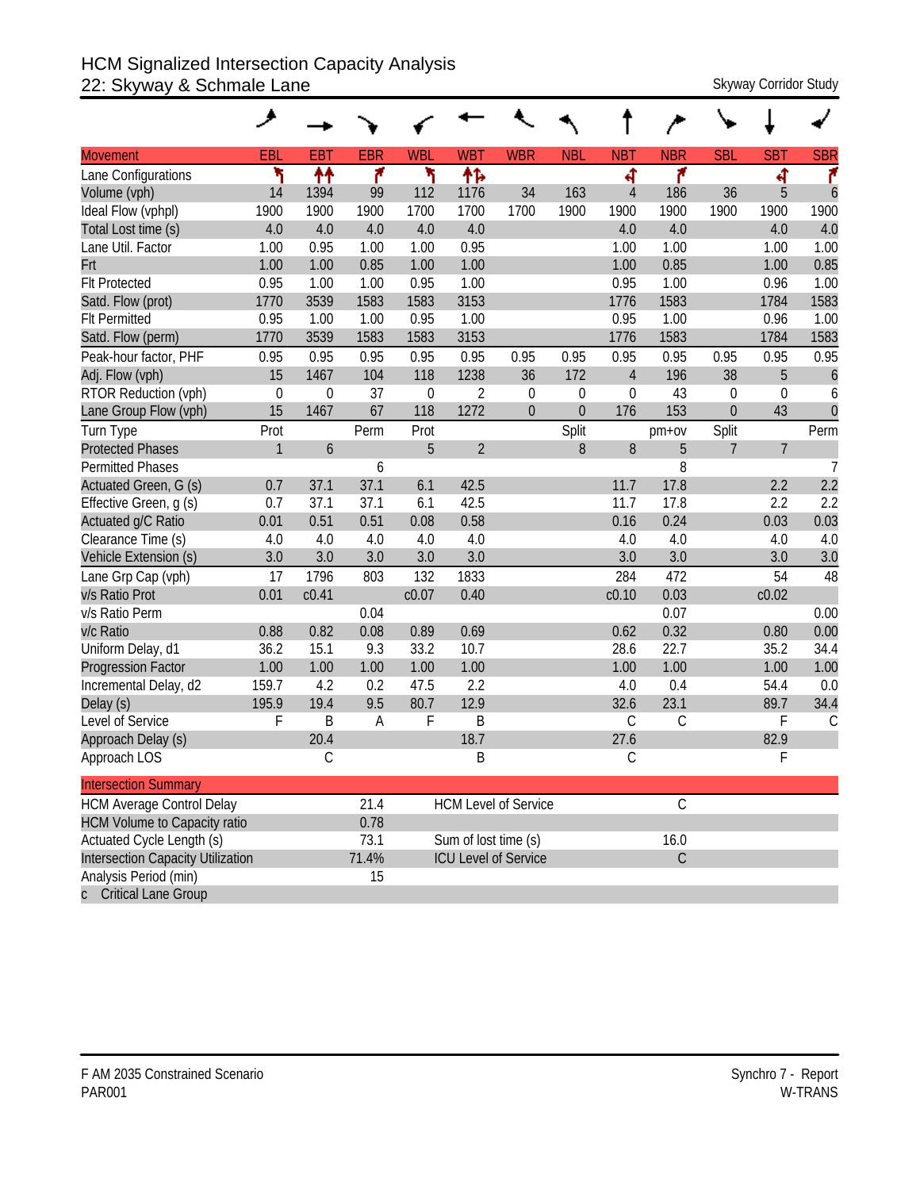# HCM Signalized Intersection Capacity Analysis
## 22: Skyway & Schmale Lane

Skyway Corridor Study

| Movement | EBL | EBT | EBR | WBL | WBT | WBR | NBL | NBT | NBR | SBL | SBT | SBR |
|---|---|---|---|---|---|---|---|---|---|---|---|---|
| Lane Configurations | | | | | | | | | | | | |
| Volume (vph) | 14 | 1394 | 99 | 112 | 1176 | 34 | 163 | 4 | 186 | 36 | 5 | 6 |
| Ideal Flow (vphpl) | 1900 | 1900 | 1900 | 1700 | 1700 | 1700 | 1900 | 1900 | 1900 | 1900 | 1900 | 1900 |
| Total Lost time (s) | 4.0 | 4.0 | 4.0 | 4.0 | 4.0 | | | 4.0 | 4.0 | | 4.0 | 4.0 |
| Lane Util. Factor | 1.00 | 0.95 | 1.00 | 1.00 | 0.95 | | | 1.00 | 1.00 | | 1.00 | 1.00 |
| Frt | 1.00 | 1.00 | 0.85 | 1.00 | 1.00 | | | 1.00 | 0.85 | | 1.00 | 0.85 |
| Flt Protected | 0.95 | 1.00 | 1.00 | 0.95 | 1.00 | | | 0.95 | 1.00 | | 0.96 | 1.00 |
| Satd. Flow (prot) | 1770 | 3539 | 1583 | 1583 | 3153 | | | 1776 | 1583 | | 1784 | 1583 |
| Flt Permitted | 0.95 | 1.00 | 1.00 | 0.95 | 1.00 | | | 0.95 | 1.00 | | 0.96 | 1.00 |
| Satd. Flow (perm) | 1770 | 3539 | 1583 | 1583 | 3153 | | | 1776 | 1583 | | 1784 | 1583 |
| Peak-hour factor, PHF | 0.95 | 0.95 | 0.95 | 0.95 | 0.95 | 0.95 | 0.95 | 0.95 | 0.95 | 0.95 | 0.95 | 0.95 |
| Adj. Flow (vph) | 15 | 1467 | 104 | 118 | 1238 | 36 | 172 | 4 | 196 | 38 | 5 | 6 |
| RTOR Reduction (vph) | 0 | 0 | 37 | 0 | 2 | 0 | 0 | 0 | 43 | 0 | 0 | 6 |
| Lane Group Flow (vph) | 15 | 1467 | 67 | 118 | 1272 | 0 | 0 | 176 | 153 | 0 | 43 | 0 |
| Turn Type | Prot | | Perm | Prot | | | Split | | pm+ov | Split | | Perm |
| Protected Phases | 1 | 6 | | 5 | 2 | | 8 | 8 | 5 | 7 | 7 | |
| Permitted Phases | | | 6 | | | | | | 8 | | | 7 |
| Actuated Green, G (s) | 0.7 | 37.1 | 37.1 | 6.1 | 42.5 | | | 11.7 | 17.8 | | 2.2 | 2.2 |
| Effective Green, g (s) | 0.7 | 37.1 | 37.1 | 6.1 | 42.5 | | | 11.7 | 17.8 | | 2.2 | 2.2 |
| Actuated g/C Ratio | 0.01 | 0.51 | 0.51 | 0.08 | 0.58 | | | 0.16 | 0.24 | | 0.03 | 0.03 |
| Clearance Time (s) | 4.0 | 4.0 | 4.0 | 4.0 | 4.0 | | | 4.0 | 4.0 | | 4.0 | 4.0 |
| Vehicle Extension (s) | 3.0 | 3.0 | 3.0 | 3.0 | 3.0 | | | 3.0 | 3.0 | | 3.0 | 3.0 |
| Lane Grp Cap (vph) | 17 | 1796 | 803 | 132 | 1833 | | | 284 | 472 | | 54 | 48 |
| v/s Ratio Prot | 0.01 | c0.41 | | c0.07 | 0.40 | | | c0.10 | 0.03 | | c0.02 | |
| v/s Ratio Perm | | | 0.04 | | | | | | 0.07 | | | 0.00 |
| v/c Ratio | 0.88 | 0.82 | 0.08 | 0.89 | 0.69 | | | 0.62 | 0.32 | | 0.80 | 0.00 |
| Uniform Delay, d1 | 36.2 | 15.1 | 9.3 | 33.2 | 10.7 | | | 28.6 | 22.7 | | 35.2 | 34.4 |
| Progression Factor | 1.00 | 1.00 | 1.00 | 1.00 | 1.00 | | | 1.00 | 1.00 | | 1.00 | 1.00 |
| Incremental Delay, d2 | 159.7 | 4.2 | 0.2 | 47.5 | 2.2 | | | 4.0 | 0.4 | | 54.4 | 0.0 |
| Delay (s) | 195.9 | 19.4 | 9.5 | 80.7 | 12.9 | | | 32.6 | 23.1 | | 89.7 | 34.4 |
| Level of Service | F | B | A | F | B | | | C | C | | F | C |
| Approach Delay (s) | | 20.4 | | | 18.7 | | | 27.6 | | | 82.9 | |
| Approach LOS | | C | | | B | | | C | | | F | |

| Intersection Summary | | | |
|---|---|---|---|
| HCM Average Control Delay | 21.4 | HCM Level of Service | C |
| HCM Volume to Capacity ratio | 0.78 | | |
| Actuated Cycle Length (s) | 73.1 | Sum of lost time (s) | 16.0 |
| Intersection Capacity Utilization | 71.4% | ICU Level of Service | C |
| Analysis Period (min) | 15 | | |
| c Critical Lane Group | | | |

F AM 2035 Constrained Scenario
PAR001

Synchro 7 - Report
W-TRANS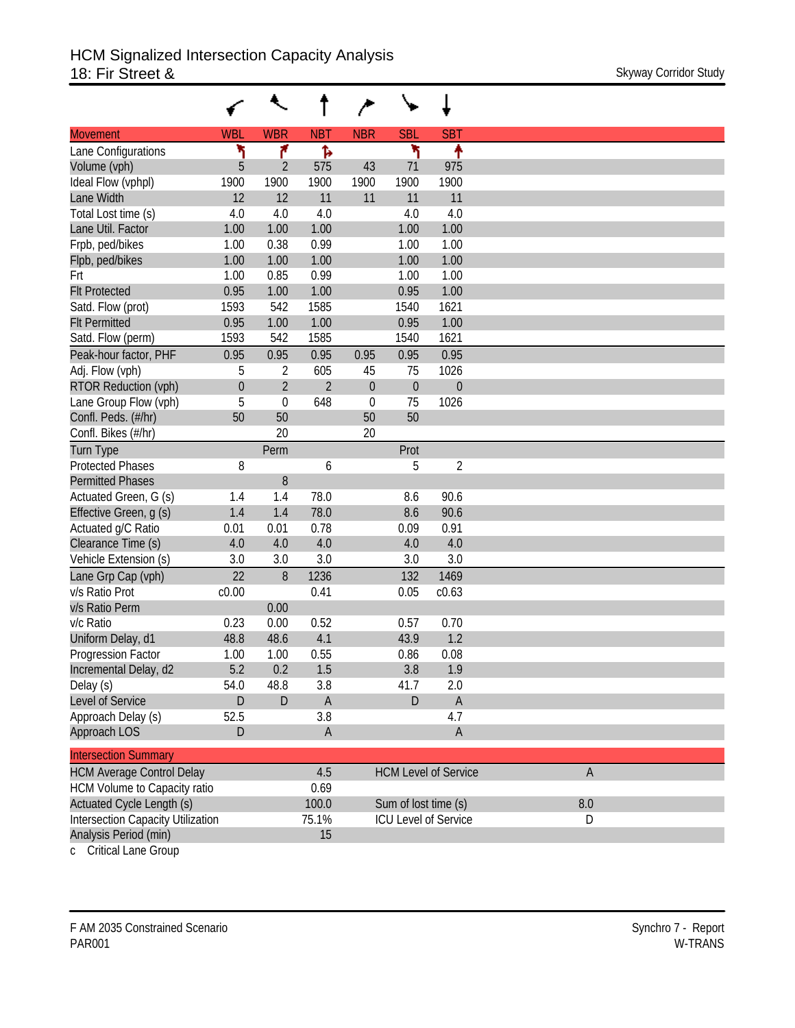# HCM Signalized Intersection Capacity Analysis

## 18: Fir Street &

Skyway Corridor Study

| Movement | WBL | WBR | NBT | NBR | SBL | SBT |
|---|---|---|---|---|---|---|
| Lane Configurations | | | | | | |
| Volume (vph) | 5 | 2 | 575 | 43 | 71 | 975 |
| Ideal Flow (vphpl) | 1900 | 1900 | 1900 | 1900 | 1900 | 1900 |
| Lane Width | 12 | 12 | 11 | 11 | 11 | 11 |
| Total Lost time (s) | 4.0 | 4.0 | 4.0 | | 4.0 | 4.0 |
| Lane Util. Factor | 1.00 | 1.00 | 1.00 | | 1.00 | 1.00 |
| Frpb, ped/bikes | 1.00 | 0.38 | 0.99 | | 1.00 | 1.00 |
| Flpb, ped/bikes | 1.00 | 1.00 | 1.00 | | 1.00 | 1.00 |
| Frt | 1.00 | 0.85 | 0.99 | | 1.00 | 1.00 |
| Flt Protected | 0.95 | 1.00 | 1.00 | | 0.95 | 1.00 |
| Satd. Flow (prot) | 1593 | 542 | 1585 | | 1540 | 1621 |
| Flt Permitted | 0.95 | 1.00 | 1.00 | | 0.95 | 1.00 |
| Satd. Flow (perm) | 1593 | 542 | 1585 | | 1540 | 1621 |
| Peak-hour factor, PHF | 0.95 | 0.95 | 0.95 | 0.95 | 0.95 | 0.95 |
| Adj. Flow (vph) | 5 | 2 | 605 | 45 | 75 | 1026 |
| RTOR Reduction (vph) | 0 | 2 | 2 | 0 | 0 | 0 |
| Lane Group Flow (vph) | 5 | 0 | 648 | 0 | 75 | 1026 |
| Confl. Peds. (#/hr) | 50 | 50 | | 50 | 50 | |
| Confl. Bikes (#/hr) | | 20 | | 20 | | |
| Turn Type | | Perm | | | Prot | |
| Protected Phases | 8 | | 6 | | 5 | 2 |
| Permitted Phases | | 8 | | | | |
| Actuated Green, G (s) | 1.4 | 1.4 | 78.0 | | 8.6 | 90.6 |
| Effective Green, g (s) | 1.4 | 1.4 | 78.0 | | 8.6 | 90.6 |
| Actuated g/C Ratio | 0.01 | 0.01 | 0.78 | | 0.09 | 0.91 |
| Clearance Time (s) | 4.0 | 4.0 | 4.0 | | 4.0 | 4.0 |
| Vehicle Extension (s) | 3.0 | 3.0 | 3.0 | | 3.0 | 3.0 |
| Lane Grp Cap (vph) | 22 | 8 | 1236 | | 132 | 1469 |
| v/s Ratio Prot | c0.00 | | 0.41 | | 0.05 | c0.63 |
| v/s Ratio Perm | | 0.00 | | | | |
| v/c Ratio | 0.23 | 0.00 | 0.52 | | 0.57 | 0.70 |
| Uniform Delay, d1 | 48.8 | 48.6 | 4.1 | | 43.9 | 1.2 |
| Progression Factor | 1.00 | 1.00 | 0.55 | | 0.86 | 0.08 |
| Incremental Delay, d2 | 5.2 | 0.2 | 1.5 | | 3.8 | 1.9 |
| Delay (s) | 54.0 | 48.8 | 3.8 | | 41.7 | 2.0 |
| Level of Service | D | D | A | | D | A |
| Approach Delay (s) | 52.5 | | 3.8 | | | 4.7 |
| Approach LOS | D | | A | | | A |

| Intersection Summary | | | |
|---|---|---|---|
| HCM Average Control Delay | 4.5 | HCM Level of Service | A |
| HCM Volume to Capacity ratio | 0.69 | | |
| Actuated Cycle Length (s) | 100.0 | Sum of lost time (s) | 8.0 |
| Intersection Capacity Utilization | 75.1% | ICU Level of Service | D |
| Analysis Period (min) | 15 | | |

c Critical Lane Group

F AM 2035 Constrained Scenario
PAR001

Synchro 7 - Report
W-TRANS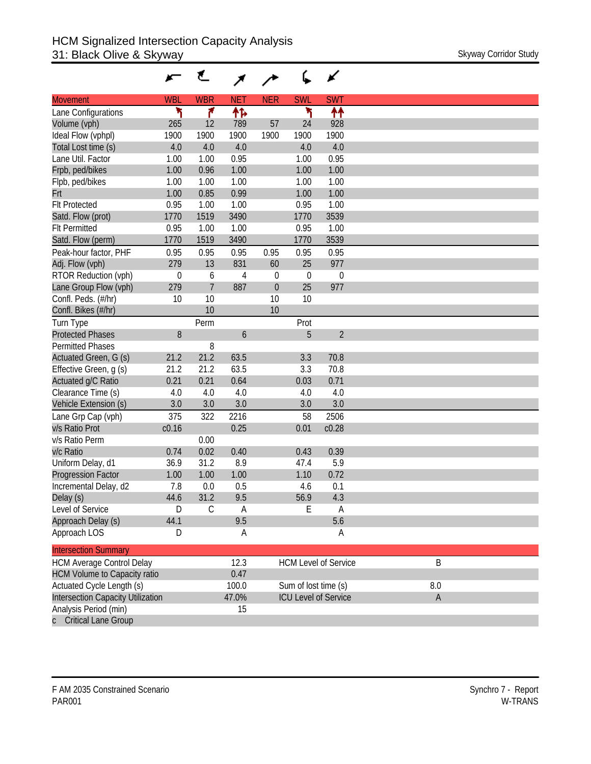# HCM Signalized Intersection Capacity Analysis
## 31: Black Olive & Skyway

Skyway Corridor Study

| Movement | WBL | WBR | NET | NER | SWL | SWT |
|---|---|---|---|---|---|---|
| Lane Configurations | ↰ | ↱ | ↑↱ | | ↰ | ↑↑ |
| Volume (vph) | 265 | 12 | 789 | 57 | 24 | 928 |
| Ideal Flow (vphpl) | 1900 | 1900 | 1900 | 1900 | 1900 | 1900 |
| Total Lost time (s) | 4.0 | 4.0 | 4.0 | | 4.0 | 4.0 |
| Lane Util. Factor | 1.00 | 1.00 | 0.95 | | 1.00 | 0.95 |
| Frpb, ped/bikes | 1.00 | 0.96 | 1.00 | | 1.00 | 1.00 |
| Flpb, ped/bikes | 1.00 | 1.00 | 1.00 | | 1.00 | 1.00 |
| Frt | 1.00 | 0.85 | 0.99 | | 1.00 | 1.00 |
| Flt Protected | 0.95 | 1.00 | 1.00 | | 0.95 | 1.00 |
| Satd. Flow (prot) | 1770 | 1519 | 3490 | | 1770 | 3539 |
| Flt Permitted | 0.95 | 1.00 | 1.00 | | 0.95 | 1.00 |
| Satd. Flow (perm) | 1770 | 1519 | 3490 | | 1770 | 3539 |
| Peak-hour factor, PHF | 0.95 | 0.95 | 0.95 | 0.95 | 0.95 | 0.95 |
| Adj. Flow (vph) | 279 | 13 | 831 | 60 | 25 | 977 |
| RTOR Reduction (vph) | 0 | 6 | 4 | 0 | 0 | 0 |
| Lane Group Flow (vph) | 279 | 7 | 887 | 0 | 25 | 977 |
| Confl. Peds. (#/hr) | 10 | 10 | | 10 | 10 | |
| Confl. Bikes (#/hr) | | 10 | | 10 | | |
| Turn Type | | Perm | | | Prot | |
| Protected Phases | 8 | | 6 | | 5 | 2 |
| Permitted Phases | | 8 | | | | |
| Actuated Green, G (s) | 21.2 | 21.2 | 63.5 | | 3.3 | 70.8 |
| Effective Green, g (s) | 21.2 | 21.2 | 63.5 | | 3.3 | 70.8 |
| Actuated g/C Ratio | 0.21 | 0.21 | 0.64 | | 0.03 | 0.71 |
| Clearance Time (s) | 4.0 | 4.0 | 4.0 | | 4.0 | 4.0 |
| Vehicle Extension (s) | 3.0 | 3.0 | 3.0 | | 3.0 | 3.0 |
| Lane Grp Cap (vph) | 375 | 322 | 2216 | | 58 | 2506 |
| v/s Ratio Prot | c0.16 | | 0.25 | | 0.01 | c0.28 |
| v/s Ratio Perm | | 0.00 | | | | |
| v/c Ratio | 0.74 | 0.02 | 0.40 | | 0.43 | 0.39 |
| Uniform Delay, d1 | 36.9 | 31.2 | 8.9 | | 47.4 | 5.9 |
| Progression Factor | 1.00 | 1.00 | 1.00 | | 1.10 | 0.72 |
| Incremental Delay, d2 | 7.8 | 0.0 | 0.5 | | 4.6 | 0.1 |
| Delay (s) | 44.6 | 31.2 | 9.5 | | 56.9 | 4.3 |
| Level of Service | D | C | A | | E | A |
| Approach Delay (s) | 44.1 | | 9.5 | | | 5.6 |
| Approach LOS | D | | A | | | A |

| Intersection Summary | | | |
|---|---|---|---|
| HCM Average Control Delay | 12.3 | HCM Level of Service | B |
| HCM Volume to Capacity ratio | 0.47 | | |
| Actuated Cycle Length (s) | 100.0 | Sum of lost time (s) | 8.0 |
| Intersection Capacity Utilization | 47.0% | ICU Level of Service | A |
| Analysis Period (min) | 15 | | |
| c Critical Lane Group | | | |

F AM 2035 Constrained Scenario
PAR001

Synchro 7 - Report
W-TRANS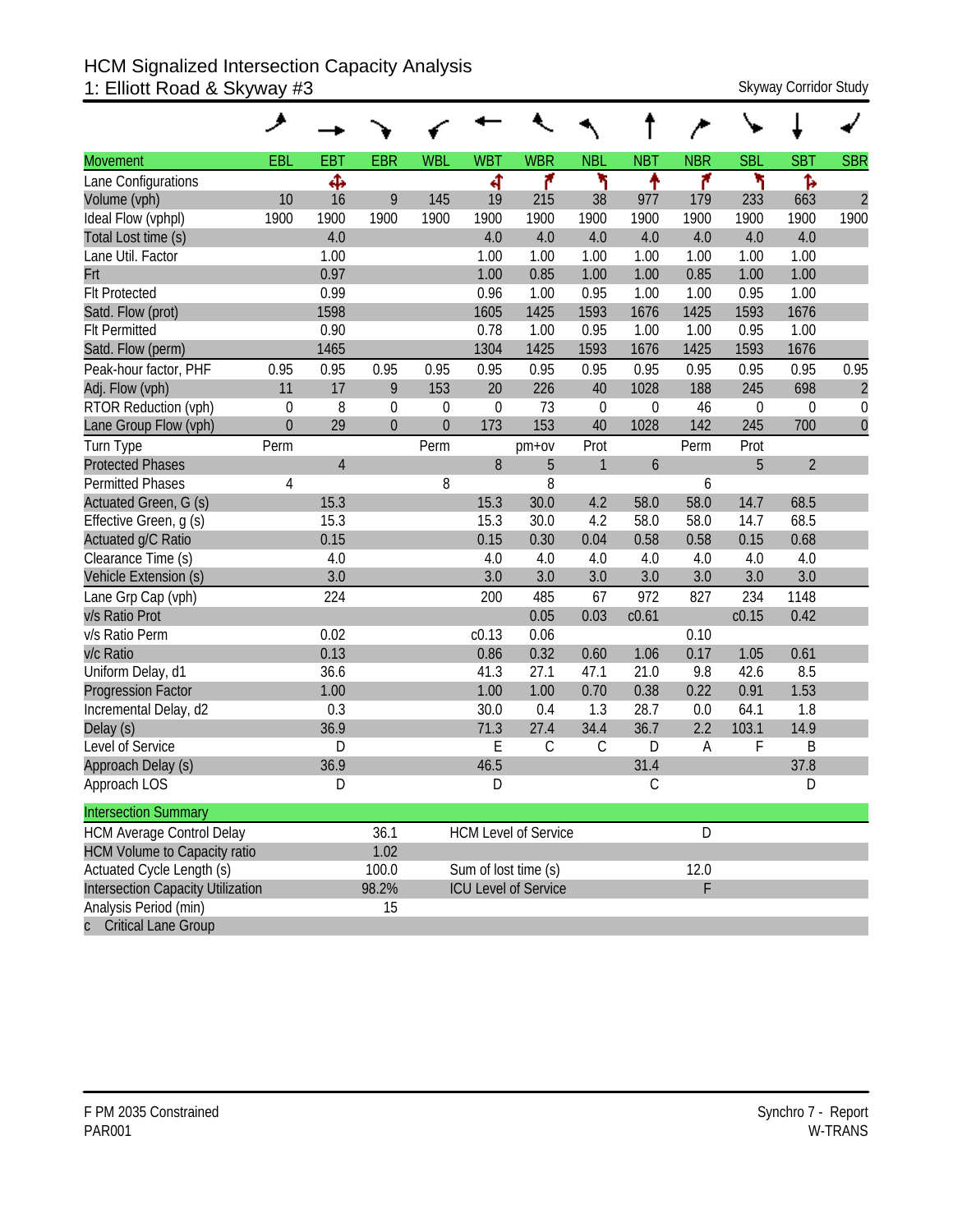# HCM Signalized Intersection Capacity Analysis
## 1: Elliott Road & Skyway #3

Skyway Corridor Study

| Movement | EBL | EBT | EBR | WBL | WBT | WBR | NBL | NBT | NBR | SBL | SBT | SBR |
|---|---|---|---|---|---|---|---|---|---|---|---|---|
| Lane Configurations | | | | | | | | | | | | |
| Volume (vph) | 10 | 16 | 9 | 145 | 19 | 215 | 38 | 977 | 179 | 233 | 663 | 2 |
| Ideal Flow (vphpl) | 1900 | 1900 | 1900 | 1900 | 1900 | 1900 | 1900 | 1900 | 1900 | 1900 | 1900 | 1900 |
| Total Lost time (s) | | 4.0 | | | 4.0 | 4.0 | 4.0 | 4.0 | 4.0 | 4.0 | 4.0 | |
| Lane Util. Factor | | 1.00 | | | 1.00 | 1.00 | 1.00 | 1.00 | 1.00 | 1.00 | 1.00 | |
| Frt | | 0.97 | | | 1.00 | 0.85 | 1.00 | 1.00 | 0.85 | 1.00 | 1.00 | |
| Flt Protected | | 0.99 | | | 0.96 | 1.00 | 0.95 | 1.00 | 1.00 | 0.95 | 1.00 | |
| Satd. Flow (prot) | | 1598 | | | 1605 | 1425 | 1593 | 1676 | 1425 | 1593 | 1676 | |
| Flt Permitted | | 0.90 | | | 0.78 | 1.00 | 0.95 | 1.00 | 1.00 | 0.95 | 1.00 | |
| Satd. Flow (perm) | | 1465 | | | 1304 | 1425 | 1593 | 1676 | 1425 | 1593 | 1676 | |
| Peak-hour factor, PHF | 0.95 | 0.95 | 0.95 | 0.95 | 0.95 | 0.95 | 0.95 | 0.95 | 0.95 | 0.95 | 0.95 | 0.95 |
| Adj. Flow (vph) | 11 | 17 | 9 | 153 | 20 | 226 | 40 | 1028 | 188 | 245 | 698 | 2 |
| RTOR Reduction (vph) | 0 | 8 | 0 | 0 | 0 | 73 | 0 | 0 | 46 | 0 | 0 | 0 |
| Lane Group Flow (vph) | 0 | 29 | 0 | 0 | 173 | 153 | 40 | 1028 | 142 | 245 | 700 | 0 |
| Turn Type | Perm | | | Perm | | pm+ov | Prot | | Perm | Prot | | |
| Protected Phases | | 4 | | | 8 | 5 | 1 | 6 | | 5 | 2 | |
| Permitted Phases | 4 | | | 8 | | 8 | | | 6 | | | |
| Actuated Green, G (s) | | 15.3 | | | 15.3 | 30.0 | 4.2 | 58.0 | 58.0 | 14.7 | 68.5 | |
| Effective Green, g (s) | | 15.3 | | | 15.3 | 30.0 | 4.2 | 58.0 | 58.0 | 14.7 | 68.5 | |
| Actuated g/C Ratio | | 0.15 | | | 0.15 | 0.30 | 0.04 | 0.58 | 0.58 | 0.15 | 0.68 | |
| Clearance Time (s) | | 4.0 | | | 4.0 | 4.0 | 4.0 | 4.0 | 4.0 | 4.0 | 4.0 | |
| Vehicle Extension (s) | | 3.0 | | | 3.0 | 3.0 | 3.0 | 3.0 | 3.0 | 3.0 | 3.0 | |
| Lane Grp Cap (vph) | | 224 | | | 200 | 485 | 67 | 972 | 827 | 234 | 1148 | |
| v/s Ratio Prot | | | | | | 0.05 | 0.03 | c0.61 | | c0.15 | 0.42 | |
| v/s Ratio Perm | | 0.02 | | | c0.13 | 0.06 | | | 0.10 | | | |
| v/c Ratio | | 0.13 | | | 0.86 | 0.32 | 0.60 | 1.06 | 0.17 | 1.05 | 0.61 | |
| Uniform Delay, d1 | | 36.6 | | | 41.3 | 27.1 | 47.1 | 21.0 | 9.8 | 42.6 | 8.5 | |
| Progression Factor | | 1.00 | | | 1.00 | 1.00 | 0.70 | 0.38 | 0.22 | 0.91 | 1.53 | |
| Incremental Delay, d2 | | 0.3 | | | 30.0 | 0.4 | 1.3 | 28.7 | 0.0 | 64.1 | 1.8 | |
| Delay (s) | | 36.9 | | | 71.3 | 27.4 | 34.4 | 36.7 | 2.2 | 103.1 | 14.9 | |
| Level of Service | | D | | | E | C | C | D | A | F | B | |
| Approach Delay (s) | | 36.9 | | | 46.5 | | | 31.4 | | | 37.8 | |
| Approach LOS | | D | | | D | | | C | | | D | |

| Intersection Summary | | | |
|---|---|---|---|
| HCM Average Control Delay | 36.1 | HCM Level of Service | D |
| HCM Volume to Capacity ratio | 1.02 | | |
| Actuated Cycle Length (s) | 100.0 | Sum of lost time (s) | 12.0 |
| Intersection Capacity Utilization | 98.2% | ICU Level of Service | F |
| Analysis Period (min) | 15 | | |
| c Critical Lane Group | | | |

F PM 2035 Constrained
PAR001

Synchro 7 - Report
W-TRANS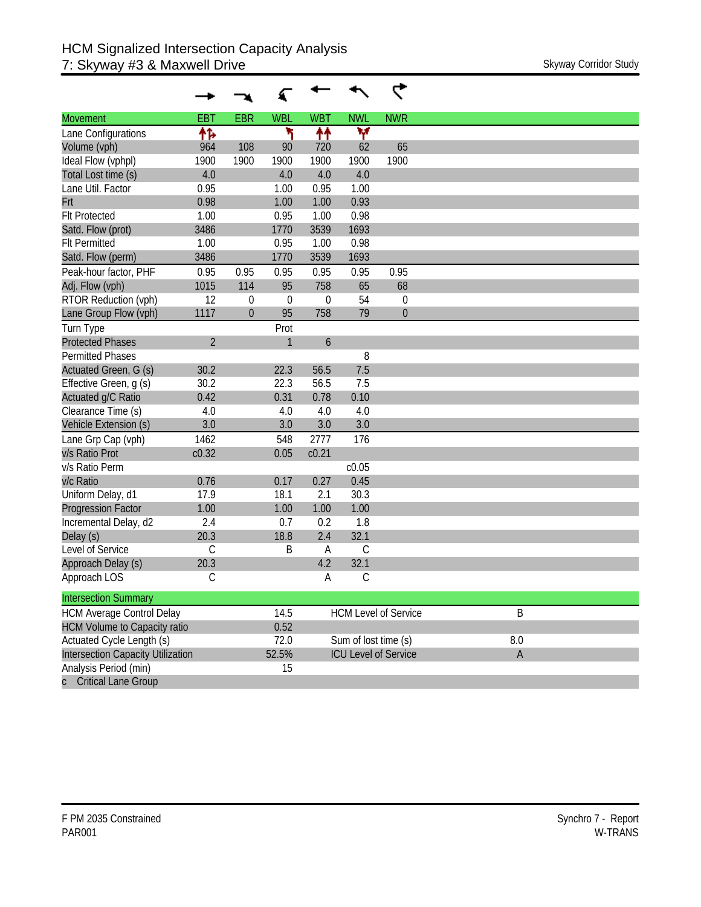# HCM Signalized Intersection Capacity Analysis
## 7: Skyway #3 & Maxwell Drive

Skyway Corridor Study

| Movement | EBT | EBR | WBL | WBT | NWL | NWR |
|---|---|---|---|---|---|---|
| Lane Configurations | ↑↱ | | ↰ | ↑↑ | Y | |
| Volume (vph) | 964 | 108 | 90 | 720 | 62 | 65 |
| Ideal Flow (vphpl) | 1900 | 1900 | 1900 | 1900 | 1900 | 1900 |
| Total Lost time (s) | 4.0 | | 4.0 | 4.0 | 4.0 | |
| Lane Util. Factor | 0.95 | | 1.00 | 0.95 | 1.00 | |
| Frt | 0.98 | | 1.00 | 1.00 | 0.93 | |
| Flt Protected | 1.00 | | 0.95 | 1.00 | 0.98 | |
| Satd. Flow (prot) | 3486 | | 1770 | 3539 | 1693 | |
| Flt Permitted | 1.00 | | 0.95 | 1.00 | 0.98 | |
| Satd. Flow (perm) | 3486 | | 1770 | 3539 | 1693 | |
| Peak-hour factor, PHF | 0.95 | 0.95 | 0.95 | 0.95 | 0.95 | 0.95 |
| Adj. Flow (vph) | 1015 | 114 | 95 | 758 | 65 | 68 |
| RTOR Reduction (vph) | 12 | 0 | 0 | 0 | 54 | 0 |
| Lane Group Flow (vph) | 1117 | 0 | 95 | 758 | 79 | 0 |
| Turn Type | | | Prot | | | |
| Protected Phases | 2 | | 1 | 6 | | |
| Permitted Phases | | | | | 8 | |
| Actuated Green, G (s) | 30.2 | | 22.3 | 56.5 | 7.5 | |
| Effective Green, g (s) | 30.2 | | 22.3 | 56.5 | 7.5 | |
| Actuated g/C Ratio | 0.42 | | 0.31 | 0.78 | 0.10 | |
| Clearance Time (s) | 4.0 | | 4.0 | 4.0 | 4.0 | |
| Vehicle Extension (s) | 3.0 | | 3.0 | 3.0 | 3.0 | |
| Lane Grp Cap (vph) | 1462 | | 548 | 2777 | 176 | |
| v/s Ratio Prot | c0.32 | | 0.05 | c0.21 | | |
| v/s Ratio Perm | | | | | c0.05 | |
| v/c Ratio | 0.76 | | 0.17 | 0.27 | 0.45 | |
| Uniform Delay, d1 | 17.9 | | 18.1 | 2.1 | 30.3 | |
| Progression Factor | 1.00 | | 1.00 | 1.00 | 1.00 | |
| Incremental Delay, d2 | 2.4 | | 0.7 | 0.2 | 1.8 | |
| Delay (s) | 20.3 | | 18.8 | 2.4 | 32.1 | |
| Level of Service | C | | B | A | C | |
| Approach Delay (s) | 20.3 | | | 4.2 | 32.1 | |
| Approach LOS | C | | | A | C | |

| Intersection Summary | | | |
|---|---|---|---|
| HCM Average Control Delay | 14.5 | HCM Level of Service | B |
| HCM Volume to Capacity ratio | 0.52 | | |
| Actuated Cycle Length (s) | 72.0 | Sum of lost time (s) | 8.0 |
| Intersection Capacity Utilization | 52.5% | ICU Level of Service | A |
| Analysis Period (min) | 15 | | |
| c Critical Lane Group | | | |

F PM 2035 Constrained
PAR001

Synchro 7 - Report
W-TRANS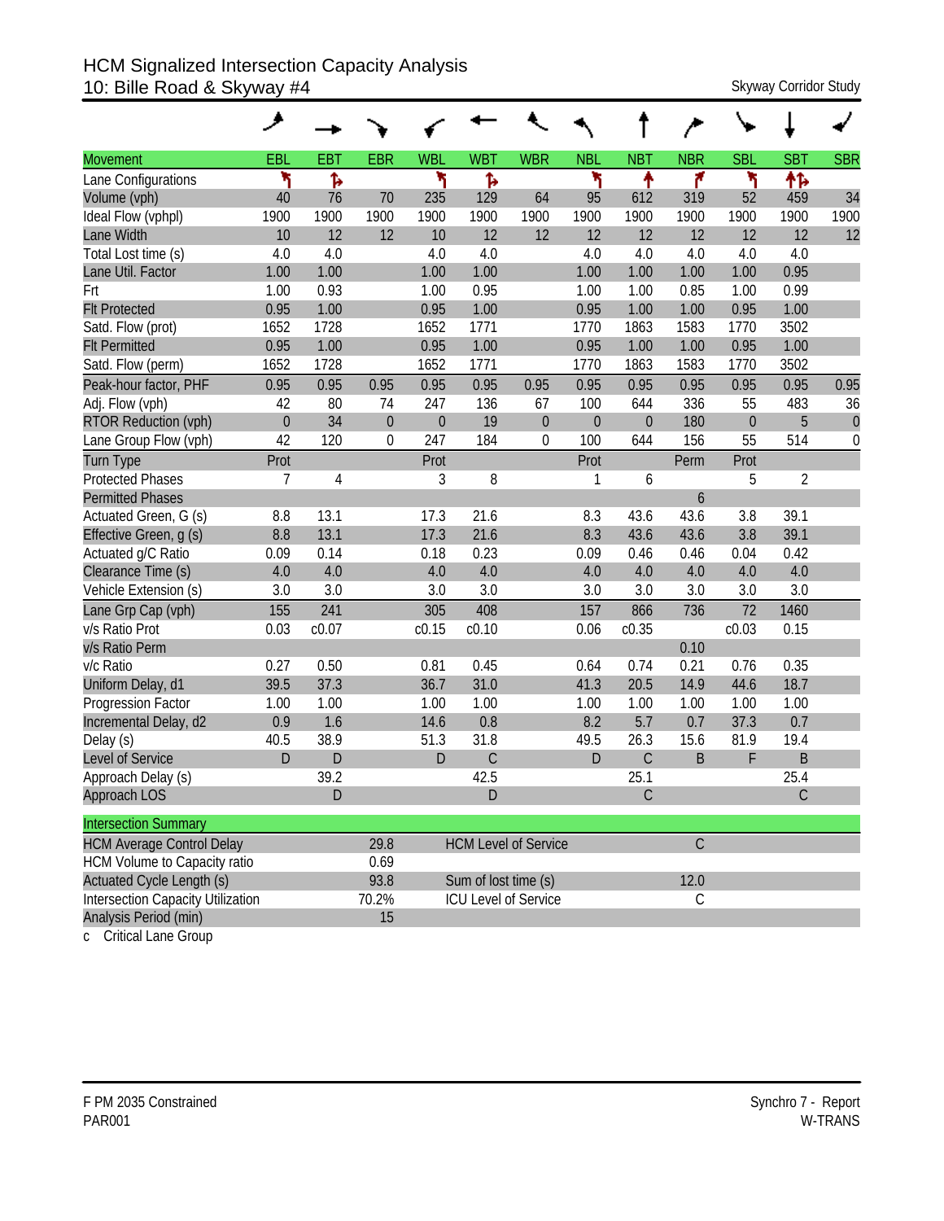# HCM Signalized Intersection Capacity Analysis
## 10: Bille Road & Skyway #4

Skyway Corridor Study

| Movement | EBL | EBT | EBR | WBL | WBT | WBR | NBL | NBT | NBR | SBL | SBT | SBR |
|---|---|---|---|---|---|---|---|---|---|---|---|---|
| Lane Configurations | | | | | | | | | | | | |
| Volume (vph) | 40 | 76 | 70 | 235 | 129 | 64 | 95 | 612 | 319 | 52 | 459 | 34 |
| Ideal Flow (vphpl) | 1900 | 1900 | 1900 | 1900 | 1900 | 1900 | 1900 | 1900 | 1900 | 1900 | 1900 | 1900 |
| Lane Width | 10 | 12 | 12 | 10 | 12 | 12 | 12 | 12 | 12 | 12 | 12 | 12 |
| Total Lost time (s) | 4.0 | 4.0 | | 4.0 | 4.0 | | 4.0 | 4.0 | 4.0 | 4.0 | 4.0 | |
| Lane Util. Factor | 1.00 | 1.00 | | 1.00 | 1.00 | | 1.00 | 1.00 | 1.00 | 1.00 | 0.95 | |
| Frt | 1.00 | 0.93 | | 1.00 | 0.95 | | 1.00 | 1.00 | 0.85 | 1.00 | 0.99 | |
| Flt Protected | 0.95 | 1.00 | | 0.95 | 1.00 | | 0.95 | 1.00 | 1.00 | 0.95 | 1.00 | |
| Satd. Flow (prot) | 1652 | 1728 | | 1652 | 1771 | | 1770 | 1863 | 1583 | 1770 | 3502 | |
| Flt Permitted | 0.95 | 1.00 | | 0.95 | 1.00 | | 0.95 | 1.00 | 1.00 | 0.95 | 1.00 | |
| Satd. Flow (perm) | 1652 | 1728 | | 1652 | 1771 | | 1770 | 1863 | 1583 | 1770 | 3502 | |
| Peak-hour factor, PHF | 0.95 | 0.95 | 0.95 | 0.95 | 0.95 | 0.95 | 0.95 | 0.95 | 0.95 | 0.95 | 0.95 | 0.95 |
| Adj. Flow (vph) | 42 | 80 | 74 | 247 | 136 | 67 | 100 | 644 | 336 | 55 | 483 | 36 |
| RTOR Reduction (vph) | 0 | 34 | 0 | 0 | 19 | 0 | 0 | 0 | 180 | 0 | 5 | 0 |
| Lane Group Flow (vph) | 42 | 120 | 0 | 247 | 184 | 0 | 100 | 644 | 156 | 55 | 514 | 0 |
| Turn Type | Prot | | | Prot | | | Prot | | Perm | Prot | | |
| Protected Phases | 7 | 4 | | 3 | 8 | | 1 | 6 | | 5 | 2 | |
| Permitted Phases | | | | | | | | | 6 | | | |
| Actuated Green, G (s) | 8.8 | 13.1 | | 17.3 | 21.6 | | 8.3 | 43.6 | 43.6 | 3.8 | 39.1 | |
| Effective Green, g (s) | 8.8 | 13.1 | | 17.3 | 21.6 | | 8.3 | 43.6 | 43.6 | 3.8 | 39.1 | |
| Actuated g/C Ratio | 0.09 | 0.14 | | 0.18 | 0.23 | | 0.09 | 0.46 | 0.46 | 0.04 | 0.42 | |
| Clearance Time (s) | 4.0 | 4.0 | | 4.0 | 4.0 | | 4.0 | 4.0 | 4.0 | 4.0 | 4.0 | |
| Vehicle Extension (s) | 3.0 | 3.0 | | 3.0 | 3.0 | | 3.0 | 3.0 | 3.0 | 3.0 | 3.0 | |
| Lane Grp Cap (vph) | 155 | 241 | | 305 | 408 | | 157 | 866 | 736 | 72 | 1460 | |
| v/s Ratio Prot | 0.03 | c0.07 | | c0.15 | c0.10 | | 0.06 | c0.35 | | c0.03 | 0.15 | |
| v/s Ratio Perm | | | | | | | | | 0.10 | | | |
| v/c Ratio | 0.27 | 0.50 | | 0.81 | 0.45 | | 0.64 | 0.74 | 0.21 | 0.76 | 0.35 | |
| Uniform Delay, d1 | 39.5 | 37.3 | | 36.7 | 31.0 | | 41.3 | 20.5 | 14.9 | 44.6 | 18.7 | |
| Progression Factor | 1.00 | 1.00 | | 1.00 | 1.00 | | 1.00 | 1.00 | 1.00 | 1.00 | 1.00 | |
| Incremental Delay, d2 | 0.9 | 1.6 | | 14.6 | 0.8 | | 8.2 | 5.7 | 0.7 | 37.3 | 0.7 | |
| Delay (s) | 40.5 | 38.9 | | 51.3 | 31.8 | | 49.5 | 26.3 | 15.6 | 81.9 | 19.4 | |
| Level of Service | D | D | | D | C | | D | C | B | F | B | |
| Approach Delay (s) | | 39.2 | | | 42.5 | | | 25.1 | | | 25.4 | |
| Approach LOS | | D | | | D | | | C | | | C | |

| Intersection Summary | | | |
|---|---|---|---|
| HCM Average Control Delay | 29.8 | HCM Level of Service | C |
| HCM Volume to Capacity ratio | 0.69 | | |
| Actuated Cycle Length (s) | 93.8 | Sum of lost time (s) | 12.0 |
| Intersection Capacity Utilization | 70.2% | ICU Level of Service | C |
| Analysis Period (min) | 15 | | |

c Critical Lane Group

F PM 2035 Constrained
PAR001

Synchro 7 - Report
W-TRANS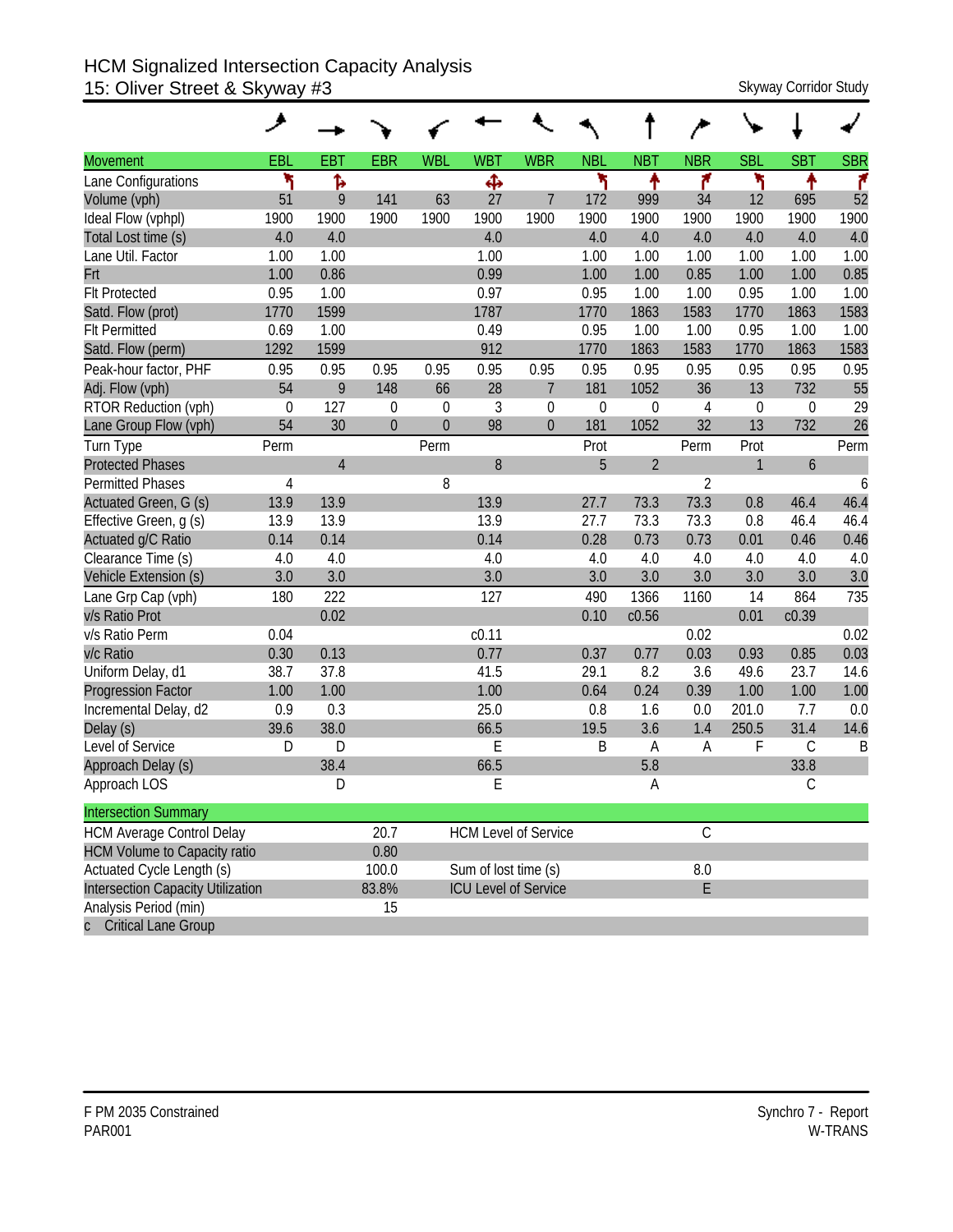# HCM Signalized Intersection Capacity Analysis
## 15: Oliver Street & Skyway #3

Skyway Corridor Study

| Movement | EBL | EBT | EBR | WBL | WBT | WBR | NBL | NBT | NBR | SBL | SBT | SBR |
|---|---|---|---|---|---|---|---|---|---|---|---|---|
| Lane Configurations | | | | | | | | | | | | |
| Volume (vph) | 51 | 9 | 141 | 63 | 27 | 7 | 172 | 999 | 34 | 12 | 695 | 52 |
| Ideal Flow (vphpl) | 1900 | 1900 | 1900 | 1900 | 1900 | 1900 | 1900 | 1900 | 1900 | 1900 | 1900 | 1900 |
| Total Lost time (s) | 4.0 | 4.0 | | | 4.0 | | 4.0 | 4.0 | 4.0 | 4.0 | 4.0 | 4.0 |
| Lane Util. Factor | 1.00 | 1.00 | | | 1.00 | | 1.00 | 1.00 | 1.00 | 1.00 | 1.00 | 1.00 |
| Frt | 1.00 | 0.86 | | | 0.99 | | 1.00 | 1.00 | 0.85 | 1.00 | 1.00 | 0.85 |
| Flt Protected | 0.95 | 1.00 | | | 0.97 | | 0.95 | 1.00 | 1.00 | 0.95 | 1.00 | 1.00 |
| Satd. Flow (prot) | 1770 | 1599 | | | 1787 | | 1770 | 1863 | 1583 | 1770 | 1863 | 1583 |
| Flt Permitted | 0.69 | 1.00 | | | 0.49 | | 0.95 | 1.00 | 1.00 | 0.95 | 1.00 | 1.00 |
| Satd. Flow (perm) | 1292 | 1599 | | | 912 | | 1770 | 1863 | 1583 | 1770 | 1863 | 1583 |
| Peak-hour factor, PHF | 0.95 | 0.95 | 0.95 | 0.95 | 0.95 | 0.95 | 0.95 | 0.95 | 0.95 | 0.95 | 0.95 | 0.95 |
| Adj. Flow (vph) | 54 | 9 | 148 | 66 | 28 | 7 | 181 | 1052 | 36 | 13 | 732 | 55 |
| RTOR Reduction (vph) | 0 | 127 | 0 | 0 | 3 | 0 | 0 | 0 | 4 | 0 | 0 | 29 |
| Lane Group Flow (vph) | 54 | 30 | 0 | 0 | 98 | 0 | 181 | 1052 | 32 | 13 | 732 | 26 |
| Turn Type | Perm | | | Perm | | | Prot | | Perm | Prot | | Perm |
| Protected Phases | | 4 | | | 8 | | 5 | 2 | | 1 | 6 | |
| Permitted Phases | 4 | | | 8 | | | | | 2 | | | 6 |
| Actuated Green, G (s) | 13.9 | 13.9 | | | 13.9 | | 27.7 | 73.3 | 73.3 | 0.8 | 46.4 | 46.4 |
| Effective Green, g (s) | 13.9 | 13.9 | | | 13.9 | | 27.7 | 73.3 | 73.3 | 0.8 | 46.4 | 46.4 |
| Actuated g/C Ratio | 0.14 | 0.14 | | | 0.14 | | 0.28 | 0.73 | 0.73 | 0.01 | 0.46 | 0.46 |
| Clearance Time (s) | 4.0 | 4.0 | | | 4.0 | | 4.0 | 4.0 | 4.0 | 4.0 | 4.0 | 4.0 |
| Vehicle Extension (s) | 3.0 | 3.0 | | | 3.0 | | 3.0 | 3.0 | 3.0 | 3.0 | 3.0 | 3.0 |
| Lane Grp Cap (vph) | 180 | 222 | | | 127 | | 490 | 1366 | 1160 | 14 | 864 | 735 |
| v/s Ratio Prot | | 0.02 | | | | | 0.10 | c0.56 | | 0.01 | c0.39 | |
| v/s Ratio Perm | 0.04 | | | | c0.11 | | | | 0.02 | | | 0.02 |
| v/c Ratio | 0.30 | 0.13 | | | 0.77 | | 0.37 | 0.77 | 0.03 | 0.93 | 0.85 | 0.03 |
| Uniform Delay, d1 | 38.7 | 37.8 | | | 41.5 | | 29.1 | 8.2 | 3.6 | 49.6 | 23.7 | 14.6 |
| Progression Factor | 1.00 | 1.00 | | | 1.00 | | 0.64 | 0.24 | 0.39 | 1.00 | 1.00 | 1.00 |
| Incremental Delay, d2 | 0.9 | 0.3 | | | 25.0 | | 0.8 | 1.6 | 0.0 | 201.0 | 7.7 | 0.0 |
| Delay (s) | 39.6 | 38.0 | | | 66.5 | | 19.5 | 3.6 | 1.4 | 250.5 | 31.4 | 14.6 |
| Level of Service | D | D | | | E | | B | A | A | F | C | B |
| Approach Delay (s) | | 38.4 | | | 66.5 | | | 5.8 | | | 33.8 | |
| Approach LOS | | D | | | E | | | A | | | C | |

| Intersection Summary | | | |
|---|---|---|---|
| HCM Average Control Delay | 20.7 | HCM Level of Service | C |
| HCM Volume to Capacity ratio | 0.80 | | |
| Actuated Cycle Length (s) | 100.0 | Sum of lost time (s) | 8.0 |
| Intersection Capacity Utilization | 83.8% | ICU Level of Service | E |
| Analysis Period (min) | 15 | | |
| c Critical Lane Group | | | |

F PM 2035 Constrained
PAR001

Synchro 7 - Report
W-TRANS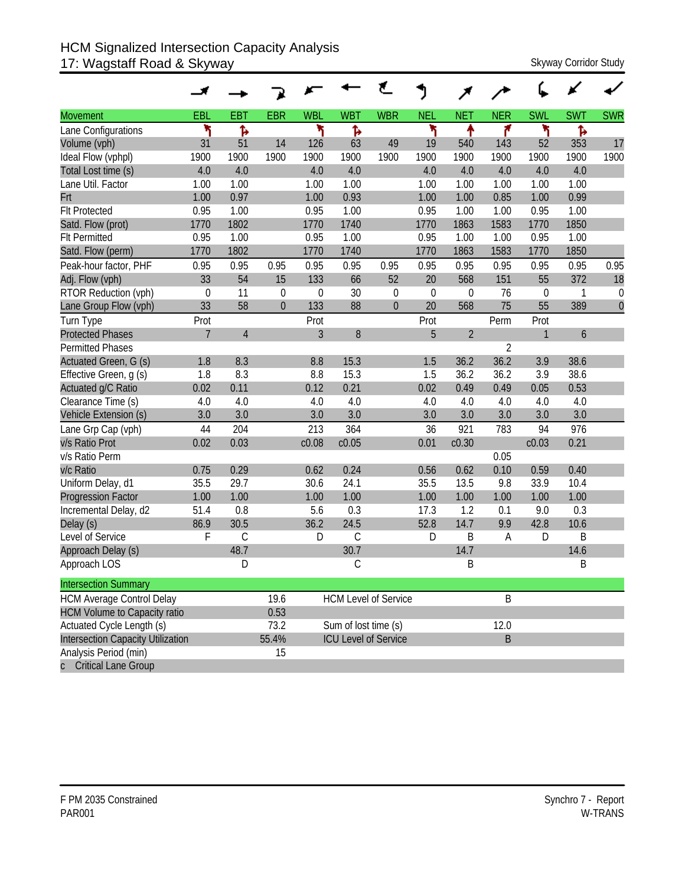# HCM Signalized Intersection Capacity Analysis
## 17: Wagstaff Road & Skyway

Skyway Corridor Study

| Movement | EBL | EBT | EBR | WBL | WBT | WBR | NEL | NET | NER | SWL | SWT | SWR |
|---|---|---|---|---|---|---|---|---|---|---|---|---|
| Lane Configurations | ↰ | ↱ | | ↰ | ↱ | | ↰ | ↑ | ↱ | ↰ | ↱ | |
| Volume (vph) | 31 | 51 | 14 | 126 | 63 | 49 | 19 | 540 | 143 | 52 | 353 | 17 |
| Ideal Flow (vphpl) | 1900 | 1900 | 1900 | 1900 | 1900 | 1900 | 1900 | 1900 | 1900 | 1900 | 1900 | 1900 |
| Total Lost time (s) | 4.0 | 4.0 | | 4.0 | 4.0 | | 4.0 | 4.0 | 4.0 | 4.0 | 4.0 | |
| Lane Util. Factor | 1.00 | 1.00 | | 1.00 | 1.00 | | 1.00 | 1.00 | 1.00 | 1.00 | 1.00 | |
| Frt | 1.00 | 0.97 | | 1.00 | 0.93 | | 1.00 | 1.00 | 0.85 | 1.00 | 0.99 | |
| Flt Protected | 0.95 | 1.00 | | 0.95 | 1.00 | | 0.95 | 1.00 | 1.00 | 0.95 | 1.00 | |
| Satd. Flow (prot) | 1770 | 1802 | | 1770 | 1740 | | 1770 | 1863 | 1583 | 1770 | 1850 | |
| Flt Permitted | 0.95 | 1.00 | | 0.95 | 1.00 | | 0.95 | 1.00 | 1.00 | 0.95 | 1.00 | |
| Satd. Flow (perm) | 1770 | 1802 | | 1770 | 1740 | | 1770 | 1863 | 1583 | 1770 | 1850 | |
| Peak-hour factor, PHF | 0.95 | 0.95 | 0.95 | 0.95 | 0.95 | 0.95 | 0.95 | 0.95 | 0.95 | 0.95 | 0.95 | 0.95 |
| Adj. Flow (vph) | 33 | 54 | 15 | 133 | 66 | 52 | 20 | 568 | 151 | 55 | 372 | 18 |
| RTOR Reduction (vph) | 0 | 11 | 0 | 0 | 30 | 0 | 0 | 0 | 76 | 0 | 1 | 0 |
| Lane Group Flow (vph) | 33 | 58 | 0 | 133 | 88 | 0 | 20 | 568 | 75 | 55 | 389 | 0 |
| Turn Type | Prot | | | Prot | | | Prot | | Perm | Prot | | |
| Protected Phases | 7 | 4 | | 3 | 8 | | 5 | 2 | | 1 | 6 | |
| Permitted Phases | | | | | | | | | 2 | | | |
| Actuated Green, G (s) | 1.8 | 8.3 | | 8.8 | 15.3 | | 1.5 | 36.2 | 36.2 | 3.9 | 38.6 | |
| Effective Green, g (s) | 1.8 | 8.3 | | 8.8 | 15.3 | | 1.5 | 36.2 | 36.2 | 3.9 | 38.6 | |
| Actuated g/C Ratio | 0.02 | 0.11 | | 0.12 | 0.21 | | 0.02 | 0.49 | 0.49 | 0.05 | 0.53 | |
| Clearance Time (s) | 4.0 | 4.0 | | 4.0 | 4.0 | | 4.0 | 4.0 | 4.0 | 4.0 | 4.0 | |
| Vehicle Extension (s) | 3.0 | 3.0 | | 3.0 | 3.0 | | 3.0 | 3.0 | 3.0 | 3.0 | 3.0 | |
| Lane Grp Cap (vph) | 44 | 204 | | 213 | 364 | | 36 | 921 | 783 | 94 | 976 | |
| v/s Ratio Prot | 0.02 | 0.03 | | c0.08 | c0.05 | | 0.01 | c0.30 | | c0.03 | 0.21 | |
| v/s Ratio Perm | | | | | | | | | 0.05 | | | |
| v/c Ratio | 0.75 | 0.29 | | 0.62 | 0.24 | | 0.56 | 0.62 | 0.10 | 0.59 | 0.40 | |
| Uniform Delay, d1 | 35.5 | 29.7 | | 30.6 | 24.1 | | 35.5 | 13.5 | 9.8 | 33.9 | 10.4 | |
| Progression Factor | 1.00 | 1.00 | | 1.00 | 1.00 | | 1.00 | 1.00 | 1.00 | 1.00 | 1.00 | |
| Incremental Delay, d2 | 51.4 | 0.8 | | 5.6 | 0.3 | | 17.3 | 1.2 | 0.1 | 9.0 | 0.3 | |
| Delay (s) | 86.9 | 30.5 | | 36.2 | 24.5 | | 52.8 | 14.7 | 9.9 | 42.8 | 10.6 | |
| Level of Service | F | C | | D | C | | D | B | A | D | B | |
| Approach Delay (s) | | 48.7 | | | 30.7 | | | 14.7 | | | 14.6 | |
| Approach LOS | | D | | | C | | | B | | | B | |

| Intersection Summary | | | |
|---|---|---|---|
| HCM Average Control Delay | 19.6 | HCM Level of Service | B |
| HCM Volume to Capacity ratio | 0.53 | | |
| Actuated Cycle Length (s) | 73.2 | Sum of lost time (s) | 12.0 |
| Intersection Capacity Utilization | 55.4% | ICU Level of Service | B |
| Analysis Period (min) | 15 | | |
| c Critical Lane Group | | | |

F PM 2035 Constrained
PAR001

Synchro 7 - Report
W-TRANS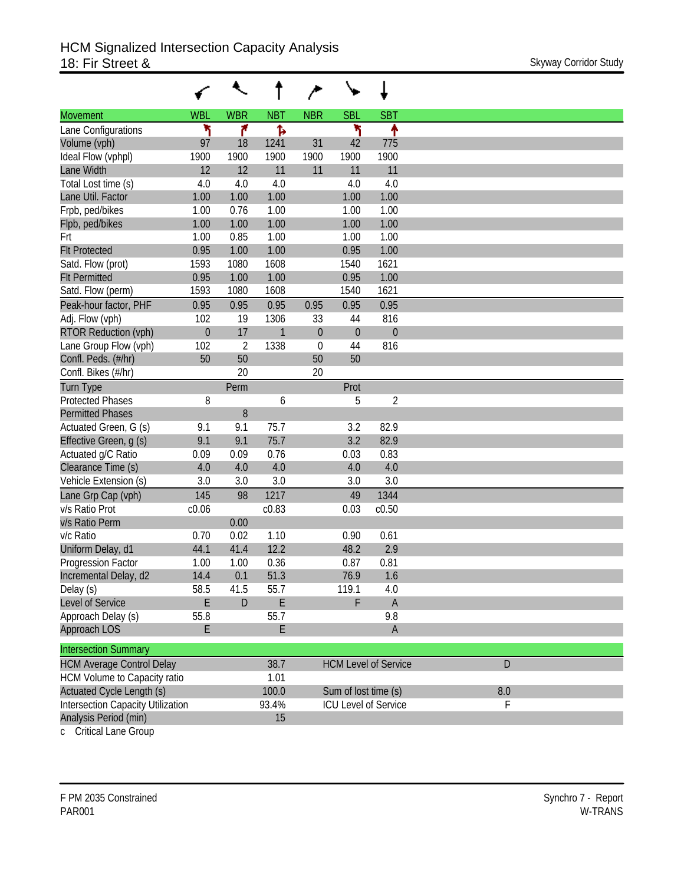# HCM Signalized Intersection Capacity Analysis
## 18: Fir Street &

Skyway Corridor Study

| Movement | WBL | WBR | NBT | NBR | SBL | SBT |
|---|---|---|---|---|---|---|
| Lane Configurations | | | | | | |
| Volume (vph) | 97 | 18 | 1241 | 31 | 42 | 775 |
| Ideal Flow (vphpl) | 1900 | 1900 | 1900 | 1900 | 1900 | 1900 |
| Lane Width | 12 | 12 | 11 | 11 | 11 | 11 |
| Total Lost time (s) | 4.0 | 4.0 | 4.0 | | 4.0 | 4.0 |
| Lane Util. Factor | 1.00 | 1.00 | 1.00 | | 1.00 | 1.00 |
| Frpb, ped/bikes | 1.00 | 0.76 | 1.00 | | 1.00 | 1.00 |
| Flpb, ped/bikes | 1.00 | 1.00 | 1.00 | | 1.00 | 1.00 |
| Frt | 1.00 | 0.85 | 1.00 | | 1.00 | 1.00 |
| Flt Protected | 0.95 | 1.00 | 1.00 | | 0.95 | 1.00 |
| Satd. Flow (prot) | 1593 | 1080 | 1608 | | 1540 | 1621 |
| Flt Permitted | 0.95 | 1.00 | 1.00 | | 0.95 | 1.00 |
| Satd. Flow (perm) | 1593 | 1080 | 1608 | | 1540 | 1621 |
| Peak-hour factor, PHF | 0.95 | 0.95 | 0.95 | 0.95 | 0.95 | 0.95 |
| Adj. Flow (vph) | 102 | 19 | 1306 | 33 | 44 | 816 |
| RTOR Reduction (vph) | 0 | 17 | 1 | 0 | 0 | 0 |
| Lane Group Flow (vph) | 102 | 2 | 1338 | 0 | 44 | 816 |
| Confl. Peds. (#/hr) | 50 | 50 | | 50 | 50 | |
| Confl. Bikes (#/hr) | | 20 | | 20 | | |
| Turn Type | | Perm | | | Prot | |
| Protected Phases | 8 | | 6 | | 5 | 2 |
| Permitted Phases | | 8 | | | | |
| Actuated Green, G (s) | 9.1 | 9.1 | 75.7 | | 3.2 | 82.9 |
| Effective Green, g (s) | 9.1 | 9.1 | 75.7 | | 3.2 | 82.9 |
| Actuated g/C Ratio | 0.09 | 0.09 | 0.76 | | 0.03 | 0.83 |
| Clearance Time (s) | 4.0 | 4.0 | 4.0 | | 4.0 | 4.0 |
| Vehicle Extension (s) | 3.0 | 3.0 | 3.0 | | 3.0 | 3.0 |
| Lane Grp Cap (vph) | 145 | 98 | 1217 | | 49 | 1344 |
| v/s Ratio Prot | c0.06 | | c0.83 | | 0.03 | c0.50 |
| v/s Ratio Perm | | 0.00 | | | | |
| v/c Ratio | 0.70 | 0.02 | 1.10 | | 0.90 | 0.61 |
| Uniform Delay, d1 | 44.1 | 41.4 | 12.2 | | 48.2 | 2.9 |
| Progression Factor | 1.00 | 1.00 | 0.36 | | 0.87 | 0.81 |
| Incremental Delay, d2 | 14.4 | 0.1 | 51.3 | | 76.9 | 1.6 |
| Delay (s) | 58.5 | 41.5 | 55.7 | | 119.1 | 4.0 |
| Level of Service | E | D | E | | F | A |
| Approach Delay (s) | 55.8 | | 55.7 | | | 9.8 |
| Approach LOS | E | | E | | | A |

| Intersection Summary | | | |
|---|---|---|---|
| HCM Average Control Delay | 38.7 | HCM Level of Service | D |
| HCM Volume to Capacity ratio | 1.01 | | |
| Actuated Cycle Length (s) | 100.0 | Sum of lost time (s) | 8.0 |
| Intersection Capacity Utilization | 93.4% | ICU Level of Service | F |
| Analysis Period (min) | 15 | | |

c Critical Lane Group

F PM 2035 Constrained
PAR001

Synchro 7 - Report
W-TRANS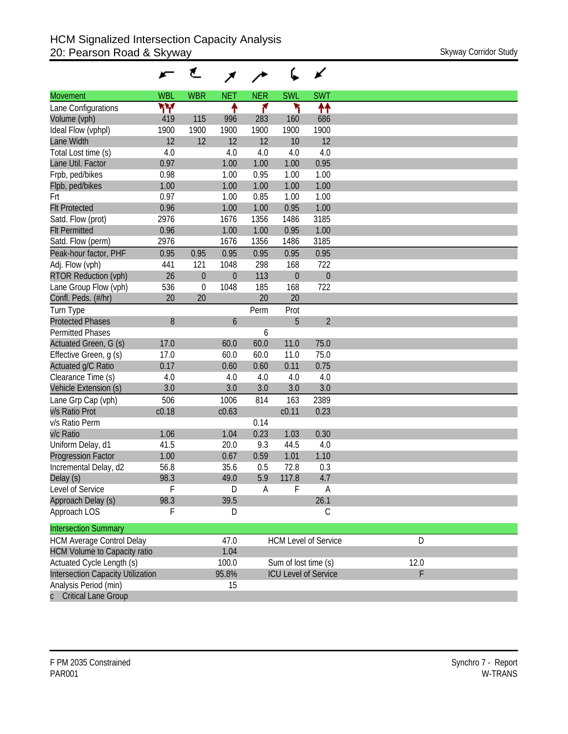# HCM Signalized Intersection Capacity Analysis

## 20: Pearson Road & Skyway

Skyway Corridor Study

| Movement | WBL | WBR | NET | NER | SWL | SWT |
|---|---|---|---|---|---|---|
| Lane Configurations | | | | | | |
| Volume (vph) | 419 | 115 | 996 | 283 | 160 | 686 |
| Ideal Flow (vphpl) | 1900 | 1900 | 1900 | 1900 | 1900 | 1900 |
| Lane Width | 12 | 12 | 12 | 12 | 10 | 12 |
| Total Lost time (s) | 4.0 | | 4.0 | 4.0 | 4.0 | 4.0 |
| Lane Util. Factor | 0.97 | | 1.00 | 1.00 | 1.00 | 0.95 |
| Frpb, ped/bikes | 0.98 | | 1.00 | 0.95 | 1.00 | 1.00 |
| Flpb, ped/bikes | 1.00 | | 1.00 | 1.00 | 1.00 | 1.00 |
| Frt | 0.97 | | 1.00 | 0.85 | 1.00 | 1.00 |
| Flt Protected | 0.96 | | 1.00 | 1.00 | 0.95 | 1.00 |
| Satd. Flow (prot) | 2976 | | 1676 | 1356 | 1486 | 3185 |
| Flt Permitted | 0.96 | | 1.00 | 1.00 | 0.95 | 1.00 |
| Satd. Flow (perm) | 2976 | | 1676 | 1356 | 1486 | 3185 |
| Peak-hour factor, PHF | 0.95 | 0.95 | 0.95 | 0.95 | 0.95 | 0.95 |
| Adj. Flow (vph) | 441 | 121 | 1048 | 298 | 168 | 722 |
| RTOR Reduction (vph) | 26 | 0 | 0 | 113 | 0 | 0 |
| Lane Group Flow (vph) | 536 | 0 | 1048 | 185 | 168 | 722 |
| Confl. Peds. (#/hr) | 20 | 20 | | 20 | 20 | |
| Turn Type | | | | Perm | Prot | |
| Protected Phases | 8 | | 6 | | 5 | 2 |
| Permitted Phases | | | | 6 | | |
| Actuated Green, G (s) | 17.0 | | 60.0 | 60.0 | 11.0 | 75.0 |
| Effective Green, g (s) | 17.0 | | 60.0 | 60.0 | 11.0 | 75.0 |
| Actuated g/C Ratio | 0.17 | | 0.60 | 0.60 | 0.11 | 0.75 |
| Clearance Time (s) | 4.0 | | 4.0 | 4.0 | 4.0 | 4.0 |
| Vehicle Extension (s) | 3.0 | | 3.0 | 3.0 | 3.0 | 3.0 |
| Lane Grp Cap (vph) | 506 | | 1006 | 814 | 163 | 2389 |
| v/s Ratio Prot | c0.18 | | c0.63 | | c0.11 | 0.23 |
| v/s Ratio Perm | | | | 0.14 | | |
| v/c Ratio | 1.06 | | 1.04 | 0.23 | 1.03 | 0.30 |
| Uniform Delay, d1 | 41.5 | | 20.0 | 9.3 | 44.5 | 4.0 |
| Progression Factor | 1.00 | | 0.67 | 0.59 | 1.01 | 1.10 |
| Incremental Delay, d2 | 56.8 | | 35.6 | 0.5 | 72.8 | 0.3 |
| Delay (s) | 98.3 | | 49.0 | 5.9 | 117.8 | 4.7 |
| Level of Service | F | | D | A | F | A |
| Approach Delay (s) | 98.3 | | 39.5 | | | 26.1 |
| Approach LOS | F | | D | | | C |

| Intersection Summary | | | |
|---|---|---|---|
| HCM Average Control Delay | 47.0 | HCM Level of Service | D |
| HCM Volume to Capacity ratio | 1.04 | | |
| Actuated Cycle Length (s) | 100.0 | Sum of lost time (s) | 12.0 |
| Intersection Capacity Utilization | 95.8% | ICU Level of Service | F |
| Analysis Period (min) | 15 | | |
| c Critical Lane Group | | | |

F PM 2035 Constrained
PAR001

Synchro 7 - Report
W-TRANS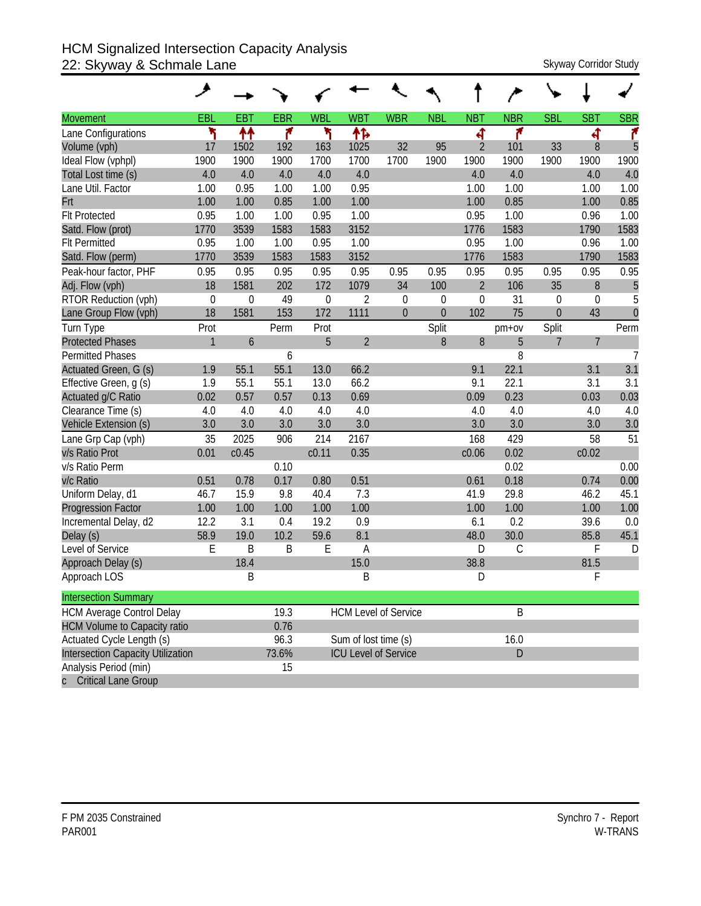# HCM Signalized Intersection Capacity Analysis
## 22: Skyway & Schmale Lane

Skyway Corridor Study

| Movement | EBL | EBT | EBR | WBL | WBT | WBR | NBL | NBT | NBR | SBL | SBT | SBR |
|---|---|---|---|---|---|---|---|---|---|---|---|---|
| Lane Configurations | | | | | | | | | | | | |
| Volume (vph) | 17 | 1502 | 192 | 163 | 1025 | 32 | 95 | 2 | 101 | 33 | 8 | 5 |
| Ideal Flow (vphpl) | 1900 | 1900 | 1900 | 1700 | 1700 | 1700 | 1900 | 1900 | 1900 | 1900 | 1900 | 1900 |
| Total Lost time (s) | 4.0 | 4.0 | 4.0 | 4.0 | 4.0 | | | 4.0 | 4.0 | | 4.0 | 4.0 |
| Lane Util. Factor | 1.00 | 0.95 | 1.00 | 1.00 | 0.95 | | | 1.00 | 1.00 | | 1.00 | 1.00 |
| Frt | 1.00 | 1.00 | 0.85 | 1.00 | 1.00 | | | 1.00 | 0.85 | | 1.00 | 0.85 |
| Flt Protected | 0.95 | 1.00 | 1.00 | 0.95 | 1.00 | | | 0.95 | 1.00 | | 0.96 | 1.00 |
| Satd. Flow (prot) | 1770 | 3539 | 1583 | 1583 | 3152 | | | 1776 | 1583 | | 1790 | 1583 |
| Flt Permitted | 0.95 | 1.00 | 1.00 | 0.95 | 1.00 | | | 0.95 | 1.00 | | 0.96 | 1.00 |
| Satd. Flow (perm) | 1770 | 3539 | 1583 | 1583 | 3152 | | | 1776 | 1583 | | 1790 | 1583 |
| Peak-hour factor, PHF | 0.95 | 0.95 | 0.95 | 0.95 | 0.95 | 0.95 | 0.95 | 0.95 | 0.95 | 0.95 | 0.95 | 0.95 |
| Adj. Flow (vph) | 18 | 1581 | 202 | 172 | 1079 | 34 | 100 | 2 | 106 | 35 | 8 | 5 |
| RTOR Reduction (vph) | 0 | 0 | 49 | 0 | 2 | 0 | 0 | 0 | 31 | 0 | 0 | 5 |
| Lane Group Flow (vph) | 18 | 1581 | 153 | 172 | 1111 | 0 | 0 | 102 | 75 | 0 | 43 | 0 |
| Turn Type | Prot | | Perm | Prot | | | Split | | pm+ov | Split | | Perm |
| Protected Phases | 1 | 6 | | 5 | 2 | | 8 | 8 | 5 | 7 | 7 | |
| Permitted Phases | | | 6 | | | | | | 8 | | | 7 |
| Actuated Green, G (s) | 1.9 | 55.1 | 55.1 | 13.0 | 66.2 | | | 9.1 | 22.1 | | 3.1 | 3.1 |
| Effective Green, g (s) | 1.9 | 55.1 | 55.1 | 13.0 | 66.2 | | | 9.1 | 22.1 | | 3.1 | 3.1 |
| Actuated g/C Ratio | 0.02 | 0.57 | 0.57 | 0.13 | 0.69 | | | 0.09 | 0.23 | | 0.03 | 0.03 |
| Clearance Time (s) | 4.0 | 4.0 | 4.0 | 4.0 | 4.0 | | | 4.0 | 4.0 | | 4.0 | 4.0 |
| Vehicle Extension (s) | 3.0 | 3.0 | 3.0 | 3.0 | 3.0 | | | 3.0 | 3.0 | | 3.0 | 3.0 |
| Lane Grp Cap (vph) | 35 | 2025 | 906 | 214 | 2167 | | | 168 | 429 | | 58 | 51 |
| v/s Ratio Prot | 0.01 | c0.45 | | c0.11 | 0.35 | | | c0.06 | 0.02 | | c0.02 | |
| v/s Ratio Perm | | | 0.10 | | | | | | 0.02 | | | 0.00 |
| v/c Ratio | 0.51 | 0.78 | 0.17 | 0.80 | 0.51 | | | 0.61 | 0.18 | | 0.74 | 0.00 |
| Uniform Delay, d1 | 46.7 | 15.9 | 9.8 | 40.4 | 7.3 | | | 41.9 | 29.8 | | 46.2 | 45.1 |
| Progression Factor | 1.00 | 1.00 | 1.00 | 1.00 | 1.00 | | | 1.00 | 1.00 | | 1.00 | 1.00 |
| Incremental Delay, d2 | 12.2 | 3.1 | 0.4 | 19.2 | 0.9 | | | 6.1 | 0.2 | | 39.6 | 0.0 |
| Delay (s) | 58.9 | 19.0 | 10.2 | 59.6 | 8.1 | | | 48.0 | 30.0 | | 85.8 | 45.1 |
| Level of Service | E | B | B | E | A | | | D | C | | F | D |
| Approach Delay (s) | | 18.4 | | | 15.0 | | | 38.8 | | | 81.5 | |
| Approach LOS | | B | | | B | | | D | | | F | |

| Intersection Summary | | | |
|---|---|---|---|
| HCM Average Control Delay | 19.3 | HCM Level of Service | B |
| HCM Volume to Capacity ratio | 0.76 | | |
| Actuated Cycle Length (s) | 96.3 | Sum of lost time (s) | 16.0 |
| Intersection Capacity Utilization | 73.6% | ICU Level of Service | D |
| Analysis Period (min) | 15 | | |
| c Critical Lane Group | | | |

F PM 2035 Constrained
PAR001

Synchro 7 - Report
W-TRANS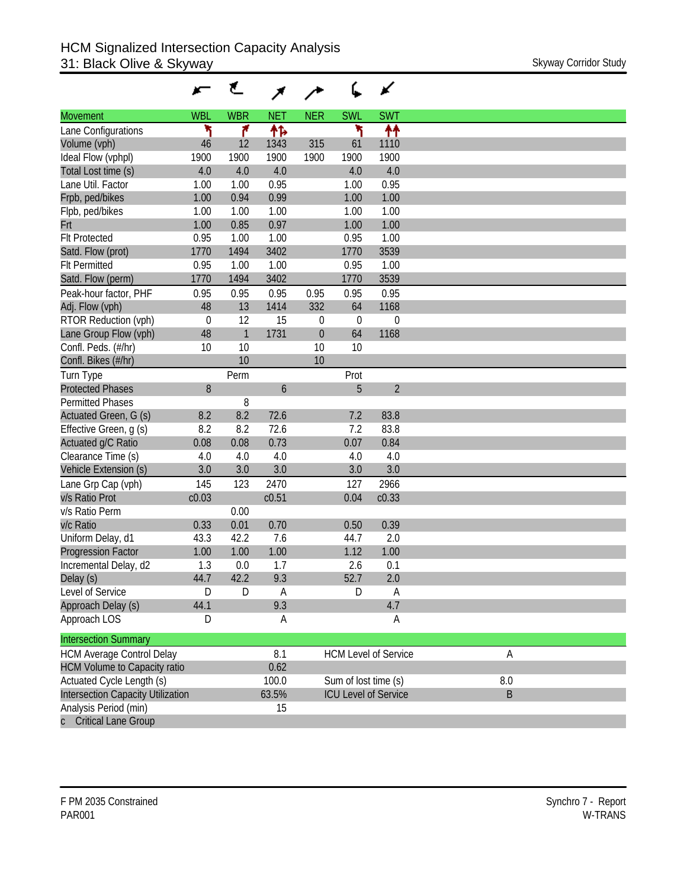# HCM Signalized Intersection Capacity Analysis
## 31: Black Olive & Skyway

Skyway Corridor Study

| Movement | WBL | WBR | NET | NER | SWL | SWT |
|---|---|---|---|---|---|---|
| Lane Configurations | | | | | | |
| Volume (vph) | 46 | 12 | 1343 | 315 | 61 | 1110 |
| Ideal Flow (vphpl) | 1900 | 1900 | 1900 | 1900 | 1900 | 1900 |
| Total Lost time (s) | 4.0 | 4.0 | 4.0 | | 4.0 | 4.0 |
| Lane Util. Factor | 1.00 | 1.00 | 0.95 | | 1.00 | 0.95 |
| Frpb, ped/bikes | 1.00 | 0.94 | 0.99 | | 1.00 | 1.00 |
| Flpb, ped/bikes | 1.00 | 1.00 | 1.00 | | 1.00 | 1.00 |
| Frt | 1.00 | 0.85 | 0.97 | | 1.00 | 1.00 |
| Flt Protected | 0.95 | 1.00 | 1.00 | | 0.95 | 1.00 |
| Satd. Flow (prot) | 1770 | 1494 | 3402 | | 1770 | 3539 |
| Flt Permitted | 0.95 | 1.00 | 1.00 | | 0.95 | 1.00 |
| Satd. Flow (perm) | 1770 | 1494 | 3402 | | 1770 | 3539 |
| Peak-hour factor, PHF | 0.95 | 0.95 | 0.95 | 0.95 | 0.95 | 0.95 |
| Adj. Flow (vph) | 48 | 13 | 1414 | 332 | 64 | 1168 |
| RTOR Reduction (vph) | 0 | 12 | 15 | 0 | 0 | 0 |
| Lane Group Flow (vph) | 48 | 1 | 1731 | 0 | 64 | 1168 |
| Confl. Peds. (#/hr) | 10 | 10 | | 10 | 10 | |
| Confl. Bikes (#/hr) | | 10 | | 10 | | |
| Turn Type | | Perm | | | Prot | |
| Protected Phases | 8 | | 6 | | 5 | 2 |
| Permitted Phases | | 8 | | | | |
| Actuated Green, G (s) | 8.2 | 8.2 | 72.6 | | 7.2 | 83.8 |
| Effective Green, g (s) | 8.2 | 8.2 | 72.6 | | 7.2 | 83.8 |
| Actuated g/C Ratio | 0.08 | 0.08 | 0.73 | | 0.07 | 0.84 |
| Clearance Time (s) | 4.0 | 4.0 | 4.0 | | 4.0 | 4.0 |
| Vehicle Extension (s) | 3.0 | 3.0 | 3.0 | | 3.0 | 3.0 |
| Lane Grp Cap (vph) | 145 | 123 | 2470 | | 127 | 2966 |
| v/s Ratio Prot | c0.03 | | c0.51 | | 0.04 | c0.33 |
| v/s Ratio Perm | | 0.00 | | | | |
| v/c Ratio | 0.33 | 0.01 | 0.70 | | 0.50 | 0.39 |
| Uniform Delay, d1 | 43.3 | 42.2 | 7.6 | | 44.7 | 2.0 |
| Progression Factor | 1.00 | 1.00 | 1.00 | | 1.12 | 1.00 |
| Incremental Delay, d2 | 1.3 | 0.0 | 1.7 | | 2.6 | 0.1 |
| Delay (s) | 44.7 | 42.2 | 9.3 | | 52.7 | 2.0 |
| Level of Service | D | D | A | | D | A |
| Approach Delay (s) | 44.1 | | 9.3 | | | 4.7 |
| Approach LOS | D | | A | | | A |

| Intersection Summary | | | |
|---|---|---|---|
| HCM Average Control Delay | 8.1 | HCM Level of Service | A |
| HCM Volume to Capacity ratio | 0.62 | | |
| Actuated Cycle Length (s) | 100.0 | Sum of lost time (s) | 8.0 |
| Intersection Capacity Utilization | 63.5% | ICU Level of Service | B |
| Analysis Period (min) | 15 | | |
| c Critical Lane Group | | | |

F PM 2035 Constrained
PAR001

Synchro 7 - Report
W-TRANS